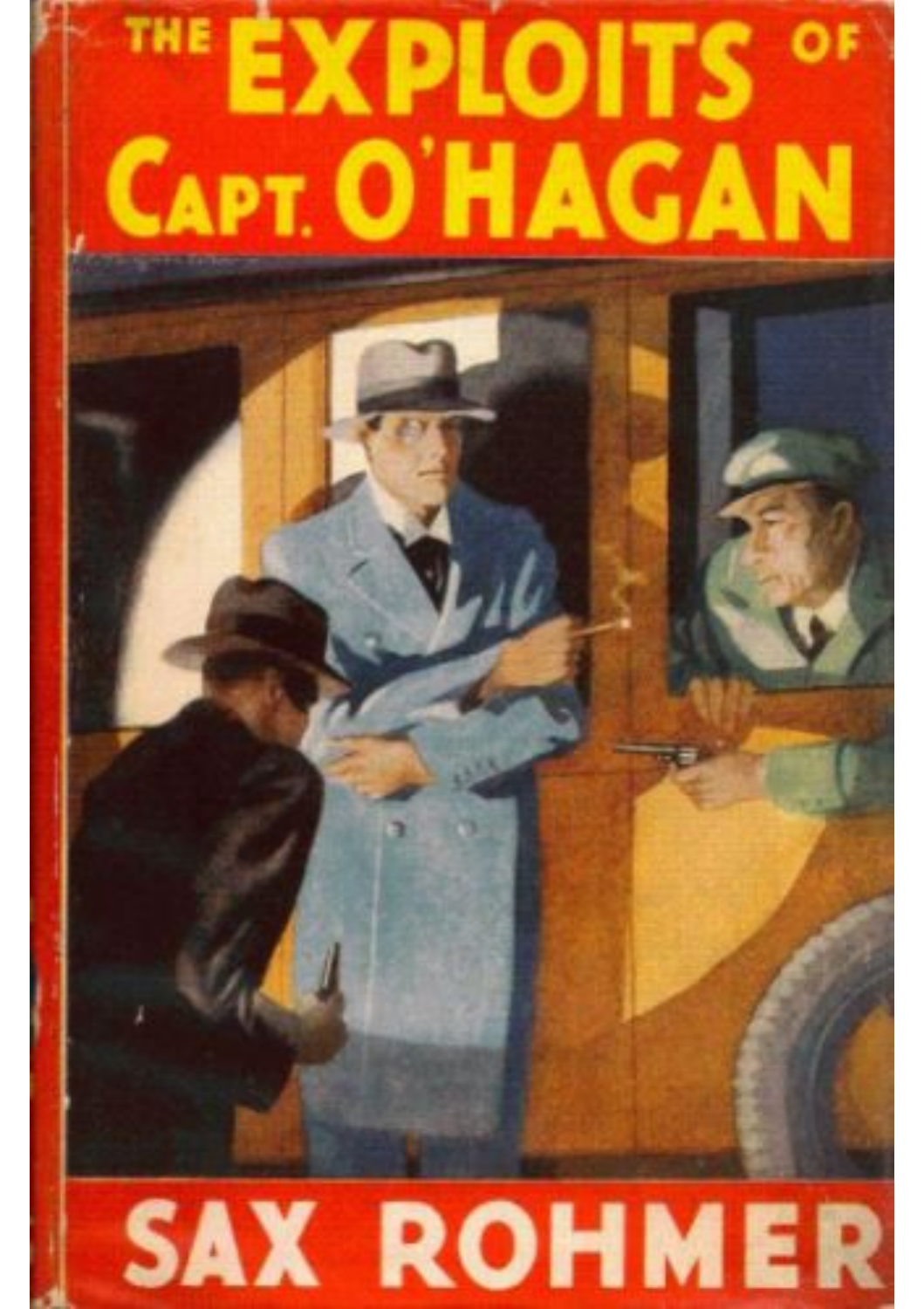# THE EXPLOITS OF CAPT. O'HAGAN

SAX ROHMER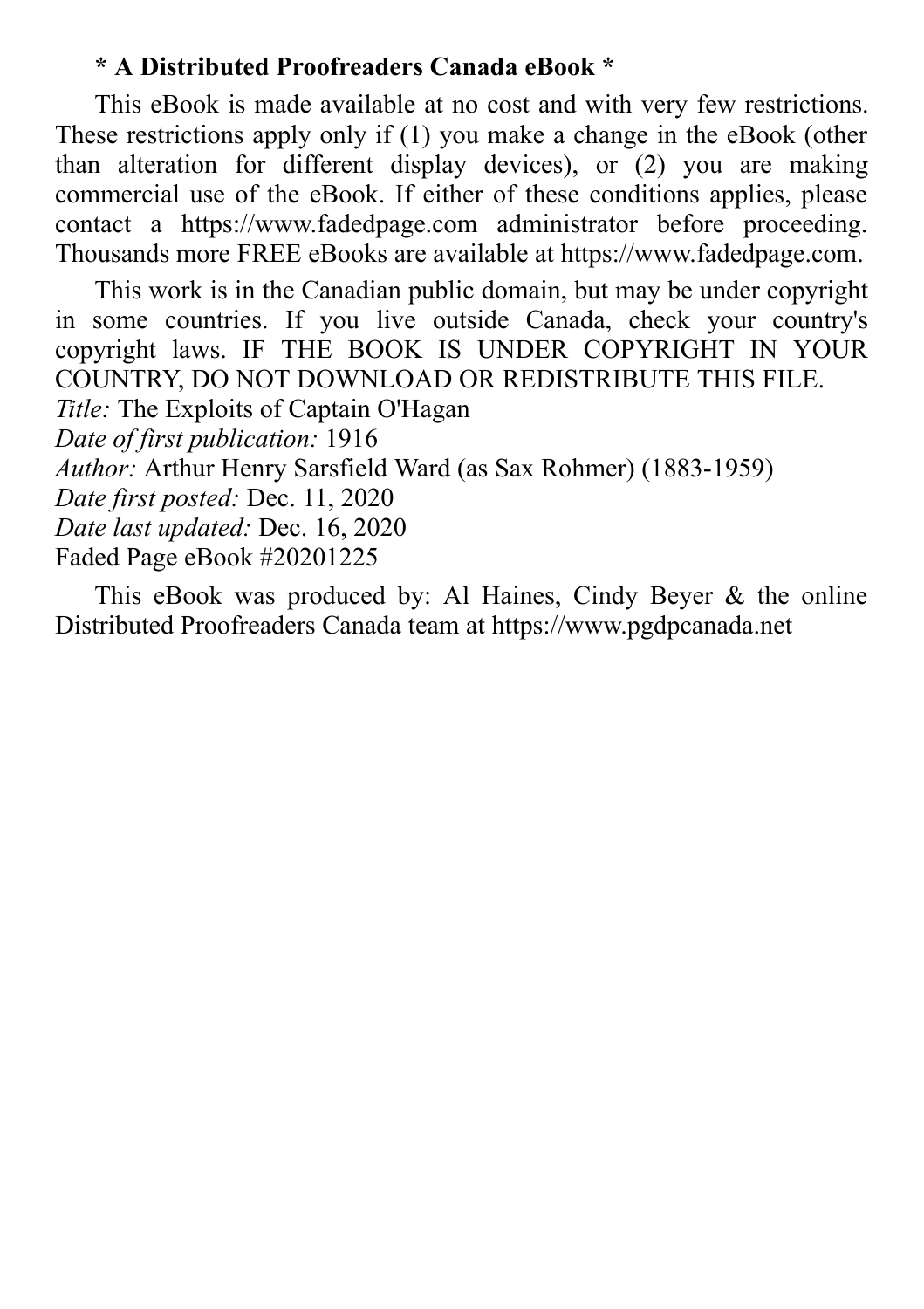**\* A Distributed Proofreaders Canada eBook \***

This eBook is made available at no cost and with very few restrictions. These restrictions apply only if (1) you make a change in the eBook (other than alteration for different display devices), or (2) you are making commercial use of the eBook. If either of these conditions applies, please contact a https://www.fadedpage.com administrator before proceeding. Thousands more FREE eBooks are available at https://www.fadedpage.com.

This work is in the Canadian public domain, but may be under copyright in some countries. If you live outside Canada, check your country's copyright laws. IF THE BOOK IS UNDER COPYRIGHT IN YOUR COUNTRY, DO NOT DOWNLOAD OR REDISTRIBUTE THIS FILE.

*Title:* The Exploits of Captain O'Hagan
*Date of first publication:* 1916
*Author:* Arthur Henry Sarsfield Ward (as Sax Rohmer) (1883-1959)
*Date first posted:* Dec. 11, 2020
*Date last updated:* Dec. 16, 2020
Faded Page eBook #20201225

This eBook was produced by: Al Haines, Cindy Beyer & the online Distributed Proofreaders Canada team at https://www.pgdpcanada.net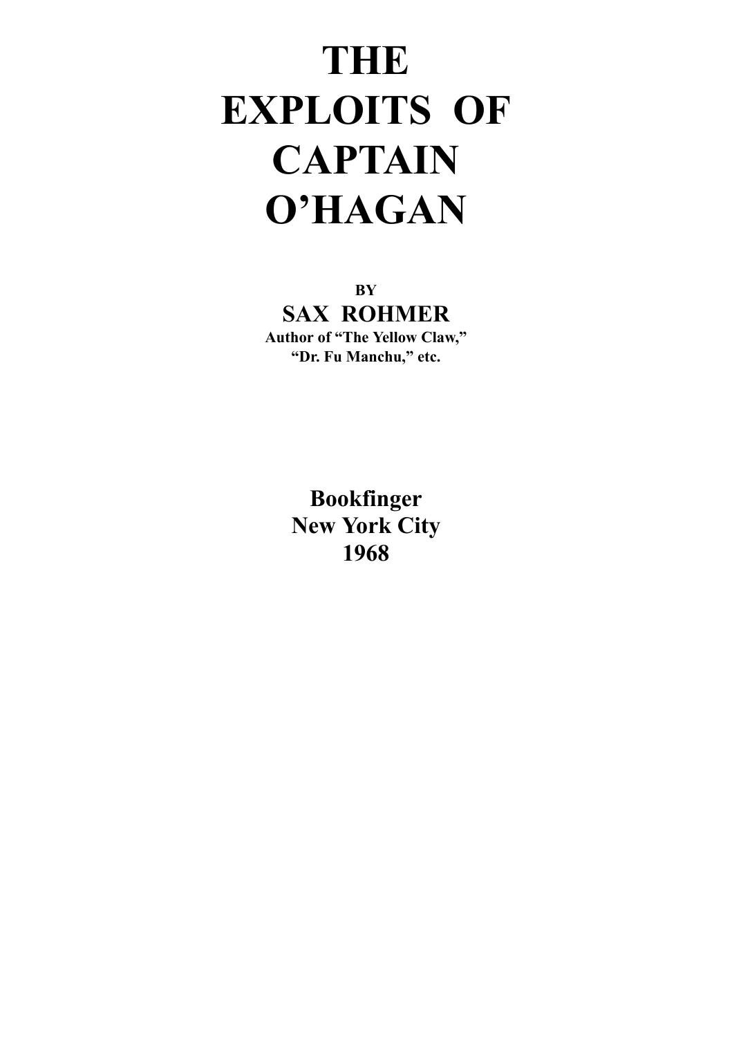# THE EXPLOITS OF CAPTAIN O'HAGAN

BY

**SAX ROHMER**

**Author of "The Yellow Claw," "Dr. Fu Manchu," etc.**

**Bookfinger**
**New York City**
**1968**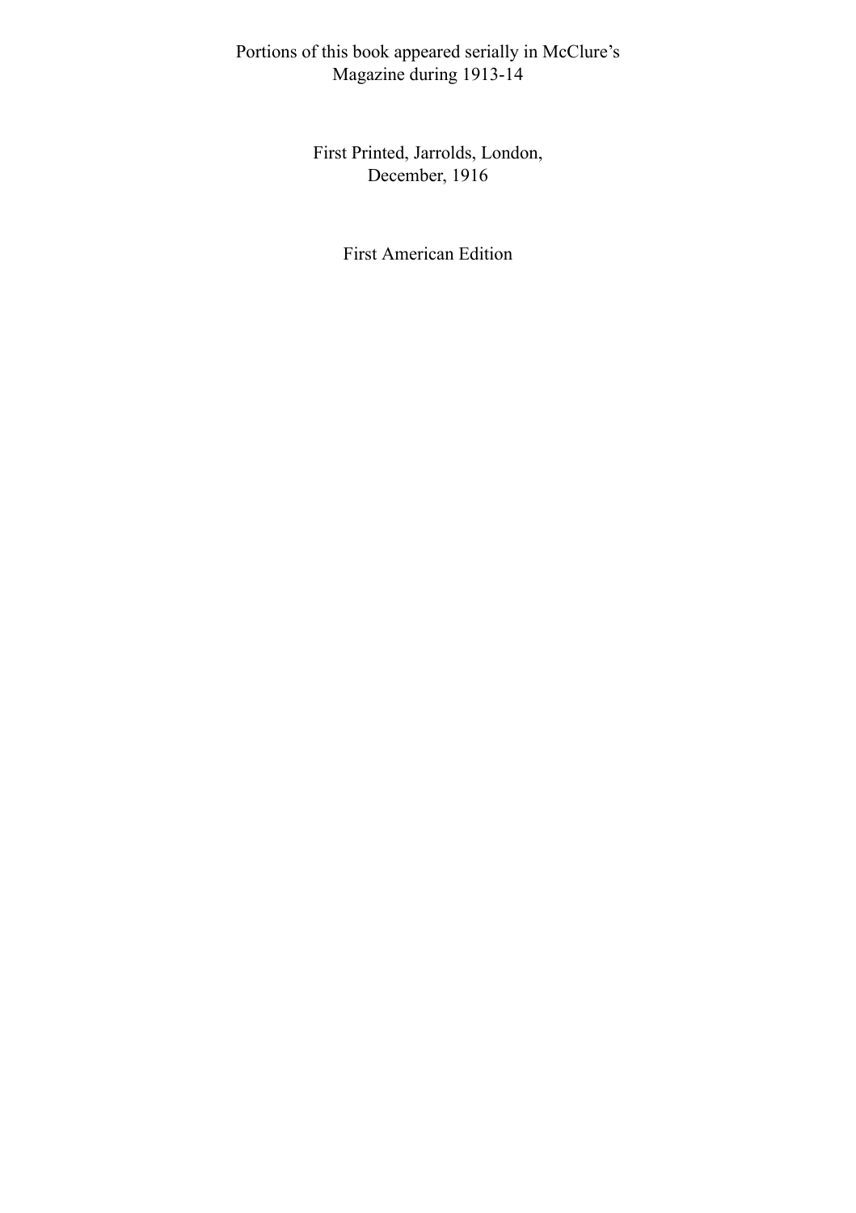Portions of this book appeared serially in McClure's Magazine during 1913-14

First Printed, Jarrolds, London, December, 1916

First American Edition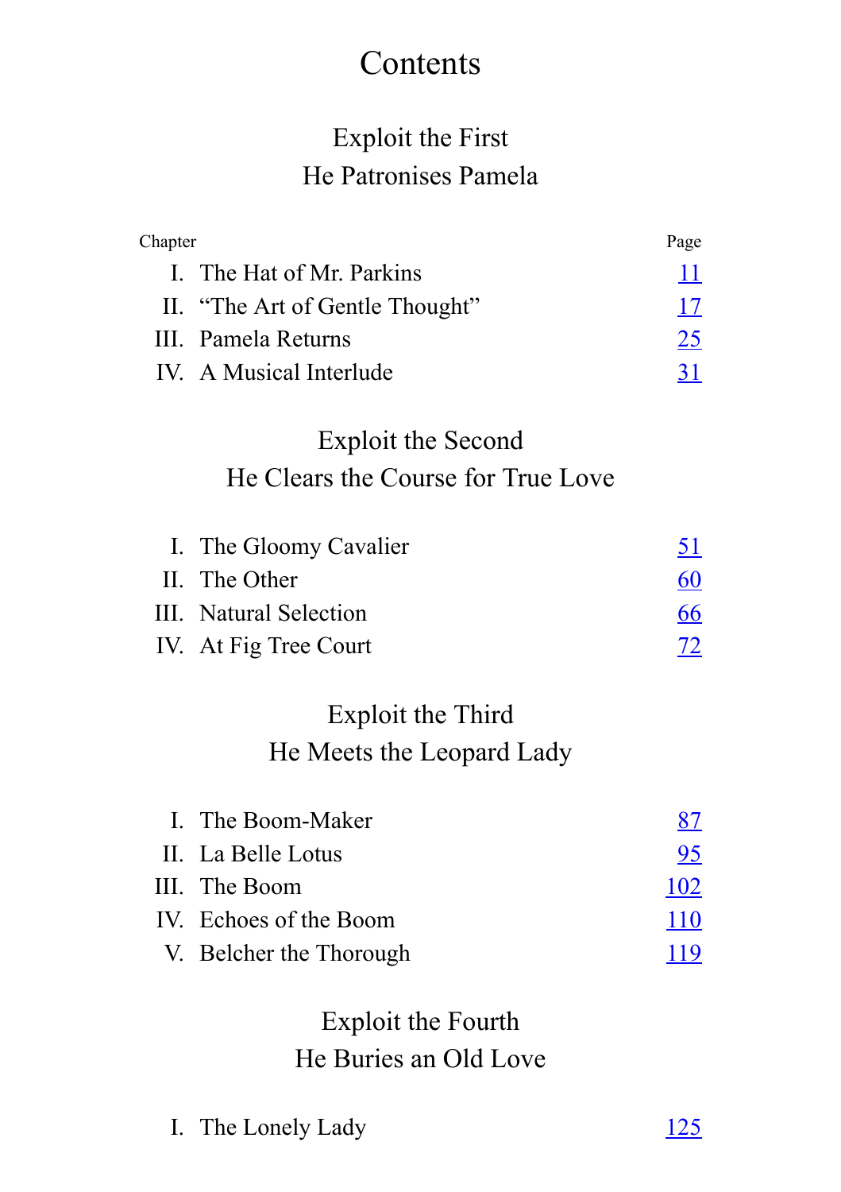# Contents

## Exploit the First
## He Patronises Pamela

| Chapter | | Page |
|---|---|---|
| I. | The Hat of Mr. Parkins | 11 |
| II. | “The Art of Gentle Thought” | 17 |
| III. | Pamela Returns | 25 |
| IV. | A Musical Interlude | 31 |

## Exploit the Second
## He Clears the Course for True Love

| | | |
|---|---|---|
| I. | The Gloomy Cavalier | 51 |
| II. | The Other | 60 |
| III. | Natural Selection | 66 |
| IV. | At Fig Tree Court | 72 |

## Exploit the Third
## He Meets the Leopard Lady

| | | |
|---|---|---|
| I. | The Boom-Maker | 87 |
| II. | La Belle Lotus | 95 |
| III. | The Boom | 102 |
| IV. | Echoes of the Boom | 110 |
| V. | Belcher the Thorough | 119 |

## Exploit the Fourth
## He Buries an Old Love

| | | |
|---|---|---|
| I. | The Lonely Lady | 125 |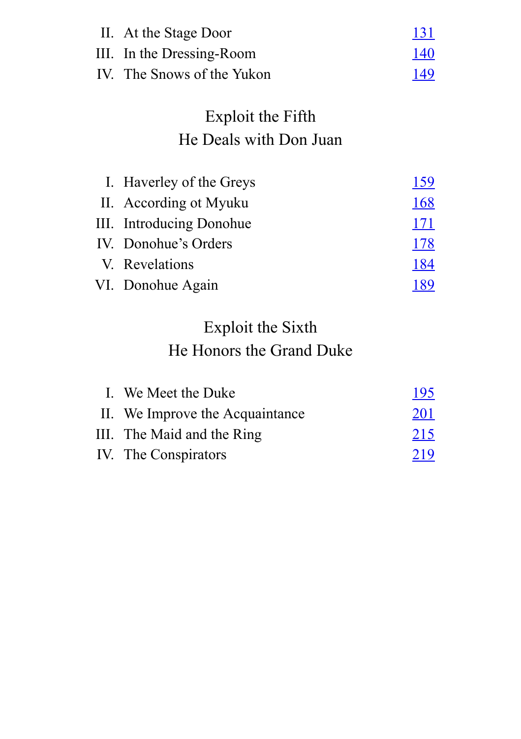| | | |
|---|---|---|
| II. | At the Stage Door | 131 |
| III. | In the Dressing-Room | 140 |
| IV. | The Snows of the Yukon | 149 |

## Exploit the Fifth
## He Deals with Don Juan

| | | |
|---|---|---|
| I. | Haverley of the Greys | 159 |
| II. | According ot Myuku | 168 |
| III. | Introducing Donohue | 171 |
| IV. | Donohue's Orders | 178 |
| V. | Revelations | 184 |
| VI. | Donohue Again | 189 |

## Exploit the Sixth
## He Honors the Grand Duke

| | | |
|---|---|---|
| I. | We Meet the Duke | 195 |
| II. | We Improve the Acquaintance | 201 |
| III. | The Maid and the Ring | 215 |
| IV. | The Conspirators | 219 |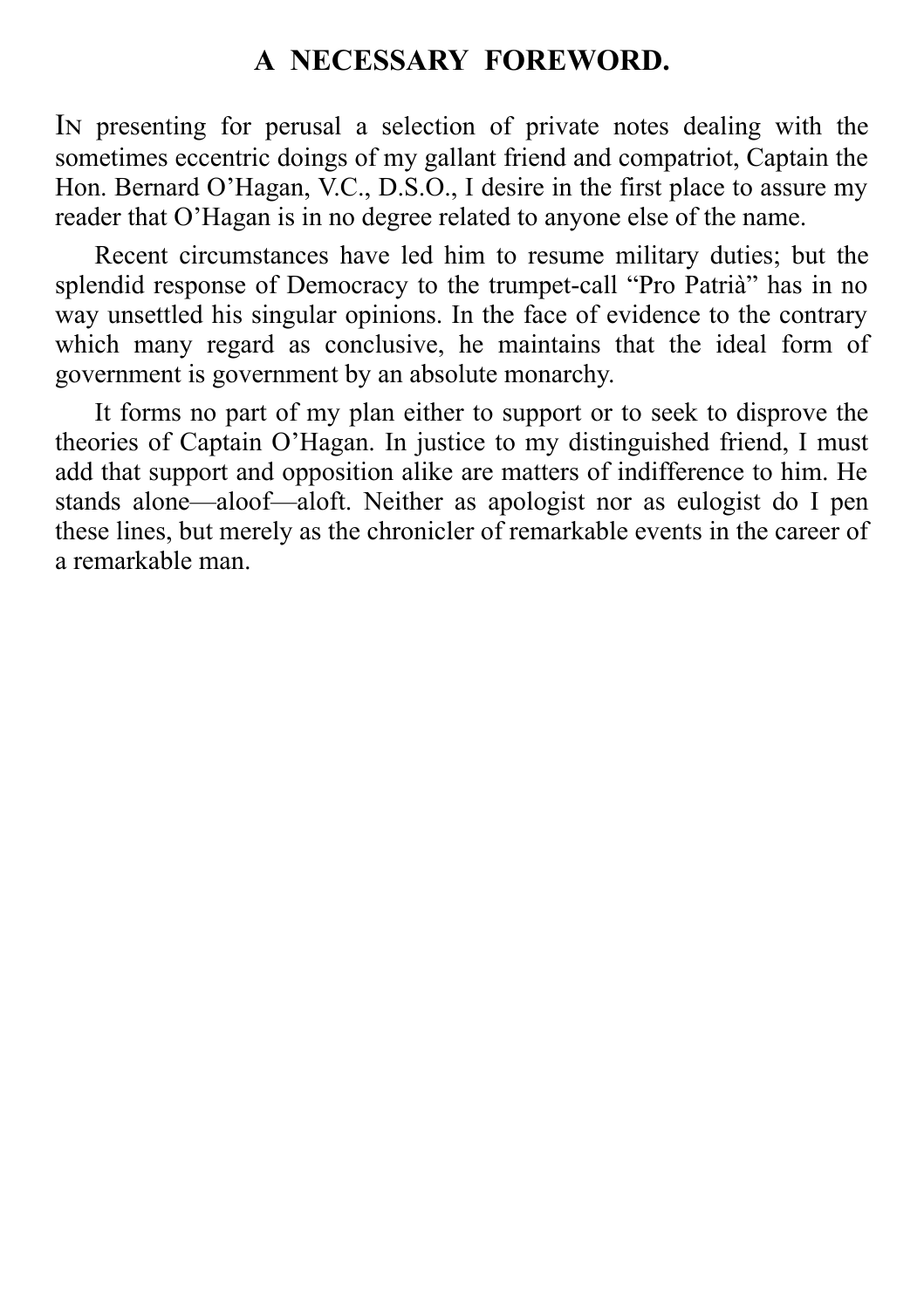## A NECESSARY FOREWORD.

In presenting for perusal a selection of private notes dealing with the sometimes eccentric doings of my gallant friend and compatriot, Captain the Hon. Bernard O'Hagan, V.C., D.S.O., I desire in the first place to assure my reader that O'Hagan is in no degree related to anyone else of the name.

Recent circumstances have led him to resume military duties; but the splendid response of Democracy to the trumpet-call "Pro Patriâ" has in no way unsettled his singular opinions. In the face of evidence to the contrary which many regard as conclusive, he maintains that the ideal form of government is government by an absolute monarchy.

It forms no part of my plan either to support or to seek to disprove the theories of Captain O'Hagan. In justice to my distinguished friend, I must add that support and opposition alike are matters of indifference to him. He stands alone—aloof—aloft. Neither as apologist nor as eulogist do I pen these lines, but merely as the chronicler of remarkable events in the career of a remarkable man.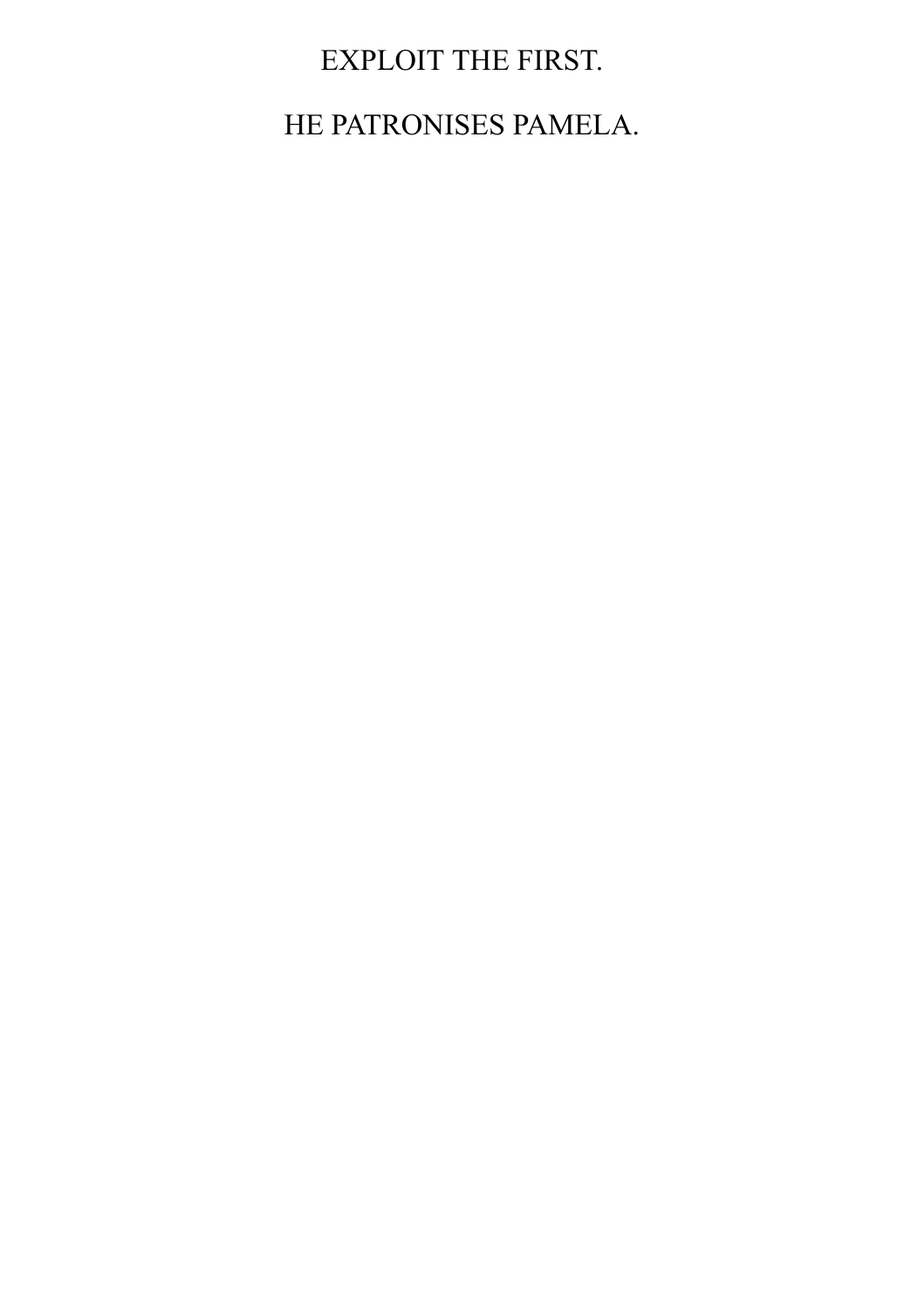# EXPLOIT THE FIRST.

## HE PATRONISES PAMELA.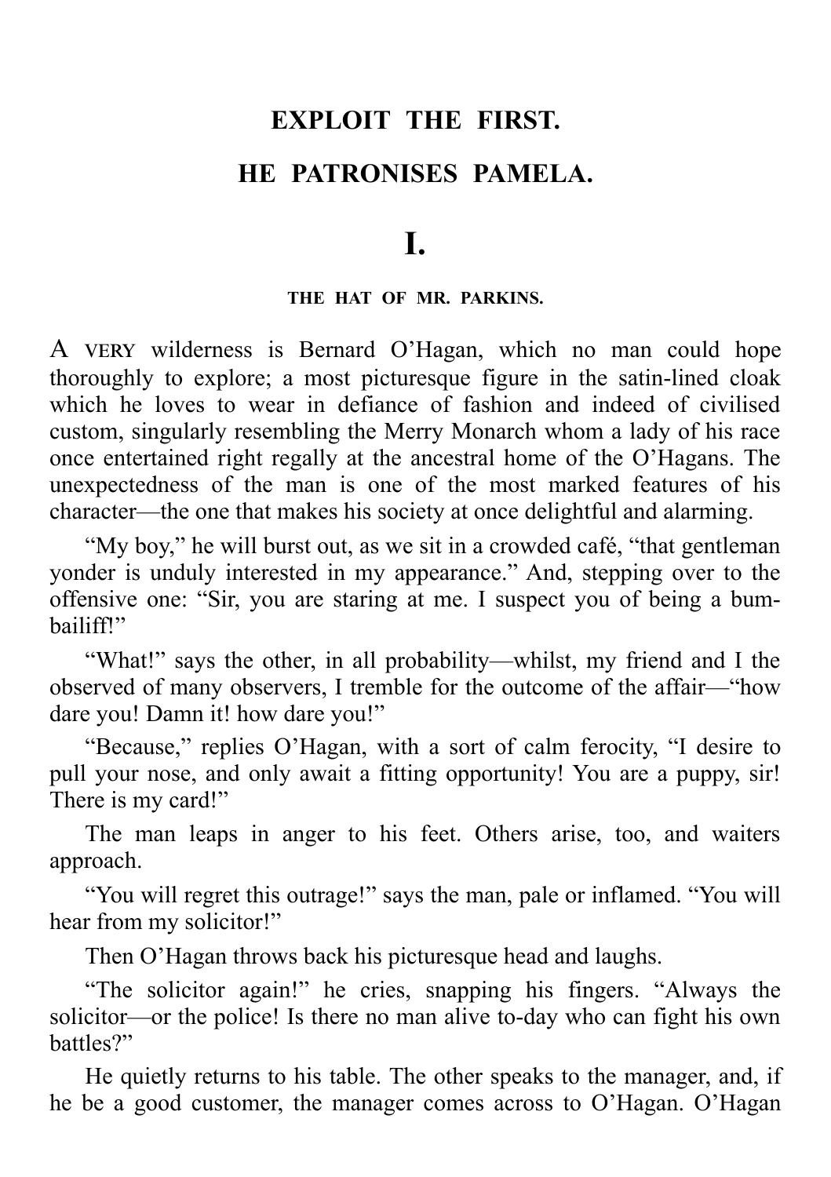# EXPLOIT THE FIRST.

# HE PATRONISES PAMELA.

## I.

### THE HAT OF MR. PARKINS.

A VERY wilderness is Bernard O'Hagan, which no man could hope thoroughly to explore; a most picturesque figure in the satin-lined cloak which he loves to wear in defiance of fashion and indeed of civilised custom, singularly resembling the Merry Monarch whom a lady of his race once entertained right regally at the ancestral home of the O'Hagans. The unexpectedness of the man is one of the most marked features of his character—the one that makes his society at once delightful and alarming.

"My boy," he will burst out, as we sit in a crowded café, "that gentleman yonder is unduly interested in my appearance." And, stepping over to the offensive one: "Sir, you are staring at me. I suspect you of being a bum-bailiff!"

"What!" says the other, in all probability—whilst, my friend and I the observed of many observers, I tremble for the outcome of the affair—"how dare you! Damn it! how dare you!"

"Because," replies O'Hagan, with a sort of calm ferocity, "I desire to pull your nose, and only await a fitting opportunity! You are a puppy, sir! There is my card!"

The man leaps in anger to his feet. Others arise, too, and waiters approach.

"You will regret this outrage!" says the man, pale or inflamed. "You will hear from my solicitor!"

Then O'Hagan throws back his picturesque head and laughs.

"The solicitor again!" he cries, snapping his fingers. "Always the solicitor—or the police! Is there no man alive to-day who can fight his own battles?"

He quietly returns to his table. The other speaks to the manager, and, if he be a good customer, the manager comes across to O'Hagan. O'Hagan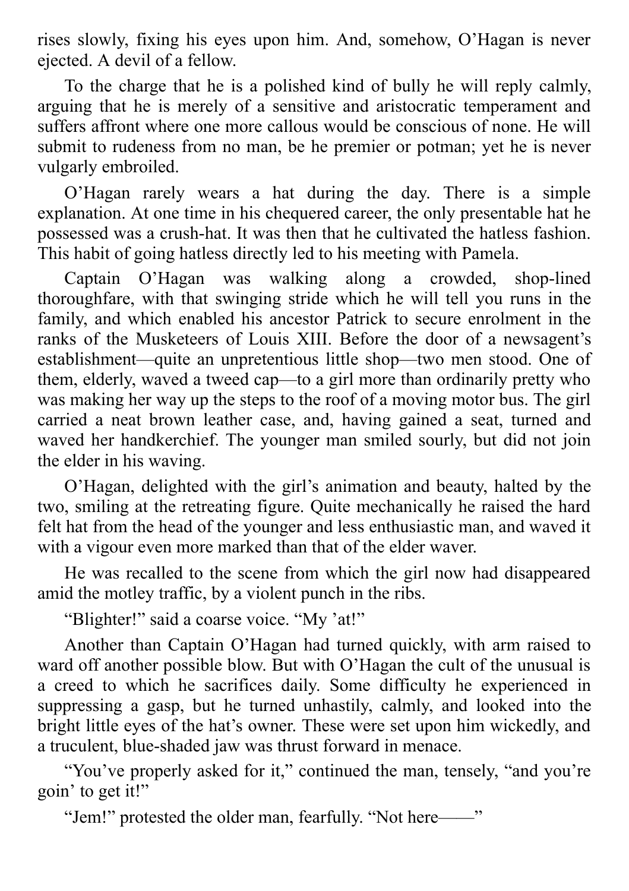rises slowly, fixing his eyes upon him. And, somehow, O'Hagan is never ejected. A devil of a fellow.

To the charge that he is a polished kind of bully he will reply calmly, arguing that he is merely of a sensitive and aristocratic temperament and suffers affront where one more callous would be conscious of none. He will submit to rudeness from no man, be he premier or potman; yet he is never vulgarly embroiled.

O'Hagan rarely wears a hat during the day. There is a simple explanation. At one time in his chequered career, the only presentable hat he possessed was a crush-hat. It was then that he cultivated the hatless fashion. This habit of going hatless directly led to his meeting with Pamela.

Captain O'Hagan was walking along a crowded, shop-lined thoroughfare, with that swinging stride which he will tell you runs in the family, and which enabled his ancestor Patrick to secure enrolment in the ranks of the Musketeers of Louis XIII. Before the door of a newsagent's establishment—quite an unpretentious little shop—two men stood. One of them, elderly, waved a tweed cap—to a girl more than ordinarily pretty who was making her way up the steps to the roof of a moving motor bus. The girl carried a neat brown leather case, and, having gained a seat, turned and waved her handkerchief. The younger man smiled sourly, but did not join the elder in his waving.

O'Hagan, delighted with the girl's animation and beauty, halted by the two, smiling at the retreating figure. Quite mechanically he raised the hard felt hat from the head of the younger and less enthusiastic man, and waved it with a vigour even more marked than that of the elder waver.

He was recalled to the scene from which the girl now had disappeared amid the motley traffic, by a violent punch in the ribs.

"Blighter!" said a coarse voice. "My 'at!"

Another than Captain O'Hagan had turned quickly, with arm raised to ward off another possible blow. But with O'Hagan the cult of the unusual is a creed to which he sacrifices daily. Some difficulty he experienced in suppressing a gasp, but he turned unhastily, calmly, and looked into the bright little eyes of the hat's owner. These were set upon him wickedly, and a truculent, blue-shaded jaw was thrust forward in menace.

"You've properly asked for it," continued the man, tensely, "and you're goin' to get it!"

"Jem!" protested the older man, fearfully. "Not here——"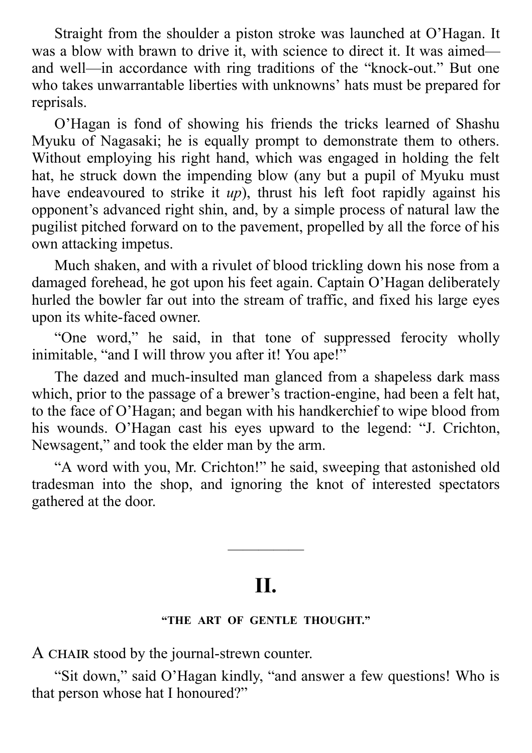Straight from the shoulder a piston stroke was launched at O'Hagan. It was a blow with brawn to drive it, with science to direct it. It was aimed—and well—in accordance with ring traditions of the "knock-out." But one who takes unwarrantable liberties with unknowns' hats must be prepared for reprisals.

O'Hagan is fond of showing his friends the tricks learned of Shashu Myuku of Nagasaki; he is equally prompt to demonstrate them to others. Without employing his right hand, which was engaged in holding the felt hat, he struck down the impending blow (any but a pupil of Myuku must have endeavoured to strike it *up*), thrust his left foot rapidly against his opponent's advanced right shin, and, by a simple process of natural law the pugilist pitched forward on to the pavement, propelled by all the force of his own attacking impetus.

Much shaken, and with a rivulet of blood trickling down his nose from a damaged forehead, he got upon his feet again. Captain O'Hagan deliberately hurled the bowler far out into the stream of traffic, and fixed his large eyes upon its white-faced owner.

"One word," he said, in that tone of suppressed ferocity wholly inimitable, "and I will throw you after it! You ape!"

The dazed and much-insulted man glanced from a shapeless dark mass which, prior to the passage of a brewer's traction-engine, had been a felt hat, to the face of O'Hagan; and began with his handkerchief to wipe blood from his wounds. O'Hagan cast his eyes upward to the legend: "J. Crichton, Newsagent," and took the elder man by the arm.

"A word with you, Mr. Crichton!" he said, sweeping that astonished old tradesman into the shop, and ignoring the knot of interested spectators gathered at the door.

---

## II.

### "THE ART OF GENTLE THOUGHT."

A CHAIR stood by the journal-strewn counter.

"Sit down," said O'Hagan kindly, "and answer a few questions! Who is that person whose hat I honoured?"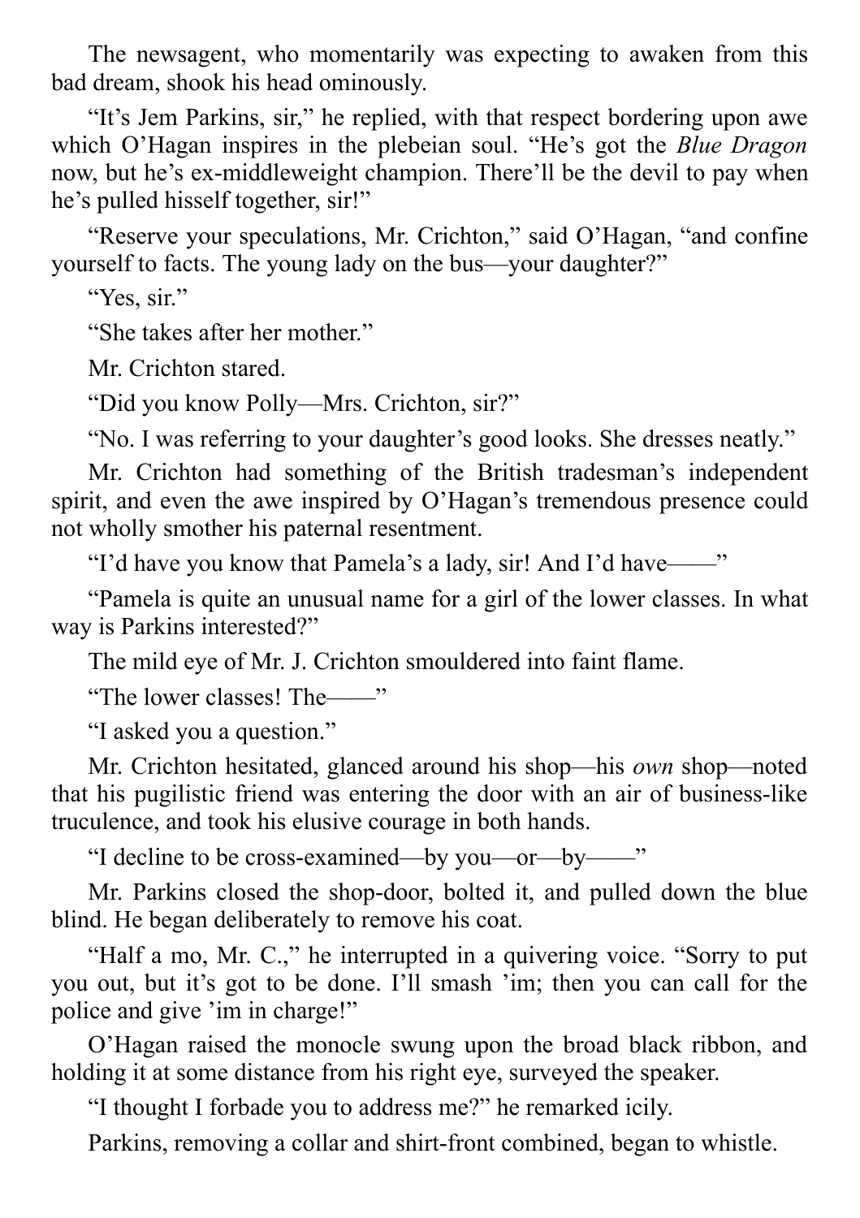The newsagent, who momentarily was expecting to awaken from this bad dream, shook his head ominously.

"It's Jem Parkins, sir," he replied, with that respect bordering upon awe which O'Hagan inspires in the plebeian soul. "He's got the *Blue Dragon* now, but he's ex-middleweight champion. There'll be the devil to pay when he's pulled hisself together, sir!"

"Reserve your speculations, Mr. Crichton," said O'Hagan, "and confine yourself to facts. The young lady on the bus—your daughter?"

"Yes, sir."

"She takes after her mother."

Mr. Crichton stared.

"Did you know Polly—Mrs. Crichton, sir?"

"No. I was referring to your daughter's good looks. She dresses neatly."

Mr. Crichton had something of the British tradesman's independent spirit, and even the awe inspired by O'Hagan's tremendous presence could not wholly smother his paternal resentment.

"I'd have you know that Pamela's a lady, sir! And I'd have——"

"Pamela is quite an unusual name for a girl of the lower classes. In what way is Parkins interested?"

The mild eye of Mr. J. Crichton smouldered into faint flame.

"The lower classes! The——"

"I asked you a question."

Mr. Crichton hesitated, glanced around his shop—his *own* shop—noted that his pugilistic friend was entering the door with an air of business-like truculence, and took his elusive courage in both hands.

"I decline to be cross-examined—by you—or—by——"

Mr. Parkins closed the shop-door, bolted it, and pulled down the blue blind. He began deliberately to remove his coat.

"Half a mo, Mr. C.," he interrupted in a quivering voice. "Sorry to put you out, but it's got to be done. I'll smash 'im; then you can call for the police and give 'im in charge!"

O'Hagan raised the monocle swung upon the broad black ribbon, and holding it at some distance from his right eye, surveyed the speaker.

"I thought I forbade you to address me?" he remarked icily.

Parkins, removing a collar and shirt-front combined, began to whistle.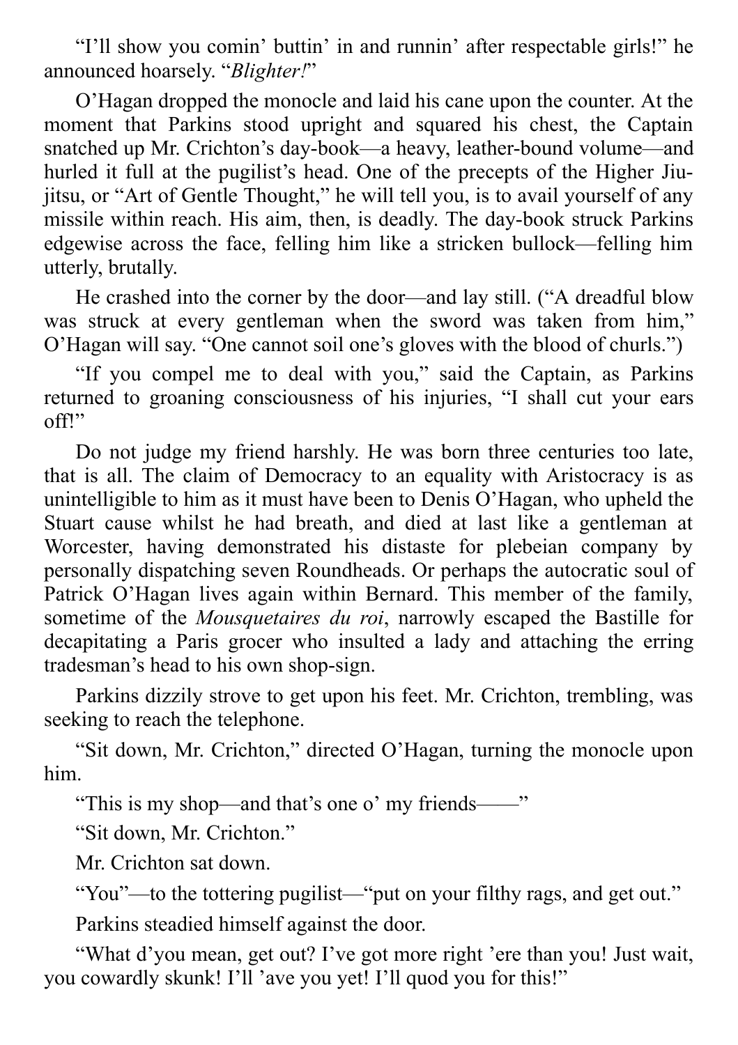“I’ll show you comin’ buttin’ in and runnin’ after respectable girls!” he announced hoarsely. “*Blighter!*”

O’Hagan dropped the monocle and laid his cane upon the counter. At the moment that Parkins stood upright and squared his chest, the Captain snatched up Mr. Crichton’s day-book—a heavy, leather-bound volume—and hurled it full at the pugilist’s head. One of the precepts of the Higher Jiu-jitsu, or “Art of Gentle Thought,” he will tell you, is to avail yourself of any missile within reach. His aim, then, is deadly. The day-book struck Parkins edgewise across the face, felling him like a stricken bullock—felling him utterly, brutally.

He crashed into the corner by the door—and lay still. (“A dreadful blow was struck at every gentleman when the sword was taken from him,” O’Hagan will say. “One cannot soil one’s gloves with the blood of churls.”)

“If you compel me to deal with you,” said the Captain, as Parkins returned to groaning consciousness of his injuries, “I shall cut your ears off!”

Do not judge my friend harshly. He was born three centuries too late, that is all. The claim of Democracy to an equality with Aristocracy is as unintelligible to him as it must have been to Denis O’Hagan, who upheld the Stuart cause whilst he had breath, and died at last like a gentleman at Worcester, having demonstrated his distaste for plebeian company by personally dispatching seven Roundheads. Or perhaps the autocratic soul of Patrick O’Hagan lives again within Bernard. This member of the family, sometime of the *Mousquetaires du roi*, narrowly escaped the Bastille for decapitating a Paris grocer who insulted a lady and attaching the erring tradesman’s head to his own shop-sign.

Parkins dizzily strove to get upon his feet. Mr. Crichton, trembling, was seeking to reach the telephone.

“Sit down, Mr. Crichton,” directed O’Hagan, turning the monocle upon him.

“This is my shop—and that’s one o’ my friends——”

“Sit down, Mr. Crichton.”

Mr. Crichton sat down.

“You”—to the tottering pugilist—“put on your filthy rags, and get out.”

Parkins steadied himself against the door.

“What d’you mean, get out? I’ve got more right ’ere than you! Just wait, you cowardly skunk! I’ll ’ave you yet! I’ll quod you for this!”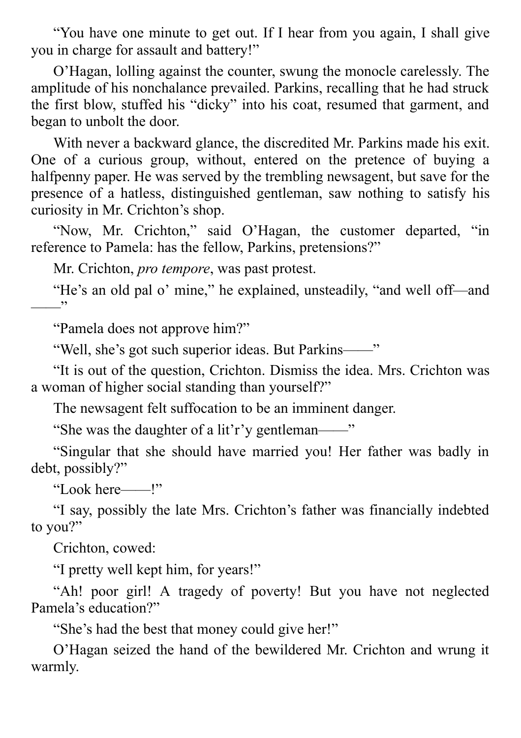"You have one minute to get out. If I hear from you again, I shall give you in charge for assault and battery!"

O'Hagan, lolling against the counter, swung the monocle carelessly. The amplitude of his nonchalance prevailed. Parkins, recalling that he had struck the first blow, stuffed his "dicky" into his coat, resumed that garment, and began to unbolt the door.

With never a backward glance, the discredited Mr. Parkins made his exit. One of a curious group, without, entered on the pretence of buying a halfpenny paper. He was served by the trembling newsagent, but save for the presence of a hatless, distinguished gentleman, saw nothing to satisfy his curiosity in Mr. Crichton's shop.

"Now, Mr. Crichton," said O'Hagan, the customer departed, "in reference to Pamela: has the fellow, Parkins, pretensions?"

Mr. Crichton, *pro tempore*, was past protest.

"He's an old pal o' mine," he explained, unsteadily, "and well off—and ——"

"Pamela does not approve him?"

"Well, she's got such superior ideas. But Parkins——"

"It is out of the question, Crichton. Dismiss the idea. Mrs. Crichton was a woman of higher social standing than yourself?"

The newsagent felt suffocation to be an imminent danger.

"She was the daughter of a lit'r'y gentleman——"

"Singular that she should have married you! Her father was badly in debt, possibly?"

"Look here——!"

"I say, possibly the late Mrs. Crichton's father was financially indebted to you?"

Crichton, cowed:

"I pretty well kept him, for years!"

"Ah! poor girl! A tragedy of poverty! But you have not neglected Pamela's education?"

"She's had the best that money could give her!"

O'Hagan seized the hand of the bewildered Mr. Crichton and wrung it warmly.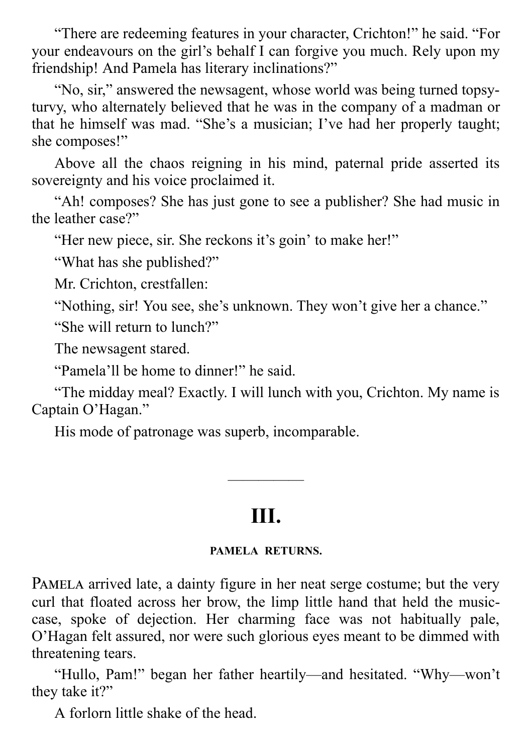“There are redeeming features in your character, Crichton!” he said. “For your endeavours on the girl’s behalf I can forgive you much. Rely upon my friendship! And Pamela has literary inclinations?”

“No, sir,” answered the newsagent, whose world was being turned topsy-turvy, who alternately believed that he was in the company of a madman or that he himself was mad. “She’s a musician; I’ve had her properly taught; she composes!”

Above all the chaos reigning in his mind, paternal pride asserted its sovereignty and his voice proclaimed it.

“Ah! composes? She has just gone to see a publisher? She had music in the leather case?”

“Her new piece, sir. She reckons it’s goin’ to make her!”

“What has she published?”

Mr. Crichton, crestfallen:

“Nothing, sir! You see, she’s unknown. They won’t give her a chance.”

“She will return to lunch?”

The newsagent stared.

“Pamela’ll be home to dinner!” he said.

“The midday meal? Exactly. I will lunch with you, Crichton. My name is Captain O’Hagan.”

His mode of patronage was superb, incomparable.

---

## III.

#### PAMELA RETURNS.

PAMELA arrived late, a dainty figure in her neat serge costume; but the very curl that floated across her brow, the limp little hand that held the music-case, spoke of dejection. Her charming face was not habitually pale, O’Hagan felt assured, nor were such glorious eyes meant to be dimmed with threatening tears.

“Hullo, Pam!” began her father heartily—and hesitated. “Why—won’t they take it?”

A forlorn little shake of the head.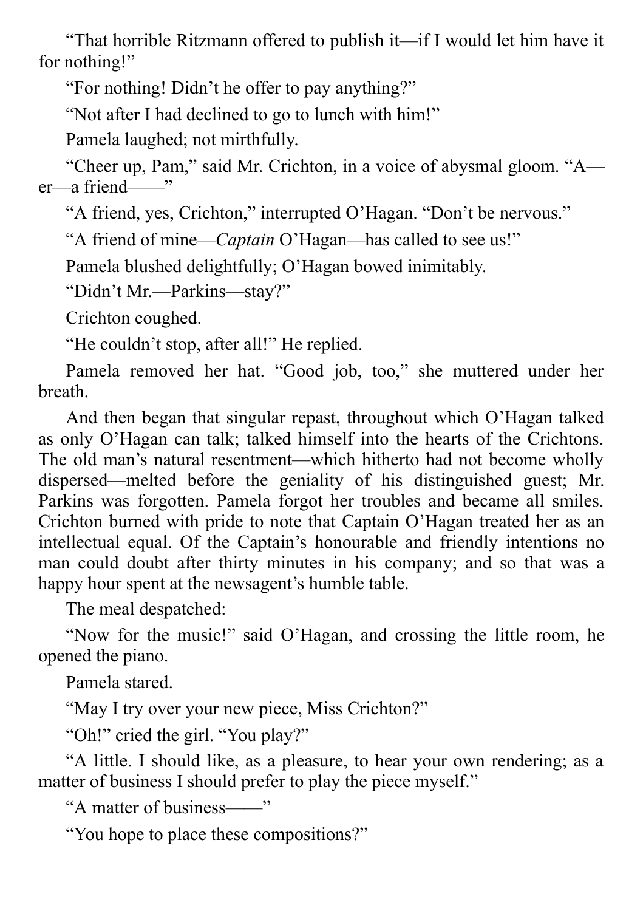“That horrible Ritzmann offered to publish it—if I would let him have it for nothing!”

“For nothing! Didn’t he offer to pay anything?”

“Not after I had declined to go to lunch with him!”

Pamela laughed; not mirthfully.

“Cheer up, Pam,” said Mr. Crichton, in a voice of abysmal gloom. “A—er—a friend——”

“A friend, yes, Crichton,” interrupted O’Hagan. “Don’t be nervous.”

“A friend of mine—*Captain* O’Hagan—has called to see us!”

Pamela blushed delightfully; O’Hagan bowed inimitably.

“Didn’t Mr.—Parkins—stay?”

Crichton coughed.

“He couldn’t stop, after all!” He replied.

Pamela removed her hat. “Good job, too,” she muttered under her breath.

And then began that singular repast, throughout which O’Hagan talked as only O’Hagan can talk; talked himself into the hearts of the Crichtons. The old man’s natural resentment—which hitherto had not become wholly dispersed—melted before the geniality of his distinguished guest; Mr. Parkins was forgotten. Pamela forgot her troubles and became all smiles. Crichton burned with pride to note that Captain O’Hagan treated her as an intellectual equal. Of the Captain’s honourable and friendly intentions no man could doubt after thirty minutes in his company; and so that was a happy hour spent at the newsagent’s humble table.

The meal despatched:

“Now for the music!” said O’Hagan, and crossing the little room, he opened the piano.

Pamela stared.

“May I try over your new piece, Miss Crichton?”

“Oh!” cried the girl. “You play?”

“A little. I should like, as a pleasure, to hear your own rendering; as a matter of business I should prefer to play the piece myself.”

“A matter of business——”

“You hope to place these compositions?”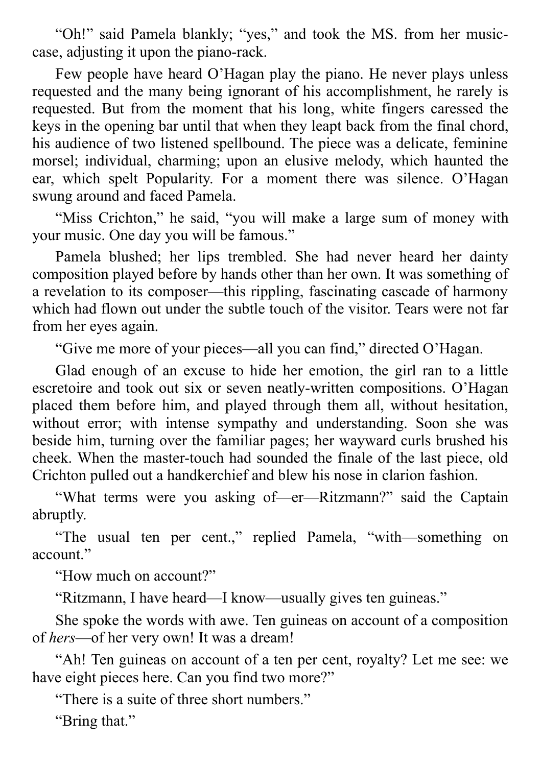"Oh!" said Pamela blankly; "yes," and took the MS. from her music-case, adjusting it upon the piano-rack.

Few people have heard O'Hagan play the piano. He never plays unless requested and the many being ignorant of his accomplishment, he rarely is requested. But from the moment that his long, white fingers caressed the keys in the opening bar until that when they leapt back from the final chord, his audience of two listened spellbound. The piece was a delicate, feminine morsel; individual, charming; upon an elusive melody, which haunted the ear, which spelt Popularity. For a moment there was silence. O'Hagan swung around and faced Pamela.

"Miss Crichton," he said, "you will make a large sum of money with your music. One day you will be famous."

Pamela blushed; her lips trembled. She had never heard her dainty composition played before by hands other than her own. It was something of a revelation to its composer—this rippling, fascinating cascade of harmony which had flown out under the subtle touch of the visitor. Tears were not far from her eyes again.

"Give me more of your pieces—all you can find," directed O'Hagan.

Glad enough of an excuse to hide her emotion, the girl ran to a little escretoire and took out six or seven neatly-written compositions. O'Hagan placed them before him, and played through them all, without hesitation, without error; with intense sympathy and understanding. Soon she was beside him, turning over the familiar pages; her wayward curls brushed his cheek. When the master-touch had sounded the finale of the last piece, old Crichton pulled out a handkerchief and blew his nose in clarion fashion.

"What terms were you asking of—er—Ritzmann?" said the Captain abruptly.

"The usual ten per cent.," replied Pamela, "with—something on account."

"How much on account?"

"Ritzmann, I have heard—I know—usually gives ten guineas."

She spoke the words with awe. Ten guineas on account of a composition of *hers*—of her very own! It was a dream!

"Ah! Ten guineas on account of a ten per cent, royalty? Let me see: we have eight pieces here. Can you find two more?"

"There is a suite of three short numbers."

"Bring that."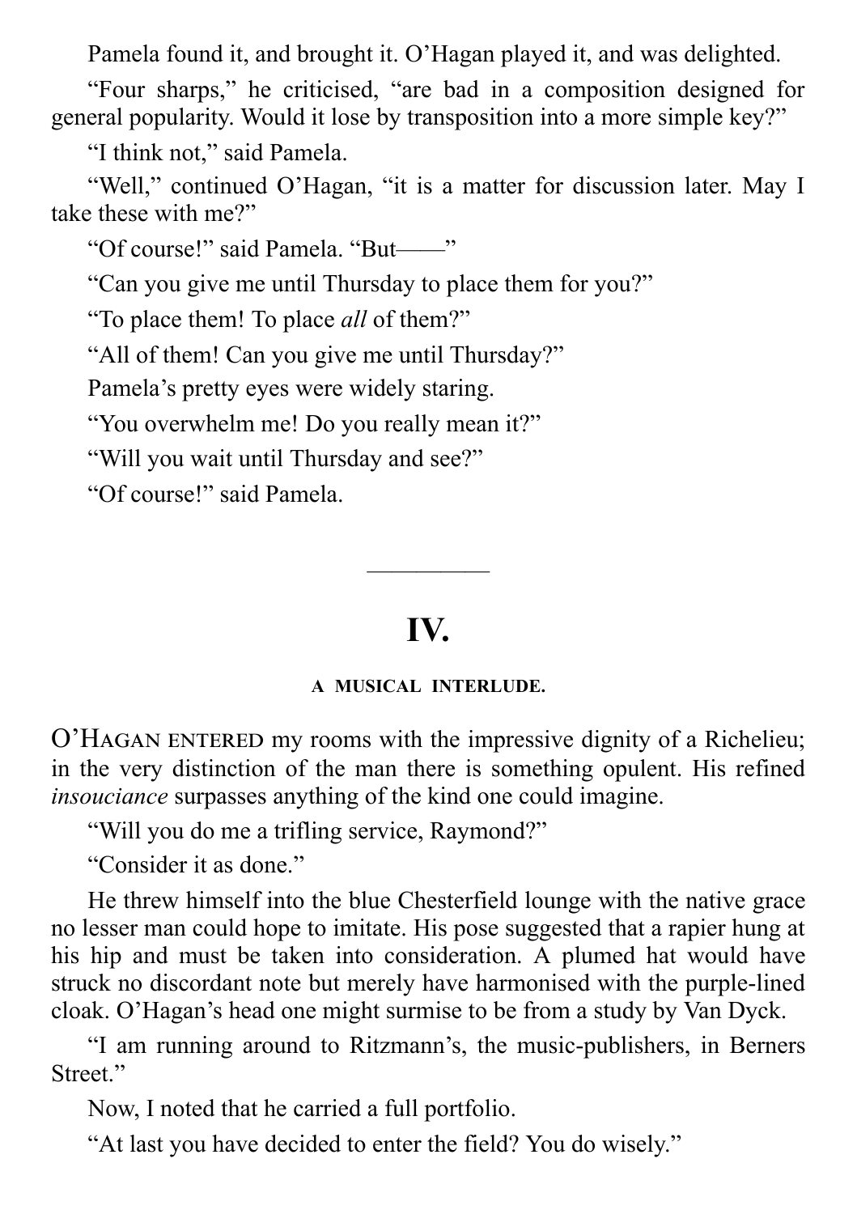Pamela found it, and brought it. O'Hagan played it, and was delighted.

"Four sharps," he criticised, "are bad in a composition designed for general popularity. Would it lose by transposition into a more simple key?"

"I think not," said Pamela.

"Well," continued O'Hagan, "it is a matter for discussion later. May I take these with me?"

"Of course!" said Pamela. "But——"

"Can you give me until Thursday to place them for you?"

"To place them! To place *all* of them?"

"All of them! Can you give me until Thursday?"

Pamela's pretty eyes were widely staring.

"You overwhelm me! Do you really mean it?"

"Will you wait until Thursday and see?"

"Of course!" said Pamela.

---

# IV.

### A MUSICAL INTERLUDE.

O'Hagan entered my rooms with the impressive dignity of a Richelieu; in the very distinction of the man there is something opulent. His refined *insouciance* surpasses anything of the kind one could imagine.

"Will you do me a trifling service, Raymond?"

"Consider it as done."

He threw himself into the blue Chesterfield lounge with the native grace no lesser man could hope to imitate. His pose suggested that a rapier hung at his hip and must be taken into consideration. A plumed hat would have struck no discordant note but merely have harmonised with the purple-lined cloak. O'Hagan's head one might surmise to be from a study by Van Dyck.

"I am running around to Ritzmann's, the music-publishers, in Berners Street."

Now, I noted that he carried a full portfolio.

"At last you have decided to enter the field? You do wisely."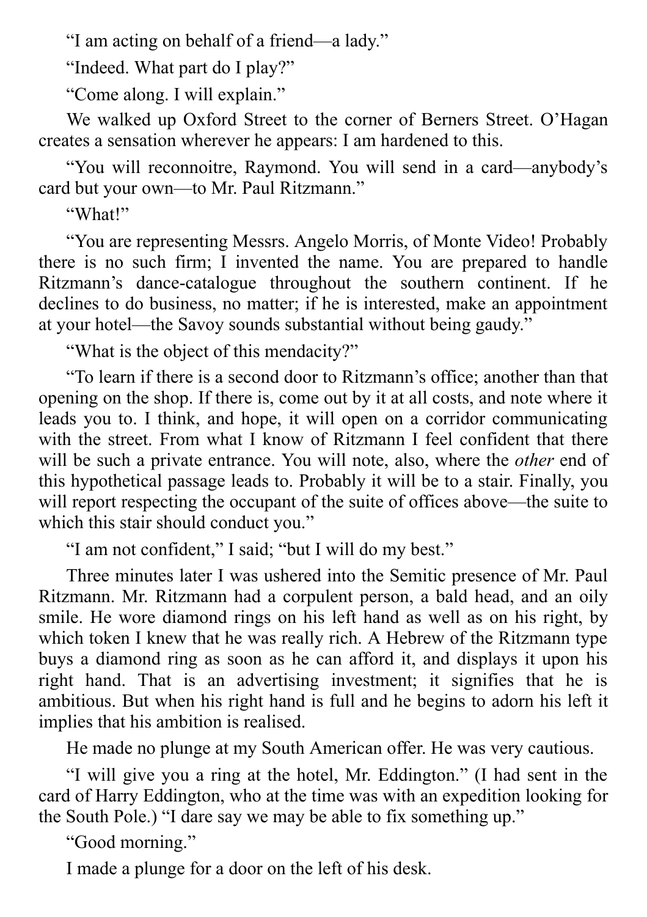"I am acting on behalf of a friend—a lady."

"Indeed. What part do I play?"

"Come along. I will explain."

We walked up Oxford Street to the corner of Berners Street. O'Hagan creates a sensation wherever he appears: I am hardened to this.

"You will reconnoitre, Raymond. You will send in a card—anybody's card but your own—to Mr. Paul Ritzmann."

"What!"

"You are representing Messrs. Angelo Morris, of Monte Video! Probably there is no such firm; I invented the name. You are prepared to handle Ritzmann's dance-catalogue throughout the southern continent. If he declines to do business, no matter; if he is interested, make an appointment at your hotel—the Savoy sounds substantial without being gaudy."

"What is the object of this mendacity?"

"To learn if there is a second door to Ritzmann's office; another than that opening on the shop. If there is, come out by it at all costs, and note where it leads you to. I think, and hope, it will open on a corridor communicating with the street. From what I know of Ritzmann I feel confident that there will be such a private entrance. You will note, also, where the *other* end of this hypothetical passage leads to. Probably it will be to a stair. Finally, you will report respecting the occupant of the suite of offices above—the suite to which this stair should conduct you."

"I am not confident," I said; "but I will do my best."

Three minutes later I was ushered into the Semitic presence of Mr. Paul Ritzmann. Mr. Ritzmann had a corpulent person, a bald head, and an oily smile. He wore diamond rings on his left hand as well as on his right, by which token I knew that he was really rich. A Hebrew of the Ritzmann type buys a diamond ring as soon as he can afford it, and displays it upon his right hand. That is an advertising investment; it signifies that he is ambitious. But when his right hand is full and he begins to adorn his left it implies that his ambition is realised.

He made no plunge at my South American offer. He was very cautious.

"I will give you a ring at the hotel, Mr. Eddington." (I had sent in the card of Harry Eddington, who at the time was with an expedition looking for the South Pole.) "I dare say we may be able to fix something up."

"Good morning."

I made a plunge for a door on the left of his desk.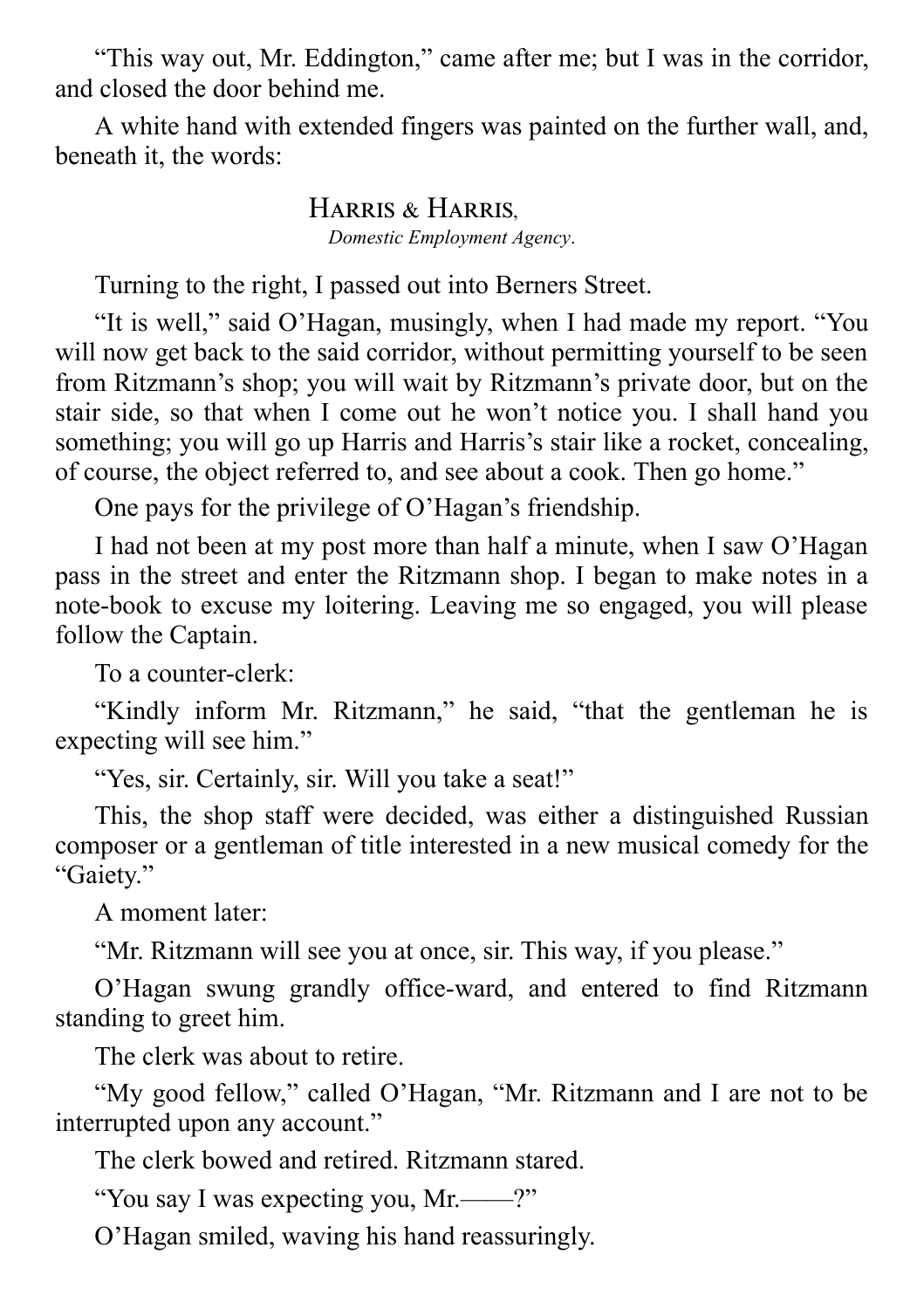"This way out, Mr. Eddington," came after me; but I was in the corridor, and closed the door behind me.

A white hand with extended fingers was painted on the further wall, and, beneath it, the words:

<div align="center">

HARRIS & HARRIS,
*Domestic Employment Agency.*

</div>

Turning to the right, I passed out into Berners Street.

"It is well," said O'Hagan, musingly, when I had made my report. "You will now get back to the said corridor, without permitting yourself to be seen from Ritzmann's shop; you will wait by Ritzmann's private door, but on the stair side, so that when I come out he won't notice you. I shall hand you something; you will go up Harris and Harris's stair like a rocket, concealing, of course, the object referred to, and see about a cook. Then go home."

One pays for the privilege of O'Hagan's friendship.

I had not been at my post more than half a minute, when I saw O'Hagan pass in the street and enter the Ritzmann shop. I began to make notes in a note-book to excuse my loitering. Leaving me so engaged, you will please follow the Captain.

To a counter-clerk:

"Kindly inform Mr. Ritzmann," he said, "that the gentleman he is expecting will see him."

"Yes, sir. Certainly, sir. Will you take a seat!"

This, the shop staff were decided, was either a distinguished Russian composer or a gentleman of title interested in a new musical comedy for the "Gaiety."

A moment later:

"Mr. Ritzmann will see you at once, sir. This way, if you please."

O'Hagan swung grandly office-ward, and entered to find Ritzmann standing to greet him.

The clerk was about to retire.

"My good fellow," called O'Hagan, "Mr. Ritzmann and I are not to be interrupted upon any account."

The clerk bowed and retired. Ritzmann stared.

"You say I was expecting you, Mr.——?"

O'Hagan smiled, waving his hand reassuringly.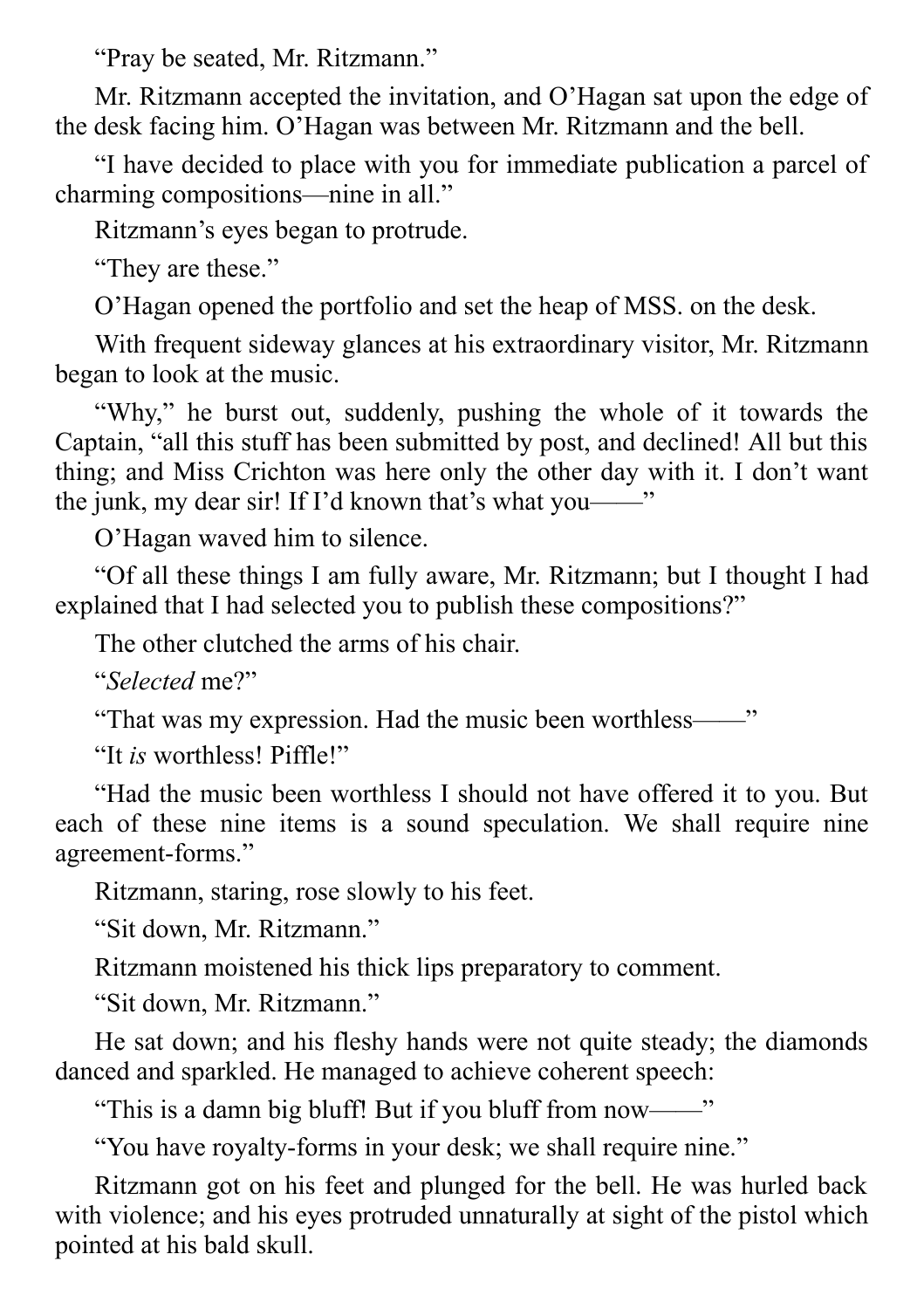“Pray be seated, Mr. Ritzmann.”

Mr. Ritzmann accepted the invitation, and O’Hagan sat upon the edge of the desk facing him. O’Hagan was between Mr. Ritzmann and the bell.

“I have decided to place with you for immediate publication a parcel of charming compositions—nine in all.”

Ritzmann’s eyes began to protrude.

“They are these.”

O’Hagan opened the portfolio and set the heap of MSS. on the desk.

With frequent sideway glances at his extraordinary visitor, Mr. Ritzmann began to look at the music.

“Why,” he burst out, suddenly, pushing the whole of it towards the Captain, “all this stuff has been submitted by post, and declined! All but this thing; and Miss Crichton was here only the other day with it. I don’t want the junk, my dear sir! If I’d known that’s what you——”

O’Hagan waved him to silence.

“Of all these things I am fully aware, Mr. Ritzmann; but I thought I had explained that I had selected you to publish these compositions?”

The other clutched the arms of his chair.

“*Selected* me?”

“That was my expression. Had the music been worthless——”

“It *is* worthless! Piffle!”

“Had the music been worthless I should not have offered it to you. But each of these nine items is a sound speculation. We shall require nine agreement-forms.”

Ritzmann, staring, rose slowly to his feet.

“Sit down, Mr. Ritzmann.”

Ritzmann moistened his thick lips preparatory to comment.

“Sit down, Mr. Ritzmann.”

He sat down; and his fleshy hands were not quite steady; the diamonds danced and sparkled. He managed to achieve coherent speech:

“This is a damn big bluff! But if you bluff from now——”

“You have royalty-forms in your desk; we shall require nine.”

Ritzmann got on his feet and plunged for the bell. He was hurled back with violence; and his eyes protruded unnaturally at sight of the pistol which pointed at his bald skull.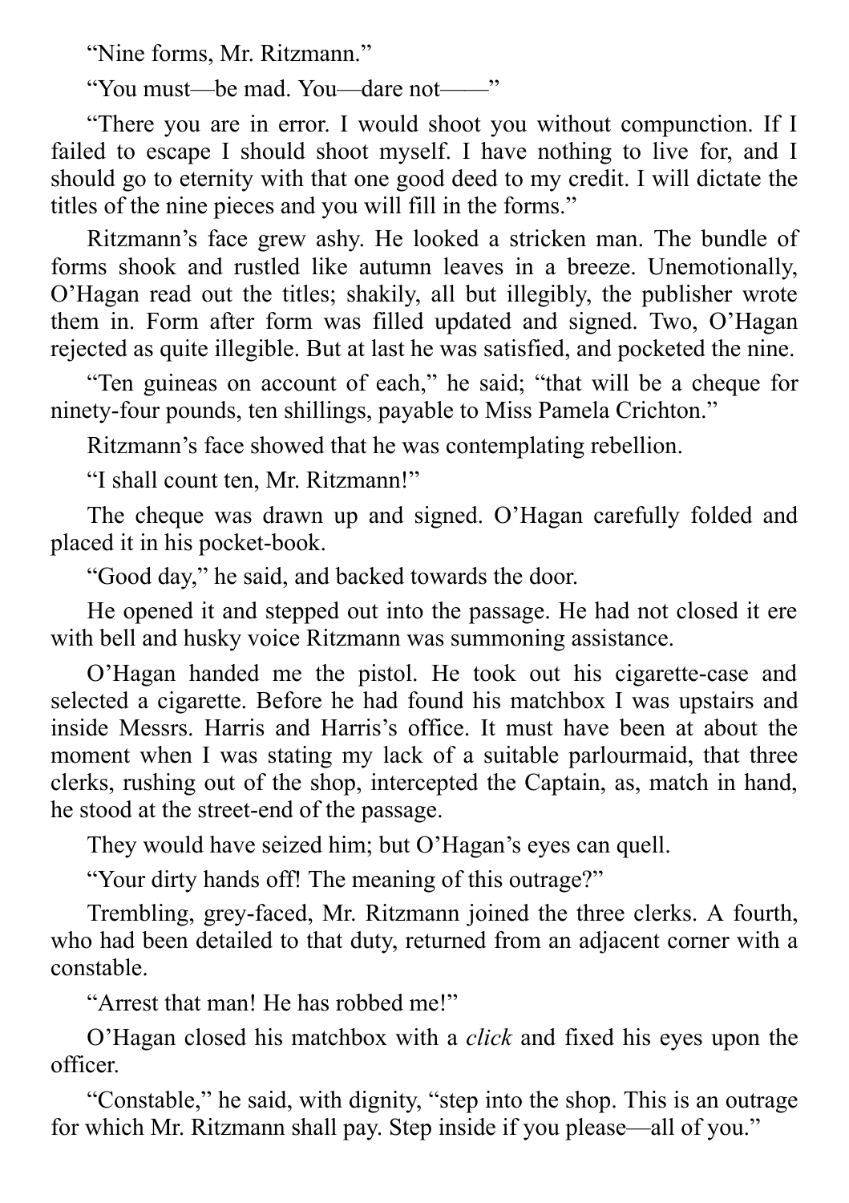"Nine forms, Mr. Ritzmann."

"You must—be mad. You—dare not——"

"There you are in error. I would shoot you without compunction. If I failed to escape I should shoot myself. I have nothing to live for, and I should go to eternity with that one good deed to my credit. I will dictate the titles of the nine pieces and you will fill in the forms."

Ritzmann's face grew ashy. He looked a stricken man. The bundle of forms shook and rustled like autumn leaves in a breeze. Unemotionally, O'Hagan read out the titles; shakily, all but illegibly, the publisher wrote them in. Form after form was filled updated and signed. Two, O'Hagan rejected as quite illegible. But at last he was satisfied, and pocketed the nine.

"Ten guineas on account of each," he said; "that will be a cheque for ninety-four pounds, ten shillings, payable to Miss Pamela Crichton."

Ritzmann's face showed that he was contemplating rebellion.

"I shall count ten, Mr. Ritzmann!"

The cheque was drawn up and signed. O'Hagan carefully folded and placed it in his pocket-book.

"Good day," he said, and backed towards the door.

He opened it and stepped out into the passage. He had not closed it ere with bell and husky voice Ritzmann was summoning assistance.

O'Hagan handed me the pistol. He took out his cigarette-case and selected a cigarette. Before he had found his matchbox I was upstairs and inside Messrs. Harris and Harris's office. It must have been at about the moment when I was stating my lack of a suitable parlourmaid, that three clerks, rushing out of the shop, intercepted the Captain, as, match in hand, he stood at the street-end of the passage.

They would have seized him; but O'Hagan's eyes can quell.

"Your dirty hands off! The meaning of this outrage?"

Trembling, grey-faced, Mr. Ritzmann joined the three clerks. A fourth, who had been detailed to that duty, returned from an adjacent corner with a constable.

"Arrest that man! He has robbed me!"

O'Hagan closed his matchbox with a *click* and fixed his eyes upon the officer.

"Constable," he said, with dignity, "step into the shop. This is an outrage for which Mr. Ritzmann shall pay. Step inside if you please—all of you."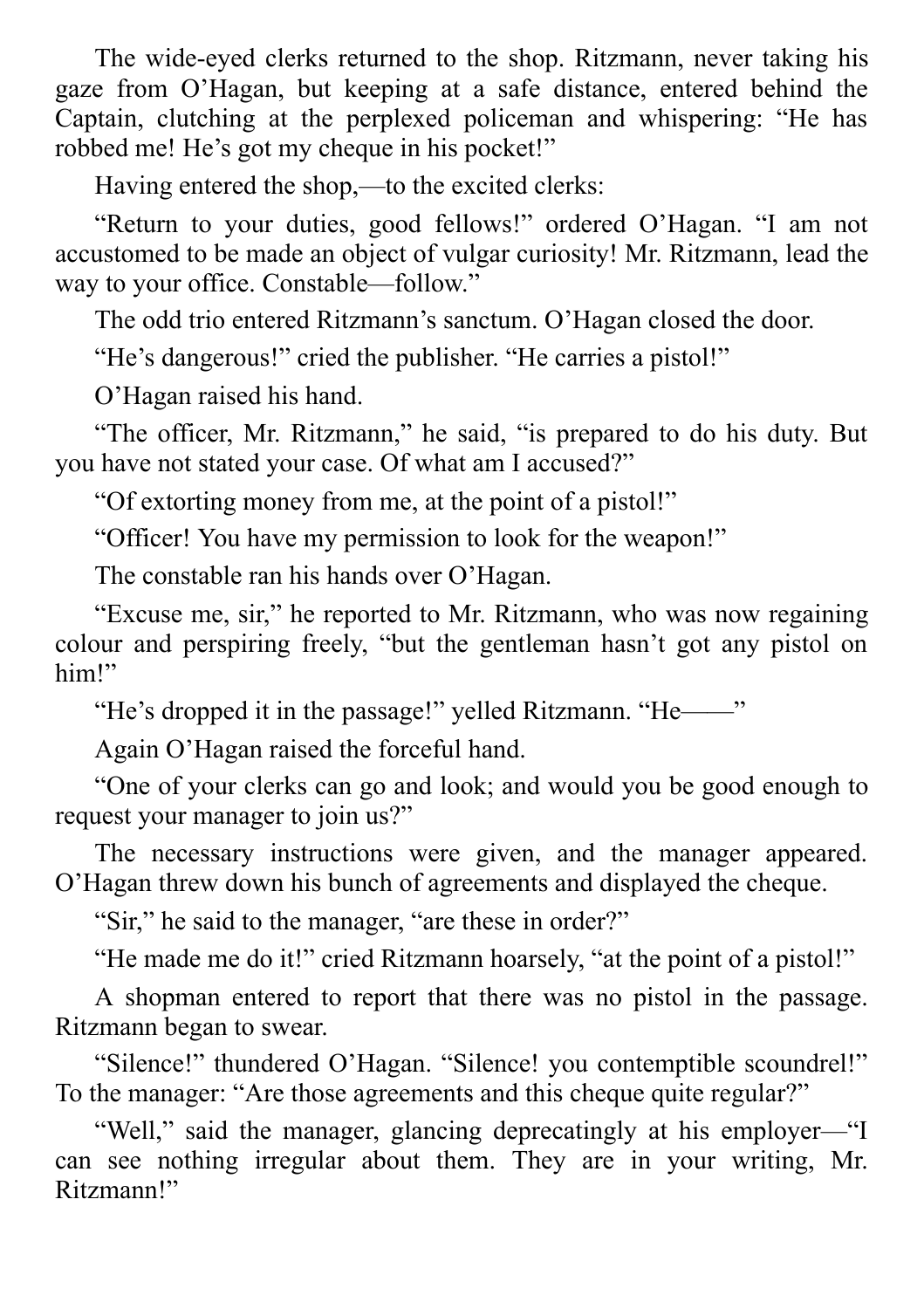The wide-eyed clerks returned to the shop. Ritzmann, never taking his gaze from O'Hagan, but keeping at a safe distance, entered behind the Captain, clutching at the perplexed policeman and whispering: "He has robbed me! He's got my cheque in his pocket!"

Having entered the shop,—to the excited clerks:

"Return to your duties, good fellows!" ordered O'Hagan. "I am not accustomed to be made an object of vulgar curiosity! Mr. Ritzmann, lead the way to your office. Constable—follow."

The odd trio entered Ritzmann's sanctum. O'Hagan closed the door.

"He's dangerous!" cried the publisher. "He carries a pistol!"

O'Hagan raised his hand.

"The officer, Mr. Ritzmann," he said, "is prepared to do his duty. But you have not stated your case. Of what am I accused?"

"Of extorting money from me, at the point of a pistol!"

"Officer! You have my permission to look for the weapon!"

The constable ran his hands over O'Hagan.

"Excuse me, sir," he reported to Mr. Ritzmann, who was now regaining colour and perspiring freely, "but the gentleman hasn't got any pistol on him!"

"He's dropped it in the passage!" yelled Ritzmann. "He——"

Again O'Hagan raised the forceful hand.

"One of your clerks can go and look; and would you be good enough to request your manager to join us?"

The necessary instructions were given, and the manager appeared. O'Hagan threw down his bunch of agreements and displayed the cheque.

"Sir," he said to the manager, "are these in order?"

"He made me do it!" cried Ritzmann hoarsely, "at the point of a pistol!"

A shopman entered to report that there was no pistol in the passage. Ritzmann began to swear.

"Silence!" thundered O'Hagan. "Silence! you contemptible scoundrel!" To the manager: "Are those agreements and this cheque quite regular?"

"Well," said the manager, glancing deprecatingly at his employer—"I can see nothing irregular about them. They are in your writing, Mr. Ritzmann!"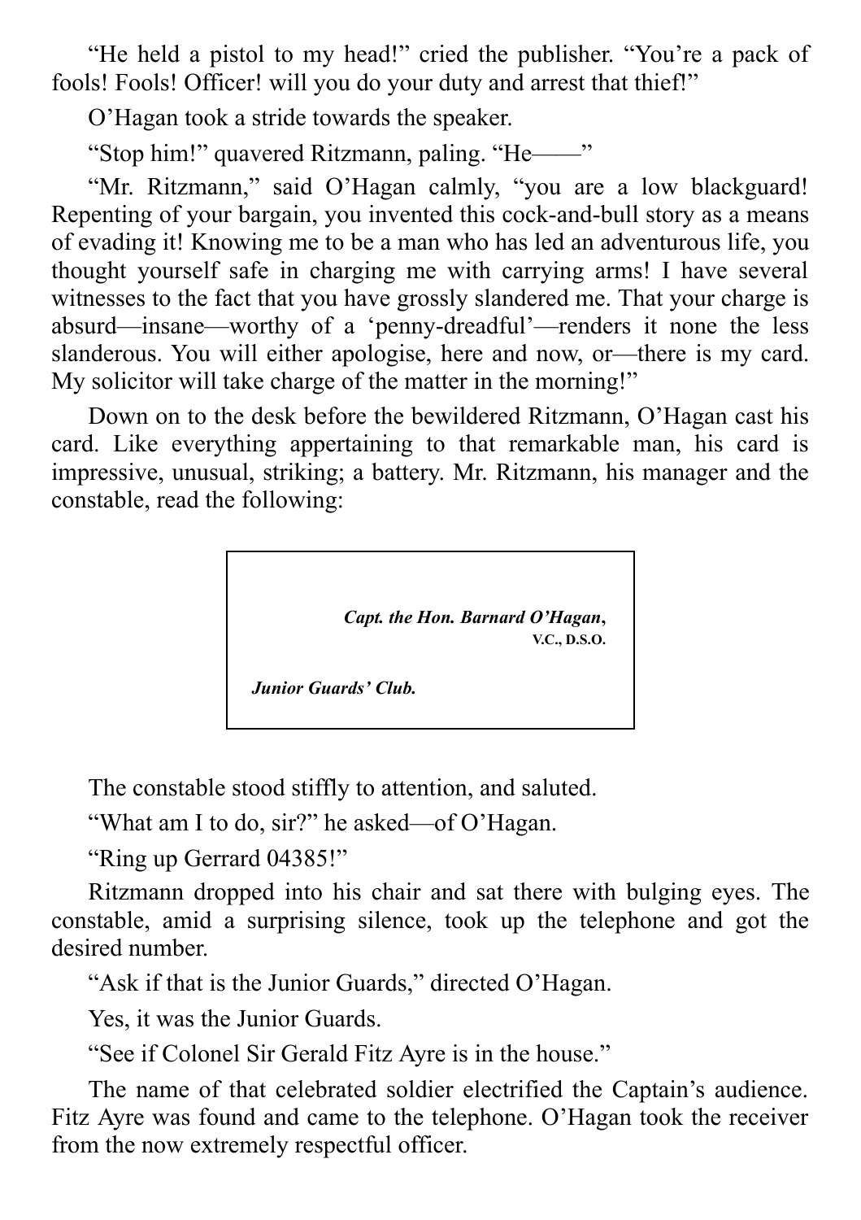"He held a pistol to my head!" cried the publisher. "You're a pack of fools! Fools! Officer! will you do your duty and arrest that thief!"

O'Hagan took a stride towards the speaker.

"Stop him!" quavered Ritzmann, paling. "He——"

"Mr. Ritzmann," said O'Hagan calmly, "you are a low blackguard! Repenting of your bargain, you invented this cock-and-bull story as a means of evading it! Knowing me to be a man who has led an adventurous life, you thought yourself safe in charging me with carrying arms! I have several witnesses to the fact that you have grossly slandered me. That your charge is absurd—insane—worthy of a 'penny-dreadful'—renders it none the less slanderous. You will either apologise, here and now, or—there is my card. My solicitor will take charge of the matter in the morning!"

Down on to the desk before the bewildered Ritzmann, O'Hagan cast his card. Like everything appertaining to that remarkable man, his card is impressive, unusual, striking; a battery. Mr. Ritzmann, his manager and the constable, read the following:

> ***Capt. the Hon. Barnard O'Hagan*, V.C., D.S.O.**
>
> ***Junior Guards' Club.***

The constable stood stiffly to attention, and saluted.

"What am I to do, sir?" he asked—of O'Hagan.

"Ring up Gerrard 04385!"

Ritzmann dropped into his chair and sat there with bulging eyes. The constable, amid a surprising silence, took up the telephone and got the desired number.

"Ask if that is the Junior Guards," directed O'Hagan.

Yes, it was the Junior Guards.

"See if Colonel Sir Gerald Fitz Ayre is in the house."

The name of that celebrated soldier electrified the Captain's audience. Fitz Ayre was found and came to the telephone. O'Hagan took the receiver from the now extremely respectful officer.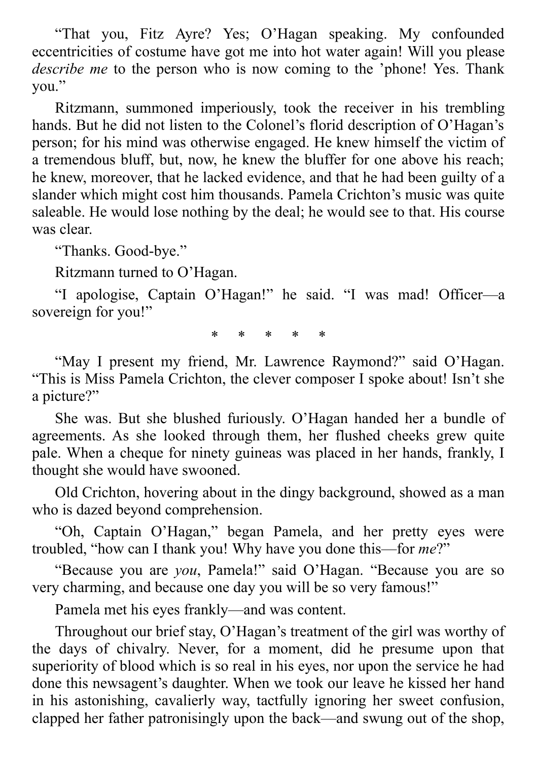"That you, Fitz Ayre? Yes; O'Hagan speaking. My confounded eccentricities of costume have got me into hot water again! Will you please *describe me* to the person who is now coming to the 'phone! Yes. Thank you."

Ritzmann, summoned imperiously, took the receiver in his trembling hands. But he did not listen to the Colonel's florid description of O'Hagan's person; for his mind was otherwise engaged. He knew himself the victim of a tremendous bluff, but, now, he knew the bluffer for one above his reach; he knew, moreover, that he lacked evidence, and that he had been guilty of a slander which might cost him thousands. Pamela Crichton's music was quite saleable. He would lose nothing by the deal; he would see to that. His course was clear.

"Thanks. Good-bye."

Ritzmann turned to O'Hagan.

"I apologise, Captain O'Hagan!" he said. "I was mad! Officer—a sovereign for you!"

\* \* \* \* \*

"May I present my friend, Mr. Lawrence Raymond?" said O'Hagan. "This is Miss Pamela Crichton, the clever composer I spoke about! Isn't she a picture?"

She was. But she blushed furiously. O'Hagan handed her a bundle of agreements. As she looked through them, her flushed cheeks grew quite pale. When a cheque for ninety guineas was placed in her hands, frankly, I thought she would have swooned.

Old Crichton, hovering about in the dingy background, showed as a man who is dazed beyond comprehension.

"Oh, Captain O'Hagan," began Pamela, and her pretty eyes were troubled, "how can I thank you! Why have you done this—for *me*?"

"Because you are *you*, Pamela!" said O'Hagan. "Because you are so very charming, and because one day you will be so very famous!"

Pamela met his eyes frankly—and was content.

Throughout our brief stay, O'Hagan's treatment of the girl was worthy of the days of chivalry. Never, for a moment, did he presume upon that superiority of blood which is so real in his eyes, nor upon the service he had done this newsagent's daughter. When we took our leave he kissed her hand in his astonishing, cavalierly way, tactfully ignoring her sweet confusion, clapped her father patronisingly upon the back—and swung out of the shop,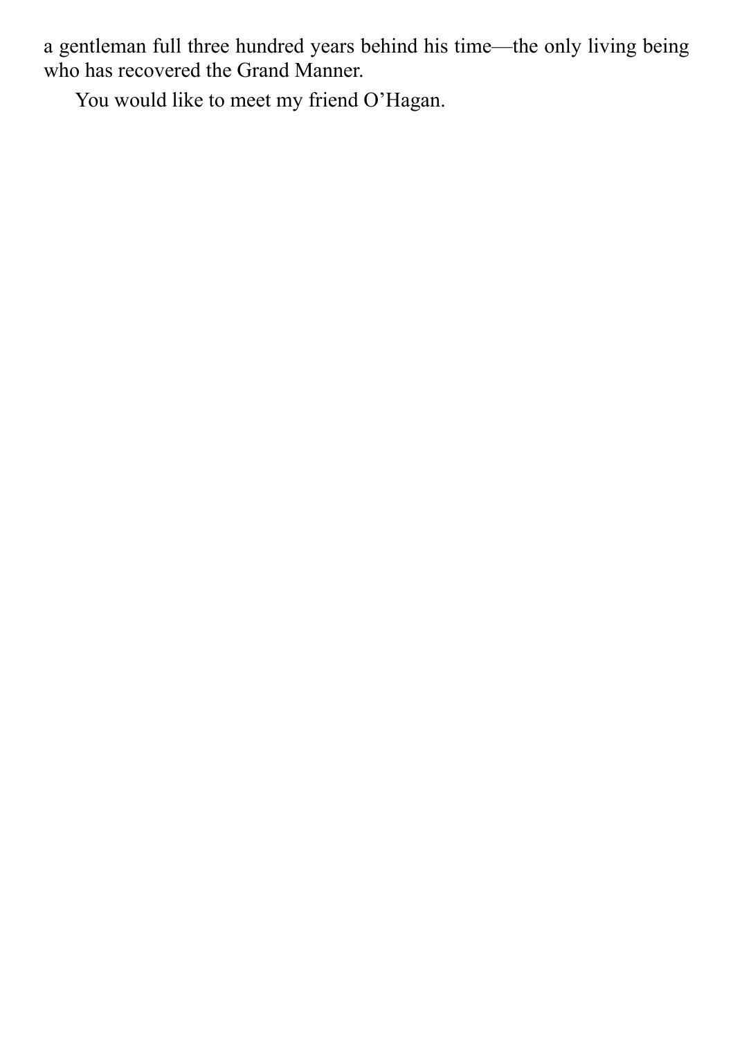a gentleman full three hundred years behind his time—the only living being who has recovered the Grand Manner.

You would like to meet my friend O'Hagan.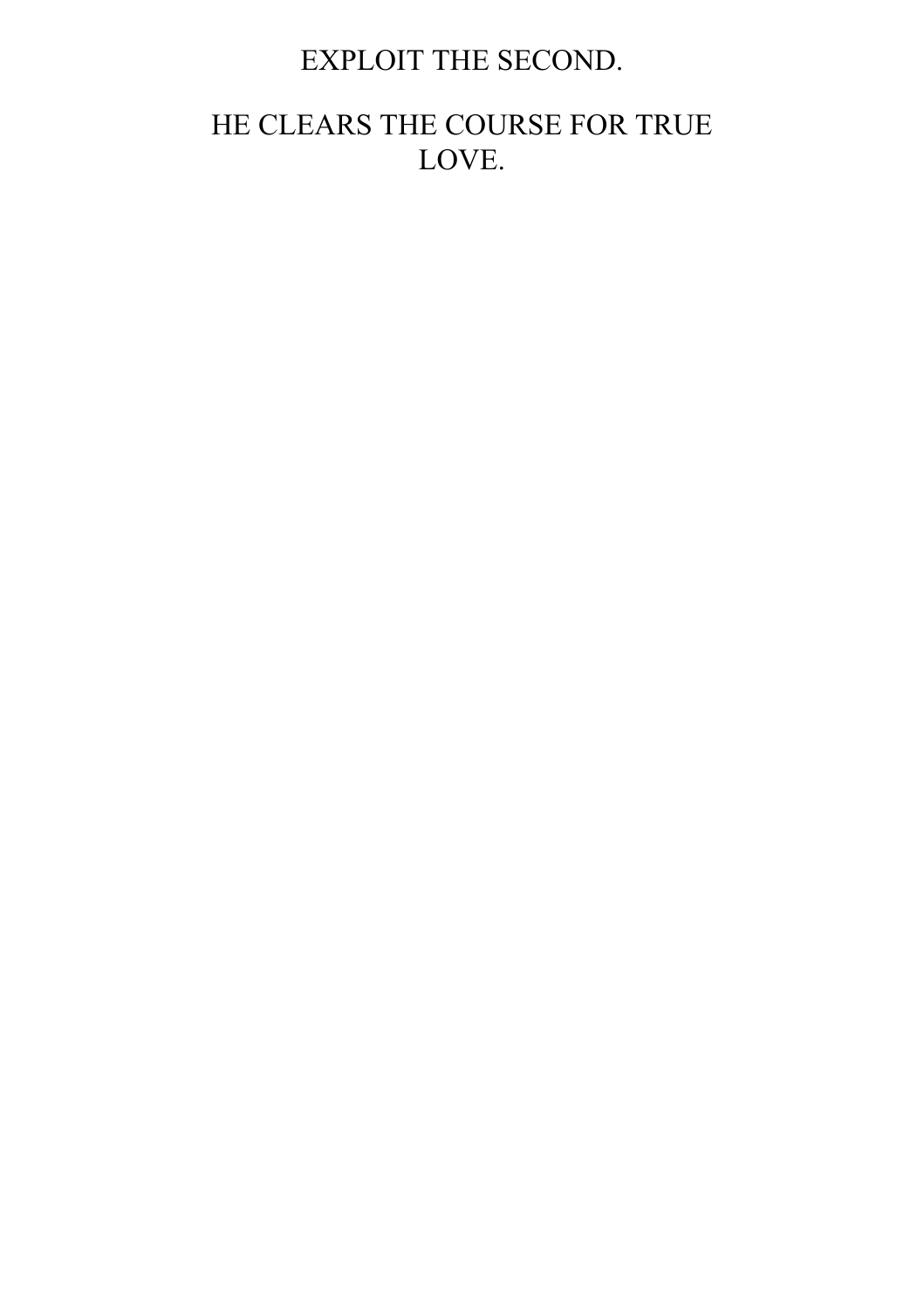# EXPLOIT THE SECOND.

## HE CLEARS THE COURSE FOR TRUE LOVE.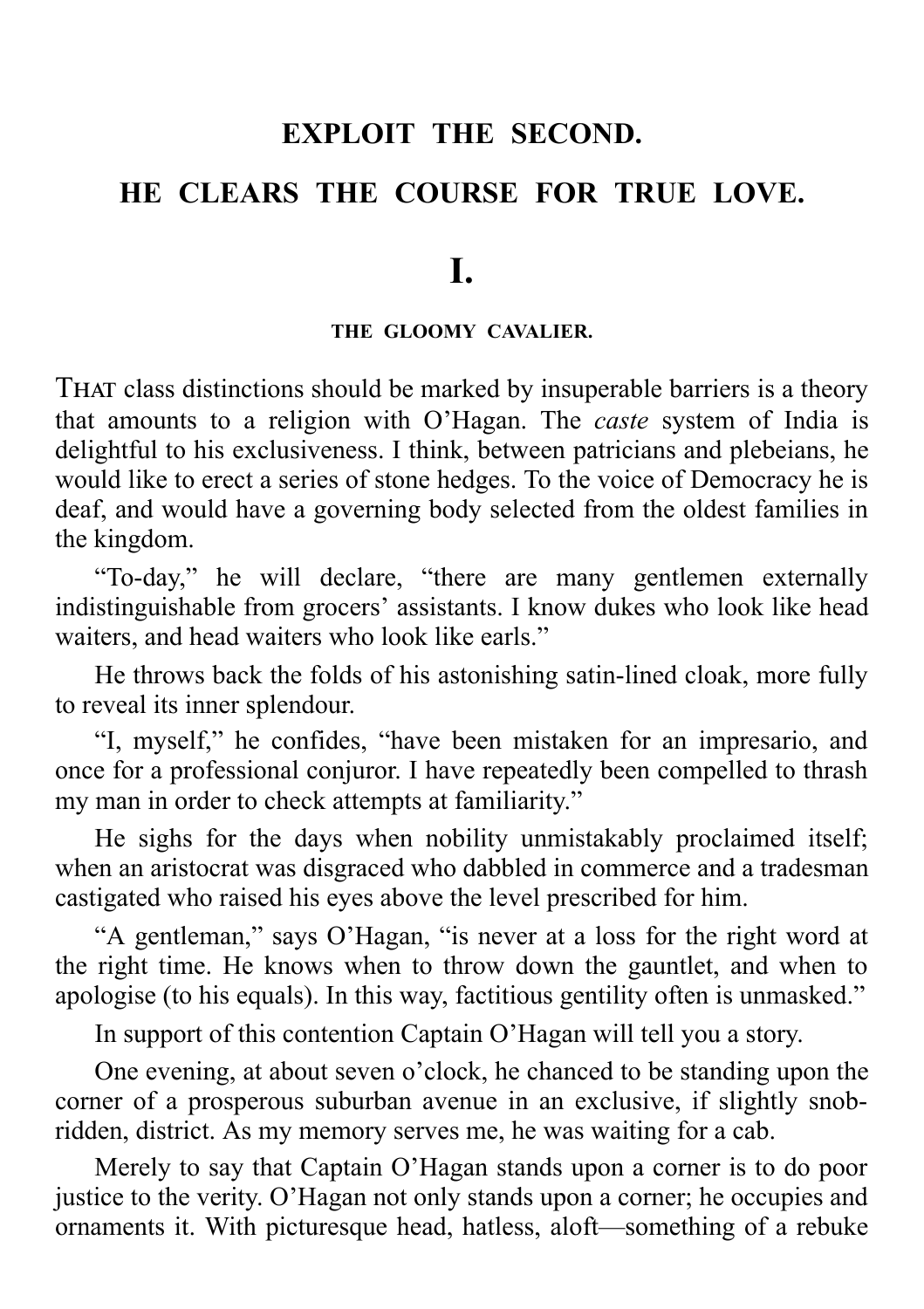# EXPLOIT THE SECOND.

# HE CLEARS THE COURSE FOR TRUE LOVE.

## I.

### THE GLOOMY CAVALIER.

THAT class distinctions should be marked by insuperable barriers is a theory that amounts to a religion with O'Hagan. The *caste* system of India is delightful to his exclusiveness. I think, between patricians and plebeians, he would like to erect a series of stone hedges. To the voice of Democracy he is deaf, and would have a governing body selected from the oldest families in the kingdom.

"To-day," he will declare, "there are many gentlemen externally indistinguishable from grocers' assistants. I know dukes who look like head waiters, and head waiters who look like earls."

He throws back the folds of his astonishing satin-lined cloak, more fully to reveal its inner splendour.

"I, myself," he confides, "have been mistaken for an impresario, and once for a professional conjuror. I have repeatedly been compelled to thrash my man in order to check attempts at familiarity."

He sighs for the days when nobility unmistakably proclaimed itself; when an aristocrat was disgraced who dabbled in commerce and a tradesman castigated who raised his eyes above the level prescribed for him.

"A gentleman," says O'Hagan, "is never at a loss for the right word at the right time. He knows when to throw down the gauntlet, and when to apologise (to his equals). In this way, factitious gentility often is unmasked."

In support of this contention Captain O'Hagan will tell you a story.

One evening, at about seven o'clock, he chanced to be standing upon the corner of a prosperous suburban avenue in an exclusive, if slightly snob-ridden, district. As my memory serves me, he was waiting for a cab.

Merely to say that Captain O'Hagan stands upon a corner is to do poor justice to the verity. O'Hagan not only stands upon a corner; he occupies and ornaments it. With picturesque head, hatless, aloft—something of a rebuke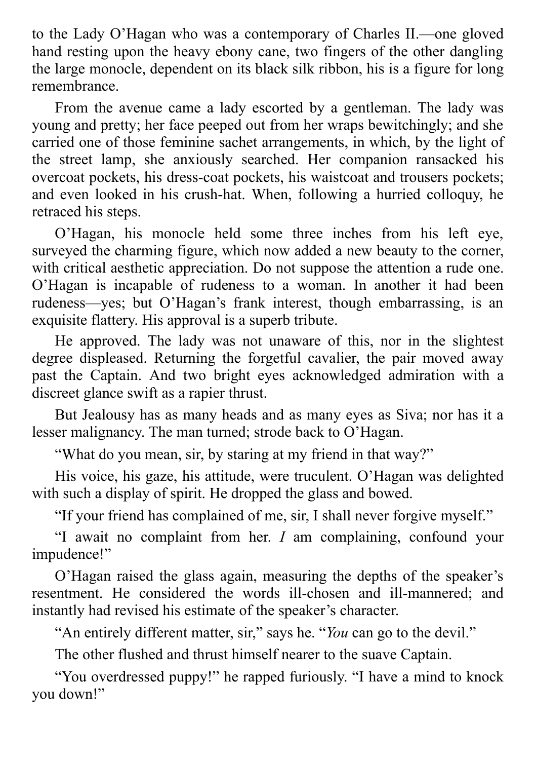to the Lady O'Hagan who was a contemporary of Charles II.—one gloved hand resting upon the heavy ebony cane, two fingers of the other dangling the large monocle, dependent on its black silk ribbon, his is a figure for long remembrance.

From the avenue came a lady escorted by a gentleman. The lady was young and pretty; her face peeped out from her wraps bewitchingly; and she carried one of those feminine sachet arrangements, in which, by the light of the street lamp, she anxiously searched. Her companion ransacked his overcoat pockets, his dress-coat pockets, his waistcoat and trousers pockets; and even looked in his crush-hat. When, following a hurried colloquy, he retraced his steps.

O'Hagan, his monocle held some three inches from his left eye, surveyed the charming figure, which now added a new beauty to the corner, with critical aesthetic appreciation. Do not suppose the attention a rude one. O'Hagan is incapable of rudeness to a woman. In another it had been rudeness—yes; but O'Hagan's frank interest, though embarrassing, is an exquisite flattery. His approval is a superb tribute.

He approved. The lady was not unaware of this, nor in the slightest degree displeased. Returning the forgetful cavalier, the pair moved away past the Captain. And two bright eyes acknowledged admiration with a discreet glance swift as a rapier thrust.

But Jealousy has as many heads and as many eyes as Siva; nor has it a lesser malignancy. The man turned; strode back to O'Hagan.

"What do you mean, sir, by staring at my friend in that way?"

His voice, his gaze, his attitude, were truculent. O'Hagan was delighted with such a display of spirit. He dropped the glass and bowed.

"If your friend has complained of me, sir, I shall never forgive myself."

"I await no complaint from her. *I* am complaining, confound your impudence!"

O'Hagan raised the glass again, measuring the depths of the speaker's resentment. He considered the words ill-chosen and ill-mannered; and instantly had revised his estimate of the speaker's character.

"An entirely different matter, sir," says he. "*You* can go to the devil."

The other flushed and thrust himself nearer to the suave Captain.

"You overdressed puppy!" he rapped furiously. "I have a mind to knock you down!"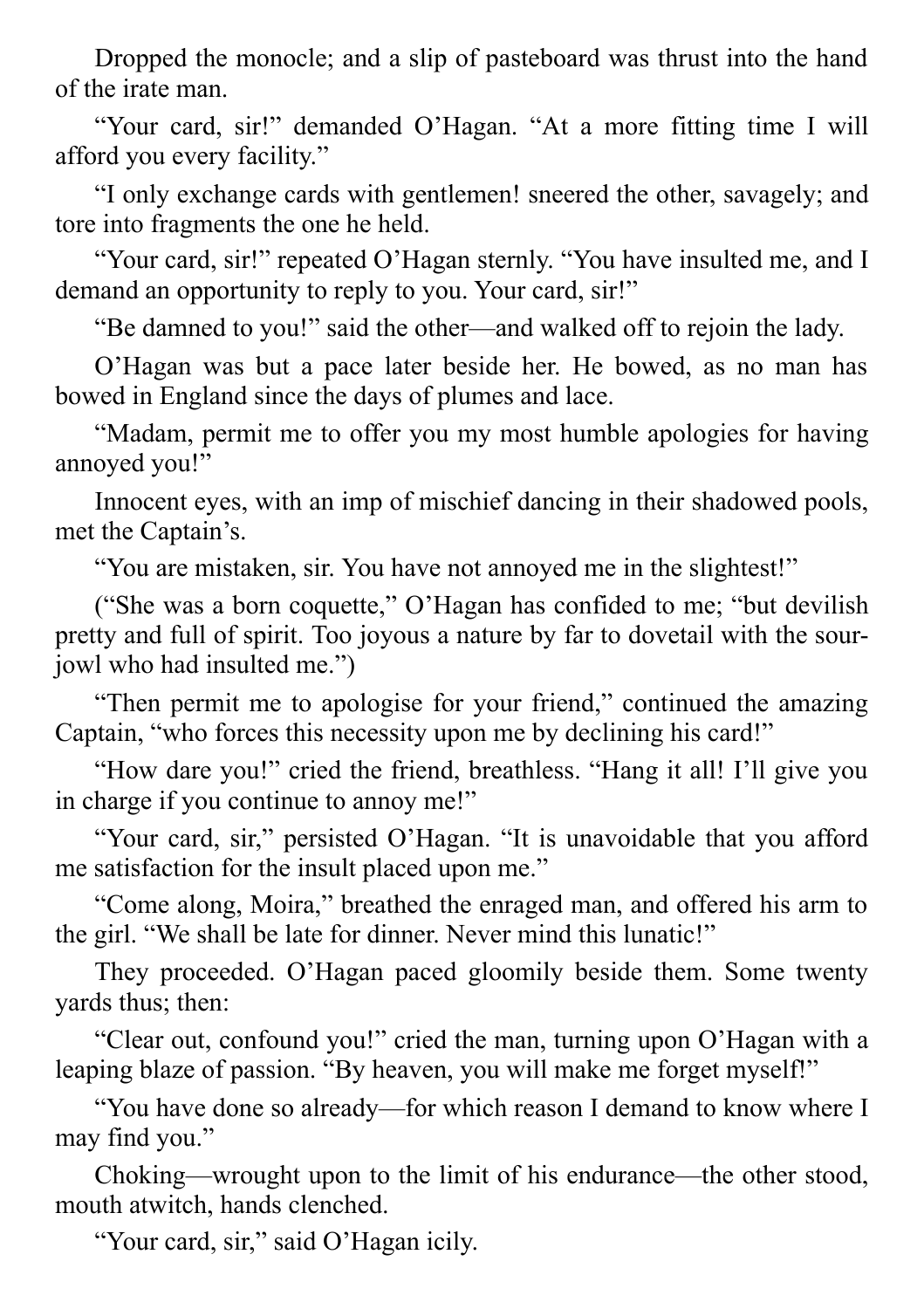Dropped the monocle; and a slip of pasteboard was thrust into the hand of the irate man.

"Your card, sir!" demanded O'Hagan. "At a more fitting time I will afford you every facility."

"I only exchange cards with gentlemen! sneered the other, savagely; and tore into fragments the one he held.

"Your card, sir!" repeated O'Hagan sternly. "You have insulted me, and I demand an opportunity to reply to you. Your card, sir!"

"Be damned to you!" said the other—and walked off to rejoin the lady.

O'Hagan was but a pace later beside her. He bowed, as no man has bowed in England since the days of plumes and lace.

"Madam, permit me to offer you my most humble apologies for having annoyed you!"

Innocent eyes, with an imp of mischief dancing in their shadowed pools, met the Captain's.

"You are mistaken, sir. You have not annoyed me in the slightest!"

("She was a born coquette," O'Hagan has confided to me; "but devilish pretty and full of spirit. Too joyous a nature by far to dovetail with the sour-jowl who had insulted me.")

"Then permit me to apologise for your friend," continued the amazing Captain, "who forces this necessity upon me by declining his card!"

"How dare you!" cried the friend, breathless. "Hang it all! I'll give you in charge if you continue to annoy me!"

"Your card, sir," persisted O'Hagan. "It is unavoidable that you afford me satisfaction for the insult placed upon me."

"Come along, Moira," breathed the enraged man, and offered his arm to the girl. "We shall be late for dinner. Never mind this lunatic!"

They proceeded. O'Hagan paced gloomily beside them. Some twenty yards thus; then:

"Clear out, confound you!" cried the man, turning upon O'Hagan with a leaping blaze of passion. "By heaven, you will make me forget myself!"

"You have done so already—for which reason I demand to know where I may find you."

Choking—wrought upon to the limit of his endurance—the other stood, mouth atwitch, hands clenched.

"Your card, sir," said O'Hagan icily.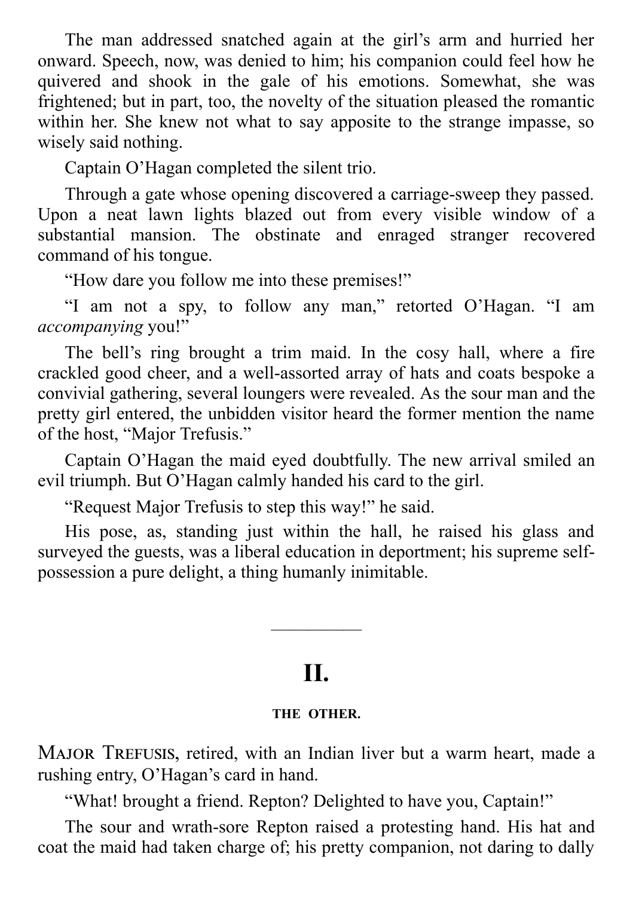The man addressed snatched again at the girl's arm and hurried her onward. Speech, now, was denied to him; his companion could feel how he quivered and shook in the gale of his emotions. Somewhat, she was frightened; but in part, too, the novelty of the situation pleased the romantic within her. She knew not what to say apposite to the strange impasse, so wisely said nothing.

Captain O'Hagan completed the silent trio.

Through a gate whose opening discovered a carriage-sweep they passed. Upon a neat lawn lights blazed out from every visible window of a substantial mansion. The obstinate and enraged stranger recovered command of his tongue.

"How dare you follow me into these premises!"

"I am not a spy, to follow any man," retorted O'Hagan. "I am *accompanying* you!"

The bell's ring brought a trim maid. In the cosy hall, where a fire crackled good cheer, and a well-assorted array of hats and coats bespoke a convivial gathering, several loungers were revealed. As the sour man and the pretty girl entered, the unbidden visitor heard the former mention the name of the host, "Major Trefusis."

Captain O'Hagan the maid eyed doubtfully. The new arrival smiled an evil triumph. But O'Hagan calmly handed his card to the girl.

"Request Major Trefusis to step this way!" he said.

His pose, as, standing just within the hall, he raised his glass and surveyed the guests, was a liberal education in deportment; his supreme self-possession a pure delight, a thing humanly inimitable.

---

## II.

### THE OTHER.

MAJOR TREFUSIS, retired, with an Indian liver but a warm heart, made a rushing entry, O'Hagan's card in hand.

"What! brought a friend. Repton? Delighted to have you, Captain!"

The sour and wrath-sore Repton raised a protesting hand. His hat and coat the maid had taken charge of; his pretty companion, not daring to dally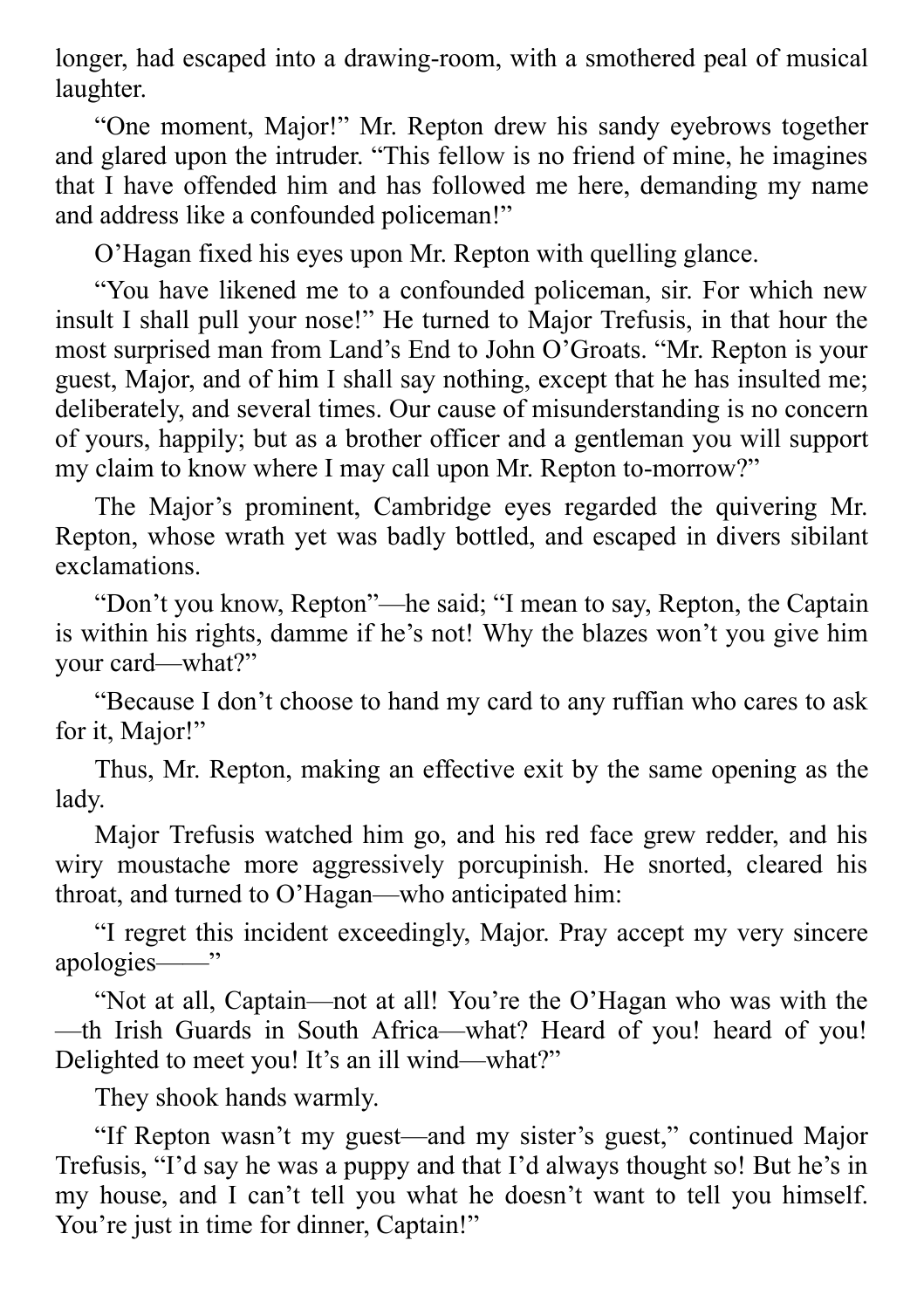longer, had escaped into a drawing-room, with a smothered peal of musical laughter.

"One moment, Major!" Mr. Repton drew his sandy eyebrows together and glared upon the intruder. "This fellow is no friend of mine, he imagines that I have offended him and has followed me here, demanding my name and address like a confounded policeman!"

O'Hagan fixed his eyes upon Mr. Repton with quelling glance.

"You have likened me to a confounded policeman, sir. For which new insult I shall pull your nose!" He turned to Major Trefusis, in that hour the most surprised man from Land's End to John O'Groats. "Mr. Repton is your guest, Major, and of him I shall say nothing, except that he has insulted me; deliberately, and several times. Our cause of misunderstanding is no concern of yours, happily; but as a brother officer and a gentleman you will support my claim to know where I may call upon Mr. Repton to-morrow?"

The Major's prominent, Cambridge eyes regarded the quivering Mr. Repton, whose wrath yet was badly bottled, and escaped in divers sibilant exclamations.

"Don't you know, Repton"—he said; "I mean to say, Repton, the Captain is within his rights, damme if he's not! Why the blazes won't you give him your card—what?"

"Because I don't choose to hand my card to any ruffian who cares to ask for it, Major!"

Thus, Mr. Repton, making an effective exit by the same opening as the lady.

Major Trefusis watched him go, and his red face grew redder, and his wiry moustache more aggressively porcupinish. He snorted, cleared his throat, and turned to O'Hagan—who anticipated him:

"I regret this incident exceedingly, Major. Pray accept my very sincere apologies——"

"Not at all, Captain—not at all! You're the O'Hagan who was with the —th Irish Guards in South Africa—what? Heard of you! heard of you! Delighted to meet you! It's an ill wind—what?"

They shook hands warmly.

"If Repton wasn't my guest—and my sister's guest," continued Major Trefusis, "I'd say he was a puppy and that I'd always thought so! But he's in my house, and I can't tell you what he doesn't want to tell you himself. You're just in time for dinner, Captain!"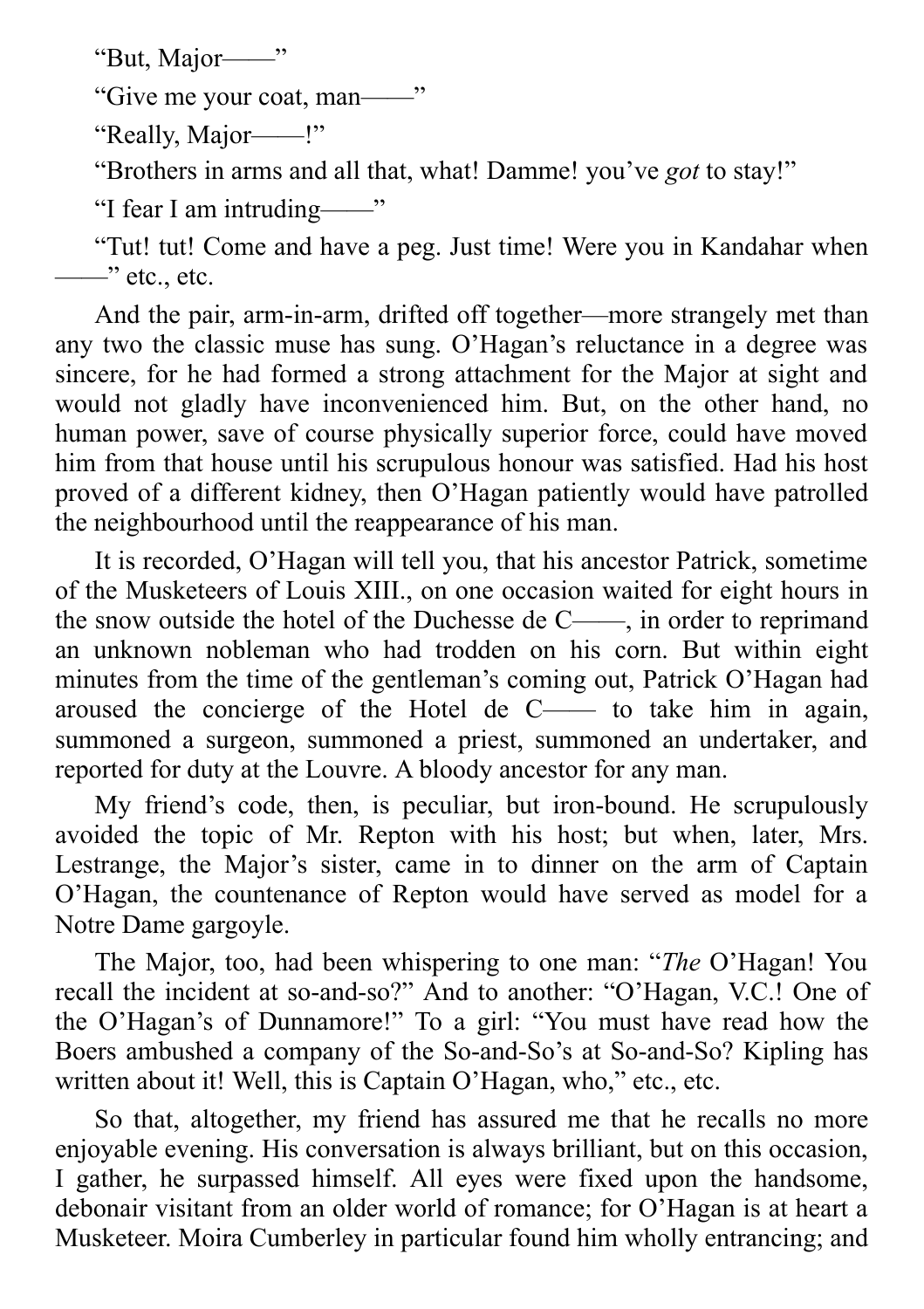"But, Major——"

"Give me your coat, man——"

"Really, Major——!"

"Brothers in arms and all that, what! Damme! you've *got* to stay!"

"I fear I am intruding——"

"Tut! tut! Come and have a peg. Just time! Were you in Kandahar when ——" etc., etc.

And the pair, arm-in-arm, drifted off together—more strangely met than any two the classic muse has sung. O'Hagan's reluctance in a degree was sincere, for he had formed a strong attachment for the Major at sight and would not gladly have inconvenienced him. But, on the other hand, no human power, save of course physically superior force, could have moved him from that house until his scrupulous honour was satisfied. Had his host proved of a different kidney, then O'Hagan patiently would have patrolled the neighbourhood until the reappearance of his man.

It is recorded, O'Hagan will tell you, that his ancestor Patrick, sometime of the Musketeers of Louis XIII., on one occasion waited for eight hours in the snow outside the hotel of the Duchesse de C——, in order to reprimand an unknown nobleman who had trodden on his corn. But within eight minutes from the time of the gentleman's coming out, Patrick O'Hagan had aroused the concierge of the Hotel de C—— to take him in again, summoned a surgeon, summoned a priest, summoned an undertaker, and reported for duty at the Louvre. A bloody ancestor for any man.

My friend's code, then, is peculiar, but iron-bound. He scrupulously avoided the topic of Mr. Repton with his host; but when, later, Mrs. Lestrange, the Major's sister, came in to dinner on the arm of Captain O'Hagan, the countenance of Repton would have served as model for a Notre Dame gargoyle.

The Major, too, had been whispering to one man: "*The* O'Hagan! You recall the incident at so-and-so?" And to another: "O'Hagan, V.C.! One of the O'Hagan's of Dunnamore!" To a girl: "You must have read how the Boers ambushed a company of the So-and-So's at So-and-So? Kipling has written about it! Well, this is Captain O'Hagan, who," etc., etc.

So that, altogether, my friend has assured me that he recalls no more enjoyable evening. His conversation is always brilliant, but on this occasion, I gather, he surpassed himself. All eyes were fixed upon the handsome, debonair visitant from an older world of romance; for O'Hagan is at heart a Musketeer. Moira Cumberley in particular found him wholly entrancing; and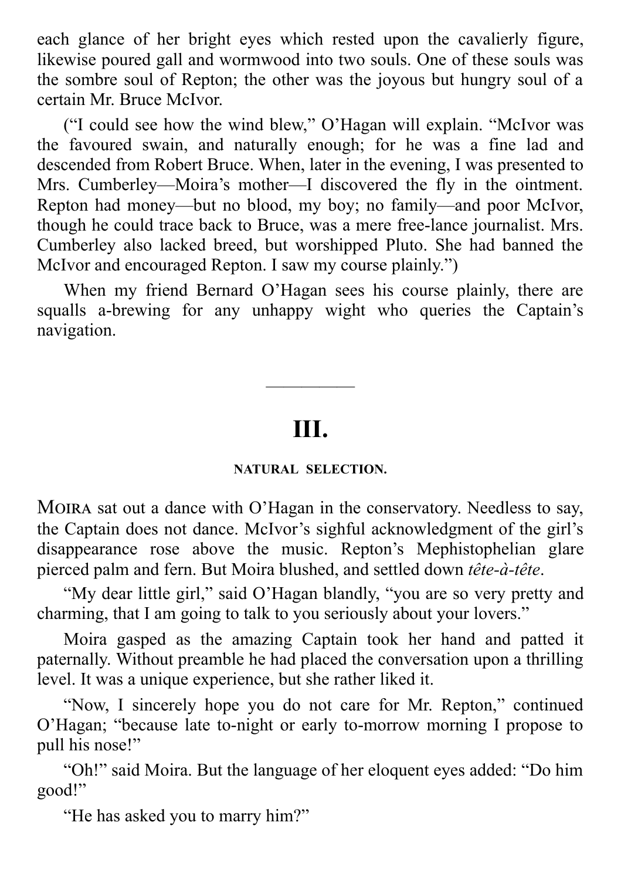each glance of her bright eyes which rested upon the cavalierly figure, likewise poured gall and wormwood into two souls. One of these souls was the sombre soul of Repton; the other was the joyous but hungry soul of a certain Mr. Bruce McIvor.

("I could see how the wind blew," O'Hagan will explain. "McIvor was the favoured swain, and naturally enough; for he was a fine lad and descended from Robert Bruce. When, later in the evening, I was presented to Mrs. Cumberley—Moira's mother—I discovered the fly in the ointment. Repton had money—but no blood, my boy; no family—and poor McIvor, though he could trace back to Bruce, was a mere free-lance journalist. Mrs. Cumberley also lacked breed, but worshipped Pluto. She had banned the McIvor and encouraged Repton. I saw my course plainly.")

When my friend Bernard O'Hagan sees his course plainly, there are squalls a-brewing for any unhappy wight who queries the Captain's navigation.

---

## III.

#### NATURAL SELECTION.

Moira sat out a dance with O'Hagan in the conservatory. Needless to say, the Captain does not dance. McIvor's sighful acknowledgment of the girl's disappearance rose above the music. Repton's Mephistophelian glare pierced palm and fern. But Moira blushed, and settled down *tête-à-tête*.

"My dear little girl," said O'Hagan blandly, "you are so very pretty and charming, that I am going to talk to you seriously about your lovers."

Moira gasped as the amazing Captain took her hand and patted it paternally. Without preamble he had placed the conversation upon a thrilling level. It was a unique experience, but she rather liked it.

"Now, I sincerely hope you do not care for Mr. Repton," continued O'Hagan; "because late to-night or early to-morrow morning I propose to pull his nose!"

"Oh!" said Moira. But the language of her eloquent eyes added: "Do him good!"

"He has asked you to marry him?"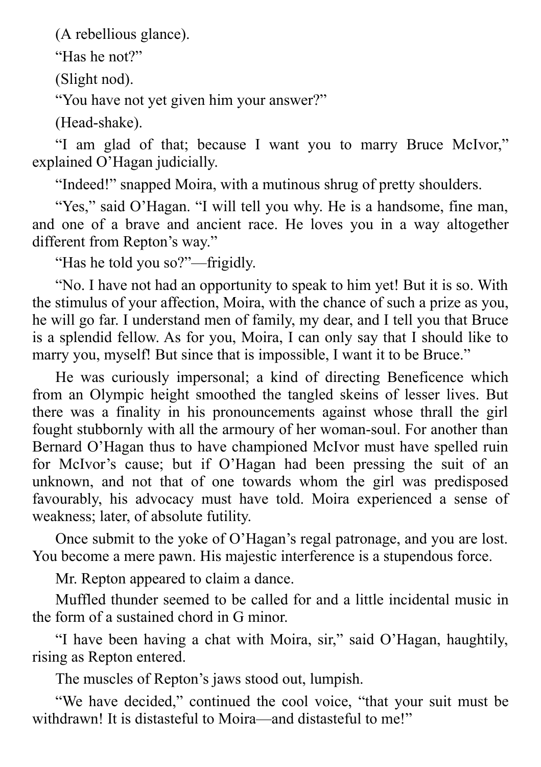(A rebellious glance).

"Has he not?"

(Slight nod).

"You have not yet given him your answer?"

(Head-shake).

"I am glad of that; because I want you to marry Bruce McIvor," explained O'Hagan judicially.

"Indeed!" snapped Moira, with a mutinous shrug of pretty shoulders.

"Yes," said O'Hagan. "I will tell you why. He is a handsome, fine man, and one of a brave and ancient race. He loves you in a way altogether different from Repton's way."

"Has he told you so?"—frigidly.

"No. I have not had an opportunity to speak to him yet! But it is so. With the stimulus of your affection, Moira, with the chance of such a prize as you, he will go far. I understand men of family, my dear, and I tell you that Bruce is a splendid fellow. As for you, Moira, I can only say that I should like to marry you, myself! But since that is impossible, I want it to be Bruce."

He was curiously impersonal; a kind of directing Beneficence which from an Olympic height smoothed the tangled skeins of lesser lives. But there was a finality in his pronouncements against whose thrall the girl fought stubbornly with all the armoury of her woman-soul. For another than Bernard O'Hagan thus to have championed McIvor must have spelled ruin for McIvor's cause; but if O'Hagan had been pressing the suit of an unknown, and not that of one towards whom the girl was predisposed favourably, his advocacy must have told. Moira experienced a sense of weakness; later, of absolute futility.

Once submit to the yoke of O'Hagan's regal patronage, and you are lost. You become a mere pawn. His majestic interference is a stupendous force.

Mr. Repton appeared to claim a dance.

Muffled thunder seemed to be called for and a little incidental music in the form of a sustained chord in G minor.

"I have been having a chat with Moira, sir," said O'Hagan, haughtily, rising as Repton entered.

The muscles of Repton's jaws stood out, lumpish.

"We have decided," continued the cool voice, "that your suit must be withdrawn! It is distasteful to Moira—and distasteful to me!"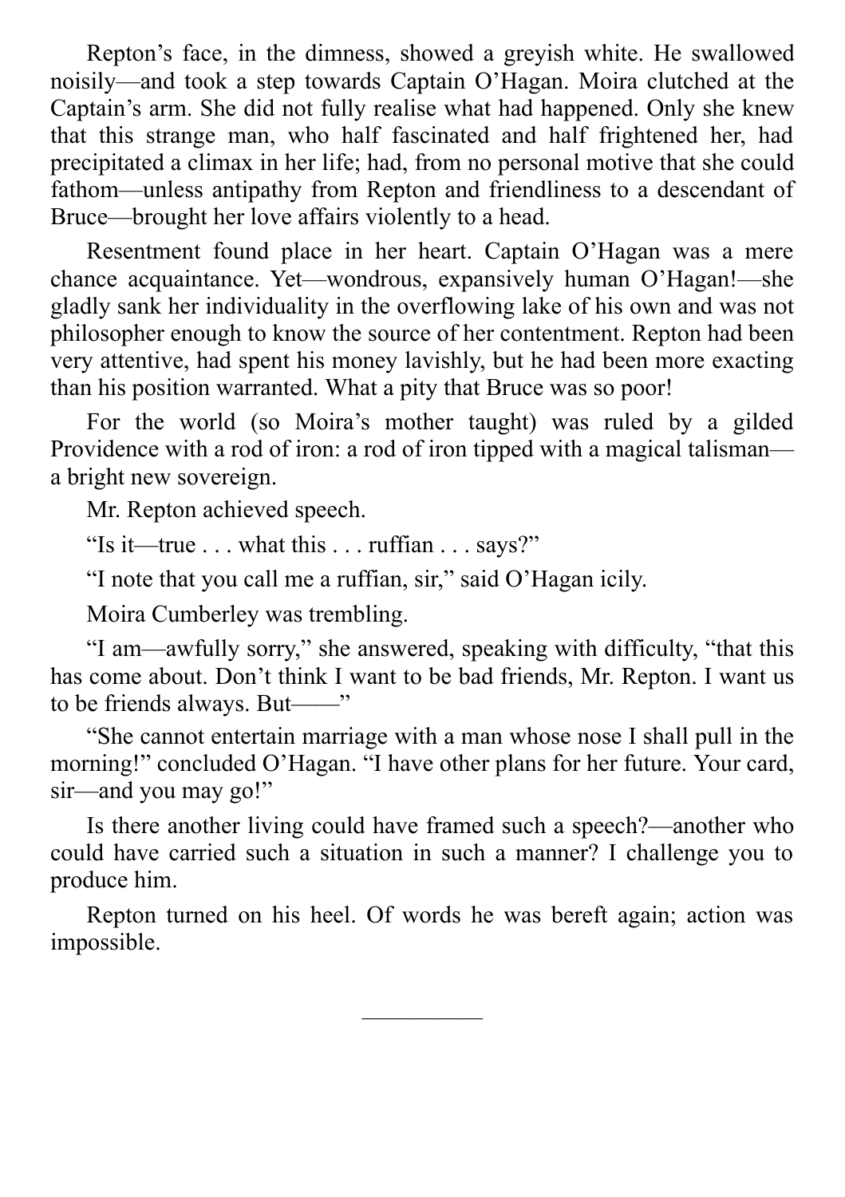Repton's face, in the dimness, showed a greyish white. He swallowed noisily—and took a step towards Captain O'Hagan. Moira clutched at the Captain's arm. She did not fully realise what had happened. Only she knew that this strange man, who half fascinated and half frightened her, had precipitated a climax in her life; had, from no personal motive that she could fathom—unless antipathy from Repton and friendliness to a descendant of Bruce—brought her love affairs violently to a head.

Resentment found place in her heart. Captain O'Hagan was a mere chance acquaintance. Yet—wondrous, expansively human O'Hagan!—she gladly sank her individuality in the overflowing lake of his own and was not philosopher enough to know the source of her contentment. Repton had been very attentive, had spent his money lavishly, but he had been more exacting than his position warranted. What a pity that Bruce was so poor!

For the world (so Moira's mother taught) was ruled by a gilded Providence with a rod of iron: a rod of iron tipped with a magical talisman—a bright new sovereign.

Mr. Repton achieved speech.

"Is it—true . . . what this . . . ruffian . . . says?"

"I note that you call me a ruffian, sir," said O'Hagan icily.

Moira Cumberley was trembling.

"I am—awfully sorry," she answered, speaking with difficulty, "that this has come about. Don't think I want to be bad friends, Mr. Repton. I want us to be friends always. But——"

"She cannot entertain marriage with a man whose nose I shall pull in the morning!" concluded O'Hagan. "I have other plans for her future. Your card, sir—and you may go!"

Is there another living could have framed such a speech?—another who could have carried such a situation in such a manner? I challenge you to produce him.

Repton turned on his heel. Of words he was bereft again; action was impossible.

---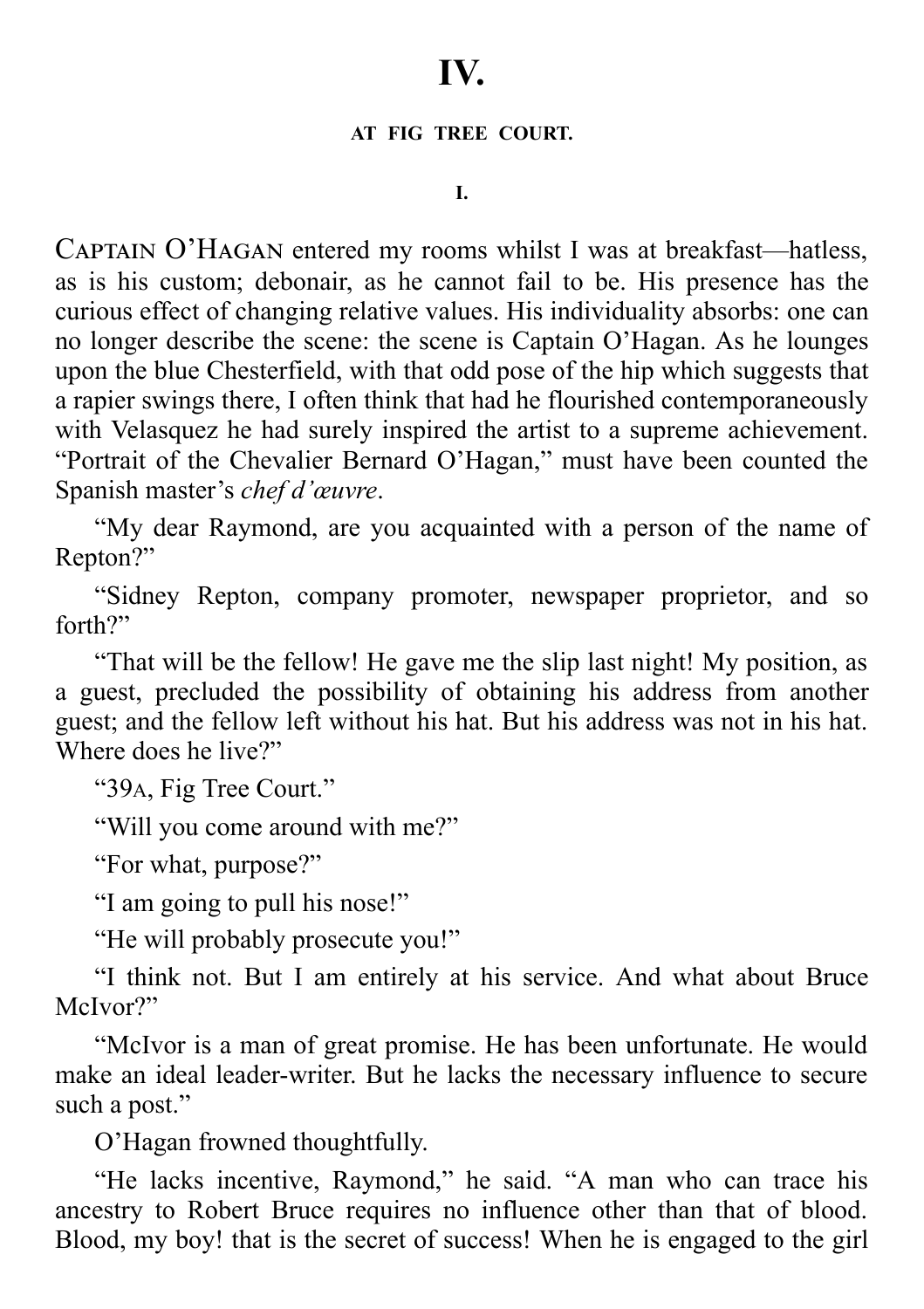# IV.

## AT FIG TREE COURT.

### I.

Captain O'Hagan entered my rooms whilst I was at breakfast—hatless, as is his custom; debonair, as he cannot fail to be. His presence has the curious effect of changing relative values. His individuality absorbs: one can no longer describe the scene: the scene is Captain O'Hagan. As he lounges upon the blue Chesterfield, with that odd pose of the hip which suggests that a rapier swings there, I often think that had he flourished contemporaneously with Velasquez he had surely inspired the artist to a supreme achievement. "Portrait of the Chevalier Bernard O'Hagan," must have been counted the Spanish master's *chef d'œuvre*.

"My dear Raymond, are you acquainted with a person of the name of Repton?"

"Sidney Repton, company promoter, newspaper proprietor, and so forth?"

"That will be the fellow! He gave me the slip last night! My position, as a guest, precluded the possibility of obtaining his address from another guest; and the fellow left without his hat. But his address was not in his hat. Where does he live?"

"39A, Fig Tree Court."

"Will you come around with me?"

"For what, purpose?"

"I am going to pull his nose!"

"He will probably prosecute you!"

"I think not. But I am entirely at his service. And what about Bruce McIvor?"

"McIvor is a man of great promise. He has been unfortunate. He would make an ideal leader-writer. But he lacks the necessary influence to secure such a post."

O'Hagan frowned thoughtfully.

"He lacks incentive, Raymond," he said. "A man who can trace his ancestry to Robert Bruce requires no influence other than that of blood. Blood, my boy! that is the secret of success! When he is engaged to the girl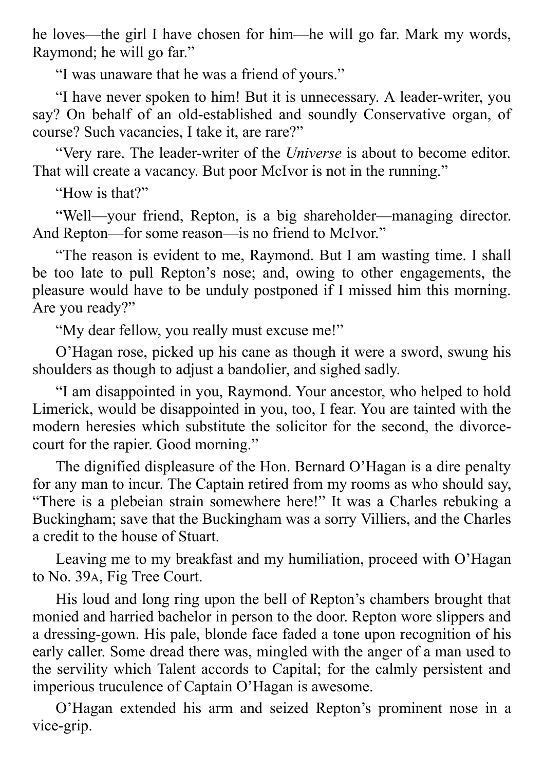he loves—the girl I have chosen for him—he will go far. Mark my words, Raymond; he will go far."

"I was unaware that he was a friend of yours."

"I have never spoken to him! But it is unnecessary. A leader-writer, you say? On behalf of an old-established and soundly Conservative organ, of course? Such vacancies, I take it, are rare?"

"Very rare. The leader-writer of the *Universe* is about to become editor. That will create a vacancy. But poor McIvor is not in the running."

"How is that?"

"Well—your friend, Repton, is a big shareholder—managing director. And Repton—for some reason—is no friend to McIvor."

"The reason is evident to me, Raymond. But I am wasting time. I shall be too late to pull Repton's nose; and, owing to other engagements, the pleasure would have to be unduly postponed if I missed him this morning. Are you ready?"

"My dear fellow, you really must excuse me!"

O'Hagan rose, picked up his cane as though it were a sword, swung his shoulders as though to adjust a bandolier, and sighed sadly.

"I am disappointed in you, Raymond. Your ancestor, who helped to hold Limerick, would be disappointed in you, too, I fear. You are tainted with the modern heresies which substitute the solicitor for the second, the divorce-court for the rapier. Good morning."

The dignified displeasure of the Hon. Bernard O'Hagan is a dire penalty for any man to incur. The Captain retired from my rooms as who should say, "There is a plebeian strain somewhere here!" It was a Charles rebuking a Buckingham; save that the Buckingham was a sorry Villiers, and the Charles a credit to the house of Stuart.

Leaving me to my breakfast and my humiliation, proceed with O'Hagan to No. 39A, Fig Tree Court.

His loud and long ring upon the bell of Repton's chambers brought that monied and harried bachelor in person to the door. Repton wore slippers and a dressing-gown. His pale, blonde face faded a tone upon recognition of his early caller. Some dread there was, mingled with the anger of a man used to the servility which Talent accords to Capital; for the calmly persistent and imperious truculence of Captain O'Hagan is awesome.

O'Hagan extended his arm and seized Repton's prominent nose in a vice-grip.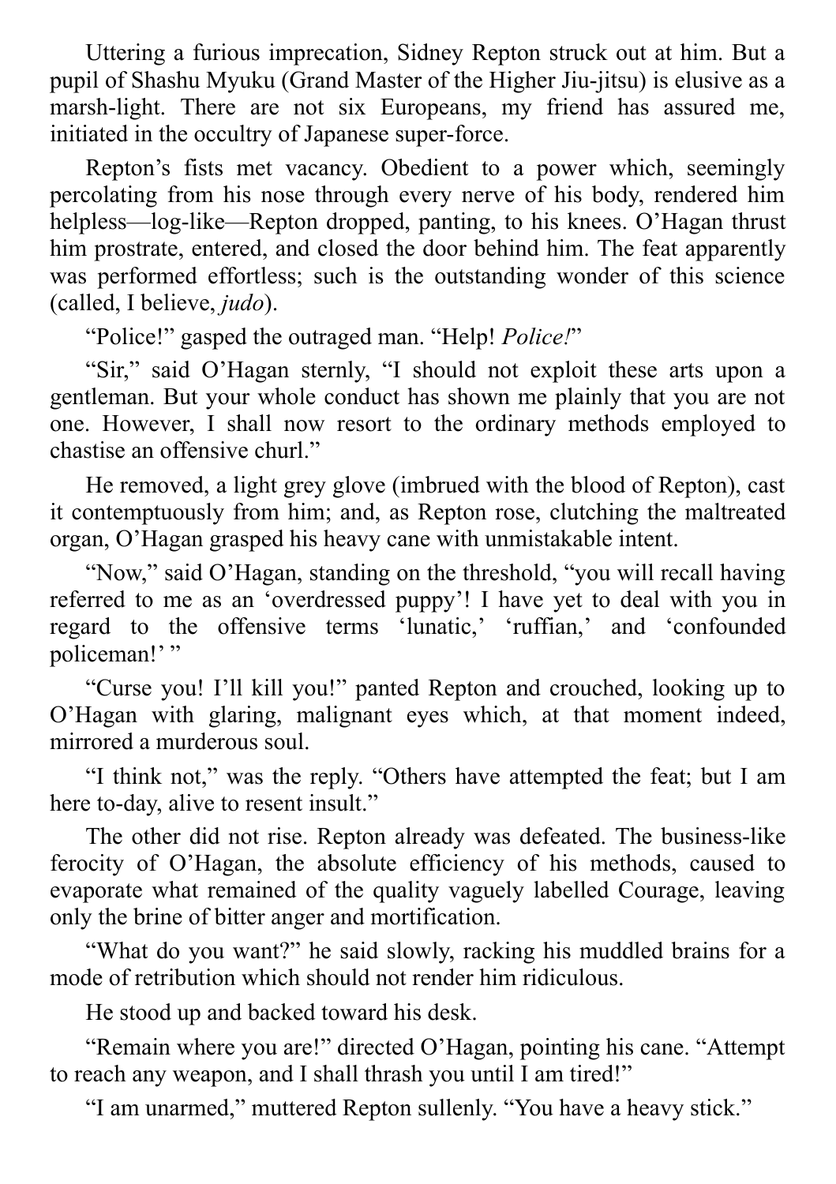Uttering a furious imprecation, Sidney Repton struck out at him. But a pupil of Shashu Myuku (Grand Master of the Higher Jiu-jitsu) is elusive as a marsh-light. There are not six Europeans, my friend has assured me, initiated in the occultry of Japanese super-force.

Repton's fists met vacancy. Obedient to a power which, seemingly percolating from his nose through every nerve of his body, rendered him helpless—log-like—Repton dropped, panting, to his knees. O'Hagan thrust him prostrate, entered, and closed the door behind him. The feat apparently was performed effortless; such is the outstanding wonder of this science (called, I believe, *judo*).

"Police!" gasped the outraged man. "Help! *Police!*"

"Sir," said O'Hagan sternly, "I should not exploit these arts upon a gentleman. But your whole conduct has shown me plainly that you are not one. However, I shall now resort to the ordinary methods employed to chastise an offensive churl."

He removed, a light grey glove (imbrued with the blood of Repton), cast it contemptuously from him; and, as Repton rose, clutching the maltreated organ, O'Hagan grasped his heavy cane with unmistakable intent.

"Now," said O'Hagan, standing on the threshold, "you will recall having referred to me as an 'overdressed puppy'! I have yet to deal with you in regard to the offensive terms 'lunatic,' 'ruffian,' and 'confounded policeman!' "

"Curse you! I'll kill you!" panted Repton and crouched, looking up to O'Hagan with glaring, malignant eyes which, at that moment indeed, mirrored a murderous soul.

"I think not," was the reply. "Others have attempted the feat; but I am here to-day, alive to resent insult."

The other did not rise. Repton already was defeated. The business-like ferocity of O'Hagan, the absolute efficiency of his methods, caused to evaporate what remained of the quality vaguely labelled Courage, leaving only the brine of bitter anger and mortification.

"What do you want?" he said slowly, racking his muddled brains for a mode of retribution which should not render him ridiculous.

He stood up and backed toward his desk.

"Remain where you are!" directed O'Hagan, pointing his cane. "Attempt to reach any weapon, and I shall thrash you until I am tired!"

"I am unarmed," muttered Repton sullenly. "You have a heavy stick."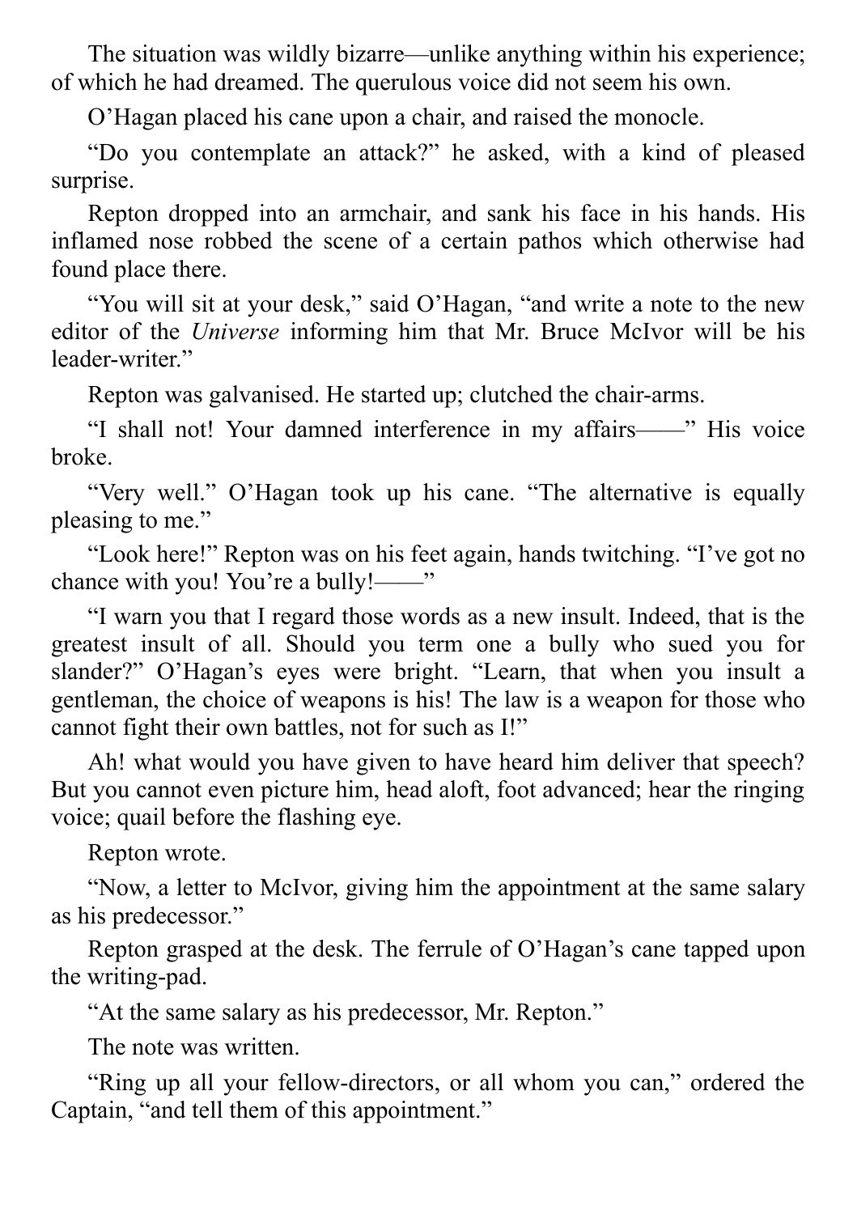The situation was wildly bizarre—unlike anything within his experience; of which he had dreamed. The querulous voice did not seem his own.

O'Hagan placed his cane upon a chair, and raised the monocle.

"Do you contemplate an attack?" he asked, with a kind of pleased surprise.

Repton dropped into an armchair, and sank his face in his hands. His inflamed nose robbed the scene of a certain pathos which otherwise had found place there.

"You will sit at your desk," said O'Hagan, "and write a note to the new editor of the *Universe* informing him that Mr. Bruce McIvor will be his leader-writer."

Repton was galvanised. He started up; clutched the chair-arms.

"I shall not! Your damned interference in my affairs——" His voice broke.

"Very well." O'Hagan took up his cane. "The alternative is equally pleasing to me."

"Look here!" Repton was on his feet again, hands twitching. "I've got no chance with you! You're a bully!——"

"I warn you that I regard those words as a new insult. Indeed, that is the greatest insult of all. Should you term one a bully who sued you for slander?" O'Hagan's eyes were bright. "Learn, that when you insult a gentleman, the choice of weapons is his! The law is a weapon for those who cannot fight their own battles, not for such as I!"

Ah! what would you have given to have heard him deliver that speech? But you cannot even picture him, head aloft, foot advanced; hear the ringing voice; quail before the flashing eye.

Repton wrote.

"Now, a letter to McIvor, giving him the appointment at the same salary as his predecessor."

Repton grasped at the desk. The ferrule of O'Hagan's cane tapped upon the writing-pad.

"At the same salary as his predecessor, Mr. Repton."

The note was written.

"Ring up all your fellow-directors, or all whom you can," ordered the Captain, "and tell them of this appointment."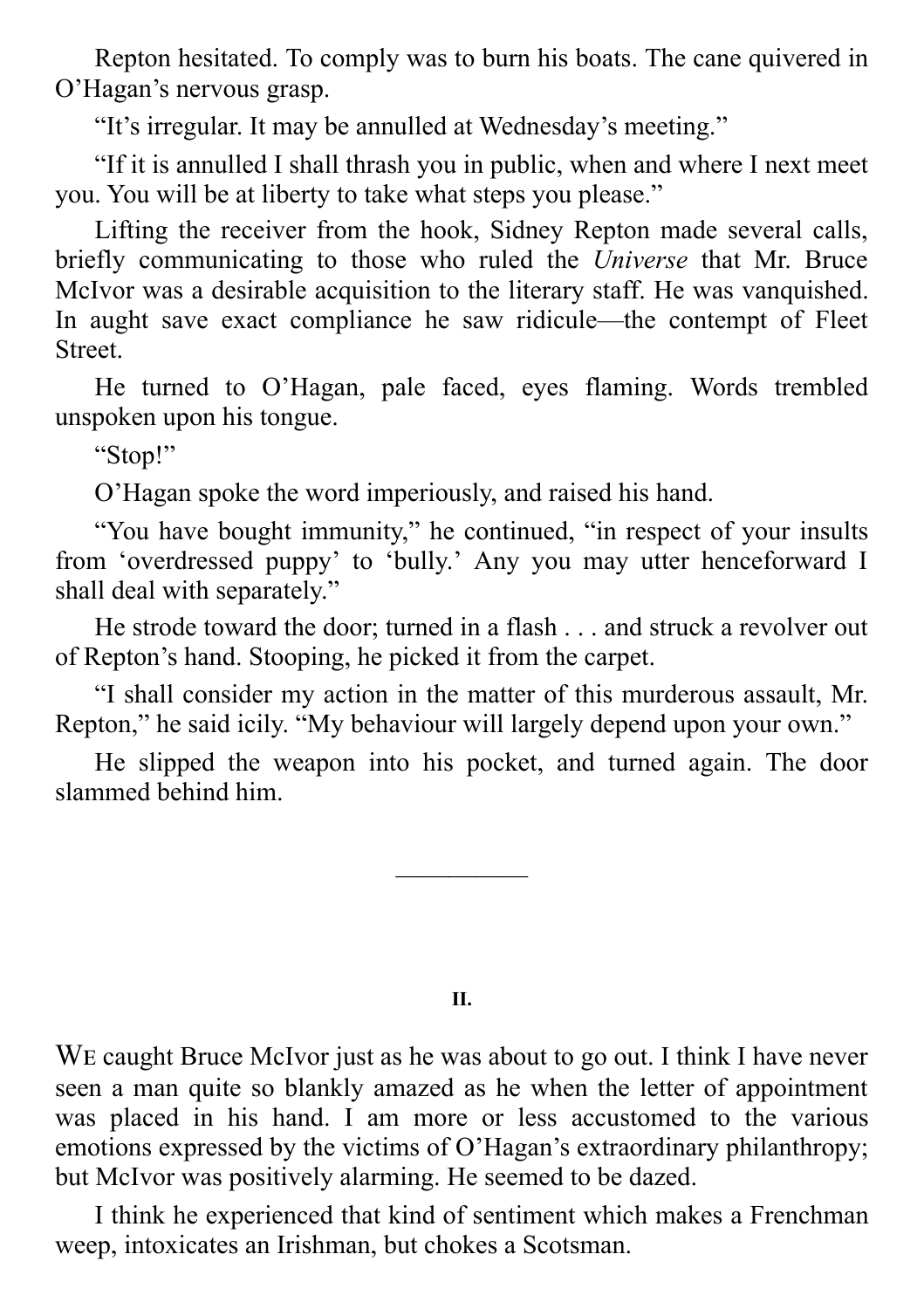Repton hesitated. To comply was to burn his boats. The cane quivered in O'Hagan's nervous grasp.

"It's irregular. It may be annulled at Wednesday's meeting."

"If it is annulled I shall thrash you in public, when and where I next meet you. You will be at liberty to take what steps you please."

Lifting the receiver from the hook, Sidney Repton made several calls, briefly communicating to those who ruled the *Universe* that Mr. Bruce McIvor was a desirable acquisition to the literary staff. He was vanquished. In aught save exact compliance he saw ridicule—the contempt of Fleet Street.

He turned to O'Hagan, pale faced, eyes flaming. Words trembled unspoken upon his tongue.

"Stop!"

O'Hagan spoke the word imperiously, and raised his hand.

"You have bought immunity," he continued, "in respect of your insults from 'overdressed puppy' to 'bully.' Any you may utter henceforward I shall deal with separately."

He strode toward the door; turned in a flash . . . and struck a revolver out of Repton's hand. Stooping, he picked it from the carpet.

"I shall consider my action in the matter of this murderous assault, Mr. Repton," he said icily. "My behaviour will largely depend upon your own."

He slipped the weapon into his pocket, and turned again. The door slammed behind him.

---

## II.

WE caught Bruce McIvor just as he was about to go out. I think I have never seen a man quite so blankly amazed as he when the letter of appointment was placed in his hand. I am more or less accustomed to the various emotions expressed by the victims of O'Hagan's extraordinary philanthropy; but McIvor was positively alarming. He seemed to be dazed.

I think he experienced that kind of sentiment which makes a Frenchman weep, intoxicates an Irishman, but chokes a Scotsman.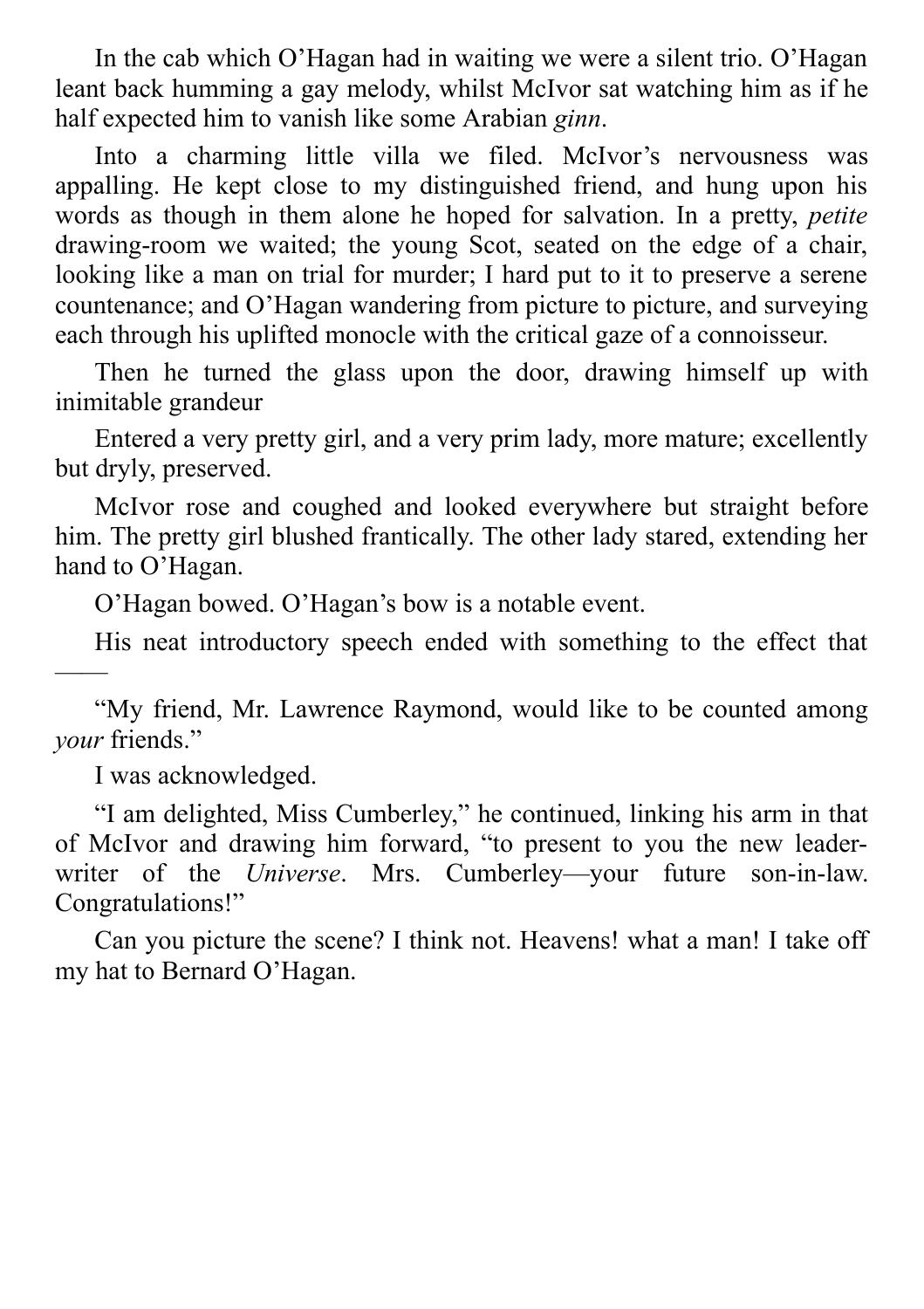In the cab which O'Hagan had in waiting we were a silent trio. O'Hagan leant back humming a gay melody, whilst McIvor sat watching him as if he half expected him to vanish like some Arabian *ginn*.

Into a charming little villa we filed. McIvor's nervousness was appalling. He kept close to my distinguished friend, and hung upon his words as though in them alone he hoped for salvation. In a pretty, *petite* drawing-room we waited; the young Scot, seated on the edge of a chair, looking like a man on trial for murder; I hard put to it to preserve a serene countenance; and O'Hagan wandering from picture to picture, and surveying each through his uplifted monocle with the critical gaze of a connoisseur.

Then he turned the glass upon the door, drawing himself up with inimitable grandeur

Entered a very pretty girl, and a very prim lady, more mature; excellently but dryly, preserved.

McIvor rose and coughed and looked everywhere but straight before him. The pretty girl blushed frantically. The other lady stared, extending her hand to O'Hagan.

O'Hagan bowed. O'Hagan's bow is a notable event.

His neat introductory speech ended with something to the effect that ——

"My friend, Mr. Lawrence Raymond, would like to be counted among *your* friends."

I was acknowledged.

"I am delighted, Miss Cumberley," he continued, linking his arm in that of McIvor and drawing him forward, "to present to you the new leader-writer of the *Universe*. Mrs. Cumberley—your future son-in-law. Congratulations!"

Can you picture the scene? I think not. Heavens! what a man! I take off my hat to Bernard O'Hagan.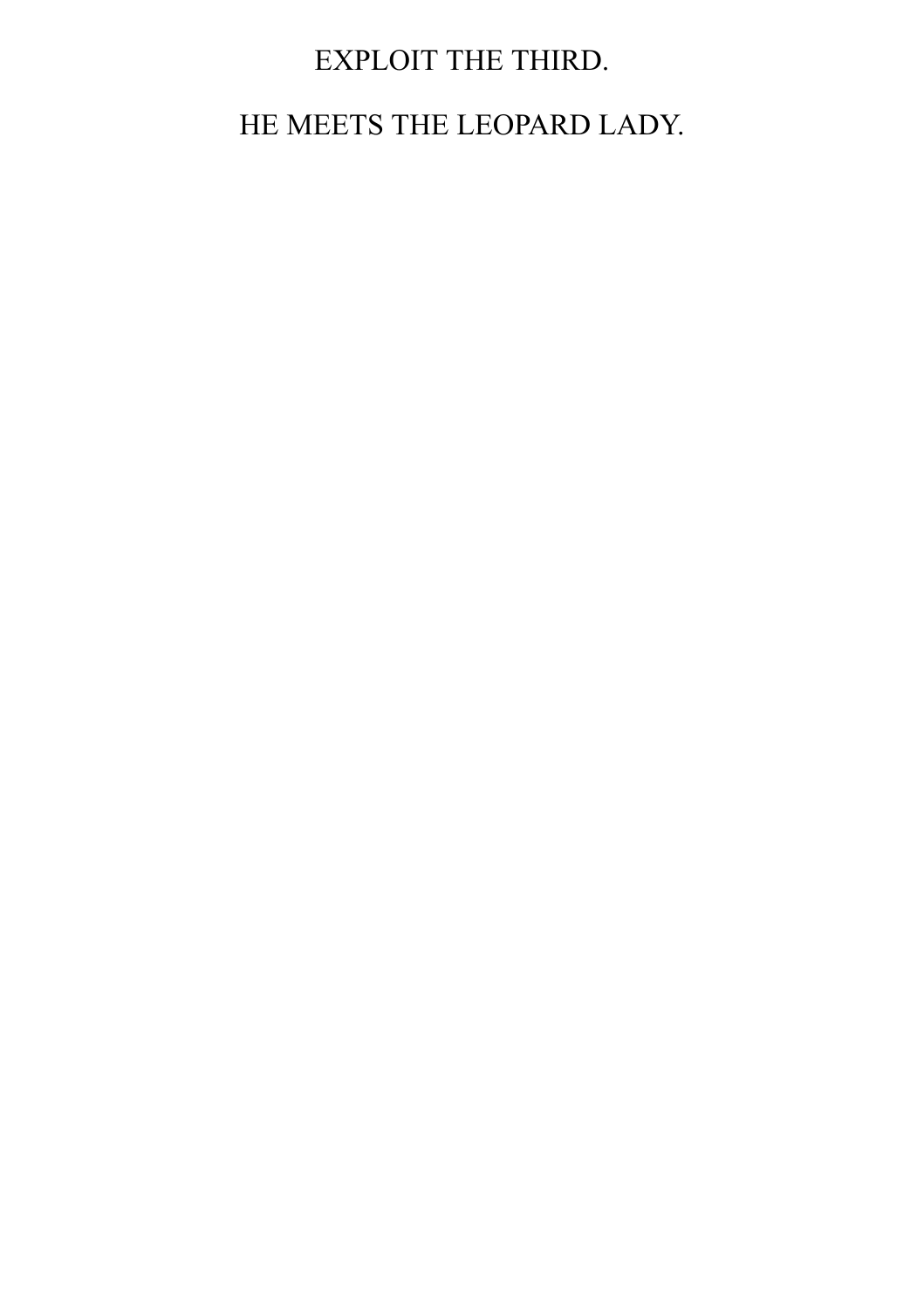# EXPLOIT THE THIRD.

## HE MEETS THE LEOPARD LADY.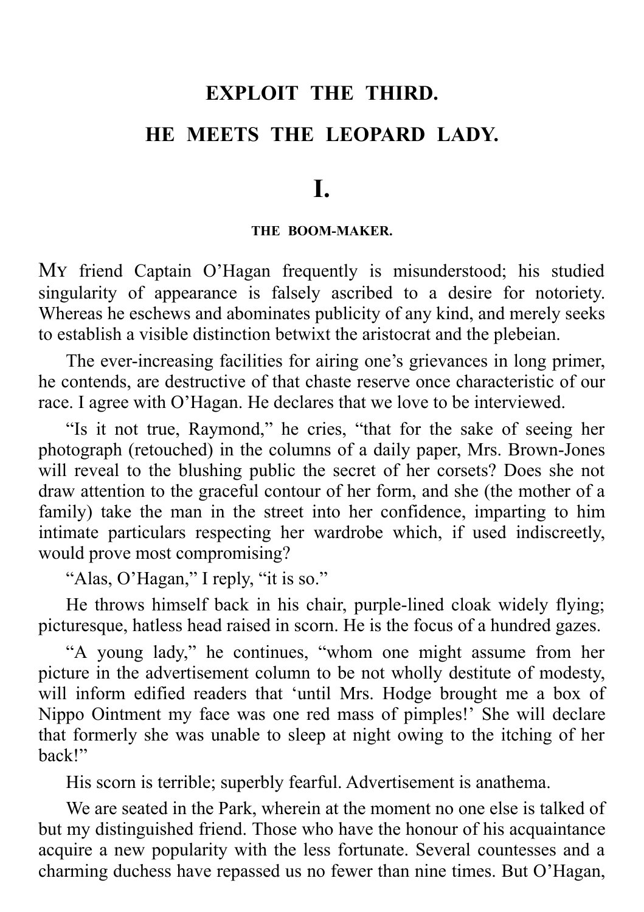## EXPLOIT THE THIRD.

## HE MEETS THE LEOPARD LADY.

# I.

### THE BOOM-MAKER.

My friend Captain O'Hagan frequently is misunderstood; his studied singularity of appearance is falsely ascribed to a desire for notoriety. Whereas he eschews and abominates publicity of any kind, and merely seeks to establish a visible distinction betwixt the aristocrat and the plebeian.

The ever-increasing facilities for airing one's grievances in long primer, he contends, are destructive of that chaste reserve once characteristic of our race. I agree with O'Hagan. He declares that we love to be interviewed.

"Is it not true, Raymond," he cries, "that for the sake of seeing her photograph (retouched) in the columns of a daily paper, Mrs. Brown-Jones will reveal to the blushing public the secret of her corsets? Does she not draw attention to the graceful contour of her form, and she (the mother of a family) take the man in the street into her confidence, imparting to him intimate particulars respecting her wardrobe which, if used indiscreetly, would prove most compromising?

"Alas, O'Hagan," I reply, "it is so."

He throws himself back in his chair, purple-lined cloak widely flying; picturesque, hatless head raised in scorn. He is the focus of a hundred gazes.

"A young lady," he continues, "whom one might assume from her picture in the advertisement column to be not wholly destitute of modesty, will inform edified readers that 'until Mrs. Hodge brought me a box of Nippo Ointment my face was one red mass of pimples!' She will declare that formerly she was unable to sleep at night owing to the itching of her back!"

His scorn is terrible; superbly fearful. Advertisement is anathema.

We are seated in the Park, wherein at the moment no one else is talked of but my distinguished friend. Those who have the honour of his acquaintance acquire a new popularity with the less fortunate. Several countesses and a charming duchess have repassed us no fewer than nine times. But O'Hagan,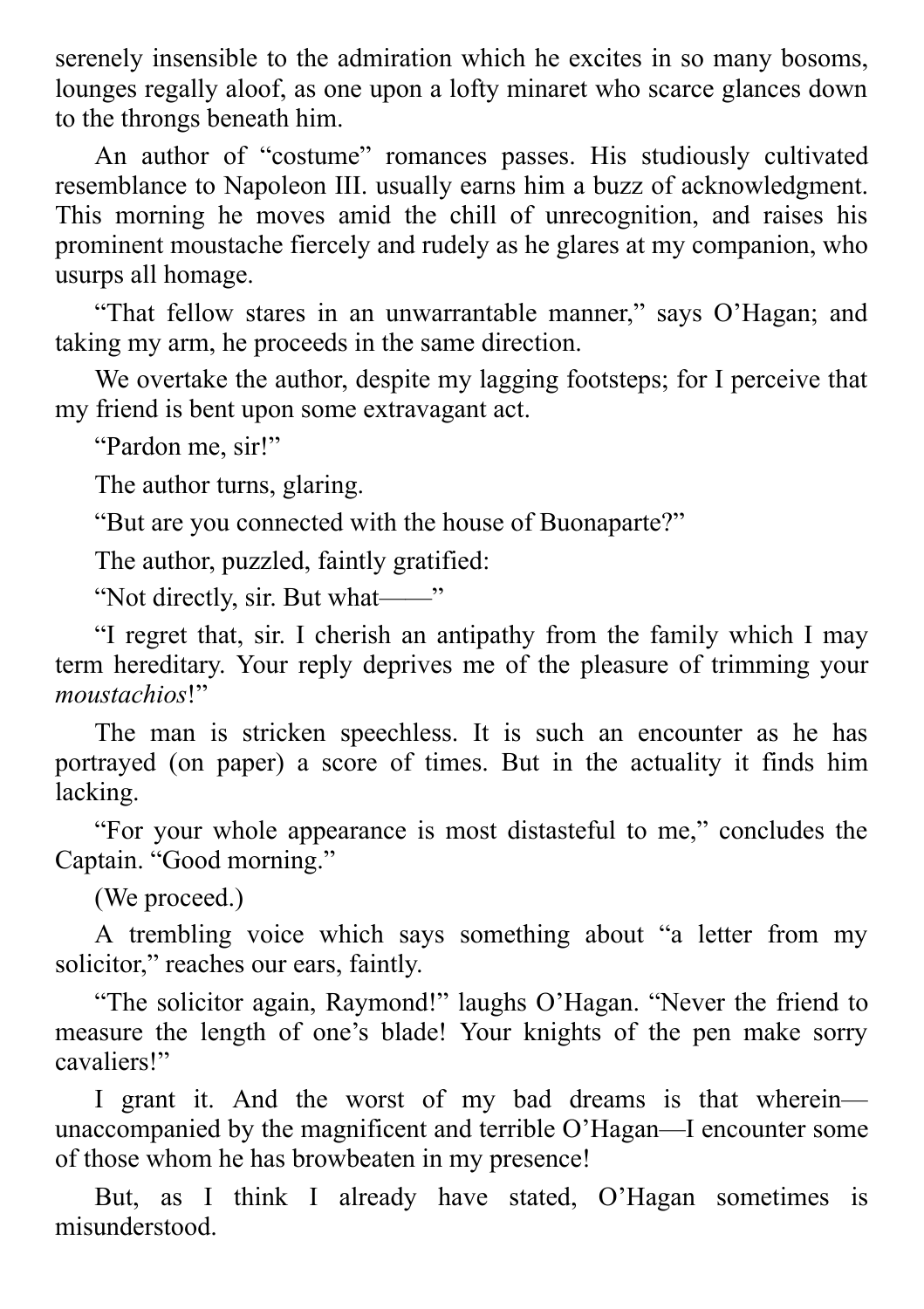serenely insensible to the admiration which he excites in so many bosoms, lounges regally aloof, as one upon a lofty minaret who scarce glances down to the throngs beneath him.

An author of "costume" romances passes. His studiously cultivated resemblance to Napoleon III. usually earns him a buzz of acknowledgment. This morning he moves amid the chill of unrecognition, and raises his prominent moustache fiercely and rudely as he glares at my companion, who usurps all homage.

"That fellow stares in an unwarrantable manner," says O'Hagan; and taking my arm, he proceeds in the same direction.

We overtake the author, despite my lagging footsteps; for I perceive that my friend is bent upon some extravagant act.

"Pardon me, sir!"

The author turns, glaring.

"But are you connected with the house of Buonaparte?"

The author, puzzled, faintly gratified:

"Not directly, sir. But what——"

"I regret that, sir. I cherish an antipathy from the family which I may term hereditary. Your reply deprives me of the pleasure of trimming your *moustachios*!"

The man is stricken speechless. It is such an encounter as he has portrayed (on paper) a score of times. But in the actuality it finds him lacking.

"For your whole appearance is most distasteful to me," concludes the Captain. "Good morning."

(We proceed.)

A trembling voice which says something about "a letter from my solicitor," reaches our ears, faintly.

"The solicitor again, Raymond!" laughs O'Hagan. "Never the friend to measure the length of one's blade! Your knights of the pen make sorry cavaliers!"

I grant it. And the worst of my bad dreams is that wherein—unaccompanied by the magnificent and terrible O'Hagan—I encounter some of those whom he has browbeaten in my presence!

But, as I think I already have stated, O'Hagan sometimes is misunderstood.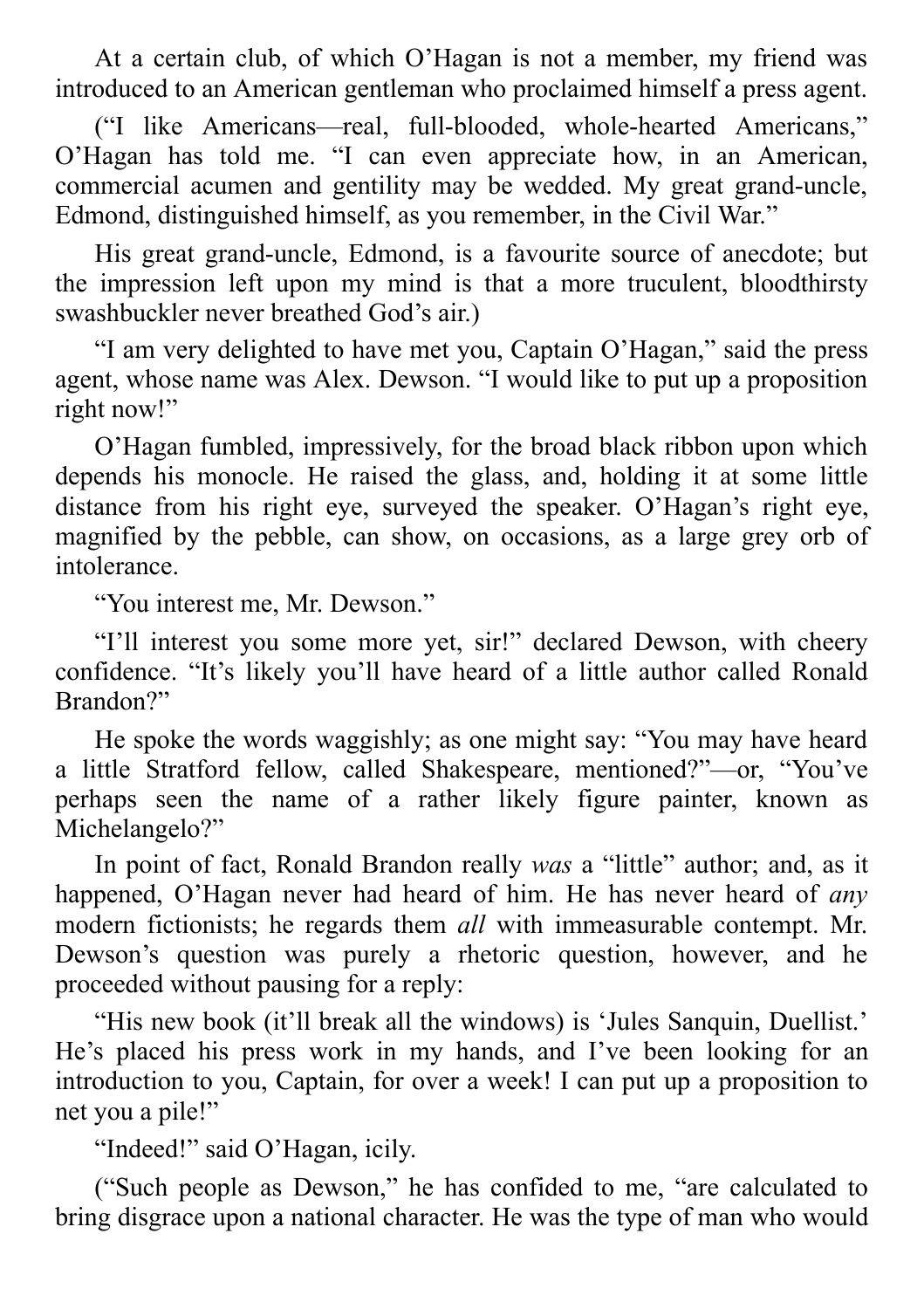At a certain club, of which O'Hagan is not a member, my friend was introduced to an American gentleman who proclaimed himself a press agent.

("I like Americans—real, full-blooded, whole-hearted Americans," O'Hagan has told me. "I can even appreciate how, in an American, commercial acumen and gentility may be wedded. My great grand-uncle, Edmond, distinguished himself, as you remember, in the Civil War."

His great grand-uncle, Edmond, is a favourite source of anecdote; but the impression left upon my mind is that a more truculent, bloodthirsty swashbuckler never breathed God's air.)

"I am very delighted to have met you, Captain O'Hagan," said the press agent, whose name was Alex. Dewson. "I would like to put up a proposition right now!"

O'Hagan fumbled, impressively, for the broad black ribbon upon which depends his monocle. He raised the glass, and, holding it at some little distance from his right eye, surveyed the speaker. O'Hagan's right eye, magnified by the pebble, can show, on occasions, as a large grey orb of intolerance.

"You interest me, Mr. Dewson."

"I'll interest you some more yet, sir!" declared Dewson, with cheery confidence. "It's likely you'll have heard of a little author called Ronald Brandon?"

He spoke the words waggishly; as one might say: "You may have heard a little Stratford fellow, called Shakespeare, mentioned?"—or, "You've perhaps seen the name of a rather likely figure painter, known as Michelangelo?"

In point of fact, Ronald Brandon really *was* a "little" author; and, as it happened, O'Hagan never had heard of him. He has never heard of *any* modern fictionists; he regards them *all* with immeasurable contempt. Mr. Dewson's question was purely a rhetoric question, however, and he proceeded without pausing for a reply:

"His new book (it'll break all the windows) is 'Jules Sanquin, Duellist.' He's placed his press work in my hands, and I've been looking for an introduction to you, Captain, for over a week! I can put up a proposition to net you a pile!"

"Indeed!" said O'Hagan, icily.

("Such people as Dewson," he has confided to me, "are calculated to bring disgrace upon a national character. He was the type of man who would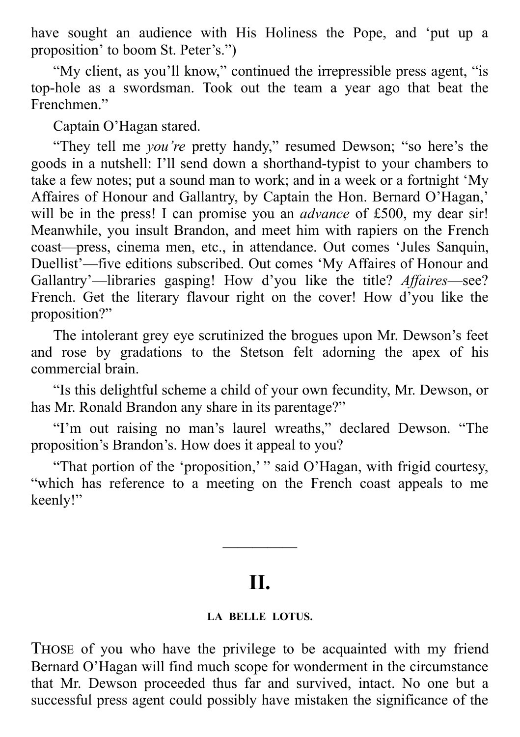have sought an audience with His Holiness the Pope, and 'put up a proposition' to boom St. Peter's.")

"My client, as you'll know," continued the irrepressible press agent, "is top-hole as a swordsman. Took out the team a year ago that beat the Frenchmen."

Captain O'Hagan stared.

"They tell me *you're* pretty handy," resumed Dewson; "so here's the goods in a nutshell: I'll send down a shorthand-typist to your chambers to take a few notes; put a sound man to work; and in a week or a fortnight 'My Affaires of Honour and Gallantry, by Captain the Hon. Bernard O'Hagan,' will be in the press! I can promise you an *advance* of £500, my dear sir! Meanwhile, you insult Brandon, and meet him with rapiers on the French coast—press, cinema men, etc., in attendance. Out comes 'Jules Sanquin, Duellist'—five editions subscribed. Out comes 'My Affaires of Honour and Gallantry'—libraries gasping! How d'you like the title? *Affaires*—see? French. Get the literary flavour right on the cover! How d'you like the proposition?"

The intolerant grey eye scrutinized the brogues upon Mr. Dewson's feet and rose by gradations to the Stetson felt adorning the apex of his commercial brain.

"Is this delightful scheme a child of your own fecundity, Mr. Dewson, or has Mr. Ronald Brandon any share in its parentage?"

"I'm out raising no man's laurel wreaths," declared Dewson. "The proposition's Brandon's. How does it appeal to you?

"That portion of the 'proposition,' " said O'Hagan, with frigid courtesy, "which has reference to a meeting on the French coast appeals to me keenly!"

---

## II.

### LA BELLE LOTUS.

Those of you who have the privilege to be acquainted with my friend Bernard O'Hagan will find much scope for wonderment in the circumstance that Mr. Dewson proceeded thus far and survived, intact. No one but a successful press agent could possibly have mistaken the significance of the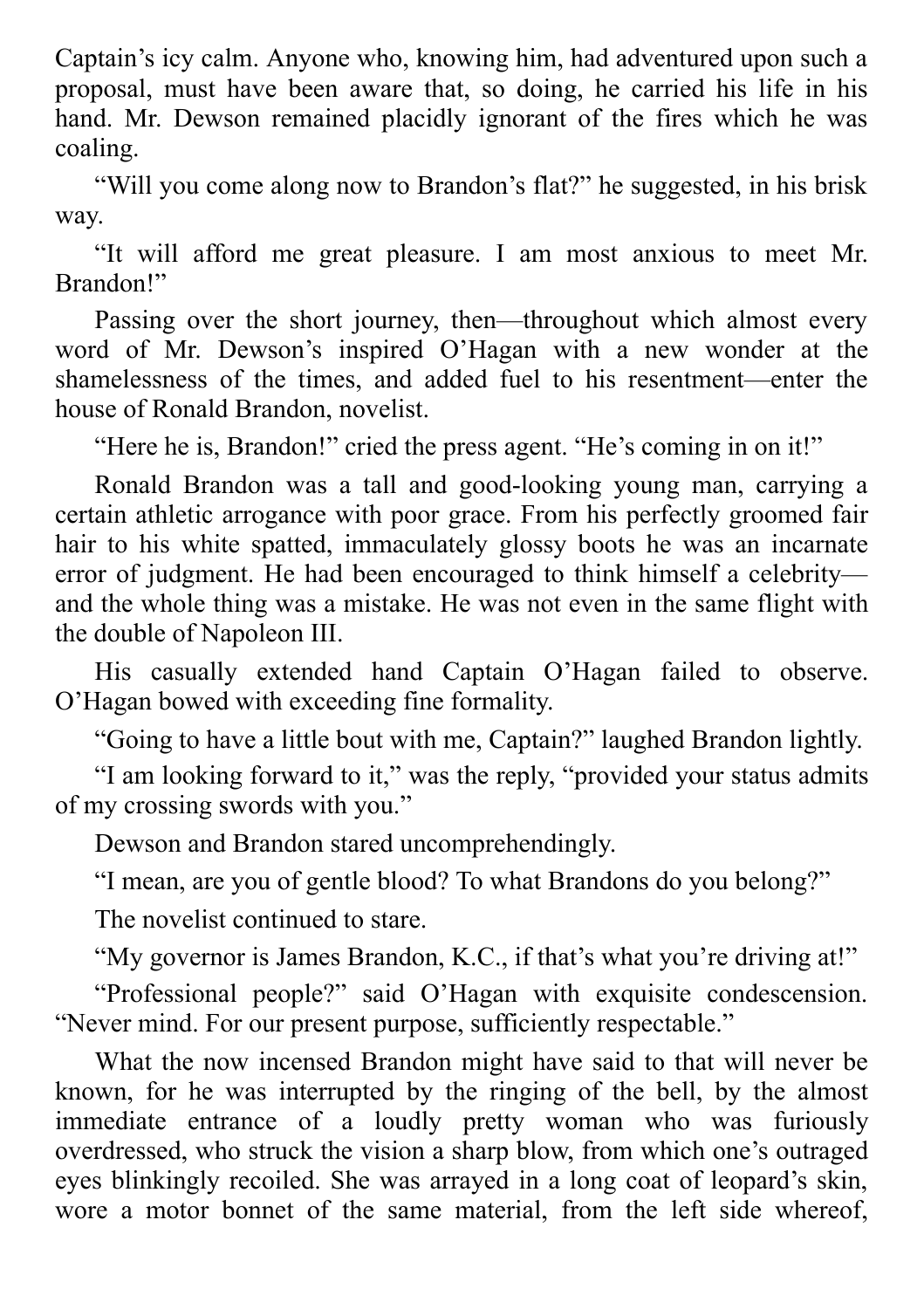Captain’s icy calm. Anyone who, knowing him, had adventured upon such a proposal, must have been aware that, so doing, he carried his life in his hand. Mr. Dewson remained placidly ignorant of the fires which he was coaling.

“Will you come along now to Brandon’s flat?” he suggested, in his brisk way.

“It will afford me great pleasure. I am most anxious to meet Mr. Brandon!”

Passing over the short journey, then—throughout which almost every word of Mr. Dewson’s inspired O’Hagan with a new wonder at the shamelessness of the times, and added fuel to his resentment—enter the house of Ronald Brandon, novelist.

“Here he is, Brandon!” cried the press agent. “He’s coming in on it!”

Ronald Brandon was a tall and good-looking young man, carrying a certain athletic arrogance with poor grace. From his perfectly groomed fair hair to his white spatted, immaculately glossy boots he was an incarnate error of judgment. He had been encouraged to think himself a celebrity—and the whole thing was a mistake. He was not even in the same flight with the double of Napoleon III.

His casually extended hand Captain O’Hagan failed to observe. O’Hagan bowed with exceeding fine formality.

“Going to have a little bout with me, Captain?” laughed Brandon lightly.

“I am looking forward to it,” was the reply, “provided your status admits of my crossing swords with you.”

Dewson and Brandon stared uncomprehendingly.

“I mean, are you of gentle blood? To what Brandons do you belong?”

The novelist continued to stare.

“My governor is James Brandon, K.C., if that’s what you’re driving at!”

“Professional people?” said O’Hagan with exquisite condescension. “Never mind. For our present purpose, sufficiently respectable.”

What the now incensed Brandon might have said to that will never be known, for he was interrupted by the ringing of the bell, by the almost immediate entrance of a loudly pretty woman who was furiously overdressed, who struck the vision a sharp blow, from which one’s outraged eyes blinkingly recoiled. She was arrayed in a long coat of leopard’s skin, wore a motor bonnet of the same material, from the left side whereof,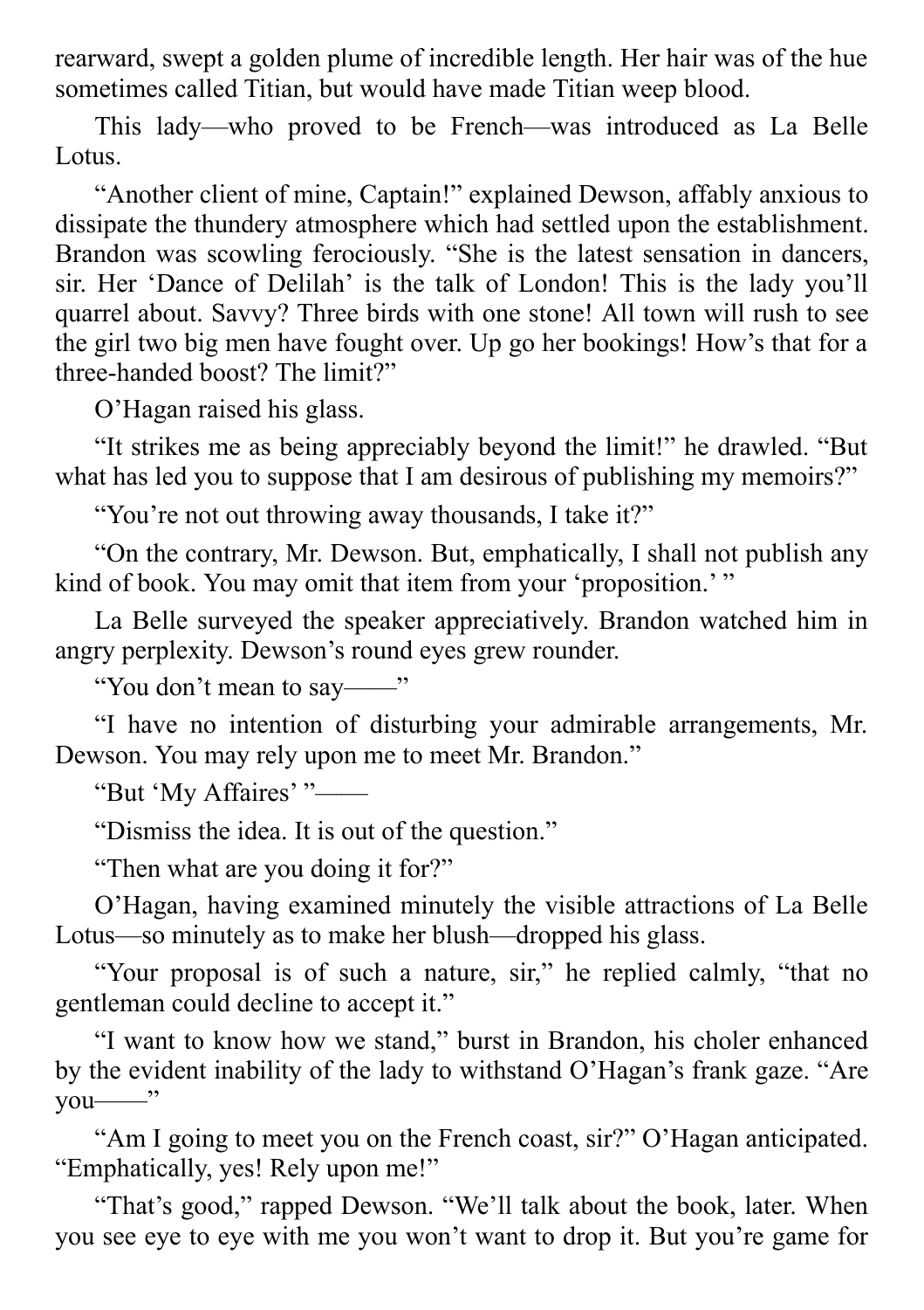rearward, swept a golden plume of incredible length. Her hair was of the hue sometimes called Titian, but would have made Titian weep blood.

This lady—who proved to be French—was introduced as La Belle Lotus.

“Another client of mine, Captain!” explained Dewson, affably anxious to dissipate the thundery atmosphere which had settled upon the establishment. Brandon was scowling ferociously. “She is the latest sensation in dancers, sir. Her ‘Dance of Delilah’ is the talk of London! This is the lady you’ll quarrel about. Savvy? Three birds with one stone! All town will rush to see the girl two big men have fought over. Up go her bookings! How’s that for a three-handed boost? The limit?”

O’Hagan raised his glass.

“It strikes me as being appreciably beyond the limit!” he drawled. “But what has led you to suppose that I am desirous of publishing my memoirs?”

“You’re not out throwing away thousands, I take it?”

“On the contrary, Mr. Dewson. But, emphatically, I shall not publish any kind of book. You may omit that item from your ‘proposition.’ ”

La Belle surveyed the speaker appreciatively. Brandon watched him in angry perplexity. Dewson’s round eyes grew rounder.

“You don’t mean to say——”

“I have no intention of disturbing your admirable arrangements, Mr. Dewson. You may rely upon me to meet Mr. Brandon.”

“But ‘My Affaires’ ”——

“Dismiss the idea. It is out of the question.”

“Then what are you doing it for?”

O’Hagan, having examined minutely the visible attractions of La Belle Lotus—so minutely as to make her blush—dropped his glass.

“Your proposal is of such a nature, sir,” he replied calmly, “that no gentleman could decline to accept it.”

“I want to know how we stand,” burst in Brandon, his choler enhanced by the evident inability of the lady to withstand O’Hagan’s frank gaze. “Are you——”

“Am I going to meet you on the French coast, sir?” O’Hagan anticipated. “Emphatically, yes! Rely upon me!”

“That’s good,” rapped Dewson. “We’ll talk about the book, later. When you see eye to eye with me you won’t want to drop it. But you’re game for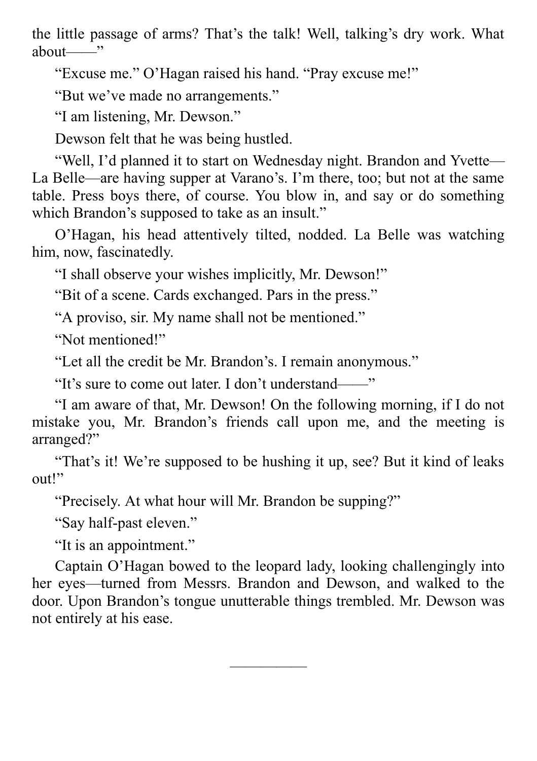the little passage of arms? That's the talk! Well, talking's dry work. What about——"

"Excuse me." O'Hagan raised his hand. "Pray excuse me!"

"But we've made no arrangements."

"I am listening, Mr. Dewson."

Dewson felt that he was being hustled.

"Well, I'd planned it to start on Wednesday night. Brandon and Yvette—La Belle—are having supper at Varano's. I'm there, too; but not at the same table. Press boys there, of course. You blow in, and say or do something which Brandon's supposed to take as an insult."

O'Hagan, his head attentively tilted, nodded. La Belle was watching him, now, fascinatedly.

"I shall observe your wishes implicitly, Mr. Dewson!"

"Bit of a scene. Cards exchanged. Pars in the press."

"A proviso, sir. My name shall not be mentioned."

"Not mentioned!"

"Let all the credit be Mr. Brandon's. I remain anonymous."

"It's sure to come out later. I don't understand——"

"I am aware of that, Mr. Dewson! On the following morning, if I do not mistake you, Mr. Brandon's friends call upon me, and the meeting is arranged?"

"That's it! We're supposed to be hushing it up, see? But it kind of leaks out!"

"Precisely. At what hour will Mr. Brandon be supping?"

"Say half-past eleven."

"It is an appointment."

Captain O'Hagan bowed to the leopard lady, looking challengingly into her eyes—turned from Messrs. Brandon and Dewson, and walked to the door. Upon Brandon's tongue unutterable things trembled. Mr. Dewson was not entirely at his ease.

---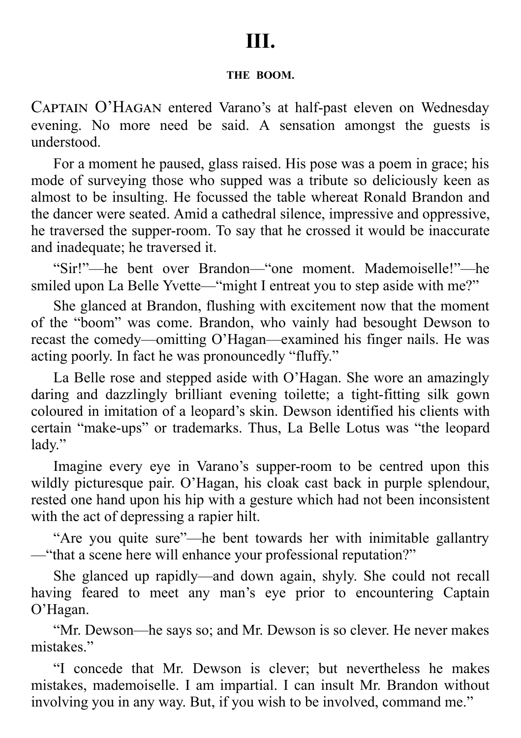# III.

### THE BOOM.

Captain O’Hagan entered Varano’s at half-past eleven on Wednesday evening. No more need be said. A sensation amongst the guests is understood.

For a moment he paused, glass raised. His pose was a poem in grace; his mode of surveying those who supped was a tribute so deliciously keen as almost to be insulting. He focussed the table whereat Ronald Brandon and the dancer were seated. Amid a cathedral silence, impressive and oppressive, he traversed the supper-room. To say that he crossed it would be inaccurate and inadequate; he traversed it.

“Sir!”—he bent over Brandon—“one moment. Mademoiselle!”—he smiled upon La Belle Yvette—“might I entreat you to step aside with me?”

She glanced at Brandon, flushing with excitement now that the moment of the “boom” was come. Brandon, who vainly had besought Dewson to recast the comedy—omitting O’Hagan—examined his finger nails. He was acting poorly. In fact he was pronouncedly “fluffy.”

La Belle rose and stepped aside with O’Hagan. She wore an amazingly daring and dazzlingly brilliant evening toilette; a tight-fitting silk gown coloured in imitation of a leopard’s skin. Dewson identified his clients with certain “make-ups” or trademarks. Thus, La Belle Lotus was “the leopard lady.”

Imagine every eye in Varano’s supper-room to be centred upon this wildly picturesque pair. O’Hagan, his cloak cast back in purple splendour, rested one hand upon his hip with a gesture which had not been inconsistent with the act of depressing a rapier hilt.

“Are you quite sure”—he bent towards her with inimitable gallantry—“that a scene here will enhance your professional reputation?”

She glanced up rapidly—and down again, shyly. She could not recall having feared to meet any man’s eye prior to encountering Captain O’Hagan.

“Mr. Dewson—he says so; and Mr. Dewson is so clever. He never makes mistakes.”

“I concede that Mr. Dewson is clever; but nevertheless he makes mistakes, mademoiselle. I am impartial. I can insult Mr. Brandon without involving you in any way. But, if you wish to be involved, command me.”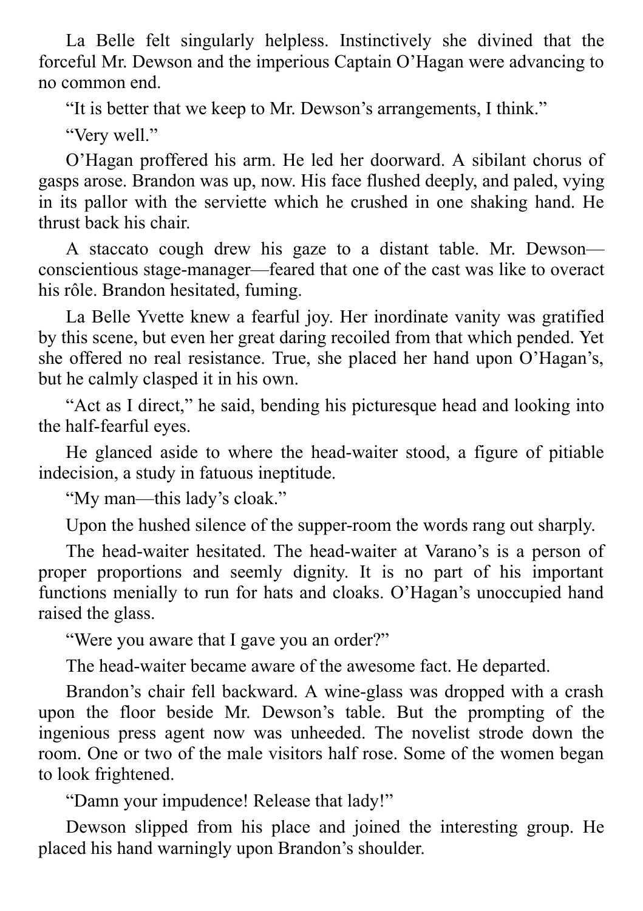La Belle felt singularly helpless. Instinctively she divined that the forceful Mr. Dewson and the imperious Captain O'Hagan were advancing to no common end.

"It is better that we keep to Mr. Dewson's arrangements, I think."

"Very well."

O'Hagan proffered his arm. He led her doorward. A sibilant chorus of gasps arose. Brandon was up, now. His face flushed deeply, and paled, vying in its pallor with the serviette which he crushed in one shaking hand. He thrust back his chair.

A staccato cough drew his gaze to a distant table. Mr. Dewson—conscientious stage-manager—feared that one of the cast was like to overact his rôle. Brandon hesitated, fuming.

La Belle Yvette knew a fearful joy. Her inordinate vanity was gratified by this scene, but even her great daring recoiled from that which pended. Yet she offered no real resistance. True, she placed her hand upon O'Hagan's, but he calmly clasped it in his own.

"Act as I direct," he said, bending his picturesque head and looking into the half-fearful eyes.

He glanced aside to where the head-waiter stood, a figure of pitiable indecision, a study in fatuous ineptitude.

"My man—this lady's cloak."

Upon the hushed silence of the supper-room the words rang out sharply.

The head-waiter hesitated. The head-waiter at Varano's is a person of proper proportions and seemly dignity. It is no part of his important functions menially to run for hats and cloaks. O'Hagan's unoccupied hand raised the glass.

"Were you aware that I gave you an order?"

The head-waiter became aware of the awesome fact. He departed.

Brandon's chair fell backward. A wine-glass was dropped with a crash upon the floor beside Mr. Dewson's table. But the prompting of the ingenious press agent now was unheeded. The novelist strode down the room. One or two of the male visitors half rose. Some of the women began to look frightened.

"Damn your impudence! Release that lady!"

Dewson slipped from his place and joined the interesting group. He placed his hand warningly upon Brandon's shoulder.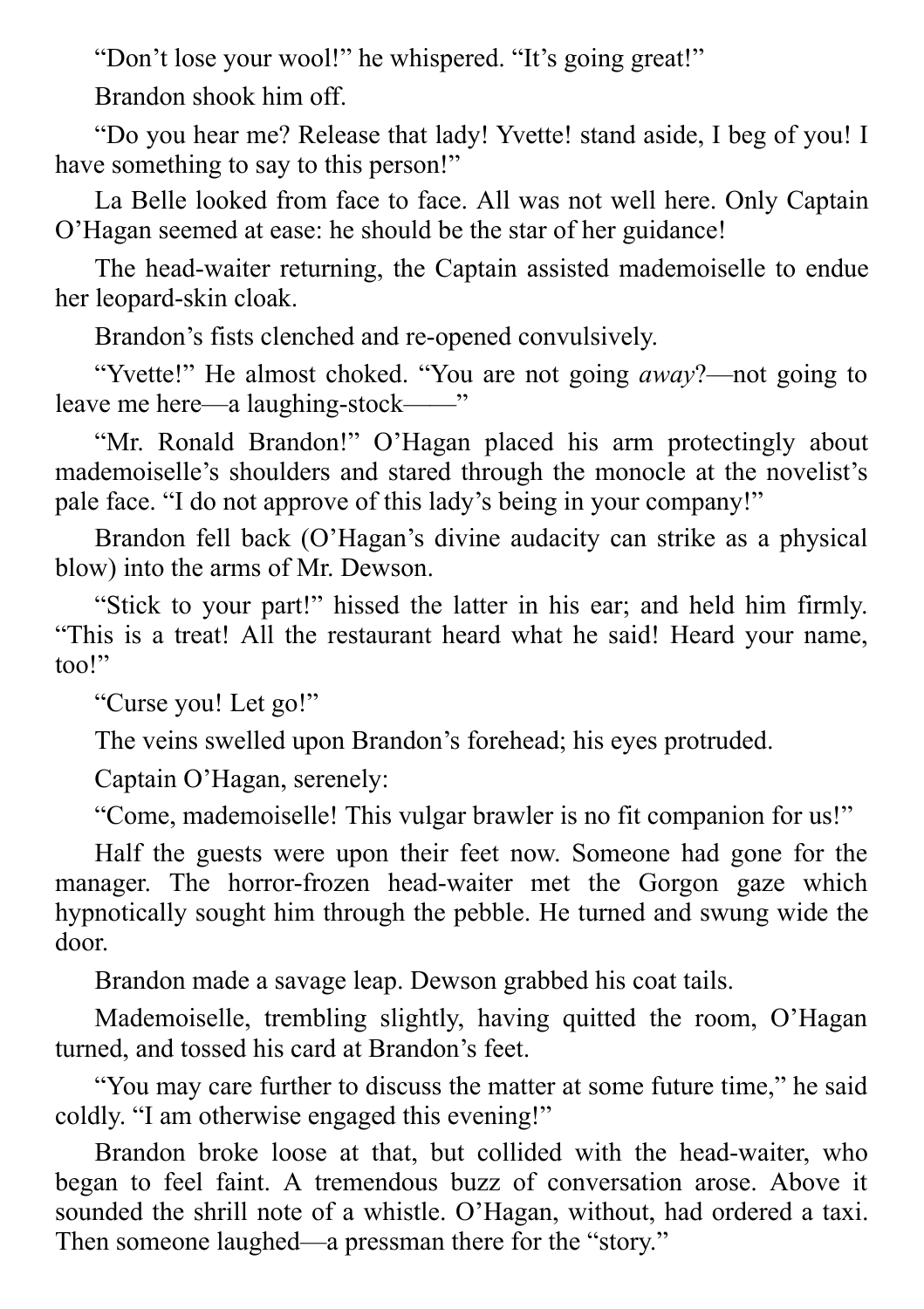“Don’t lose your wool!” he whispered. “It’s going great!”

Brandon shook him off.

“Do you hear me? Release that lady! Yvette! stand aside, I beg of you! I have something to say to this person!”

La Belle looked from face to face. All was not well here. Only Captain O’Hagan seemed at ease: he should be the star of her guidance!

The head-waiter returning, the Captain assisted mademoiselle to endue her leopard-skin cloak.

Brandon’s fists clenched and re-opened convulsively.

“Yvette!” He almost choked. “You are not going *away*?—not going to leave me here—a laughing-stock——”

“Mr. Ronald Brandon!” O’Hagan placed his arm protectingly about mademoiselle’s shoulders and stared through the monocle at the novelist’s pale face. “I do not approve of this lady’s being in your company!”

Brandon fell back (O’Hagan’s divine audacity can strike as a physical blow) into the arms of Mr. Dewson.

“Stick to your part!” hissed the latter in his ear; and held him firmly. “This is a treat! All the restaurant heard what he said! Heard your name, too!”

“Curse you! Let go!”

The veins swelled upon Brandon’s forehead; his eyes protruded.

Captain O’Hagan, serenely:

“Come, mademoiselle! This vulgar brawler is no fit companion for us!”

Half the guests were upon their feet now. Someone had gone for the manager. The horror-frozen head-waiter met the Gorgon gaze which hypnotically sought him through the pebble. He turned and swung wide the door.

Brandon made a savage leap. Dewson grabbed his coat tails.

Mademoiselle, trembling slightly, having quitted the room, O’Hagan turned, and tossed his card at Brandon’s feet.

“You may care further to discuss the matter at some future time,” he said coldly. “I am otherwise engaged this evening!”

Brandon broke loose at that, but collided with the head-waiter, who began to feel faint. A tremendous buzz of conversation arose. Above it sounded the shrill note of a whistle. O’Hagan, without, had ordered a taxi. Then someone laughed—a pressman there for the “story.”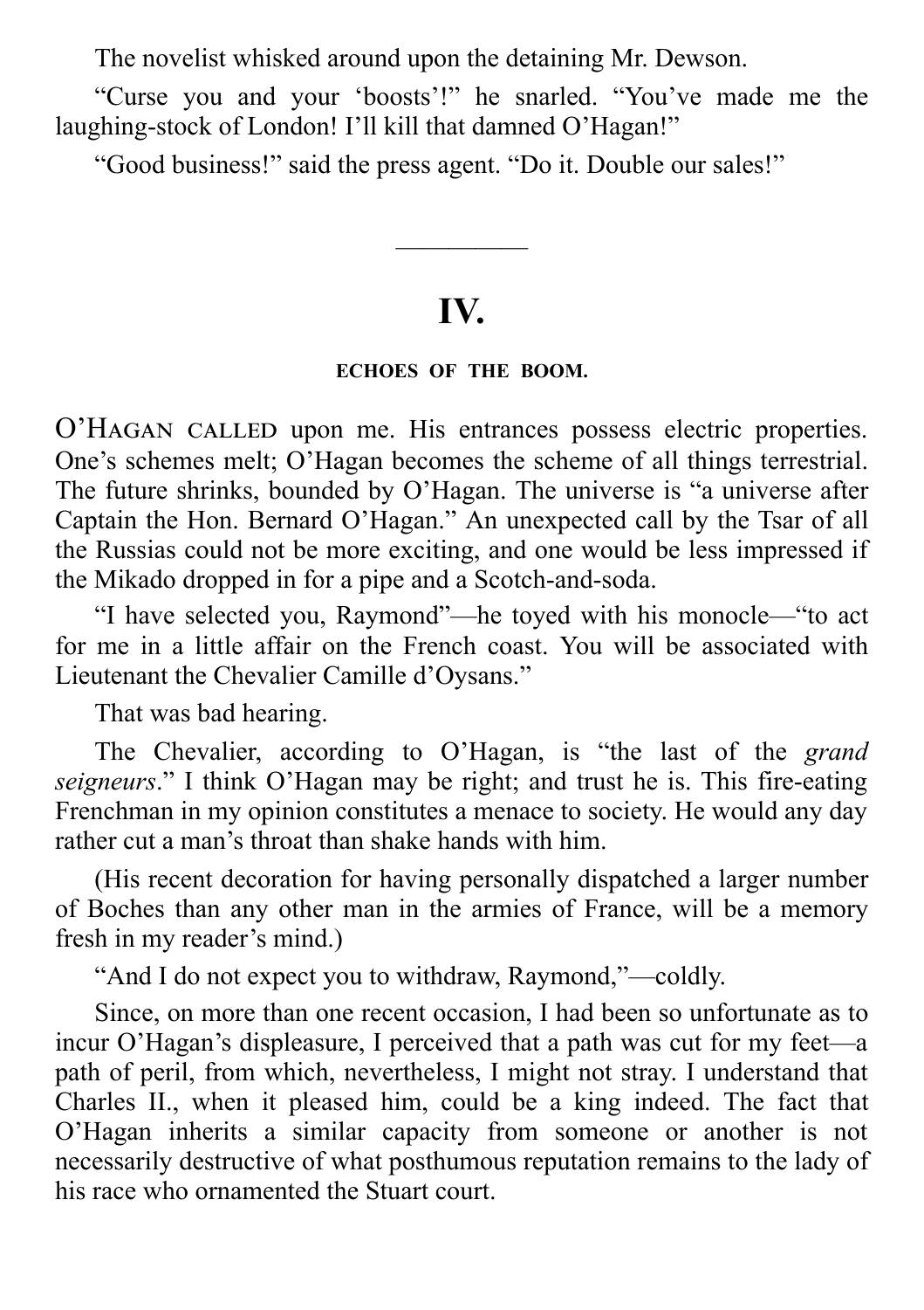The novelist whisked around upon the detaining Mr. Dewson.

"Curse you and your 'boosts'!" he snarled. "You've made me the laughing-stock of London! I'll kill that damned O'Hagan!"

"Good business!" said the press agent. "Do it. Double our sales!"

---

# IV.

### ECHOES OF THE BOOM.

O'HAGAN CALLED upon me. His entrances possess electric properties. One's schemes melt; O'Hagan becomes the scheme of all things terrestrial. The future shrinks, bounded by O'Hagan. The universe is "a universe after Captain the Hon. Bernard O'Hagan." An unexpected call by the Tsar of all the Russias could not be more exciting, and one would be less impressed if the Mikado dropped in for a pipe and a Scotch-and-soda.

"I have selected you, Raymond"—he toyed with his monocle—"to act for me in a little affair on the French coast. You will be associated with Lieutenant the Chevalier Camille d'Oysans."

That was bad hearing.

The Chevalier, according to O'Hagan, is "the last of the *grand seigneurs*." I think O'Hagan may be right; and trust he is. This fire-eating Frenchman in my opinion constitutes a menace to society. He would any day rather cut a man's throat than shake hands with him.

(His recent decoration for having personally dispatched a larger number of Boches than any other man in the armies of France, will be a memory fresh in my reader's mind.)

"And I do not expect you to withdraw, Raymond,"—coldly.

Since, on more than one recent occasion, I had been so unfortunate as to incur O'Hagan's displeasure, I perceived that a path was cut for my feet—a path of peril, from which, nevertheless, I might not stray. I understand that Charles II., when it pleased him, could be a king indeed. The fact that O'Hagan inherits a similar capacity from someone or another is not necessarily destructive of what posthumous reputation remains to the lady of his race who ornamented the Stuart court.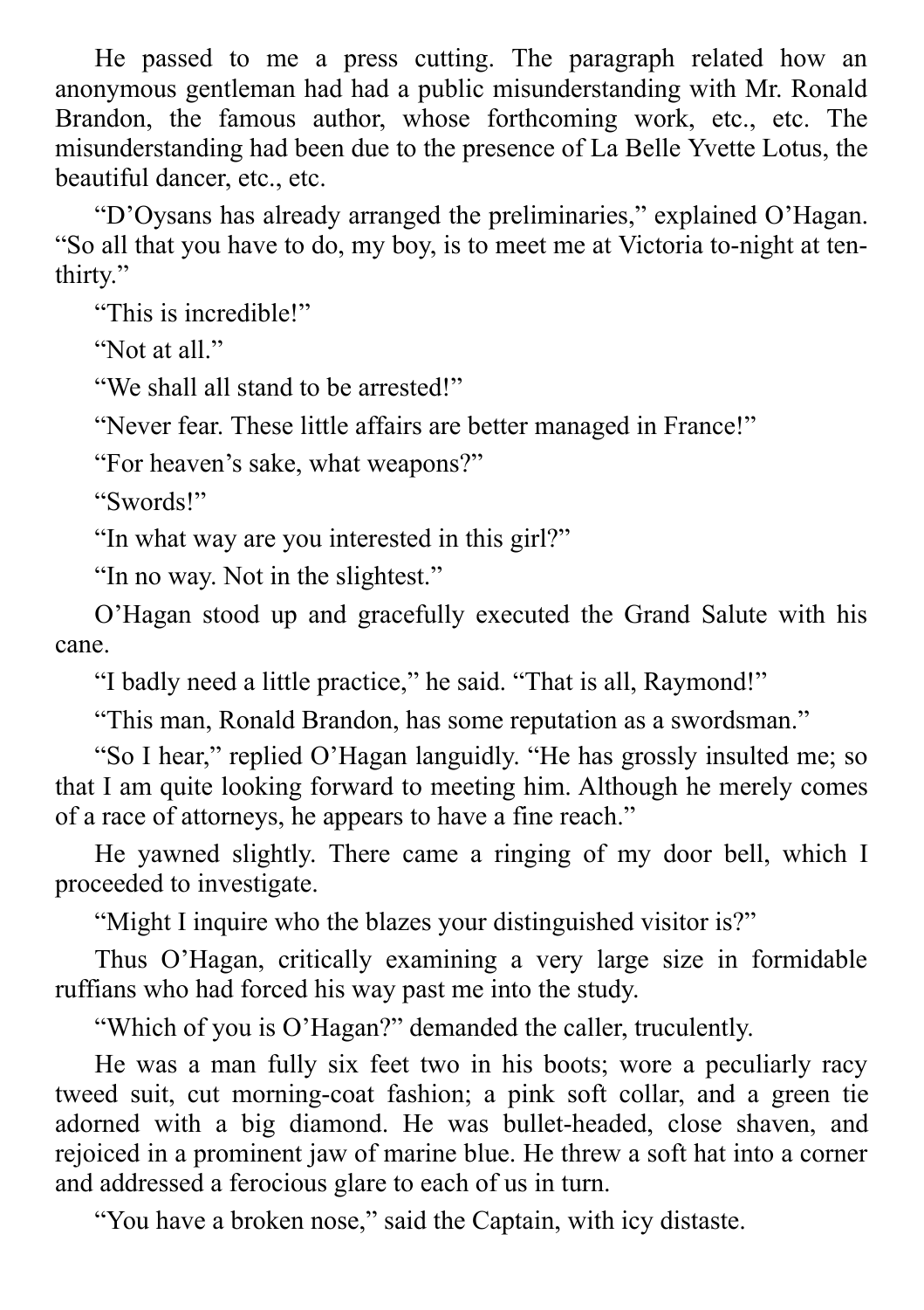He passed to me a press cutting. The paragraph related how an anonymous gentleman had had a public misunderstanding with Mr. Ronald Brandon, the famous author, whose forthcoming work, etc., etc. The misunderstanding had been due to the presence of La Belle Yvette Lotus, the beautiful dancer, etc., etc.

“D’Oysans has already arranged the preliminaries,” explained O’Hagan. “So all that you have to do, my boy, is to meet me at Victoria to-night at ten-thirty.”

“This is incredible!”

“Not at all.”

“We shall all stand to be arrested!”

“Never fear. These little affairs are better managed in France!”

“For heaven’s sake, what weapons?”

“Swords!”

“In what way are you interested in this girl?”

“In no way. Not in the slightest.”

O’Hagan stood up and gracefully executed the Grand Salute with his cane.

“I badly need a little practice,” he said. “That is all, Raymond!”

“This man, Ronald Brandon, has some reputation as a swordsman.”

“So I hear,” replied O’Hagan languidly. “He has grossly insulted me; so that I am quite looking forward to meeting him. Although he merely comes of a race of attorneys, he appears to have a fine reach.”

He yawned slightly. There came a ringing of my door bell, which I proceeded to investigate.

“Might I inquire who the blazes your distinguished visitor is?”

Thus O’Hagan, critically examining a very large size in formidable ruffians who had forced his way past me into the study.

“Which of you is O’Hagan?” demanded the caller, truculently.

He was a man fully six feet two in his boots; wore a peculiarly racy tweed suit, cut morning-coat fashion; a pink soft collar, and a green tie adorned with a big diamond. He was bullet-headed, close shaven, and rejoiced in a prominent jaw of marine blue. He threw a soft hat into a corner and addressed a ferocious glare to each of us in turn.

“You have a broken nose,” said the Captain, with icy distaste.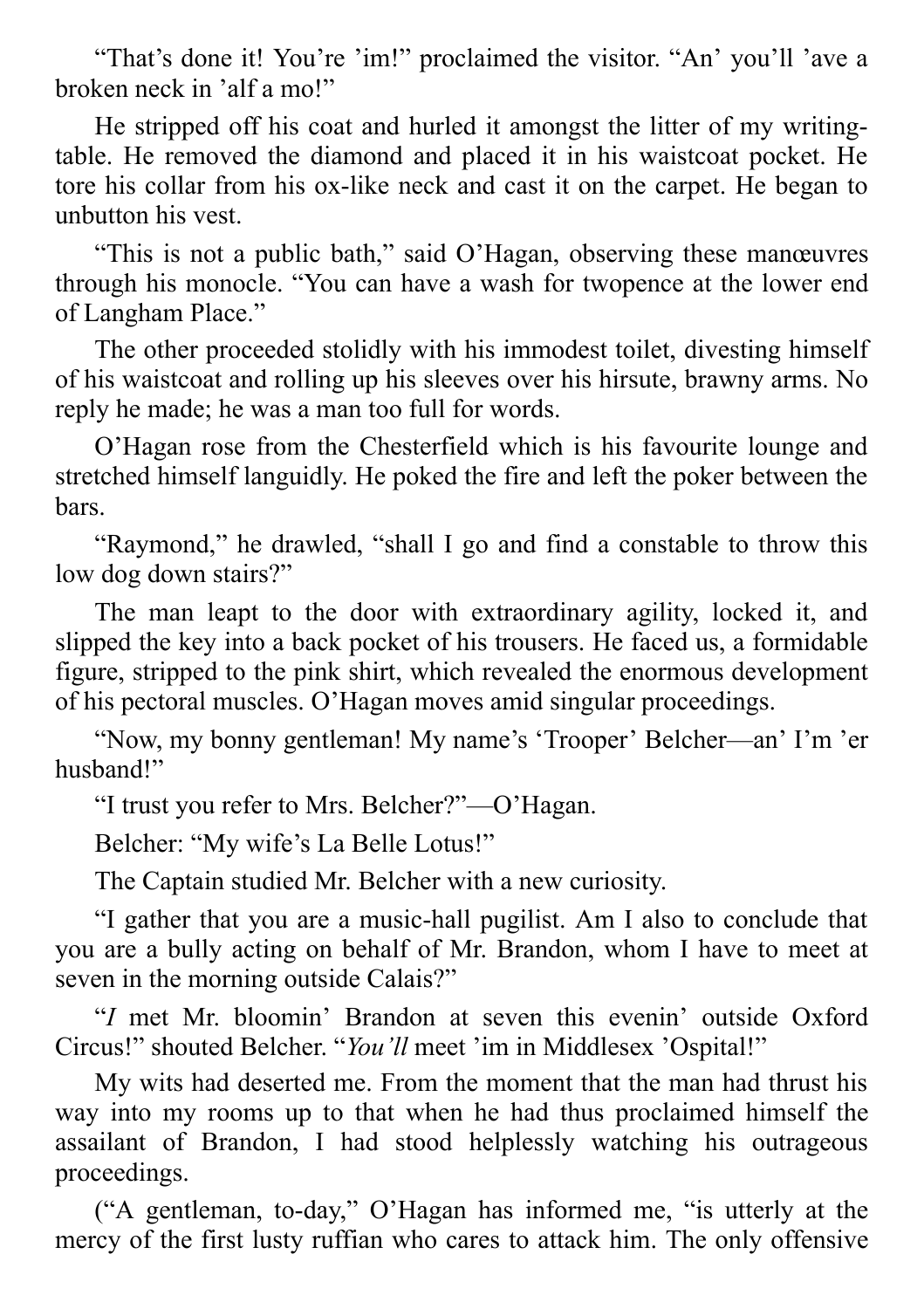"That's done it! You're 'im!" proclaimed the visitor. "An' you'll 'ave a broken neck in 'alf a mo!"

He stripped off his coat and hurled it amongst the litter of my writing-table. He removed the diamond and placed it in his waistcoat pocket. He tore his collar from his ox-like neck and cast it on the carpet. He began to unbutton his vest.

"This is not a public bath," said O'Hagan, observing these manœuvres through his monocle. "You can have a wash for twopence at the lower end of Langham Place."

The other proceeded stolidly with his immodest toilet, divesting himself of his waistcoat and rolling up his sleeves over his hirsute, brawny arms. No reply he made; he was a man too full for words.

O'Hagan rose from the Chesterfield which is his favourite lounge and stretched himself languidly. He poked the fire and left the poker between the bars.

"Raymond," he drawled, "shall I go and find a constable to throw this low dog down stairs?"

The man leapt to the door with extraordinary agility, locked it, and slipped the key into a back pocket of his trousers. He faced us, a formidable figure, stripped to the pink shirt, which revealed the enormous development of his pectoral muscles. O'Hagan moves amid singular proceedings.

"Now, my bonny gentleman! My name's 'Trooper' Belcher—an' I'm 'er husband!"

"I trust you refer to Mrs. Belcher?"—O'Hagan.

Belcher: "My wife's La Belle Lotus!"

The Captain studied Mr. Belcher with a new curiosity.

"I gather that you are a music-hall pugilist. Am I also to conclude that you are a bully acting on behalf of Mr. Brandon, whom I have to meet at seven in the morning outside Calais?"

"*I* met Mr. bloomin' Brandon at seven this evenin' outside Oxford Circus!" shouted Belcher. "*You'll* meet 'im in Middlesex 'Ospital!"

My wits had deserted me. From the moment that the man had thrust his way into my rooms up to that when he had thus proclaimed himself the assailant of Brandon, I had stood helplessly watching his outrageous proceedings.

("A gentleman, to-day," O'Hagan has informed me, "is utterly at the mercy of the first lusty ruffian who cares to attack him. The only offensive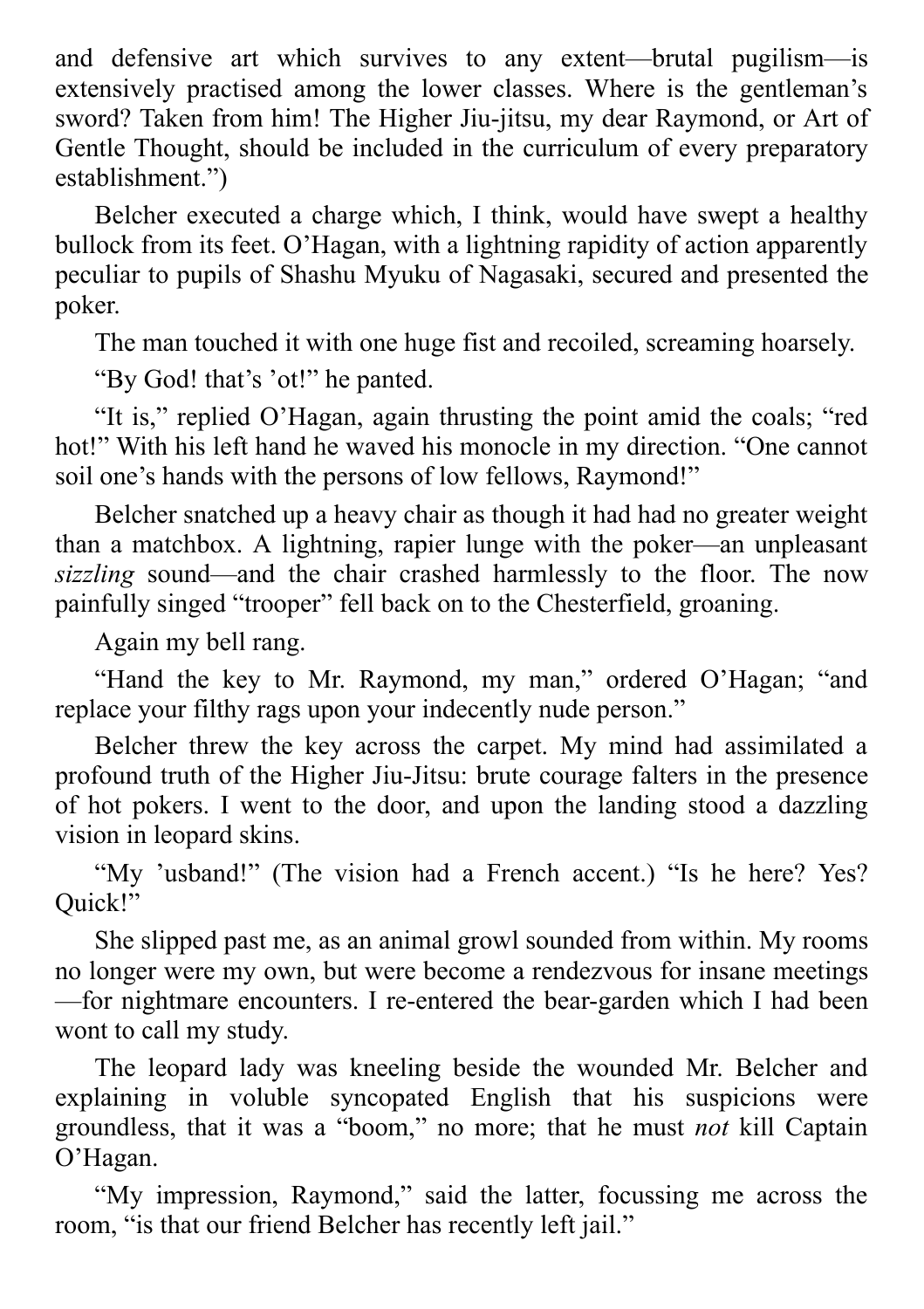and defensive art which survives to any extent—brutal pugilism—is extensively practised among the lower classes. Where is the gentleman's sword? Taken from him! The Higher Jiu-jitsu, my dear Raymond, or Art of Gentle Thought, should be included in the curriculum of every preparatory establishment.")

Belcher executed a charge which, I think, would have swept a healthy bullock from its feet. O'Hagan, with a lightning rapidity of action apparently peculiar to pupils of Shashu Myuku of Nagasaki, secured and presented the poker.

The man touched it with one huge fist and recoiled, screaming hoarsely.

"By God! that's 'ot!" he panted.

"It is," replied O'Hagan, again thrusting the point amid the coals; "red hot!" With his left hand he waved his monocle in my direction. "One cannot soil one's hands with the persons of low fellows, Raymond!"

Belcher snatched up a heavy chair as though it had had no greater weight than a matchbox. A lightning, rapier lunge with the poker—an unpleasant *sizzling* sound—and the chair crashed harmlessly to the floor. The now painfully singed "trooper" fell back on to the Chesterfield, groaning.

Again my bell rang.

"Hand the key to Mr. Raymond, my man," ordered O'Hagan; "and replace your filthy rags upon your indecently nude person."

Belcher threw the key across the carpet. My mind had assimilated a profound truth of the Higher Jiu-Jitsu: brute courage falters in the presence of hot pokers. I went to the door, and upon the landing stood a dazzling vision in leopard skins.

"My 'usband!" (The vision had a French accent.) "Is he here? Yes? Quick!"

She slipped past me, as an animal growl sounded from within. My rooms no longer were my own, but were become a rendezvous for insane meetings—for nightmare encounters. I re-entered the bear-garden which I had been wont to call my study.

The leopard lady was kneeling beside the wounded Mr. Belcher and explaining in voluble syncopated English that his suspicions were groundless, that it was a "boom," no more; that he must *not* kill Captain O'Hagan.

"My impression, Raymond," said the latter, focussing me across the room, "is that our friend Belcher has recently left jail."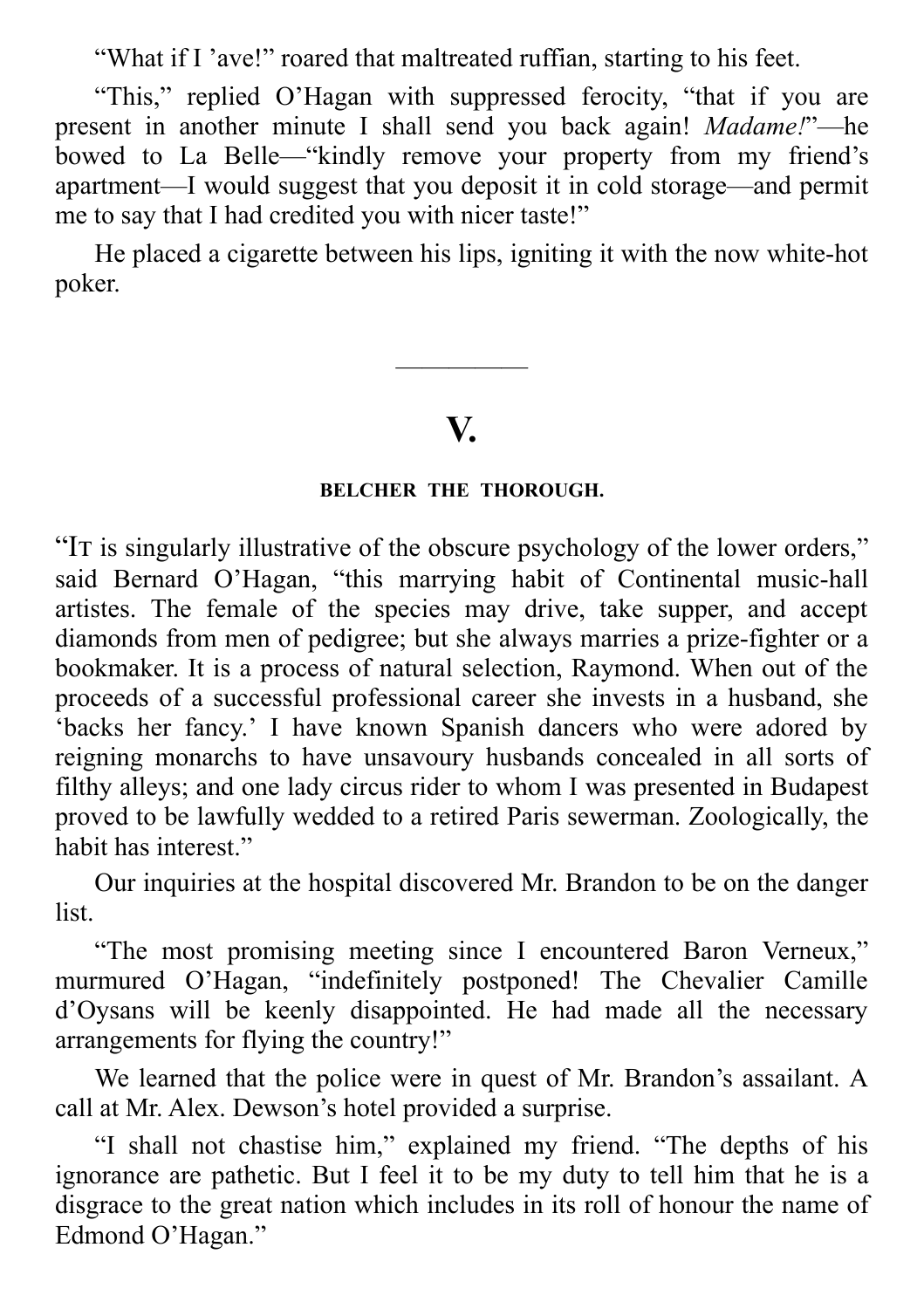"What if I 'ave!" roared that maltreated ruffian, starting to his feet.

"This," replied O'Hagan with suppressed ferocity, "that if you are present in another minute I shall send you back again! *Madame!*"—he bowed to La Belle—"kindly remove your property from my friend's apartment—I would suggest that you deposit it in cold storage—and permit me to say that I had credited you with nicer taste!"

He placed a cigarette between his lips, igniting it with the now white-hot poker.

---

## V.

### BELCHER THE THOROUGH.

"It is singularly illustrative of the obscure psychology of the lower orders," said Bernard O'Hagan, "this marrying habit of Continental music-hall artistes. The female of the species may drive, take supper, and accept diamonds from men of pedigree; but she always marries a prize-fighter or a bookmaker. It is a process of natural selection, Raymond. When out of the proceeds of a successful professional career she invests in a husband, she 'backs her fancy.' I have known Spanish dancers who were adored by reigning monarchs to have unsavoury husbands concealed in all sorts of filthy alleys; and one lady circus rider to whom I was presented in Budapest proved to be lawfully wedded to a retired Paris sewerman. Zoologically, the habit has interest."

Our inquiries at the hospital discovered Mr. Brandon to be on the danger list.

"The most promising meeting since I encountered Baron Verneux," murmured O'Hagan, "indefinitely postponed! The Chevalier Camille d'Oysans will be keenly disappointed. He had made all the necessary arrangements for flying the country!"

We learned that the police were in quest of Mr. Brandon's assailant. A call at Mr. Alex. Dewson's hotel provided a surprise.

"I shall not chastise him," explained my friend. "The depths of his ignorance are pathetic. But I feel it to be my duty to tell him that he is a disgrace to the great nation which includes in its roll of honour the name of Edmond O'Hagan."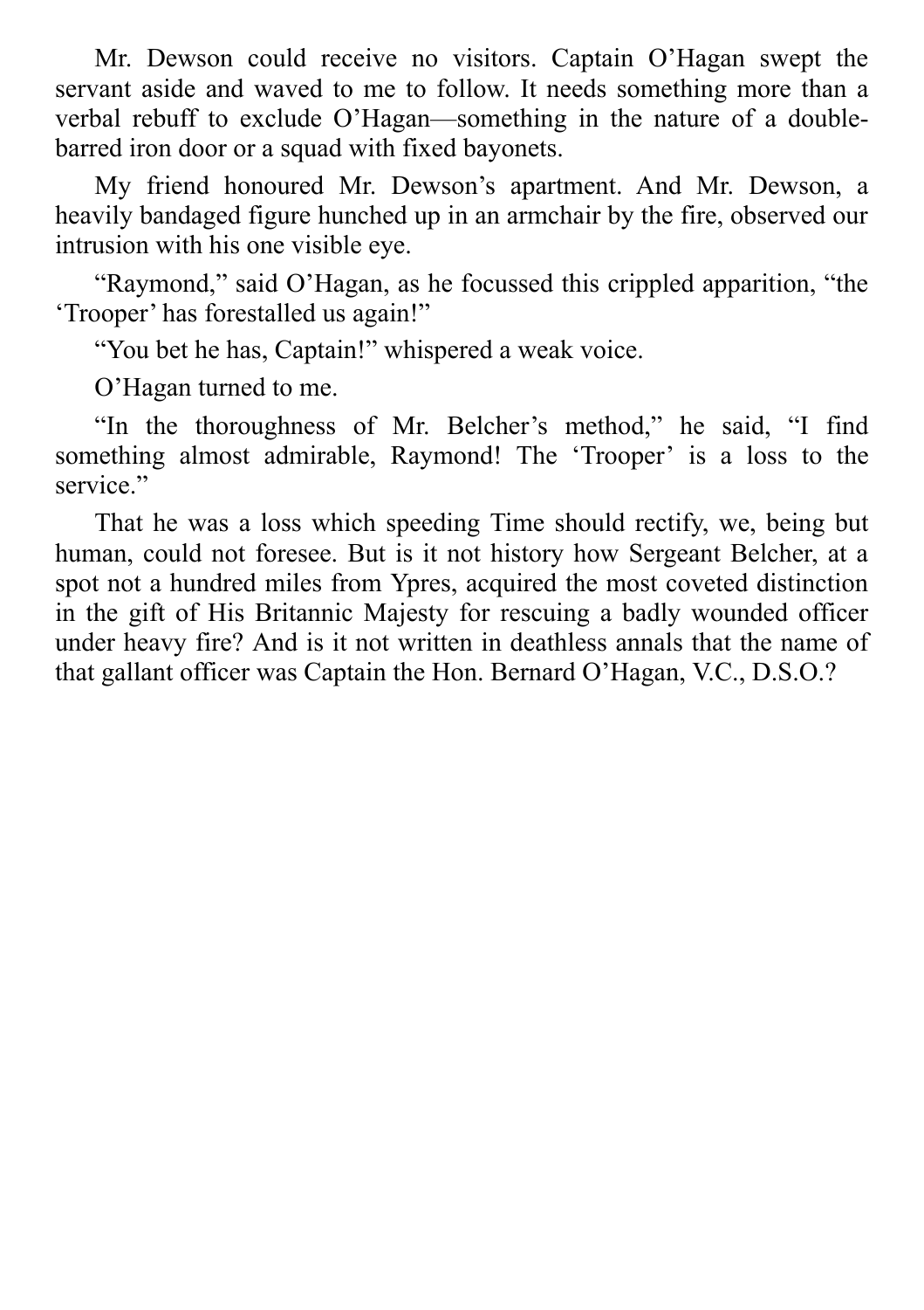Mr. Dewson could receive no visitors. Captain O'Hagan swept the servant aside and waved to me to follow. It needs something more than a verbal rebuff to exclude O'Hagan—something in the nature of a double-barred iron door or a squad with fixed bayonets.

My friend honoured Mr. Dewson's apartment. And Mr. Dewson, a heavily bandaged figure hunched up in an armchair by the fire, observed our intrusion with his one visible eye.

"Raymond," said O'Hagan, as he focussed this crippled apparition, "the 'Trooper' has forestalled us again!"

"You bet he has, Captain!" whispered a weak voice.

O'Hagan turned to me.

"In the thoroughness of Mr. Belcher's method," he said, "I find something almost admirable, Raymond! The 'Trooper' is a loss to the service."

That he was a loss which speeding Time should rectify, we, being but human, could not foresee. But is it not history how Sergeant Belcher, at a spot not a hundred miles from Ypres, acquired the most coveted distinction in the gift of His Britannic Majesty for rescuing a badly wounded officer under heavy fire? And is it not written in deathless annals that the name of that gallant officer was Captain the Hon. Bernard O'Hagan, V.C., D.S.O.?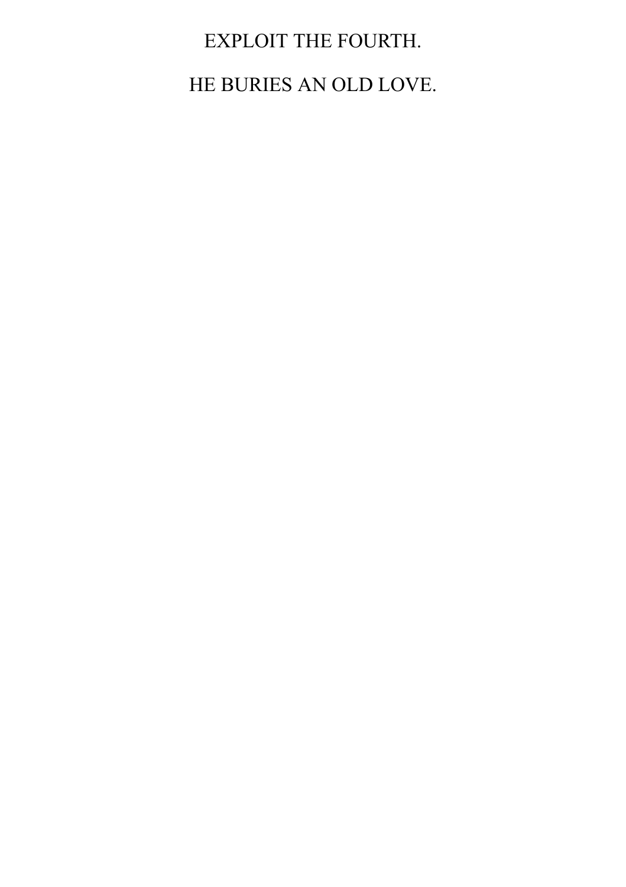# EXPLOIT THE FOURTH.

## HE BURIES AN OLD LOVE.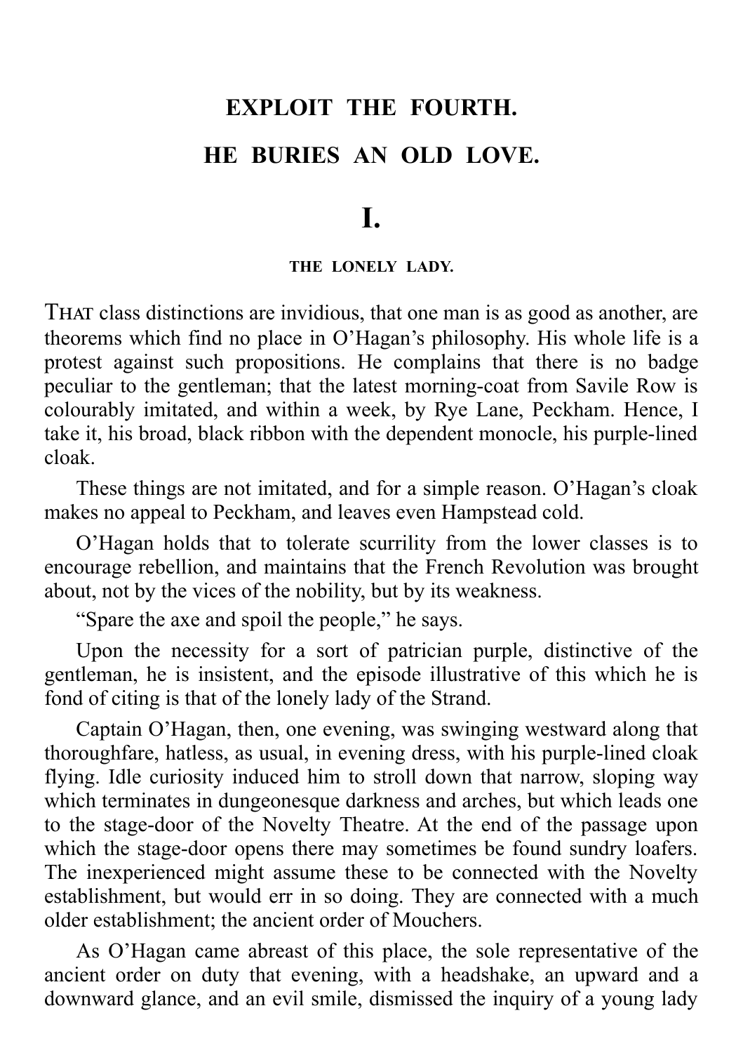# EXPLOIT THE FOURTH.

# HE BURIES AN OLD LOVE.

## I.

### THE LONELY LADY.

THAT class distinctions are invidious, that one man is as good as another, are theorems which find no place in O'Hagan's philosophy. His whole life is a protest against such propositions. He complains that there is no badge peculiar to the gentleman; that the latest morning-coat from Savile Row is colourably imitated, and within a week, by Rye Lane, Peckham. Hence, I take it, his broad, black ribbon with the dependent monocle, his purple-lined cloak.

These things are not imitated, and for a simple reason. O'Hagan's cloak makes no appeal to Peckham, and leaves even Hampstead cold.

O'Hagan holds that to tolerate scurrility from the lower classes is to encourage rebellion, and maintains that the French Revolution was brought about, not by the vices of the nobility, but by its weakness.

"Spare the axe and spoil the people," he says.

Upon the necessity for a sort of patrician purple, distinctive of the gentleman, he is insistent, and the episode illustrative of this which he is fond of citing is that of the lonely lady of the Strand.

Captain O'Hagan, then, one evening, was swinging westward along that thoroughfare, hatless, as usual, in evening dress, with his purple-lined cloak flying. Idle curiosity induced him to stroll down that narrow, sloping way which terminates in dungeonesque darkness and arches, but which leads one to the stage-door of the Novelty Theatre. At the end of the passage upon which the stage-door opens there may sometimes be found sundry loafers. The inexperienced might assume these to be connected with the Novelty establishment, but would err in so doing. They are connected with a much older establishment; the ancient order of Mouchers.

As O'Hagan came abreast of this place, the sole representative of the ancient order on duty that evening, with a headshake, an upward and a downward glance, and an evil smile, dismissed the inquiry of a young lady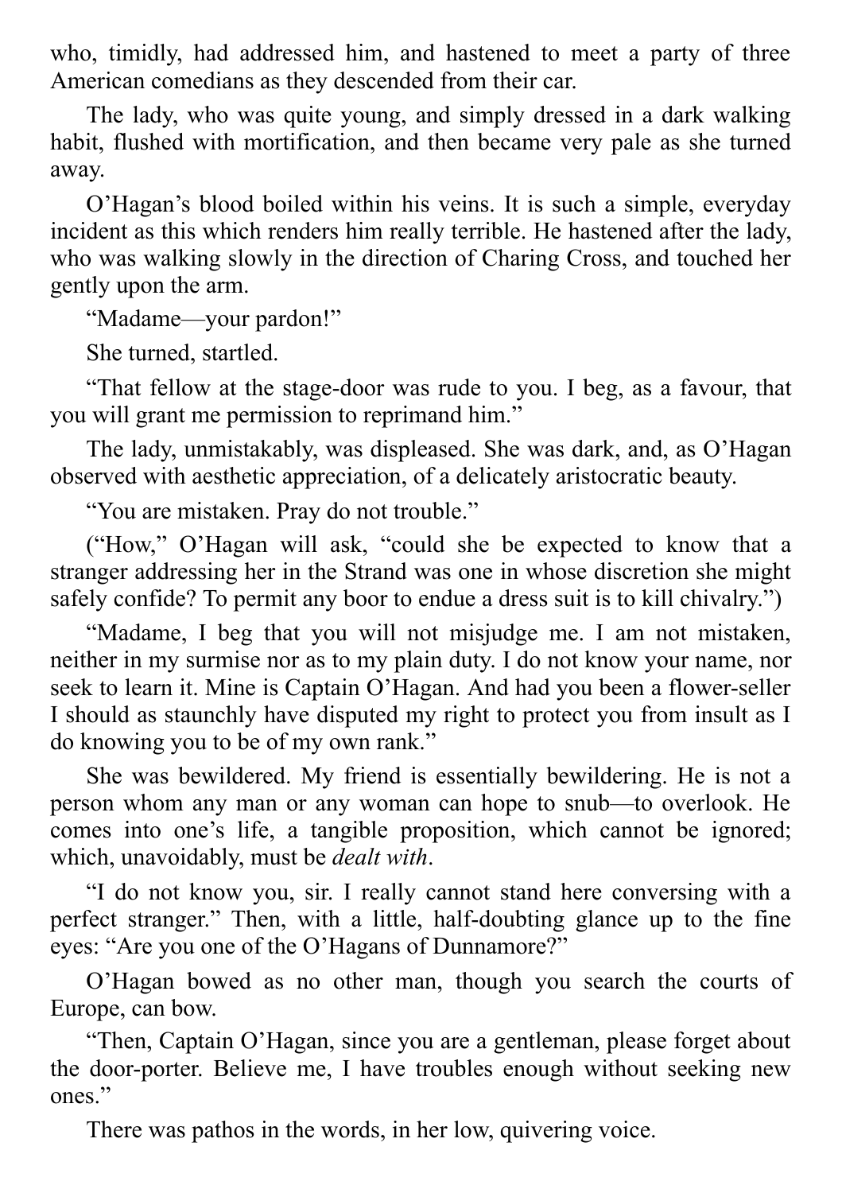who, timidly, had addressed him, and hastened to meet a party of three American comedians as they descended from their car.

The lady, who was quite young, and simply dressed in a dark walking habit, flushed with mortification, and then became very pale as she turned away.

O’Hagan’s blood boiled within his veins. It is such a simple, everyday incident as this which renders him really terrible. He hastened after the lady, who was walking slowly in the direction of Charing Cross, and touched her gently upon the arm.

“Madame—your pardon!”

She turned, startled.

“That fellow at the stage-door was rude to you. I beg, as a favour, that you will grant me permission to reprimand him.”

The lady, unmistakably, was displeased. She was dark, and, as O’Hagan observed with aesthetic appreciation, of a delicately aristocratic beauty.

“You are mistaken. Pray do not trouble.”

(“How,” O’Hagan will ask, “could she be expected to know that a stranger addressing her in the Strand was one in whose discretion she might safely confide? To permit any boor to endue a dress suit is to kill chivalry.”)

“Madame, I beg that you will not misjudge me. I am not mistaken, neither in my surmise nor as to my plain duty. I do not know your name, nor seek to learn it. Mine is Captain O’Hagan. And had you been a flower-seller I should as staunchly have disputed my right to protect you from insult as I do knowing you to be of my own rank.”

She was bewildered. My friend is essentially bewildering. He is not a person whom any man or any woman can hope to snub—to overlook. He comes into one’s life, a tangible proposition, which cannot be ignored; which, unavoidably, must be *dealt with*.

“I do not know you, sir. I really cannot stand here conversing with a perfect stranger.” Then, with a little, half-doubting glance up to the fine eyes: “Are you one of the O’Hagans of Dunnamore?”

O’Hagan bowed as no other man, though you search the courts of Europe, can bow.

“Then, Captain O’Hagan, since you are a gentleman, please forget about the door-porter. Believe me, I have troubles enough without seeking new ones.”

There was pathos in the words, in her low, quivering voice.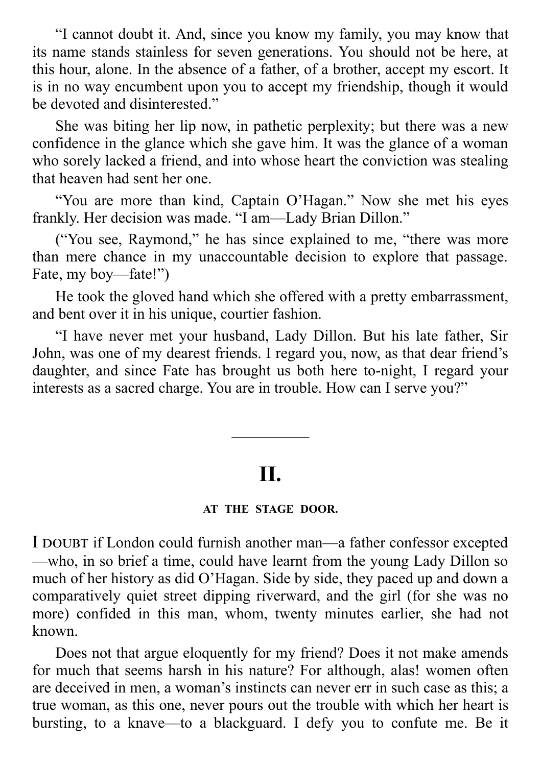"I cannot doubt it. And, since you know my family, you may know that its name stands stainless for seven generations. You should not be here, at this hour, alone. In the absence of a father, of a brother, accept my escort. It is in no way encumbent upon you to accept my friendship, though it would be devoted and disinterested."

She was biting her lip now, in pathetic perplexity; but there was a new confidence in the glance which she gave him. It was the glance of a woman who sorely lacked a friend, and into whose heart the conviction was stealing that heaven had sent her one.

"You are more than kind, Captain O'Hagan." Now she met his eyes frankly. Her decision was made. "I am—Lady Brian Dillon."

("You see, Raymond," he has since explained to me, "there was more than mere chance in my unaccountable decision to explore that passage. Fate, my boy—fate!")

He took the gloved hand which she offered with a pretty embarrassment, and bent over it in his unique, courtier fashion.

"I have never met your husband, Lady Dillon. But his late father, Sir John, was one of my dearest friends. I regard you, now, as that dear friend's daughter, and since Fate has brought us both here to-night, I regard your interests as a sacred charge. You are in trouble. How can I serve you?"

---

## II.

### AT THE STAGE DOOR.

I DOUBT if London could furnish another man—a father confessor excepted—who, in so brief a time, could have learnt from the young Lady Dillon so much of her history as did O'Hagan. Side by side, they paced up and down a comparatively quiet street dipping riverward, and the girl (for she was no more) confided in this man, whom, twenty minutes earlier, she had not known.

Does not that argue eloquently for my friend? Does it not make amends for much that seems harsh in his nature? For although, alas! women often are deceived in men, a woman's instincts can never err in such case as this; a true woman, as this one, never pours out the trouble with which her heart is bursting, to a knave—to a blackguard. I defy you to confute me. Be it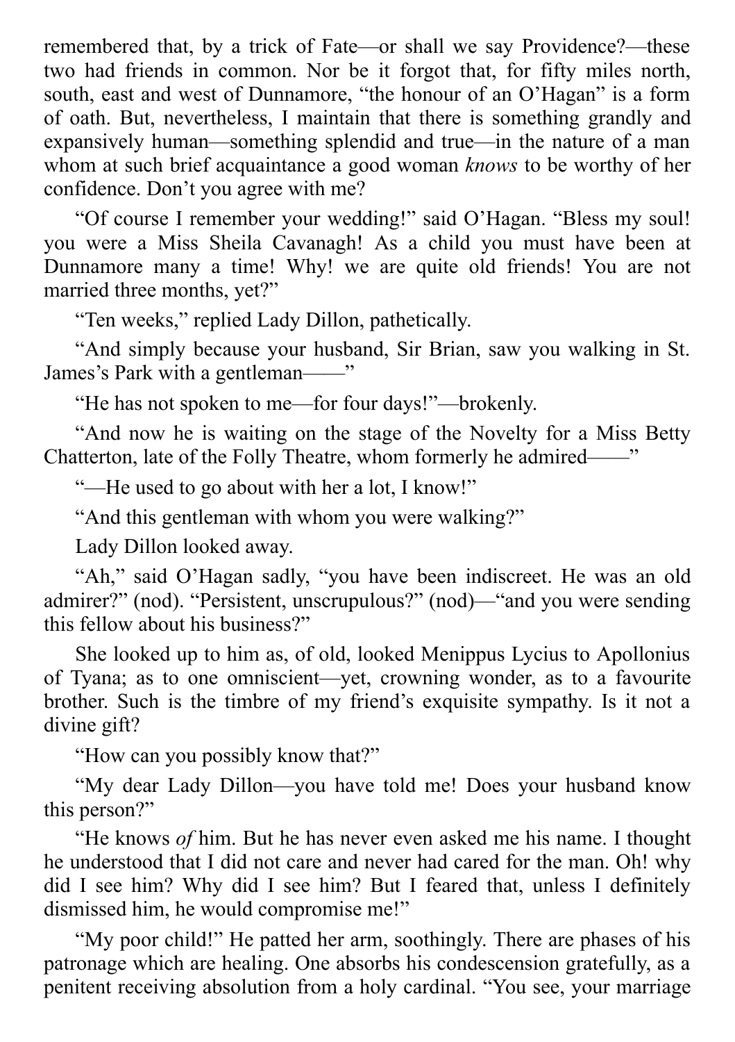remembered that, by a trick of Fate—or shall we say Providence?—these two had friends in common. Nor be it forgot that, for fifty miles north, south, east and west of Dunnamore, "the honour of an O'Hagan" is a form of oath. But, nevertheless, I maintain that there is something grandly and expansively human—something splendid and true—in the nature of a man whom at such brief acquaintance a good woman *knows* to be worthy of her confidence. Don't you agree with me?

"Of course I remember your wedding!" said O'Hagan. "Bless my soul! you were a Miss Sheila Cavanagh! As a child you must have been at Dunnamore many a time! Why! we are quite old friends! You are not married three months, yet?"

"Ten weeks," replied Lady Dillon, pathetically.

"And simply because your husband, Sir Brian, saw you walking in St. James's Park with a gentleman——"

"He has not spoken to me—for four days!"—brokenly.

"And now he is waiting on the stage of the Novelty for a Miss Betty Chatterton, late of the Folly Theatre, whom formerly he admired——"

"—He used to go about with her a lot, I know!"

"And this gentleman with whom you were walking?"

Lady Dillon looked away.

"Ah," said O'Hagan sadly, "you have been indiscreet. He was an old admirer?" (nod). "Persistent, unscrupulous?" (nod)—"and you were sending this fellow about his business?"

She looked up to him as, of old, looked Menippus Lycius to Apollonius of Tyana; as to one omniscient—yet, crowning wonder, as to a favourite brother. Such is the timbre of my friend's exquisite sympathy. Is it not a divine gift?

"How can you possibly know that?"

"My dear Lady Dillon—you have told me! Does your husband know this person?"

"He knows *of* him. But he has never even asked me his name. I thought he understood that I did not care and never had cared for the man. Oh! why did I see him? Why did I see him? But I feared that, unless I definitely dismissed him, he would compromise me!"

"My poor child!" He patted her arm, soothingly. There are phases of his patronage which are healing. One absorbs his condescension gratefully, as a penitent receiving absolution from a holy cardinal. "You see, your marriage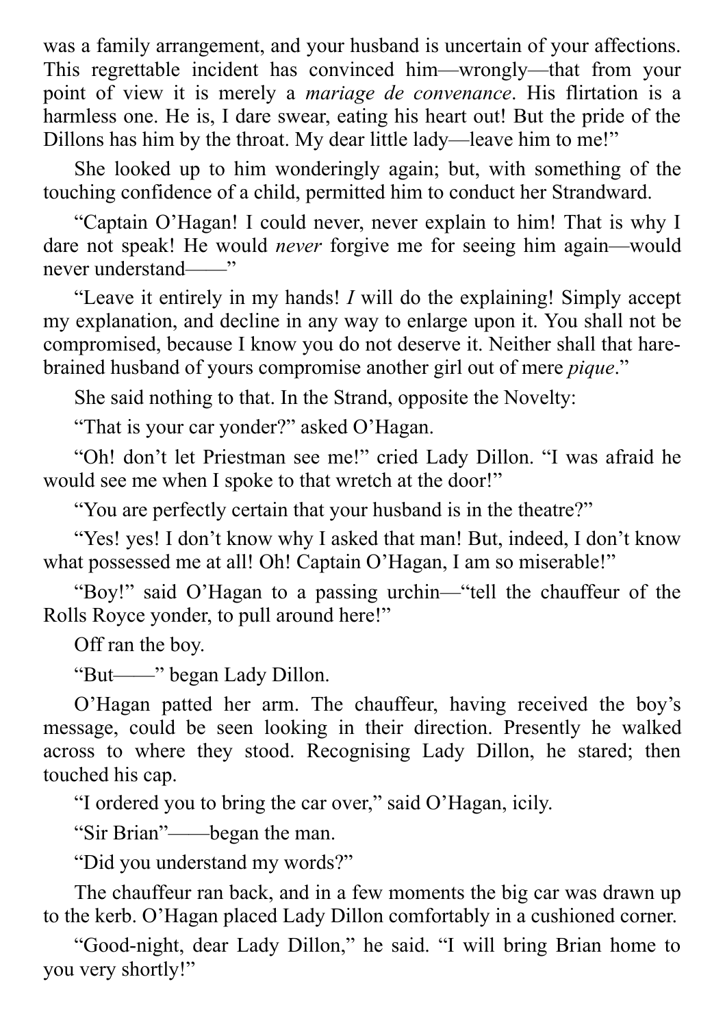was a family arrangement, and your husband is uncertain of your affections. This regrettable incident has convinced him—wrongly—that from your point of view it is merely a *mariage de convenance*. His flirtation is a harmless one. He is, I dare swear, eating his heart out! But the pride of the Dillons has him by the throat. My dear little lady—leave him to me!"

She looked up to him wonderingly again; but, with something of the touching confidence of a child, permitted him to conduct her Strandward.

"Captain O'Hagan! I could never, never explain to him! That is why I dare not speak! He would *never* forgive me for seeing him again—would never understand——"

"Leave it entirely in my hands! *I* will do the explaining! Simply accept my explanation, and decline in any way to enlarge upon it. You shall not be compromised, because I know you do not deserve it. Neither shall that hare-brained husband of yours compromise another girl out of mere *pique*."

She said nothing to that. In the Strand, opposite the Novelty:

"That is your car yonder?" asked O'Hagan.

"Oh! don't let Priestman see me!" cried Lady Dillon. "I was afraid he would see me when I spoke to that wretch at the door!"

"You are perfectly certain that your husband is in the theatre?"

"Yes! yes! I don't know why I asked that man! But, indeed, I don't know what possessed me at all! Oh! Captain O'Hagan, I am so miserable!"

"Boy!" said O'Hagan to a passing urchin—"tell the chauffeur of the Rolls Royce yonder, to pull around here!"

Off ran the boy.

"But——" began Lady Dillon.

O'Hagan patted her arm. The chauffeur, having received the boy's message, could be seen looking in their direction. Presently he walked across to where they stood. Recognising Lady Dillon, he stared; then touched his cap.

"I ordered you to bring the car over," said O'Hagan, icily.

"Sir Brian"——began the man.

"Did you understand my words?"

The chauffeur ran back, and in a few moments the big car was drawn up to the kerb. O'Hagan placed Lady Dillon comfortably in a cushioned corner.

"Good-night, dear Lady Dillon," he said. "I will bring Brian home to you very shortly!"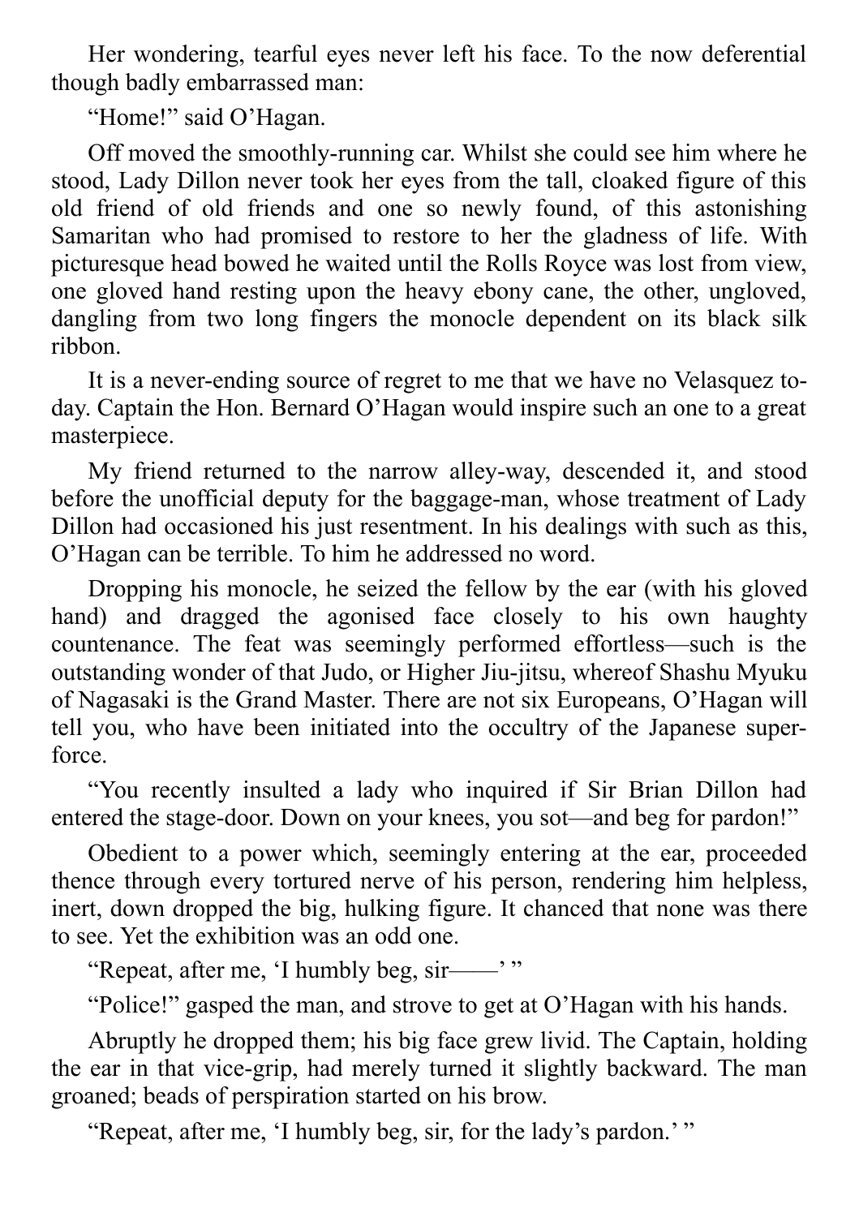Her wondering, tearful eyes never left his face. To the now deferential though badly embarrassed man:

"Home!" said O'Hagan.

Off moved the smoothly-running car. Whilst she could see him where he stood, Lady Dillon never took her eyes from the tall, cloaked figure of this old friend of old friends and one so newly found, of this astonishing Samaritan who had promised to restore to her the gladness of life. With picturesque head bowed he waited until the Rolls Royce was lost from view, one gloved hand resting upon the heavy ebony cane, the other, ungloved, dangling from two long fingers the monocle dependent on its black silk ribbon.

It is a never-ending source of regret to me that we have no Velasquez to-day. Captain the Hon. Bernard O'Hagan would inspire such an one to a great masterpiece.

My friend returned to the narrow alley-way, descended it, and stood before the unofficial deputy for the baggage-man, whose treatment of Lady Dillon had occasioned his just resentment. In his dealings with such as this, O'Hagan can be terrible. To him he addressed no word.

Dropping his monocle, he seized the fellow by the ear (with his gloved hand) and dragged the agonised face closely to his own haughty countenance. The feat was seemingly performed effortless—such is the outstanding wonder of that Judo, or Higher Jiu-jitsu, whereof Shashu Myuku of Nagasaki is the Grand Master. There are not six Europeans, O'Hagan will tell you, who have been initiated into the occultry of the Japanese super-force.

"You recently insulted a lady who inquired if Sir Brian Dillon had entered the stage-door. Down on your knees, you sot—and beg for pardon!"

Obedient to a power which, seemingly entering at the ear, proceeded thence through every tortured nerve of his person, rendering him helpless, inert, down dropped the big, hulking figure. It chanced that none was there to see. Yet the exhibition was an odd one.

"Repeat, after me, 'I humbly beg, sir——' "

"Police!" gasped the man, and strove to get at O'Hagan with his hands.

Abruptly he dropped them; his big face grew livid. The Captain, holding the ear in that vice-grip, had merely turned it slightly backward. The man groaned; beads of perspiration started on his brow.

"Repeat, after me, 'I humbly beg, sir, for the lady's pardon.' "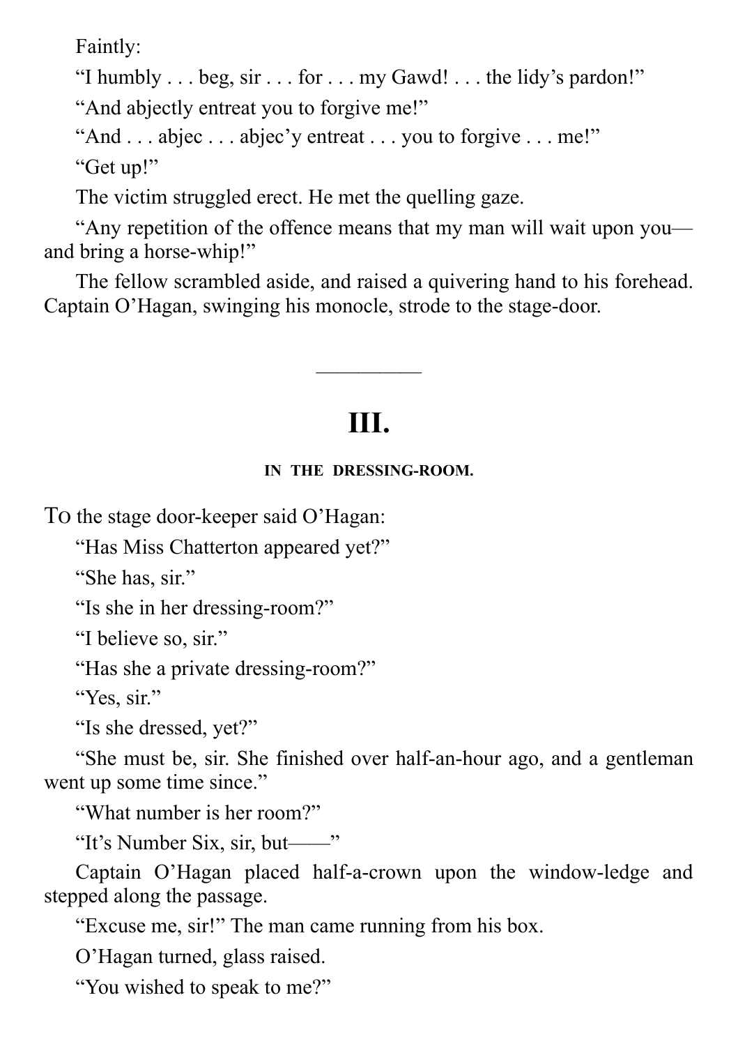Faintly:

"I humbly . . . beg, sir . . . for . . . my Gawd! . . . the lidy's pardon!"

"And abjectly entreat you to forgive me!"

"And . . . abjec . . . abjec'y entreat . . . you to forgive . . . me!"

"Get up!"

The victim struggled erect. He met the quelling gaze.

"Any repetition of the offence means that my man will wait upon you—and bring a horse-whip!"

The fellow scrambled aside, and raised a quivering hand to his forehead. Captain O'Hagan, swinging his monocle, strode to the stage-door.

---

## III.

### IN THE DRESSING-ROOM.

TO the stage door-keeper said O'Hagan:

"Has Miss Chatterton appeared yet?"

"She has, sir."

"Is she in her dressing-room?"

"I believe so, sir."

"Has she a private dressing-room?"

"Yes, sir."

"Is she dressed, yet?"

"She must be, sir. She finished over half-an-hour ago, and a gentleman went up some time since."

"What number is her room?"

"It's Number Six, sir, but——"

Captain O'Hagan placed half-a-crown upon the window-ledge and stepped along the passage.

"Excuse me, sir!" The man came running from his box.

O'Hagan turned, glass raised.

"You wished to speak to me?"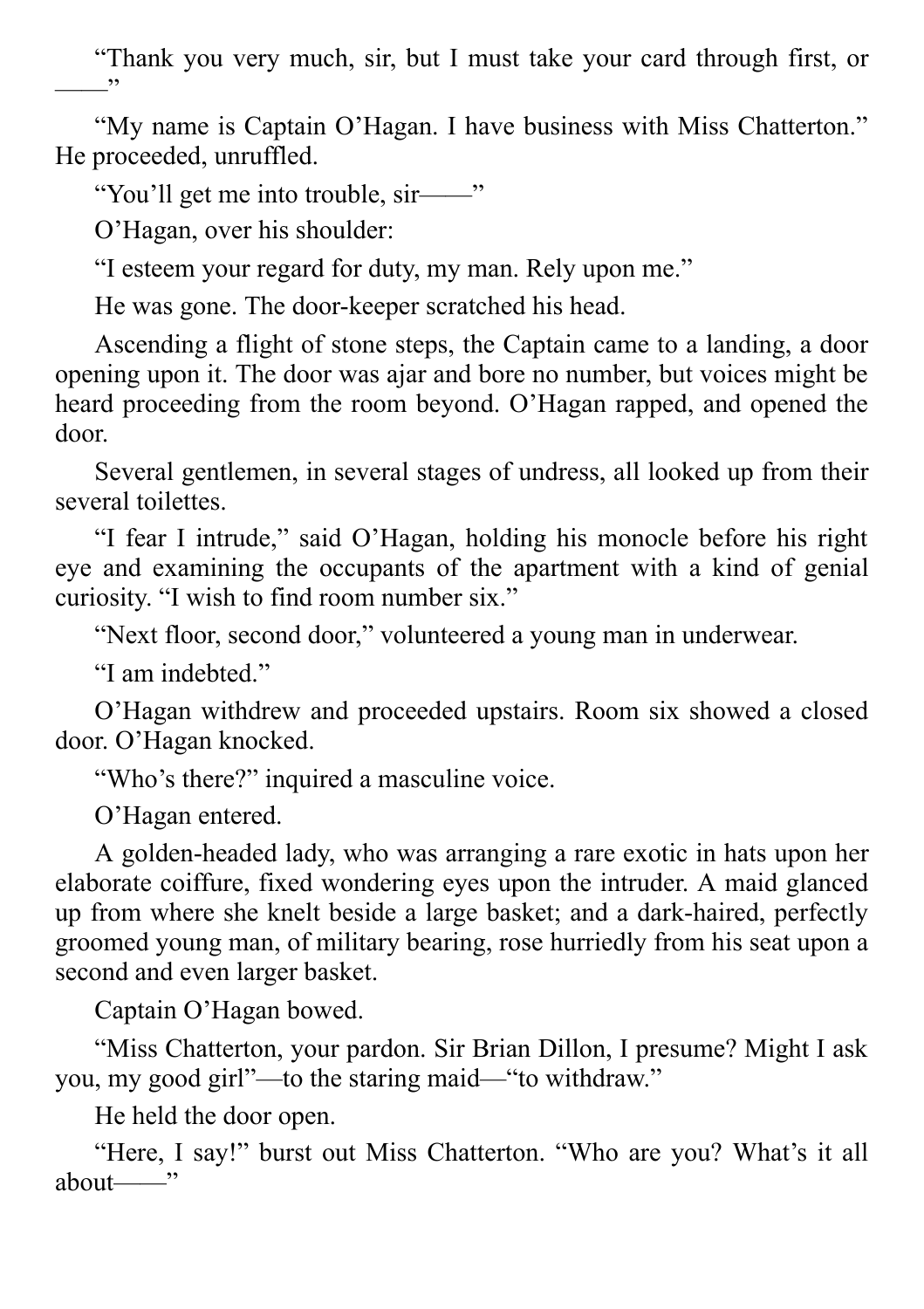“Thank you very much, sir, but I must take your card through first, or ——”

“My name is Captain O’Hagan. I have business with Miss Chatterton.” He proceeded, unruffled.

“You’ll get me into trouble, sir——”

O’Hagan, over his shoulder:

“I esteem your regard for duty, my man. Rely upon me.”

He was gone. The door-keeper scratched his head.

Ascending a flight of stone steps, the Captain came to a landing, a door opening upon it. The door was ajar and bore no number, but voices might be heard proceeding from the room beyond. O’Hagan rapped, and opened the door.

Several gentlemen, in several stages of undress, all looked up from their several toilettes.

“I fear I intrude,” said O’Hagan, holding his monocle before his right eye and examining the occupants of the apartment with a kind of genial curiosity. “I wish to find room number six.”

“Next floor, second door,” volunteered a young man in underwear.

“I am indebted.”

O’Hagan withdrew and proceeded upstairs. Room six showed a closed door. O’Hagan knocked.

“Who’s there?” inquired a masculine voice.

O’Hagan entered.

A golden-headed lady, who was arranging a rare exotic in hats upon her elaborate coiffure, fixed wondering eyes upon the intruder. A maid glanced up from where she knelt beside a large basket; and a dark-haired, perfectly groomed young man, of military bearing, rose hurriedly from his seat upon a second and even larger basket.

Captain O’Hagan bowed.

“Miss Chatterton, your pardon. Sir Brian Dillon, I presume? Might I ask you, my good girl”—to the staring maid—“to withdraw.”

He held the door open.

“Here, I say!” burst out Miss Chatterton. “Who are you? What’s it all about——”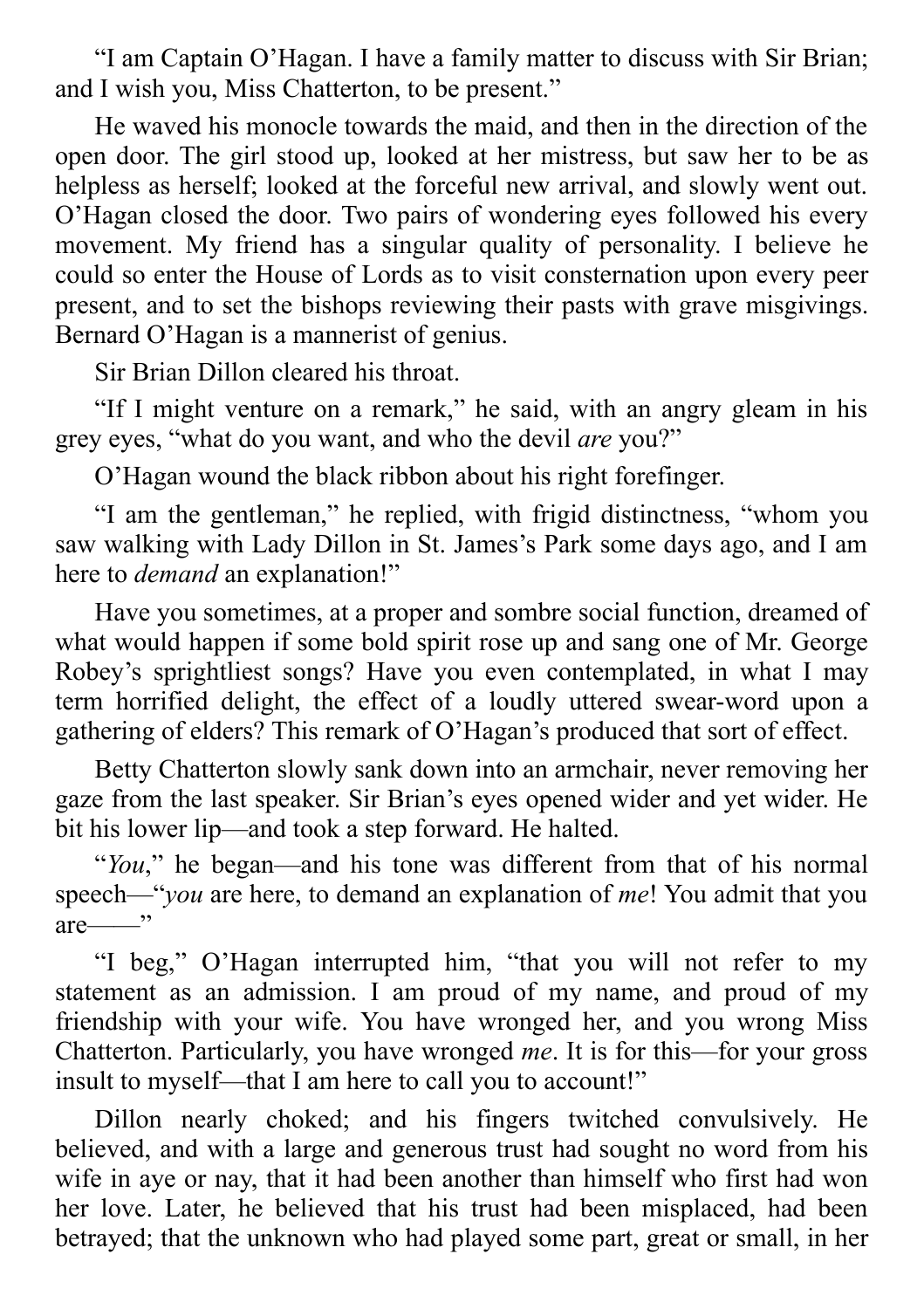"I am Captain O'Hagan. I have a family matter to discuss with Sir Brian; and I wish you, Miss Chatterton, to be present."

He waved his monocle towards the maid, and then in the direction of the open door. The girl stood up, looked at her mistress, but saw her to be as helpless as herself; looked at the forceful new arrival, and slowly went out. O'Hagan closed the door. Two pairs of wondering eyes followed his every movement. My friend has a singular quality of personality. I believe he could so enter the House of Lords as to visit consternation upon every peer present, and to set the bishops reviewing their pasts with grave misgivings. Bernard O'Hagan is a mannerist of genius.

Sir Brian Dillon cleared his throat.

"If I might venture on a remark," he said, with an angry gleam in his grey eyes, "what do you want, and who the devil *are* you?"

O'Hagan wound the black ribbon about his right forefinger.

"I am the gentleman," he replied, with frigid distinctness, "whom you saw walking with Lady Dillon in St. James's Park some days ago, and I am here to *demand* an explanation!"

Have you sometimes, at a proper and sombre social function, dreamed of what would happen if some bold spirit rose up and sang one of Mr. George Robey's sprightliest songs? Have you even contemplated, in what I may term horrified delight, the effect of a loudly uttered swear-word upon a gathering of elders? This remark of O'Hagan's produced that sort of effect.

Betty Chatterton slowly sank down into an armchair, never removing her gaze from the last speaker. Sir Brian's eyes opened wider and yet wider. He bit his lower lip—and took a step forward. He halted.

"*You*," he began—and his tone was different from that of his normal speech—"*you* are here, to demand an explanation of *me*! You admit that you are——"

"I beg," O'Hagan interrupted him, "that you will not refer to my statement as an admission. I am proud of my name, and proud of my friendship with your wife. You have wronged her, and you wrong Miss Chatterton. Particularly, you have wronged *me*. It is for this—for your gross insult to myself—that I am here to call you to account!"

Dillon nearly choked; and his fingers twitched convulsively. He believed, and with a large and generous trust had sought no word from his wife in aye or nay, that it had been another than himself who first had won her love. Later, he believed that his trust had been misplaced, had been betrayed; that the unknown who had played some part, great or small, in her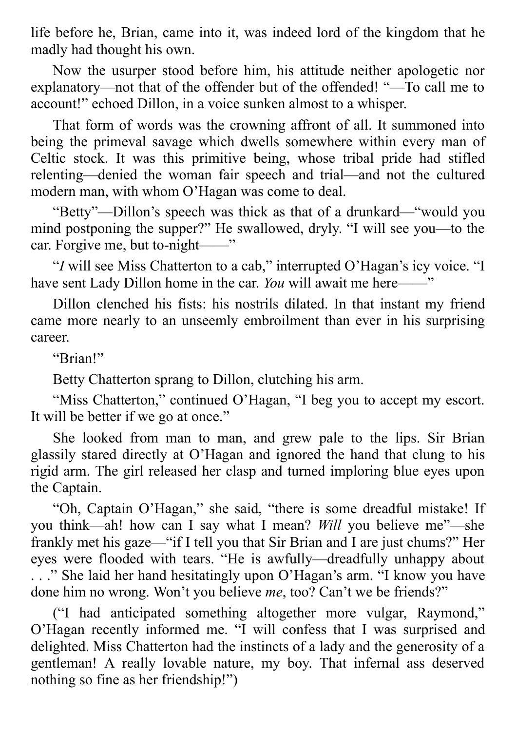life before he, Brian, came into it, was indeed lord of the kingdom that he madly had thought his own.

Now the usurper stood before him, his attitude neither apologetic nor explanatory—not that of the offender but of the offended! "—To call me to account!" echoed Dillon, in a voice sunken almost to a whisper.

That form of words was the crowning affront of all. It summoned into being the primeval savage which dwells somewhere within every man of Celtic stock. It was this primitive being, whose tribal pride had stifled relenting—denied the woman fair speech and trial—and not the cultured modern man, with whom O'Hagan was come to deal.

"Betty"—Dillon's speech was thick as that of a drunkard—"would you mind postponing the supper?" He swallowed, dryly. "I will see you—to the car. Forgive me, but to-night——"

"*I* will see Miss Chatterton to a cab," interrupted O'Hagan's icy voice. "I have sent Lady Dillon home in the car. *You* will await me here——"

Dillon clenched his fists: his nostrils dilated. In that instant my friend came more nearly to an unseemly embroilment than ever in his surprising career.

"Brian!"

Betty Chatterton sprang to Dillon, clutching his arm.

"Miss Chatterton," continued O'Hagan, "I beg you to accept my escort. It will be better if we go at once."

She looked from man to man, and grew pale to the lips. Sir Brian glassily stared directly at O'Hagan and ignored the hand that clung to his rigid arm. The girl released her clasp and turned imploring blue eyes upon the Captain.

"Oh, Captain O'Hagan," she said, "there is some dreadful mistake! If you think—ah! how can I say what I mean? *Will* you believe me"—she frankly met his gaze—"if I tell you that Sir Brian and I are just chums?" Her eyes were flooded with tears. "He is awfully—dreadfully unhappy about . . ." She laid her hand hesitatingly upon O'Hagan's arm. "I know you have done him no wrong. Won't you believe *me*, too? Can't we be friends?"

("I had anticipated something altogether more vulgar, Raymond," O'Hagan recently informed me. "I will confess that I was surprised and delighted. Miss Chatterton had the instincts of a lady and the generosity of a gentleman! A really lovable nature, my boy. That infernal ass deserved nothing so fine as her friendship!")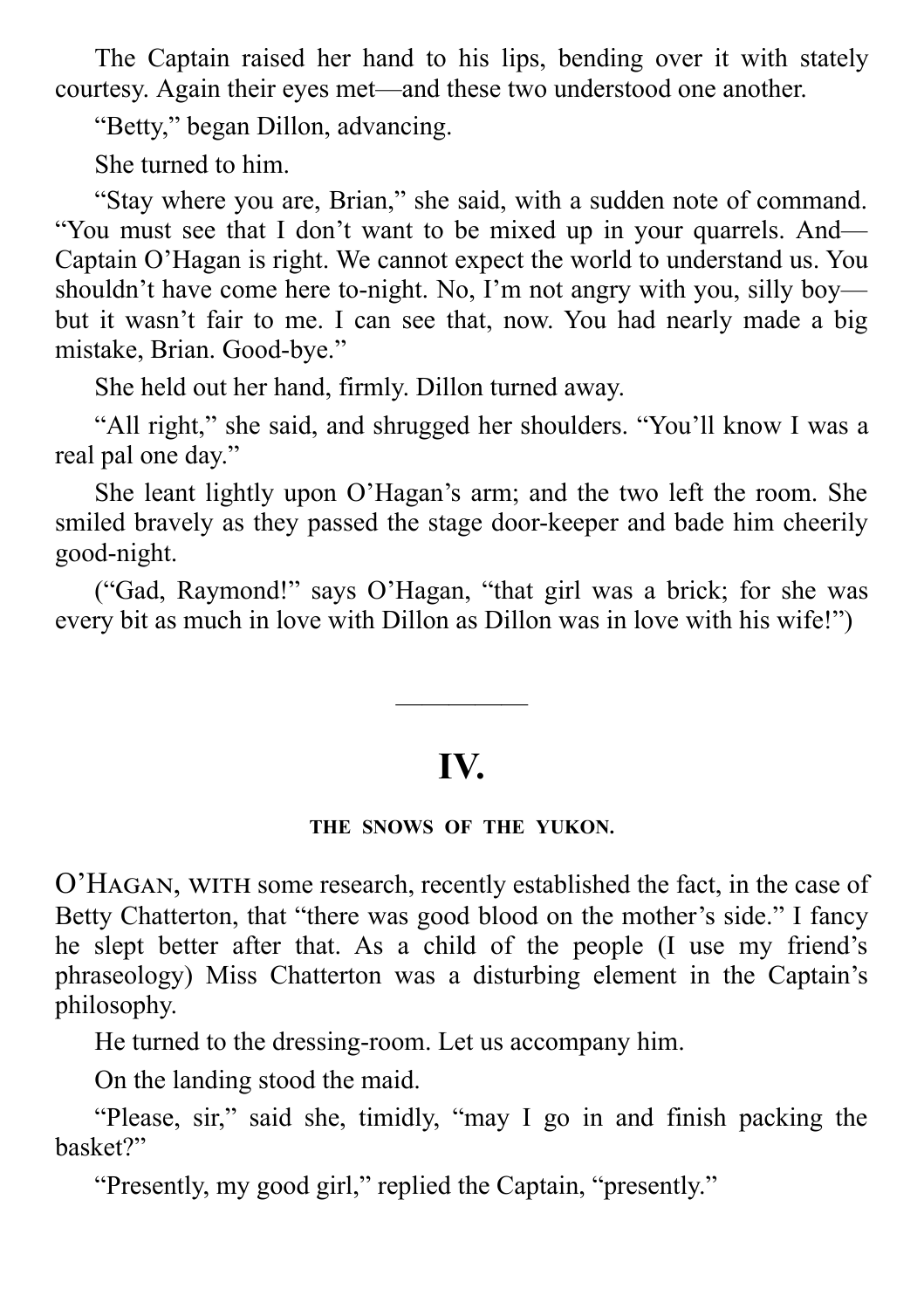The Captain raised her hand to his lips, bending over it with stately courtesy. Again their eyes met—and these two understood one another.

"Betty," began Dillon, advancing.

She turned to him.

"Stay where you are, Brian," she said, with a sudden note of command. "You must see that I don't want to be mixed up in your quarrels. And—Captain O'Hagan is right. We cannot expect the world to understand us. You shouldn't have come here to-night. No, I'm not angry with you, silly boy—but it wasn't fair to me. I can see that, now. You had nearly made a big mistake, Brian. Good-bye."

She held out her hand, firmly. Dillon turned away.

"All right," she said, and shrugged her shoulders. "You'll know I was a real pal one day."

She leant lightly upon O'Hagan's arm; and the two left the room. She smiled bravely as they passed the stage door-keeper and bade him cheerily good-night.

("Gad, Raymond!" says O'Hagan, "that girl was a brick; for she was every bit as much in love with Dillon as Dillon was in love with his wife!")

---

## IV.

### THE SNOWS OF THE YUKON.

O'Hagan, with some research, recently established the fact, in the case of Betty Chatterton, that "there was good blood on the mother's side." I fancy he slept better after that. As a child of the people (I use my friend's phraseology) Miss Chatterton was a disturbing element in the Captain's philosophy.

He turned to the dressing-room. Let us accompany him.

On the landing stood the maid.

"Please, sir," said she, timidly, "may I go in and finish packing the basket?"

"Presently, my good girl," replied the Captain, "presently."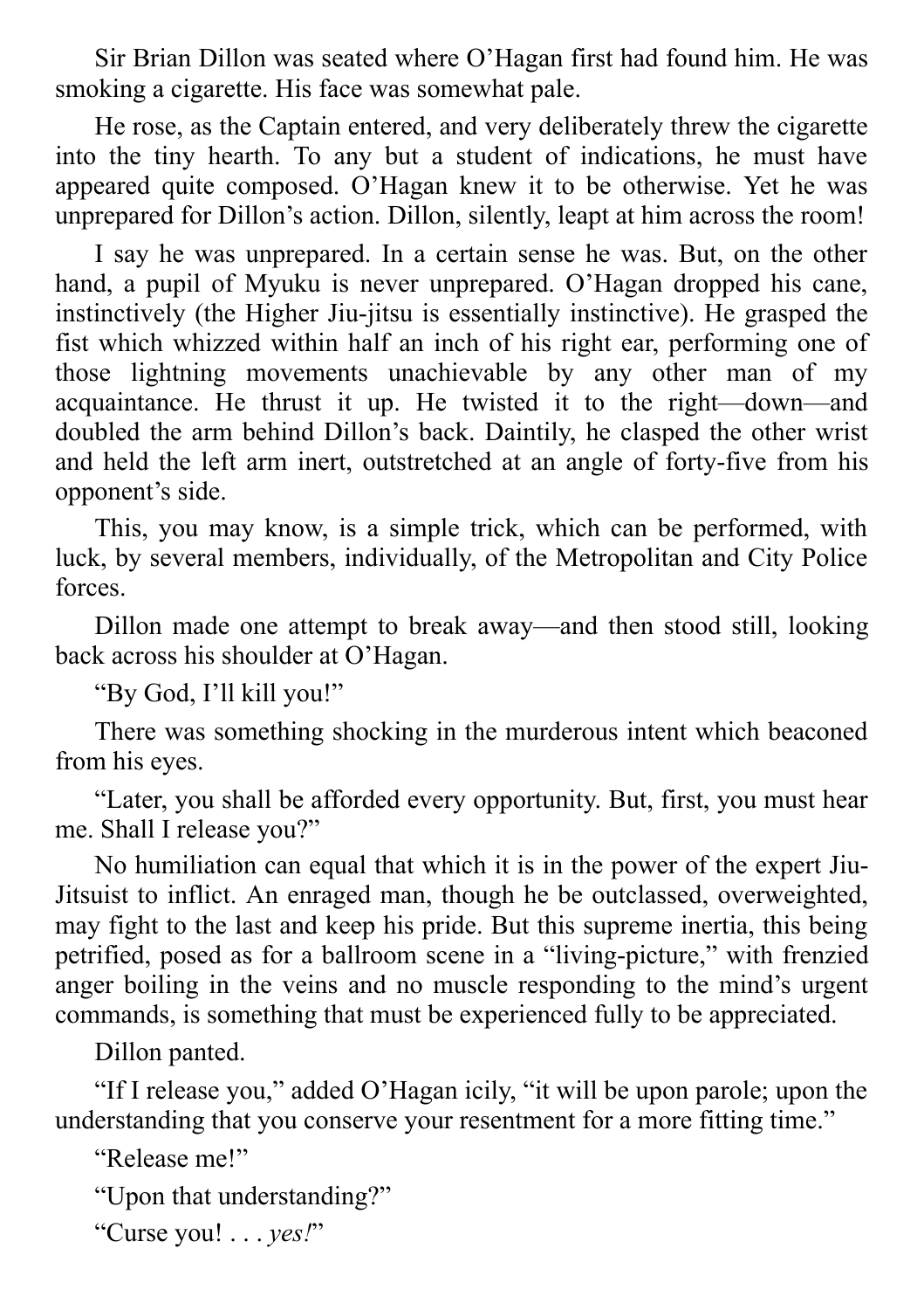Sir Brian Dillon was seated where O'Hagan first had found him. He was smoking a cigarette. His face was somewhat pale.

He rose, as the Captain entered, and very deliberately threw the cigarette into the tiny hearth. To any but a student of indications, he must have appeared quite composed. O'Hagan knew it to be otherwise. Yet he was unprepared for Dillon's action. Dillon, silently, leapt at him across the room!

I say he was unprepared. In a certain sense he was. But, on the other hand, a pupil of Myuku is never unprepared. O'Hagan dropped his cane, instinctively (the Higher Jiu-jitsu is essentially instinctive). He grasped the fist which whizzed within half an inch of his right ear, performing one of those lightning movements unachievable by any other man of my acquaintance. He thrust it up. He twisted it to the right—down—and doubled the arm behind Dillon's back. Daintily, he clasped the other wrist and held the left arm inert, outstretched at an angle of forty-five from his opponent's side.

This, you may know, is a simple trick, which can be performed, with luck, by several members, individually, of the Metropolitan and City Police forces.

Dillon made one attempt to break away—and then stood still, looking back across his shoulder at O'Hagan.

"By God, I'll kill you!"

There was something shocking in the murderous intent which beaconed from his eyes.

"Later, you shall be afforded every opportunity. But, first, you must hear me. Shall I release you?"

No humiliation can equal that which it is in the power of the expert Jiu-Jitsuist to inflict. An enraged man, though he be outclassed, overweighted, may fight to the last and keep his pride. But this supreme inertia, this being petrified, posed as for a ballroom scene in a "living-picture," with frenzied anger boiling in the veins and no muscle responding to the mind's urgent commands, is something that must be experienced fully to be appreciated.

Dillon panted.

"If I release you," added O'Hagan icily, "it will be upon parole; upon the understanding that you conserve your resentment for a more fitting time."

"Release me!"

"Upon that understanding?"

"Curse you! . . . *yes!*"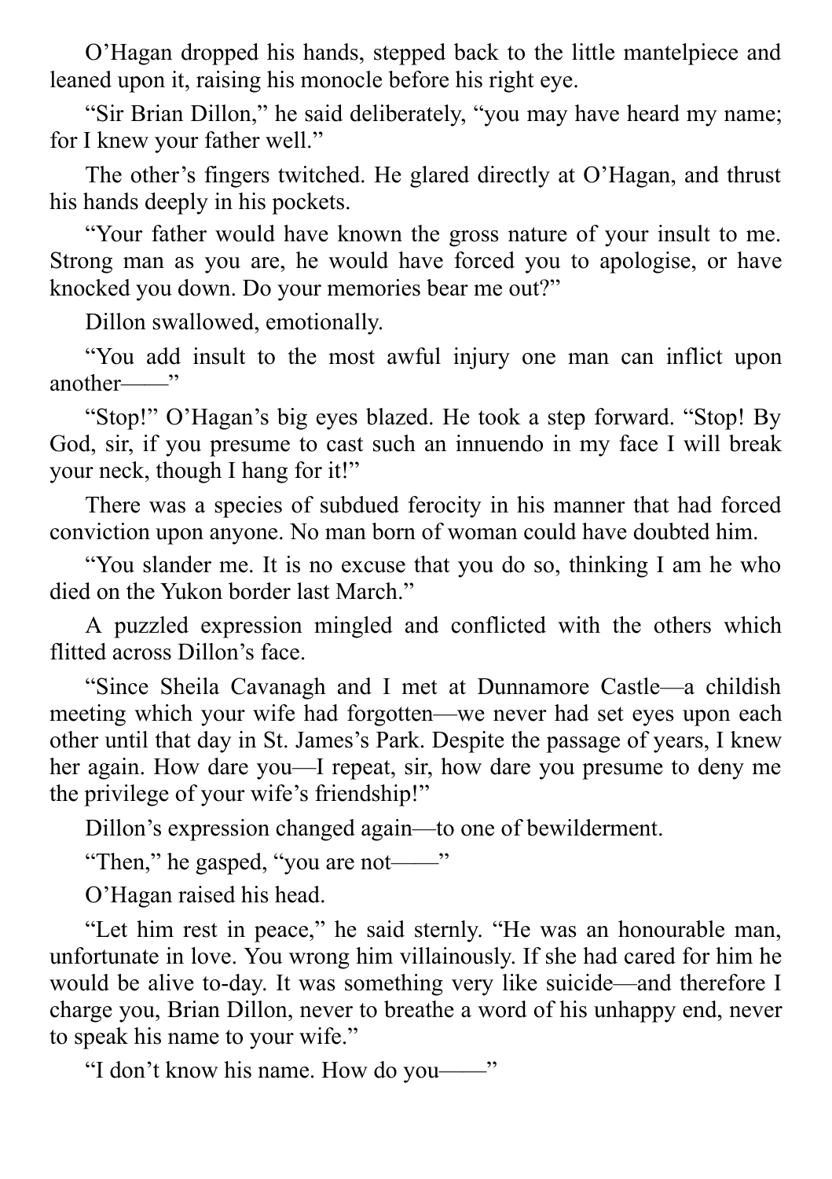O'Hagan dropped his hands, stepped back to the little mantelpiece and leaned upon it, raising his monocle before his right eye.

"Sir Brian Dillon," he said deliberately, "you may have heard my name; for I knew your father well."

The other's fingers twitched. He glared directly at O'Hagan, and thrust his hands deeply in his pockets.

"Your father would have known the gross nature of your insult to me. Strong man as you are, he would have forced you to apologise, or have knocked you down. Do your memories bear me out?"

Dillon swallowed, emotionally.

"You add insult to the most awful injury one man can inflict upon another——"

"Stop!" O'Hagan's big eyes blazed. He took a step forward. "Stop! By God, sir, if you presume to cast such an innuendo in my face I will break your neck, though I hang for it!"

There was a species of subdued ferocity in his manner that had forced conviction upon anyone. No man born of woman could have doubted him.

"You slander me. It is no excuse that you do so, thinking I am he who died on the Yukon border last March."

A puzzled expression mingled and conflicted with the others which flitted across Dillon's face.

"Since Sheila Cavanagh and I met at Dunnamore Castle—a childish meeting which your wife had forgotten—we never had set eyes upon each other until that day in St. James's Park. Despite the passage of years, I knew her again. How dare you—I repeat, sir, how dare you presume to deny me the privilege of your wife's friendship!"

Dillon's expression changed again—to one of bewilderment.

"Then," he gasped, "you are not——"

O'Hagan raised his head.

"Let him rest in peace," he said sternly. "He was an honourable man, unfortunate in love. You wrong him villainously. If she had cared for him he would be alive to-day. It was something very like suicide—and therefore I charge you, Brian Dillon, never to breathe a word of his unhappy end, never to speak his name to your wife."

"I don't know his name. How do you——"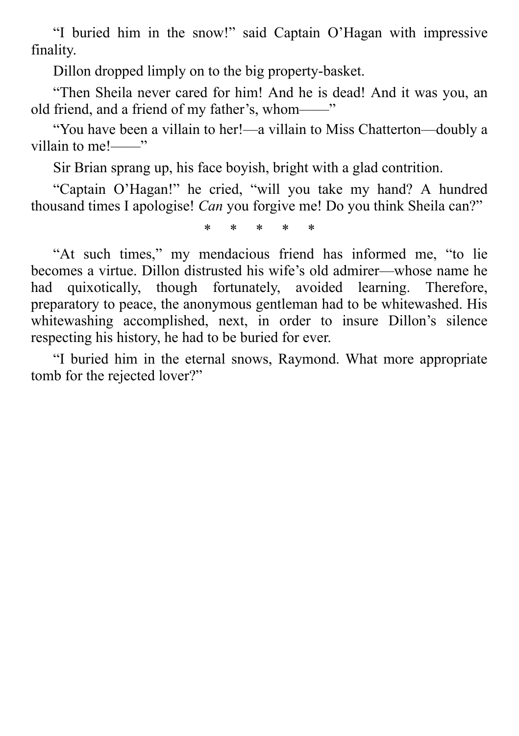"I buried him in the snow!" said Captain O'Hagan with impressive finality.

Dillon dropped limply on to the big property-basket.

"Then Sheila never cared for him! And he is dead! And it was you, an old friend, and a friend of my father's, whom——"

"You have been a villain to her!—a villain to Miss Chatterton—doubly a villain to me!——"

Sir Brian sprang up, his face boyish, bright with a glad contrition.

"Captain O'Hagan!" he cried, "will you take my hand? A hundred thousand times I apologise! *Can* you forgive me! Do you think Sheila can?"

\* \* \* \* \*

"At such times," my mendacious friend has informed me, "to lie becomes a virtue. Dillon distrusted his wife's old admirer—whose name he had quixotically, though fortunately, avoided learning. Therefore, preparatory to peace, the anonymous gentleman had to be whitewashed. His whitewashing accomplished, next, in order to insure Dillon's silence respecting his history, he had to be buried for ever.

"I buried him in the eternal snows, Raymond. What more appropriate tomb for the rejected lover?"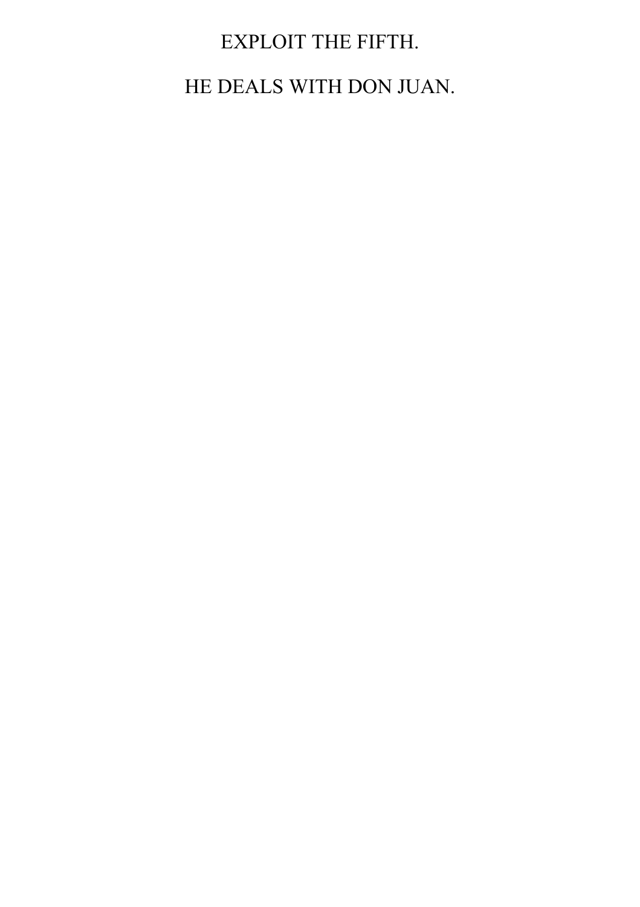# EXPLOIT THE FIFTH.

## HE DEALS WITH DON JUAN.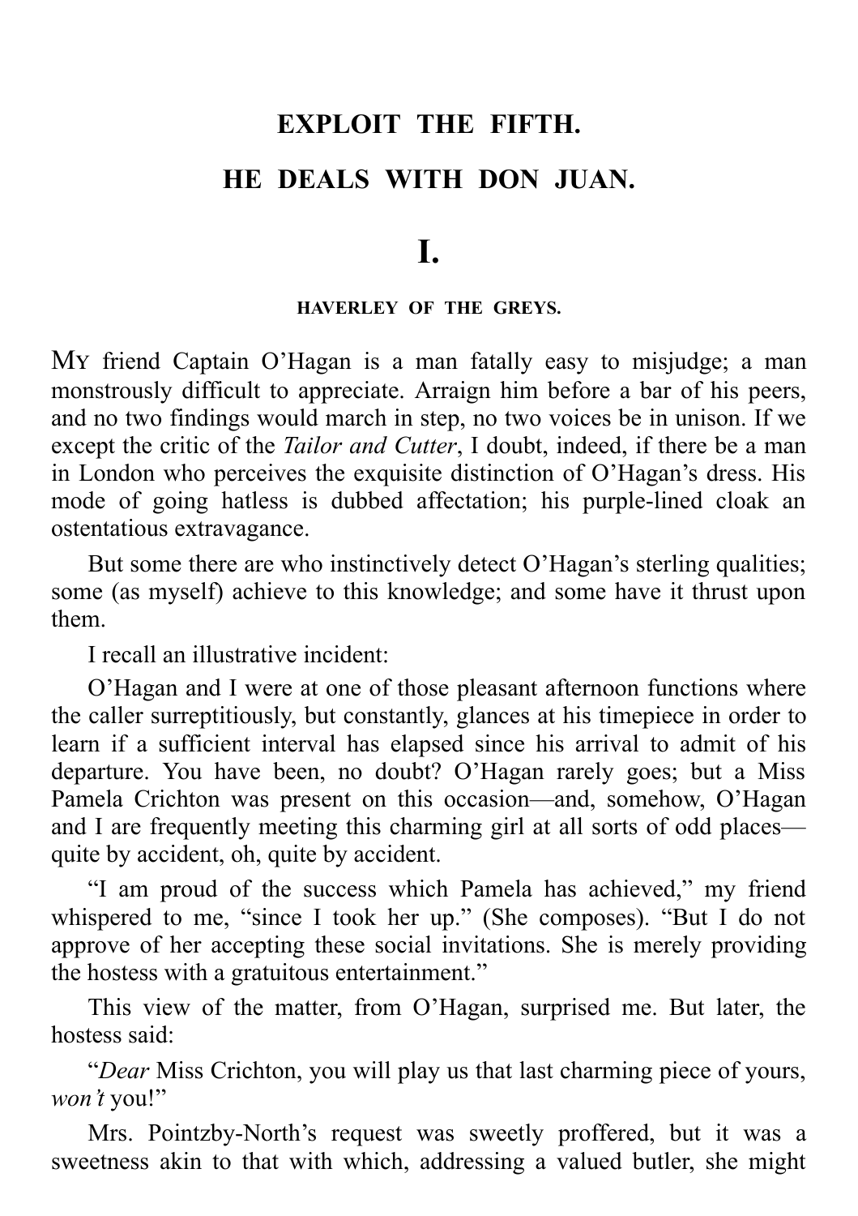# EXPLOIT THE FIFTH.

# HE DEALS WITH DON JUAN.

## I.

### HAVERLEY OF THE GREYS.

MY friend Captain O'Hagan is a man fatally easy to misjudge; a man monstrously difficult to appreciate. Arraign him before a bar of his peers, and no two findings would march in step, no two voices be in unison. If we except the critic of the *Tailor and Cutter*, I doubt, indeed, if there be a man in London who perceives the exquisite distinction of O'Hagan's dress. His mode of going hatless is dubbed affectation; his purple-lined cloak an ostentatious extravagance.

But some there are who instinctively detect O'Hagan's sterling qualities; some (as myself) achieve to this knowledge; and some have it thrust upon them.

I recall an illustrative incident:

O'Hagan and I were at one of those pleasant afternoon functions where the caller surreptitiously, but constantly, glances at his timepiece in order to learn if a sufficient interval has elapsed since his arrival to admit of his departure. You have been, no doubt? O'Hagan rarely goes; but a Miss Pamela Crichton was present on this occasion—and, somehow, O'Hagan and I are frequently meeting this charming girl at all sorts of odd places—quite by accident, oh, quite by accident.

"I am proud of the success which Pamela has achieved," my friend whispered to me, "since I took her up." (She composes). "But I do not approve of her accepting these social invitations. She is merely providing the hostess with a gratuitous entertainment."

This view of the matter, from O'Hagan, surprised me. But later, the hostess said:

"*Dear* Miss Crichton, you will play us that last charming piece of yours, *won't* you!"

Mrs. Pointzby-North's request was sweetly proffered, but it was a sweetness akin to that with which, addressing a valued butler, she might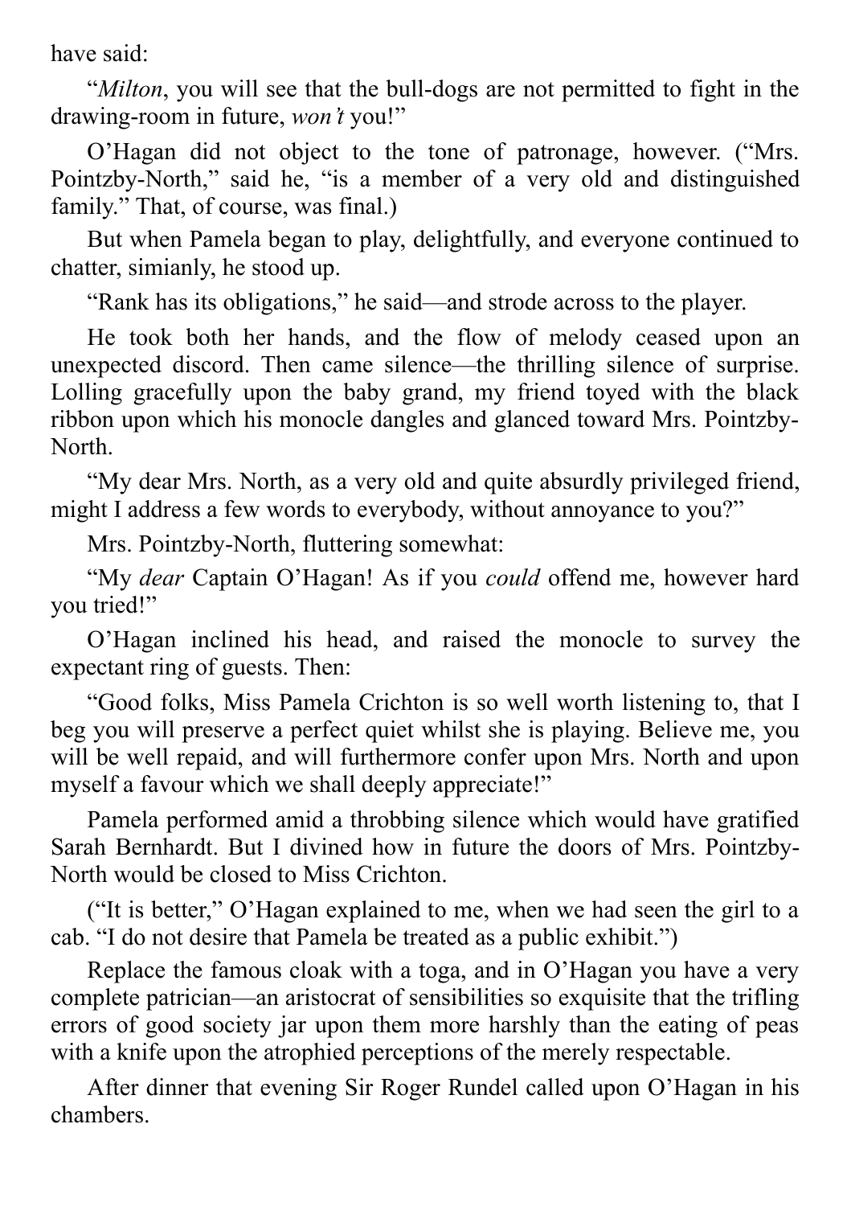have said:

"*Milton*, you will see that the bull-dogs are not permitted to fight in the drawing-room in future, *won't* you!"

O'Hagan did not object to the tone of patronage, however. ("Mrs. Pointzby-North," said he, "is a member of a very old and distinguished family." That, of course, was final.)

But when Pamela began to play, delightfully, and everyone continued to chatter, simianly, he stood up.

"Rank has its obligations," he said—and strode across to the player.

He took both her hands, and the flow of melody ceased upon an unexpected discord. Then came silence—the thrilling silence of surprise. Lolling gracefully upon the baby grand, my friend toyed with the black ribbon upon which his monocle dangles and glanced toward Mrs. Pointzby-North.

"My dear Mrs. North, as a very old and quite absurdly privileged friend, might I address a few words to everybody, without annoyance to you?"

Mrs. Pointzby-North, fluttering somewhat:

"My *dear* Captain O'Hagan! As if you *could* offend me, however hard you tried!"

O'Hagan inclined his head, and raised the monocle to survey the expectant ring of guests. Then:

"Good folks, Miss Pamela Crichton is so well worth listening to, that I beg you will preserve a perfect quiet whilst she is playing. Believe me, you will be well repaid, and will furthermore confer upon Mrs. North and upon myself a favour which we shall deeply appreciate!"

Pamela performed amid a throbbing silence which would have gratified Sarah Bernhardt. But I divined how in future the doors of Mrs. Pointzby-North would be closed to Miss Crichton.

("It is better," O'Hagan explained to me, when we had seen the girl to a cab. "I do not desire that Pamela be treated as a public exhibit.")

Replace the famous cloak with a toga, and in O'Hagan you have a very complete patrician—an aristocrat of sensibilities so exquisite that the trifling errors of good society jar upon them more harshly than the eating of peas with a knife upon the atrophied perceptions of the merely respectable.

After dinner that evening Sir Roger Rundel called upon O'Hagan in his chambers.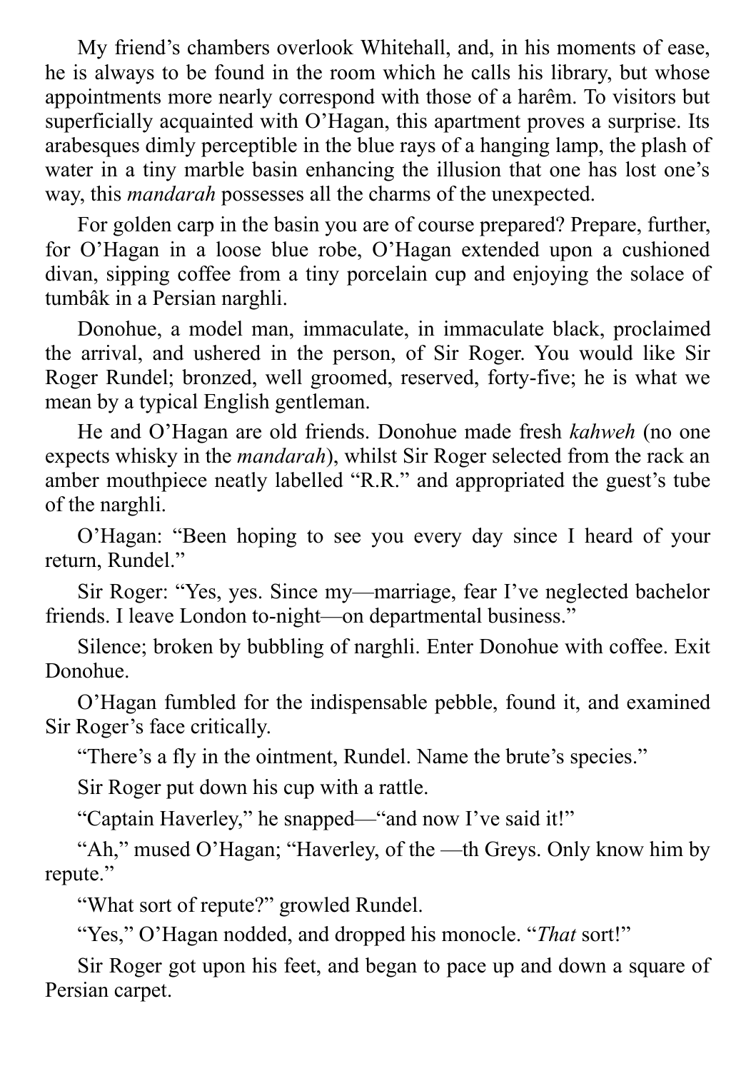My friend's chambers overlook Whitehall, and, in his moments of ease, he is always to be found in the room which he calls his library, but whose appointments more nearly correspond with those of a harêm. To visitors but superficially acquainted with O'Hagan, this apartment proves a surprise. Its arabesques dimly perceptible in the blue rays of a hanging lamp, the plash of water in a tiny marble basin enhancing the illusion that one has lost one's way, this *mandarah* possesses all the charms of the unexpected.

For golden carp in the basin you are of course prepared? Prepare, further, for O'Hagan in a loose blue robe, O'Hagan extended upon a cushioned divan, sipping coffee from a tiny porcelain cup and enjoying the solace of tumbâk in a Persian narghli.

Donohue, a model man, immaculate, in immaculate black, proclaimed the arrival, and ushered in the person, of Sir Roger. You would like Sir Roger Rundel; bronzed, well groomed, reserved, forty-five; he is what we mean by a typical English gentleman.

He and O'Hagan are old friends. Donohue made fresh *kahweh* (no one expects whisky in the *mandarah*), whilst Sir Roger selected from the rack an amber mouthpiece neatly labelled "R.R." and appropriated the guest's tube of the narghli.

O'Hagan: "Been hoping to see you every day since I heard of your return, Rundel."

Sir Roger: "Yes, yes. Since my—marriage, fear I've neglected bachelor friends. I leave London to-night—on departmental business."

Silence; broken by bubbling of narghli. Enter Donohue with coffee. Exit Donohue.

O'Hagan fumbled for the indispensable pebble, found it, and examined Sir Roger's face critically.

"There's a fly in the ointment, Rundel. Name the brute's species."

Sir Roger put down his cup with a rattle.

"Captain Haverley," he snapped—"and now I've said it!"

"Ah," mused O'Hagan; "Haverley, of the —th Greys. Only know him by repute."

"What sort of repute?" growled Rundel.

"Yes," O'Hagan nodded, and dropped his monocle. "*That* sort!"

Sir Roger got upon his feet, and began to pace up and down a square of Persian carpet.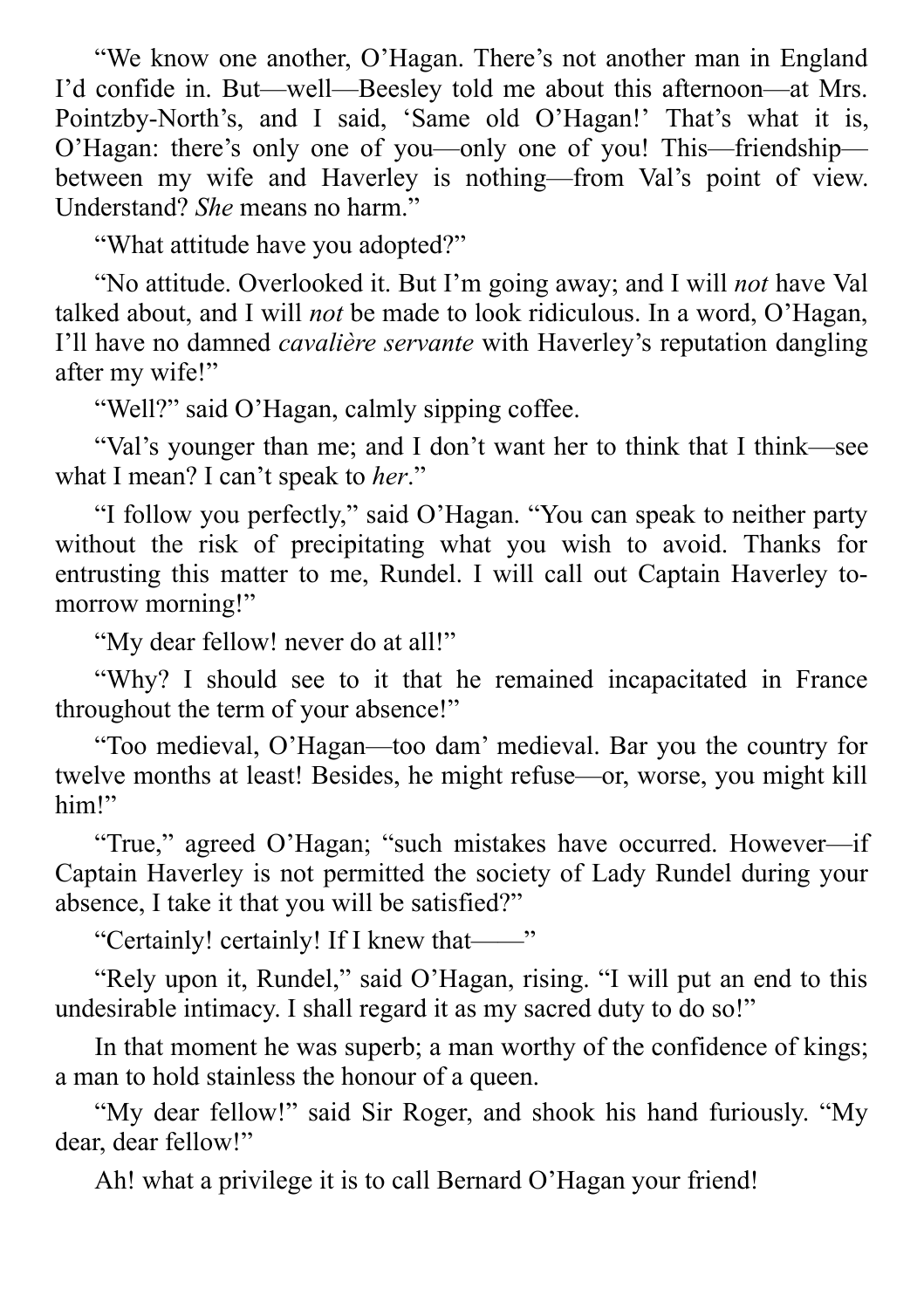"We know one another, O'Hagan. There's not another man in England I'd confide in. But—well—Beesley told me about this afternoon—at Mrs. Pointzby-North's, and I said, 'Same old O'Hagan!' That's what it is, O'Hagan: there's only one of you—only one of you! This—friendship—between my wife and Haverley is nothing—from Val's point of view. Understand? *She* means no harm."

"What attitude have you adopted?"

"No attitude. Overlooked it. But I'm going away; and I will *not* have Val talked about, and I will *not* be made to look ridiculous. In a word, O'Hagan, I'll have no damned *cavalière servante* with Haverley's reputation dangling after my wife!"

"Well?" said O'Hagan, calmly sipping coffee.

"Val's younger than me; and I don't want her to think that I think—see what I mean? I can't speak to *her*."

"I follow you perfectly," said O'Hagan. "You can speak to neither party without the risk of precipitating what you wish to avoid. Thanks for entrusting this matter to me, Rundel. I will call out Captain Haverley to-morrow morning!"

"My dear fellow! never do at all!"

"Why? I should see to it that he remained incapacitated in France throughout the term of your absence!"

"Too medieval, O'Hagan—too dam' medieval. Bar you the country for twelve months at least! Besides, he might refuse—or, worse, you might kill him!"

"True," agreed O'Hagan; "such mistakes have occurred. However—if Captain Haverley is not permitted the society of Lady Rundel during your absence, I take it that you will be satisfied?"

"Certainly! certainly! If I knew that——"

"Rely upon it, Rundel," said O'Hagan, rising. "I will put an end to this undesirable intimacy. I shall regard it as my sacred duty to do so!"

In that moment he was superb; a man worthy of the confidence of kings; a man to hold stainless the honour of a queen.

"My dear fellow!" said Sir Roger, and shook his hand furiously. "My dear, dear fellow!"

Ah! what a privilege it is to call Bernard O'Hagan your friend!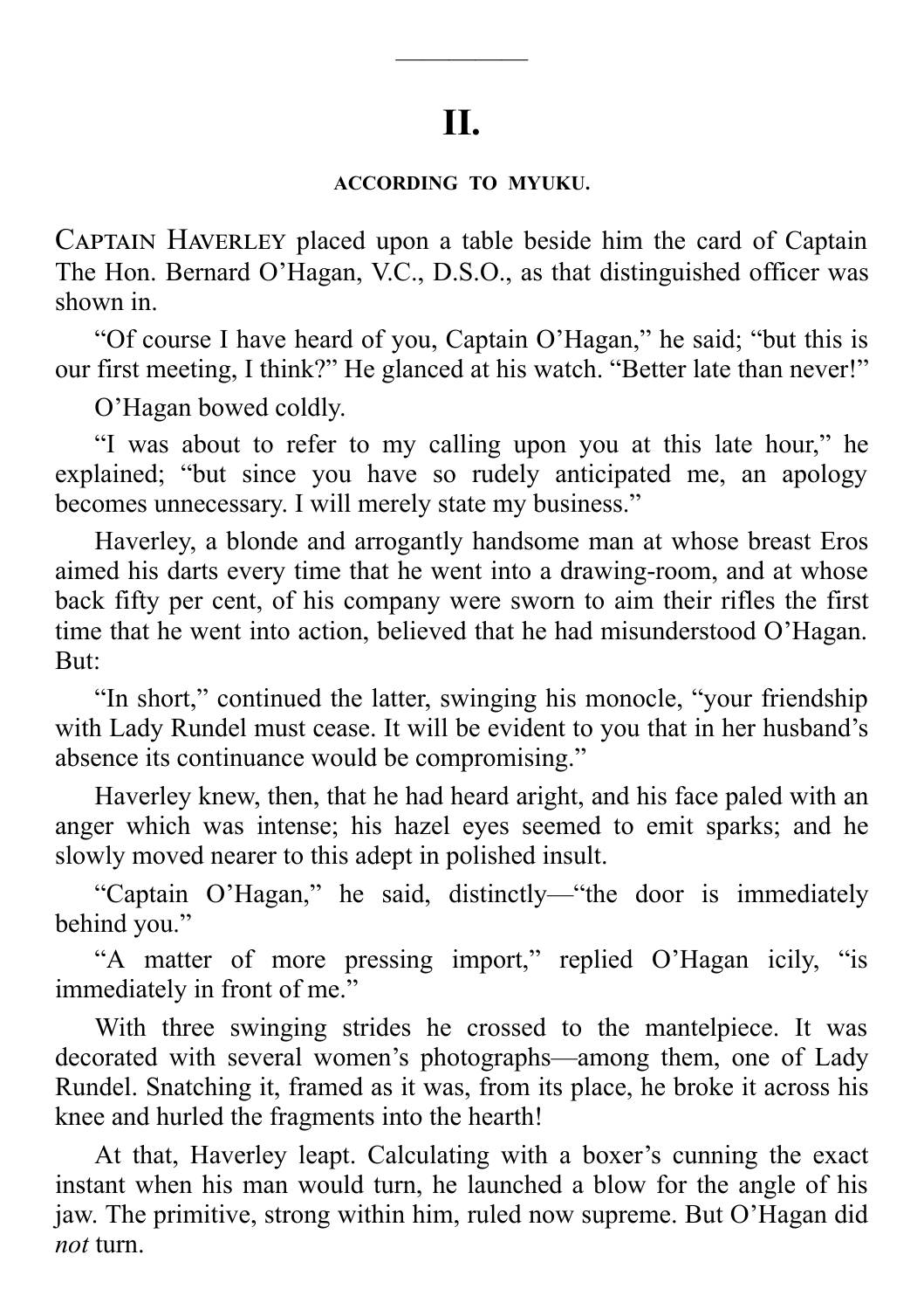---

# II.

### ACCORDING TO MYUKU.

Captain Haverley placed upon a table beside him the card of Captain The Hon. Bernard O'Hagan, V.C., D.S.O., as that distinguished officer was shown in.

"Of course I have heard of you, Captain O'Hagan," he said; "but this is our first meeting, I think?" He glanced at his watch. "Better late than never!"

O'Hagan bowed coldly.

"I was about to refer to my calling upon you at this late hour," he explained; "but since you have so rudely anticipated me, an apology becomes unnecessary. I will merely state my business."

Haverley, a blonde and arrogantly handsome man at whose breast Eros aimed his darts every time that he went into a drawing-room, and at whose back fifty per cent, of his company were sworn to aim their rifles the first time that he went into action, believed that he had misunderstood O'Hagan. But:

"In short," continued the latter, swinging his monocle, "your friendship with Lady Rundel must cease. It will be evident to you that in her husband's absence its continuance would be compromising."

Haverley knew, then, that he had heard aright, and his face paled with an anger which was intense; his hazel eyes seemed to emit sparks; and he slowly moved nearer to this adept in polished insult.

"Captain O'Hagan," he said, distinctly—"the door is immediately behind you."

"A matter of more pressing import," replied O'Hagan icily, "is immediately in front of me."

With three swinging strides he crossed to the mantelpiece. It was decorated with several women's photographs—among them, one of Lady Rundel. Snatching it, framed as it was, from its place, he broke it across his knee and hurled the fragments into the hearth!

At that, Haverley leapt. Calculating with a boxer's cunning the exact instant when his man would turn, he launched a blow for the angle of his jaw. The primitive, strong within him, ruled now supreme. But O'Hagan did *not* turn.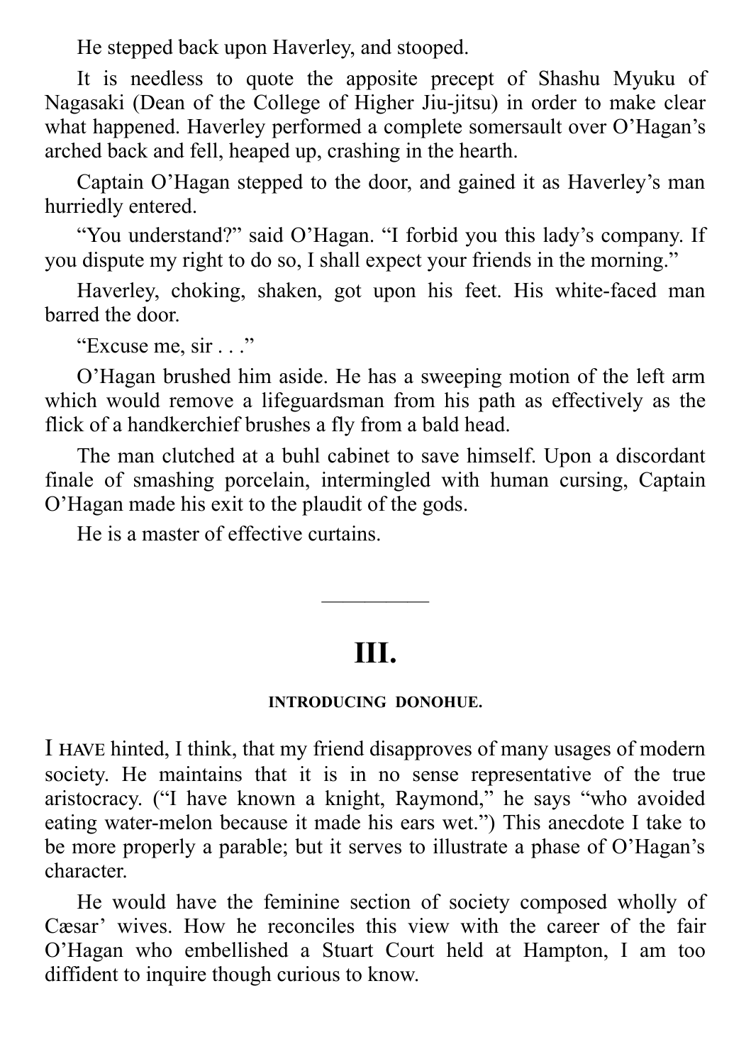He stepped back upon Haverley, and stooped.

It is needless to quote the apposite precept of Shashu Myuku of Nagasaki (Dean of the College of Higher Jiu-jitsu) in order to make clear what happened. Haverley performed a complete somersault over O'Hagan's arched back and fell, heaped up, crashing in the hearth.

Captain O'Hagan stepped to the door, and gained it as Haverley's man hurriedly entered.

"You understand?" said O'Hagan. "I forbid you this lady's company. If you dispute my right to do so, I shall expect your friends in the morning."

Haverley, choking, shaken, got upon his feet. His white-faced man barred the door.

"Excuse me, sir . . ."

O'Hagan brushed him aside. He has a sweeping motion of the left arm which would remove a lifeguardsman from his path as effectively as the flick of a handkerchief brushes a fly from a bald head.

The man clutched at a buhl cabinet to save himself. Upon a discordant finale of smashing porcelain, intermingled with human cursing, Captain O'Hagan made his exit to the plaudit of the gods.

He is a master of effective curtains.

---

# III.

### INTRODUCING DONOHUE.

I HAVE hinted, I think, that my friend disapproves of many usages of modern society. He maintains that it is in no sense representative of the true aristocracy. ("I have known a knight, Raymond," he says "who avoided eating water-melon because it made his ears wet.") This anecdote I take to be more properly a parable; but it serves to illustrate a phase of O'Hagan's character.

He would have the feminine section of society composed wholly of Cæsar' wives. How he reconciles this view with the career of the fair O'Hagan who embellished a Stuart Court held at Hampton, I am too diffident to inquire though curious to know.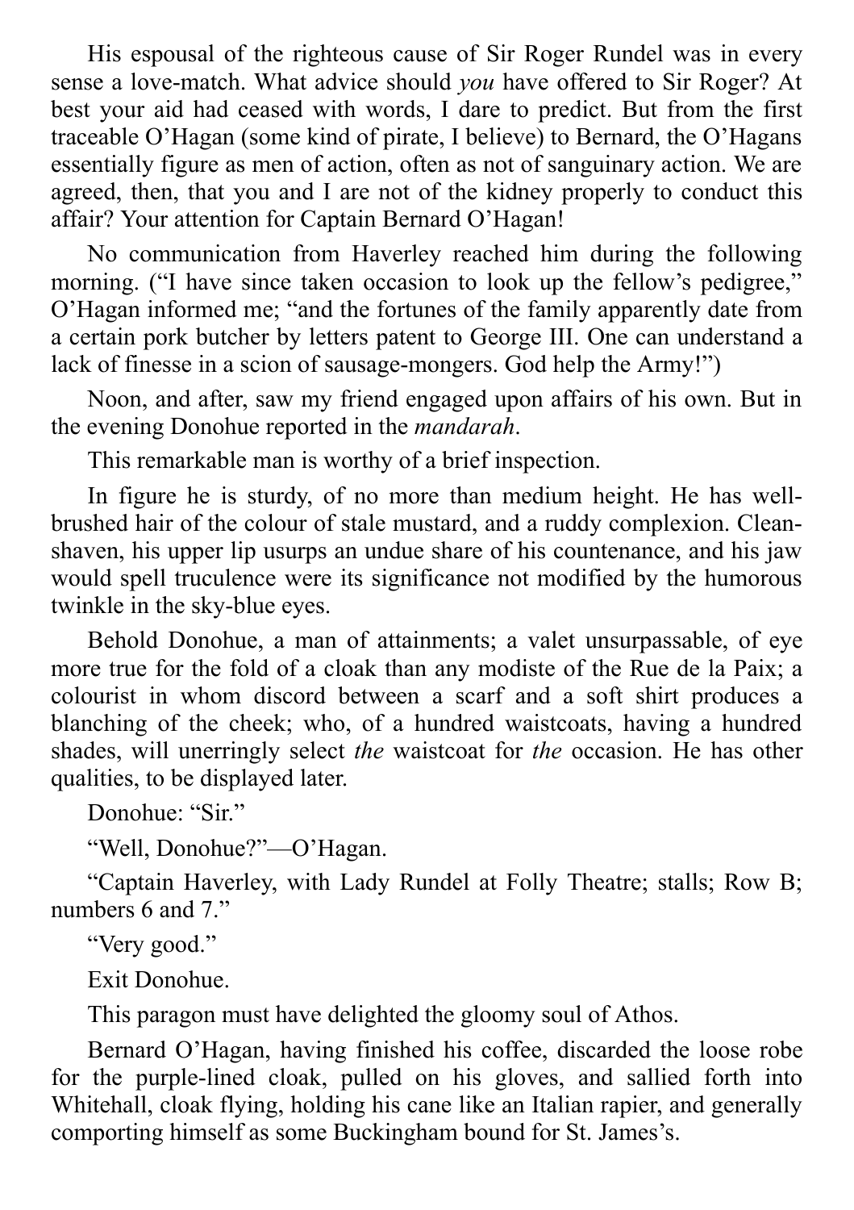His espousal of the righteous cause of Sir Roger Rundel was in every sense a love-match. What advice should *you* have offered to Sir Roger? At best your aid had ceased with words, I dare to predict. But from the first traceable O'Hagan (some kind of pirate, I believe) to Bernard, the O'Hagans essentially figure as men of action, often as not of sanguinary action. We are agreed, then, that you and I are not of the kidney properly to conduct this affair? Your attention for Captain Bernard O'Hagan!

No communication from Haverley reached him during the following morning. ("I have since taken occasion to look up the fellow's pedigree," O'Hagan informed me; "and the fortunes of the family apparently date from a certain pork butcher by letters patent to George III. One can understand a lack of finesse in a scion of sausage-mongers. God help the Army!")

Noon, and after, saw my friend engaged upon affairs of his own. But in the evening Donohue reported in the *mandarah*.

This remarkable man is worthy of a brief inspection.

In figure he is sturdy, of no more than medium height. He has well-brushed hair of the colour of stale mustard, and a ruddy complexion. Clean-shaven, his upper lip usurps an undue share of his countenance, and his jaw would spell truculence were its significance not modified by the humorous twinkle in the sky-blue eyes.

Behold Donohue, a man of attainments; a valet unsurpassable, of eye more true for the fold of a cloak than any modiste of the Rue de la Paix; a colourist in whom discord between a scarf and a soft shirt produces a blanching of the cheek; who, of a hundred waistcoats, having a hundred shades, will unerringly select *the* waistcoat for *the* occasion. He has other qualities, to be displayed later.

Donohue: "Sir."

"Well, Donohue?"—O'Hagan.

"Captain Haverley, with Lady Rundel at Folly Theatre; stalls; Row B; numbers 6 and 7."

"Very good."

Exit Donohue.

This paragon must have delighted the gloomy soul of Athos.

Bernard O'Hagan, having finished his coffee, discarded the loose robe for the purple-lined cloak, pulled on his gloves, and sallied forth into Whitehall, cloak flying, holding his cane like an Italian rapier, and generally comporting himself as some Buckingham bound for St. James's.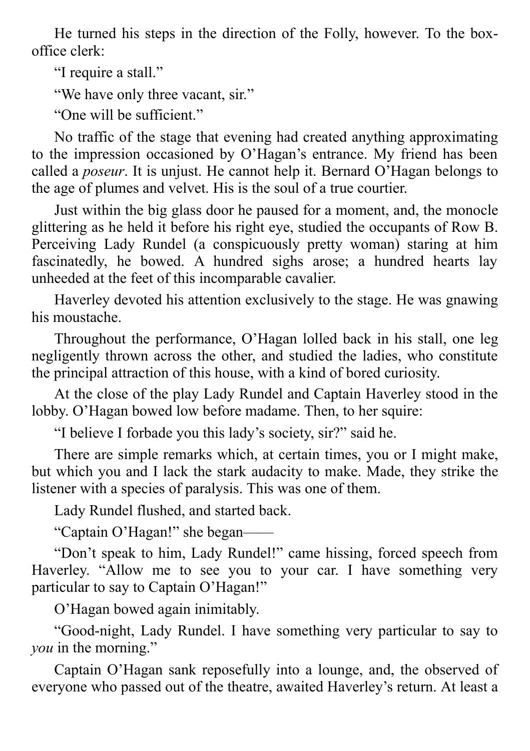He turned his steps in the direction of the Folly, however. To the box-office clerk:

"I require a stall."

"We have only three vacant, sir."

"One will be sufficient."

No traffic of the stage that evening had created anything approximating to the impression occasioned by O'Hagan's entrance. My friend has been called a *poseur*. It is unjust. He cannot help it. Bernard O'Hagan belongs to the age of plumes and velvet. His is the soul of a true courtier.

Just within the big glass door he paused for a moment, and, the monocle glittering as he held it before his right eye, studied the occupants of Row B. Perceiving Lady Rundel (a conspicuously pretty woman) staring at him fascinatedly, he bowed. A hundred sighs arose; a hundred hearts lay unheeded at the feet of this incomparable cavalier.

Haverley devoted his attention exclusively to the stage. He was gnawing his moustache.

Throughout the performance, O'Hagan lolled back in his stall, one leg negligently thrown across the other, and studied the ladies, who constitute the principal attraction of this house, with a kind of bored curiosity.

At the close of the play Lady Rundel and Captain Haverley stood in the lobby. O'Hagan bowed low before madame. Then, to her squire:

"I believe I forbade you this lady's society, sir?" said he.

There are simple remarks which, at certain times, you or I might make, but which you and I lack the stark audacity to make. Made, they strike the listener with a species of paralysis. This was one of them.

Lady Rundel flushed, and started back.

"Captain O'Hagan!" she began——

"Don't speak to him, Lady Rundel!" came hissing, forced speech from Haverley. "Allow me to see you to your car. I have something very particular to say to Captain O'Hagan!"

O'Hagan bowed again inimitably.

"Good-night, Lady Rundel. I have something very particular to say to *you* in the morning."

Captain O'Hagan sank reposefully into a lounge, and, the observed of everyone who passed out of the theatre, awaited Haverley's return. At least a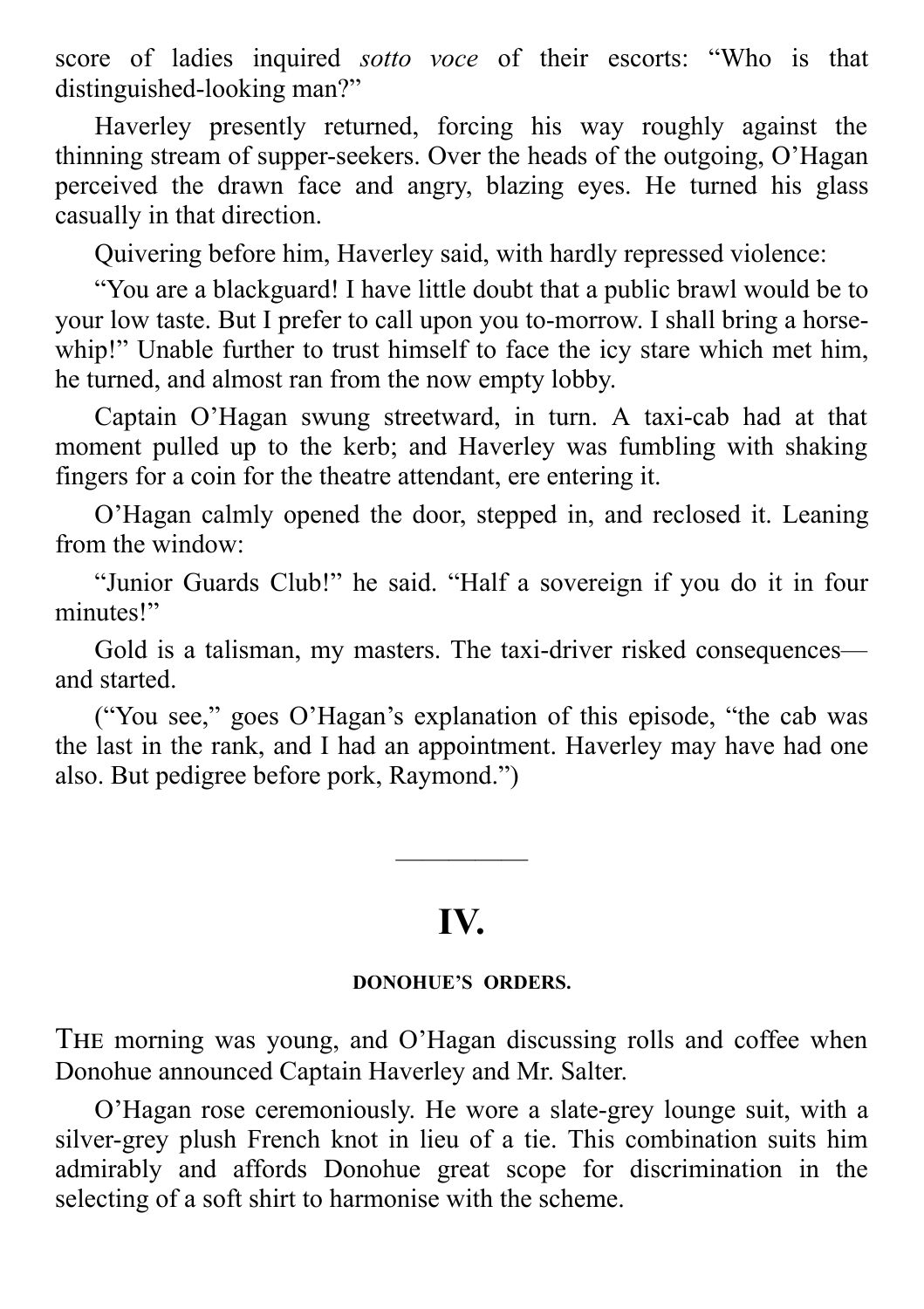score of ladies inquired *sotto voce* of their escorts: “Who is that distinguished-looking man?”

Haverley presently returned, forcing his way roughly against the thinning stream of supper-seekers. Over the heads of the outgoing, O’Hagan perceived the drawn face and angry, blazing eyes. He turned his glass casually in that direction.

Quivering before him, Haverley said, with hardly repressed violence:

“You are a blackguard! I have little doubt that a public brawl would be to your low taste. But I prefer to call upon you to-morrow. I shall bring a horse-whip!” Unable further to trust himself to face the icy stare which met him, he turned, and almost ran from the now empty lobby.

Captain O’Hagan swung streetward, in turn. A taxi-cab had at that moment pulled up to the kerb; and Haverley was fumbling with shaking fingers for a coin for the theatre attendant, ere entering it.

O’Hagan calmly opened the door, stepped in, and reclosed it. Leaning from the window:

“Junior Guards Club!” he said. “Half a sovereign if you do it in four minutes!”

Gold is a talisman, my masters. The taxi-driver risked consequences—and started.

(“You see,” goes O’Hagan’s explanation of this episode, “the cab was the last in the rank, and I had an appointment. Haverley may have had one also. But pedigree before pork, Raymond.”)

---

## IV.

### DONOHUE’S ORDERS.

THE morning was young, and O’Hagan discussing rolls and coffee when Donohue announced Captain Haverley and Mr. Salter.

O’Hagan rose ceremoniously. He wore a slate-grey lounge suit, with a silver-grey plush French knot in lieu of a tie. This combination suits him admirably and affords Donohue great scope for discrimination in the selecting of a soft shirt to harmonise with the scheme.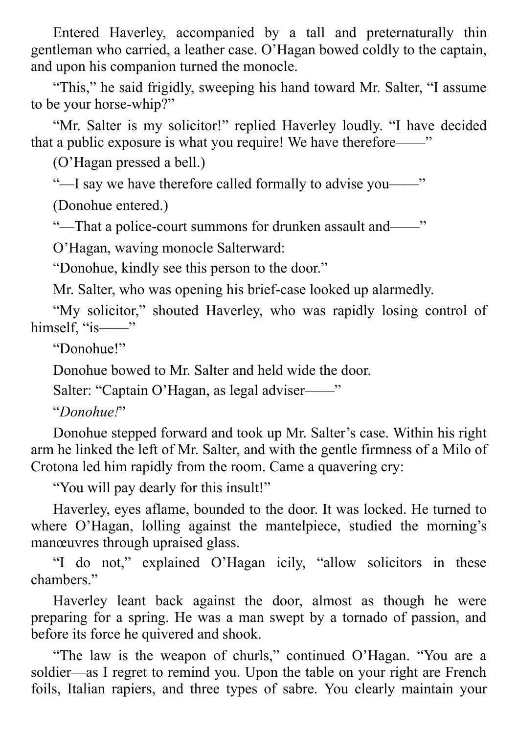Entered Haverley, accompanied by a tall and preternaturally thin gentleman who carried, a leather case. O'Hagan bowed coldly to the captain, and upon his companion turned the monocle.

"This," he said frigidly, sweeping his hand toward Mr. Salter, "I assume to be your horse-whip?"

"Mr. Salter is my solicitor!" replied Haverley loudly. "I have decided that a public exposure is what you require! We have therefore——"

(O'Hagan pressed a bell.)

"—I say we have therefore called formally to advise you——"

(Donohue entered.)

"—That a police-court summons for drunken assault and——"

O'Hagan, waving monocle Salterward:

"Donohue, kindly see this person to the door."

Mr. Salter, who was opening his brief-case looked up alarmedly.

"My solicitor," shouted Haverley, who was rapidly losing control of himself, "is——"

"Donohue!"

Donohue bowed to Mr. Salter and held wide the door.

Salter: "Captain O'Hagan, as legal adviser——"

"*Donohue!*"

Donohue stepped forward and took up Mr. Salter's case. Within his right arm he linked the left of Mr. Salter, and with the gentle firmness of a Milo of Crotona led him rapidly from the room. Came a quavering cry:

"You will pay dearly for this insult!"

Haverley, eyes aflame, bounded to the door. It was locked. He turned to where O'Hagan, lolling against the mantelpiece, studied the morning's manœuvres through upraised glass.

"I do not," explained O'Hagan icily, "allow solicitors in these chambers."

Haverley leant back against the door, almost as though he were preparing for a spring. He was a man swept by a tornado of passion, and before its force he quivered and shook.

"The law is the weapon of churls," continued O'Hagan. "You are a soldier—as I regret to remind you. Upon the table on your right are French foils, Italian rapiers, and three types of sabre. You clearly maintain your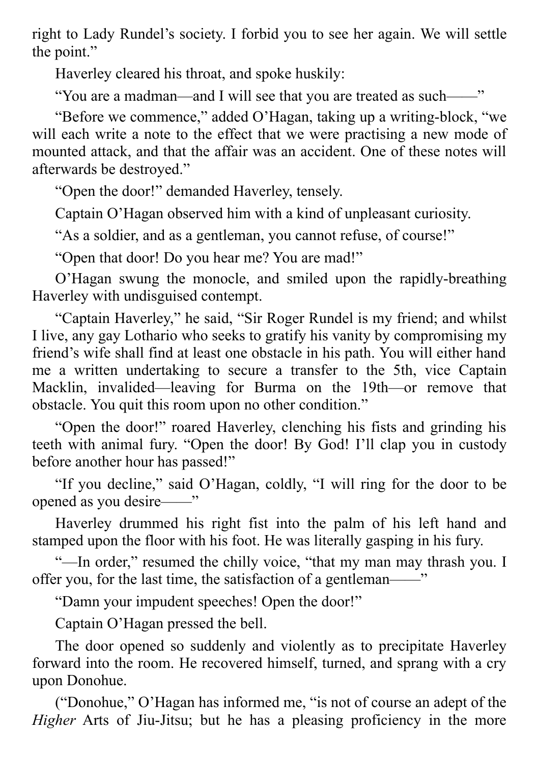right to Lady Rundel's society. I forbid you to see her again. We will settle the point."

Haverley cleared his throat, and spoke huskily:

"You are a madman—and I will see that you are treated as such——"

"Before we commence," added O'Hagan, taking up a writing-block, "we will each write a note to the effect that we were practising a new mode of mounted attack, and that the affair was an accident. One of these notes will afterwards be destroyed."

"Open the door!" demanded Haverley, tensely.

Captain O'Hagan observed him with a kind of unpleasant curiosity.

"As a soldier, and as a gentleman, you cannot refuse, of course!"

"Open that door! Do you hear me? You are mad!"

O'Hagan swung the monocle, and smiled upon the rapidly-breathing Haverley with undisguised contempt.

"Captain Haverley," he said, "Sir Roger Rundel is my friend; and whilst I live, any gay Lothario who seeks to gratify his vanity by compromising my friend's wife shall find at least one obstacle in his path. You will either hand me a written undertaking to secure a transfer to the 5th, vice Captain Macklin, invalided—leaving for Burma on the 19th—or remove that obstacle. You quit this room upon no other condition."

"Open the door!" roared Haverley, clenching his fists and grinding his teeth with animal fury. "Open the door! By God! I'll clap you in custody before another hour has passed!"

"If you decline," said O'Hagan, coldly, "I will ring for the door to be opened as you desire——"

Haverley drummed his right fist into the palm of his left hand and stamped upon the floor with his foot. He was literally gasping in his fury.

"—In order," resumed the chilly voice, "that my man may thrash you. I offer you, for the last time, the satisfaction of a gentleman——"

"Damn your impudent speeches! Open the door!"

Captain O'Hagan pressed the bell.

The door opened so suddenly and violently as to precipitate Haverley forward into the room. He recovered himself, turned, and sprang with a cry upon Donohue.

("Donohue," O'Hagan has informed me, "is not of course an adept of the *Higher* Arts of Jiu-Jitsu; but he has a pleasing proficiency in the more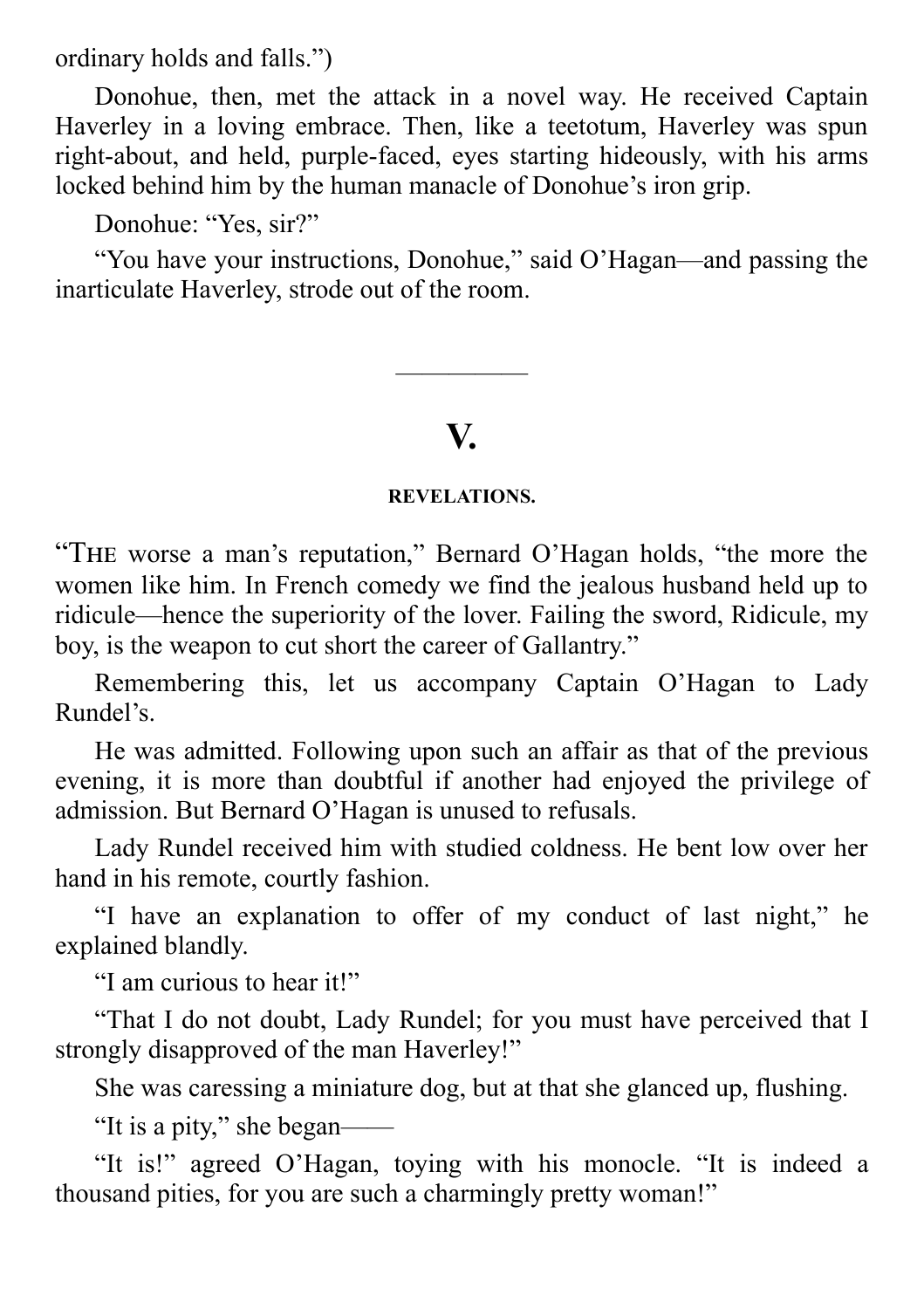ordinary holds and falls.”)

Donohue, then, met the attack in a novel way. He received Captain Haverley in a loving embrace. Then, like a teetotum, Haverley was spun right-about, and held, purple-faced, eyes starting hideously, with his arms locked behind him by the human manacle of Donohue’s iron grip.

Donohue: “Yes, sir?”

“You have your instructions, Donohue,” said O’Hagan—and passing the inarticulate Haverley, strode out of the room.

---

## V.

### REVELATIONS.

“The worse a man’s reputation,” Bernard O’Hagan holds, “the more the women like him. In French comedy we find the jealous husband held up to ridicule—hence the superiority of the lover. Failing the sword, Ridicule, my boy, is the weapon to cut short the career of Gallantry.”

Remembering this, let us accompany Captain O’Hagan to Lady Rundel’s.

He was admitted. Following upon such an affair as that of the previous evening, it is more than doubtful if another had enjoyed the privilege of admission. But Bernard O’Hagan is unused to refusals.

Lady Rundel received him with studied coldness. He bent low over her hand in his remote, courtly fashion.

“I have an explanation to offer of my conduct of last night,” he explained blandly.

“I am curious to hear it!”

“That I do not doubt, Lady Rundel; for you must have perceived that I strongly disapproved of the man Haverley!”

She was caressing a miniature dog, but at that she glanced up, flushing.

“It is a pity,” she began——

“It is!” agreed O’Hagan, toying with his monocle. “It is indeed a thousand pities, for you are such a charmingly pretty woman!”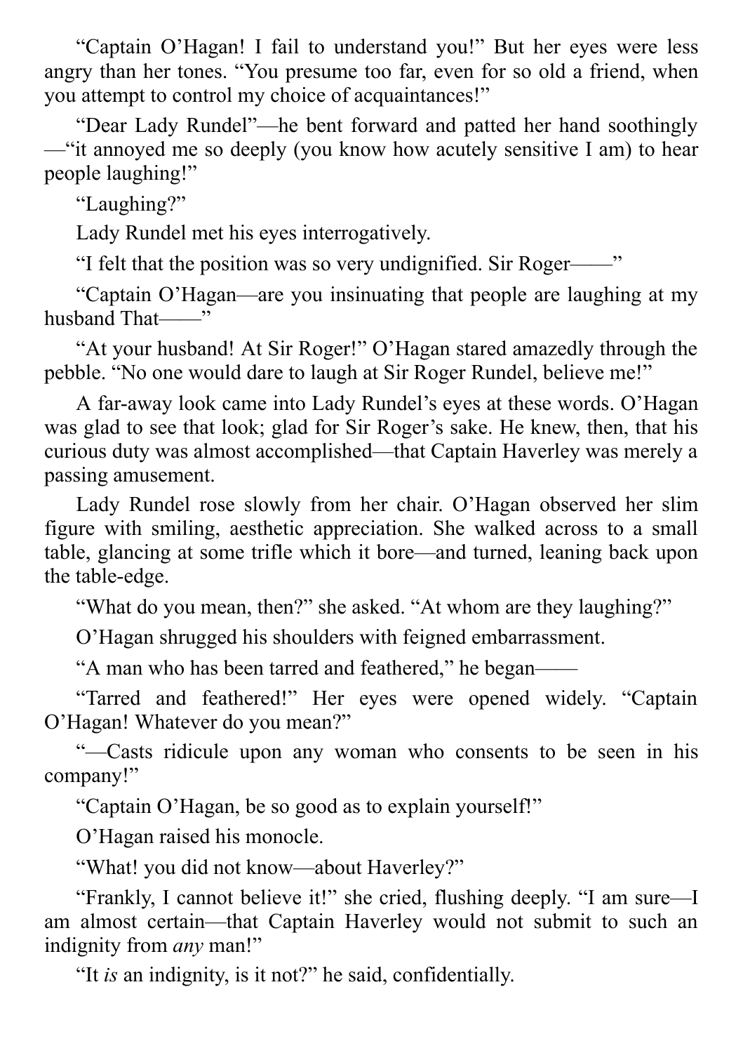"Captain O'Hagan! I fail to understand you!" But her eyes were less angry than her tones. "You presume too far, even for so old a friend, when you attempt to control my choice of acquaintances!"

"Dear Lady Rundel"—he bent forward and patted her hand soothingly—"it annoyed me so deeply (you know how acutely sensitive I am) to hear people laughing!"

"Laughing?"

Lady Rundel met his eyes interrogatively.

"I felt that the position was so very undignified. Sir Roger——"

"Captain O'Hagan—are you insinuating that people are laughing at my husband That——"

"At your husband! At Sir Roger!" O'Hagan stared amazedly through the pebble. "No one would dare to laugh at Sir Roger Rundel, believe me!"

A far-away look came into Lady Rundel's eyes at these words. O'Hagan was glad to see that look; glad for Sir Roger's sake. He knew, then, that his curious duty was almost accomplished—that Captain Haverley was merely a passing amusement.

Lady Rundel rose slowly from her chair. O'Hagan observed her slim figure with smiling, aesthetic appreciation. She walked across to a small table, glancing at some trifle which it bore—and turned, leaning back upon the table-edge.

"What do you mean, then?" she asked. "At whom are they laughing?"

O'Hagan shrugged his shoulders with feigned embarrassment.

"A man who has been tarred and feathered," he began——

"Tarred and feathered!" Her eyes were opened widely. "Captain O'Hagan! Whatever do you mean?"

"—Casts ridicule upon any woman who consents to be seen in his company!"

"Captain O'Hagan, be so good as to explain yourself!"

O'Hagan raised his monocle.

"What! you did not know—about Haverley?"

"Frankly, I cannot believe it!" she cried, flushing deeply. "I am sure—I am almost certain—that Captain Haverley would not submit to such an indignity from *any* man!"

"It *is* an indignity, is it not?" he said, confidentially.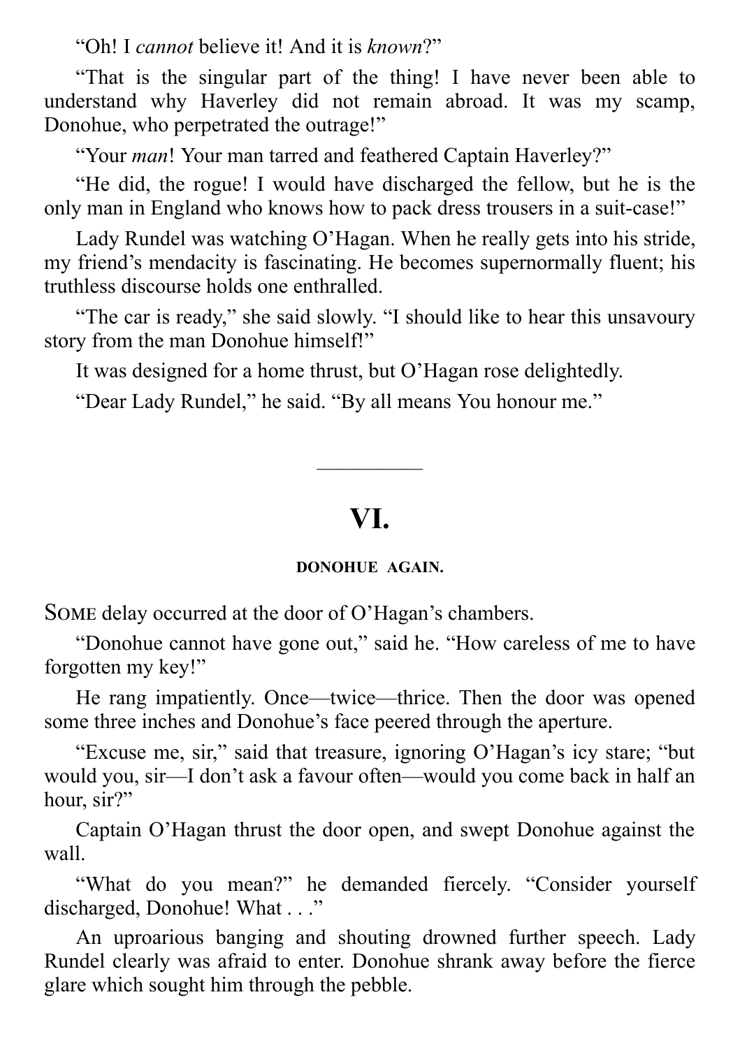"Oh! I *cannot* believe it! And it is *known*?"

"That is the singular part of the thing! I have never been able to understand why Haverley did not remain abroad. It was my scamp, Donohue, who perpetrated the outrage!"

"Your *man*! Your man tarred and feathered Captain Haverley?"

"He did, the rogue! I would have discharged the fellow, but he is the only man in England who knows how to pack dress trousers in a suit-case!"

Lady Rundel was watching O'Hagan. When he really gets into his stride, my friend's mendacity is fascinating. He becomes supernormally fluent; his truthless discourse holds one enthralled.

"The car is ready," she said slowly. "I should like to hear this unsavoury story from the man Donohue himself!"

It was designed for a home thrust, but O'Hagan rose delightedly.

"Dear Lady Rundel," he said. "By all means You honour me."

---

## VI.

### DONOHUE AGAIN.

Some delay occurred at the door of O'Hagan's chambers.

"Donohue cannot have gone out," said he. "How careless of me to have forgotten my key!"

He rang impatiently. Once—twice—thrice. Then the door was opened some three inches and Donohue's face peered through the aperture.

"Excuse me, sir," said that treasure, ignoring O'Hagan's icy stare; "but would you, sir—I don't ask a favour often—would you come back in half an hour, sir?"

Captain O'Hagan thrust the door open, and swept Donohue against the wall.

"What do you mean?" he demanded fiercely. "Consider yourself discharged, Donohue! What . . ."

An uproarious banging and shouting drowned further speech. Lady Rundel clearly was afraid to enter. Donohue shrank away before the fierce glare which sought him through the pebble.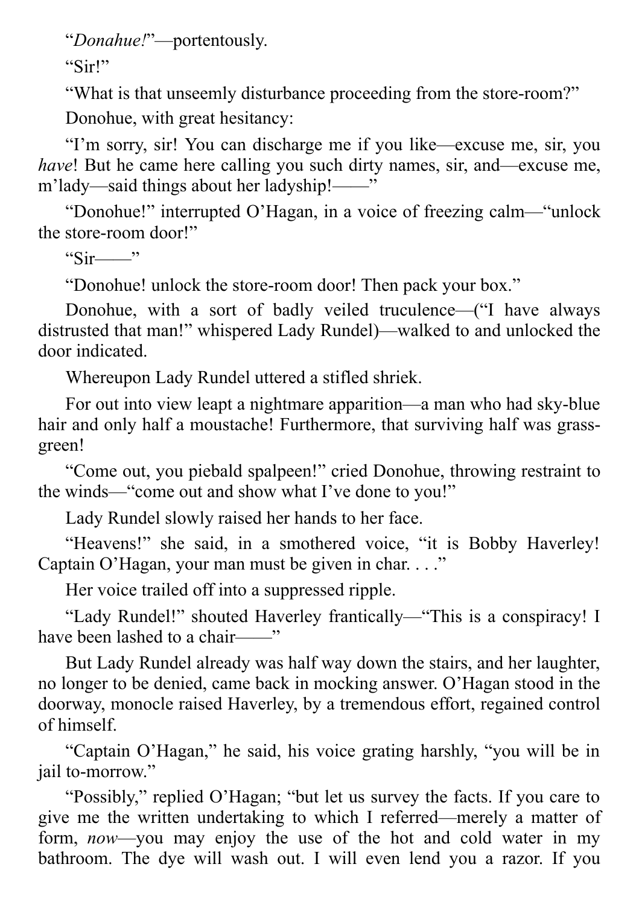"*Donahue!*"—portentously.

"Sir!"

"What is that unseemly disturbance proceeding from the store-room?"

Donohue, with great hesitancy:

"I'm sorry, sir! You can discharge me if you like—excuse me, sir, you *have*! But he came here calling you such dirty names, sir, and—excuse me, m'lady—said things about her ladyship!——"

"Donohue!" interrupted O'Hagan, in a voice of freezing calm—"unlock the store-room door!"

"Sir——"

"Donohue! unlock the store-room door! Then pack your box."

Donohue, with a sort of badly veiled truculence—("I have always distrusted that man!" whispered Lady Rundel)—walked to and unlocked the door indicated.

Whereupon Lady Rundel uttered a stifled shriek.

For out into view leapt a nightmare apparition—a man who had sky-blue hair and only half a moustache! Furthermore, that surviving half was grass-green!

"Come out, you piebald spalpeen!" cried Donohue, throwing restraint to the winds—"come out and show what I've done to you!"

Lady Rundel slowly raised her hands to her face.

"Heavens!" she said, in a smothered voice, "it is Bobby Haverley! Captain O'Hagan, your man must be given in char. . . ."

Her voice trailed off into a suppressed ripple.

"Lady Rundel!" shouted Haverley frantically—"This is a conspiracy! I have been lashed to a chair——"

But Lady Rundel already was half way down the stairs, and her laughter, no longer to be denied, came back in mocking answer. O'Hagan stood in the doorway, monocle raised Haverley, by a tremendous effort, regained control of himself.

"Captain O'Hagan," he said, his voice grating harshly, "you will be in jail to-morrow."

"Possibly," replied O'Hagan; "but let us survey the facts. If you care to give me the written undertaking to which I referred—merely a matter of form, *now*—you may enjoy the use of the hot and cold water in my bathroom. The dye will wash out. I will even lend you a razor. If you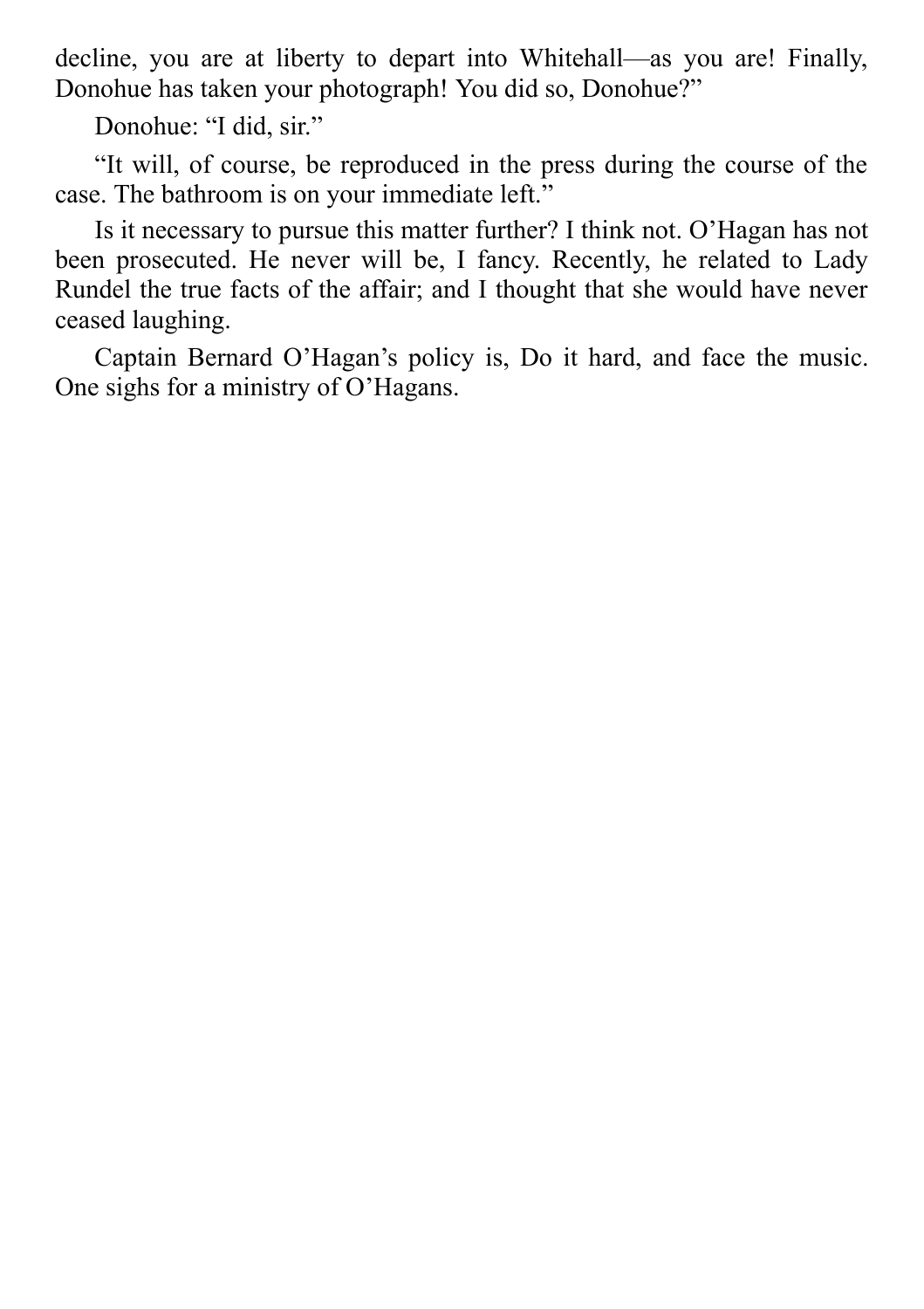decline, you are at liberty to depart into Whitehall—as you are! Finally, Donohue has taken your photograph! You did so, Donohue?"

Donohue: "I did, sir."

"It will, of course, be reproduced in the press during the course of the case. The bathroom is on your immediate left."

Is it necessary to pursue this matter further? I think not. O'Hagan has not been prosecuted. He never will be, I fancy. Recently, he related to Lady Rundel the true facts of the affair; and I thought that she would have never ceased laughing.

Captain Bernard O'Hagan's policy is, Do it hard, and face the music. One sighs for a ministry of O'Hagans.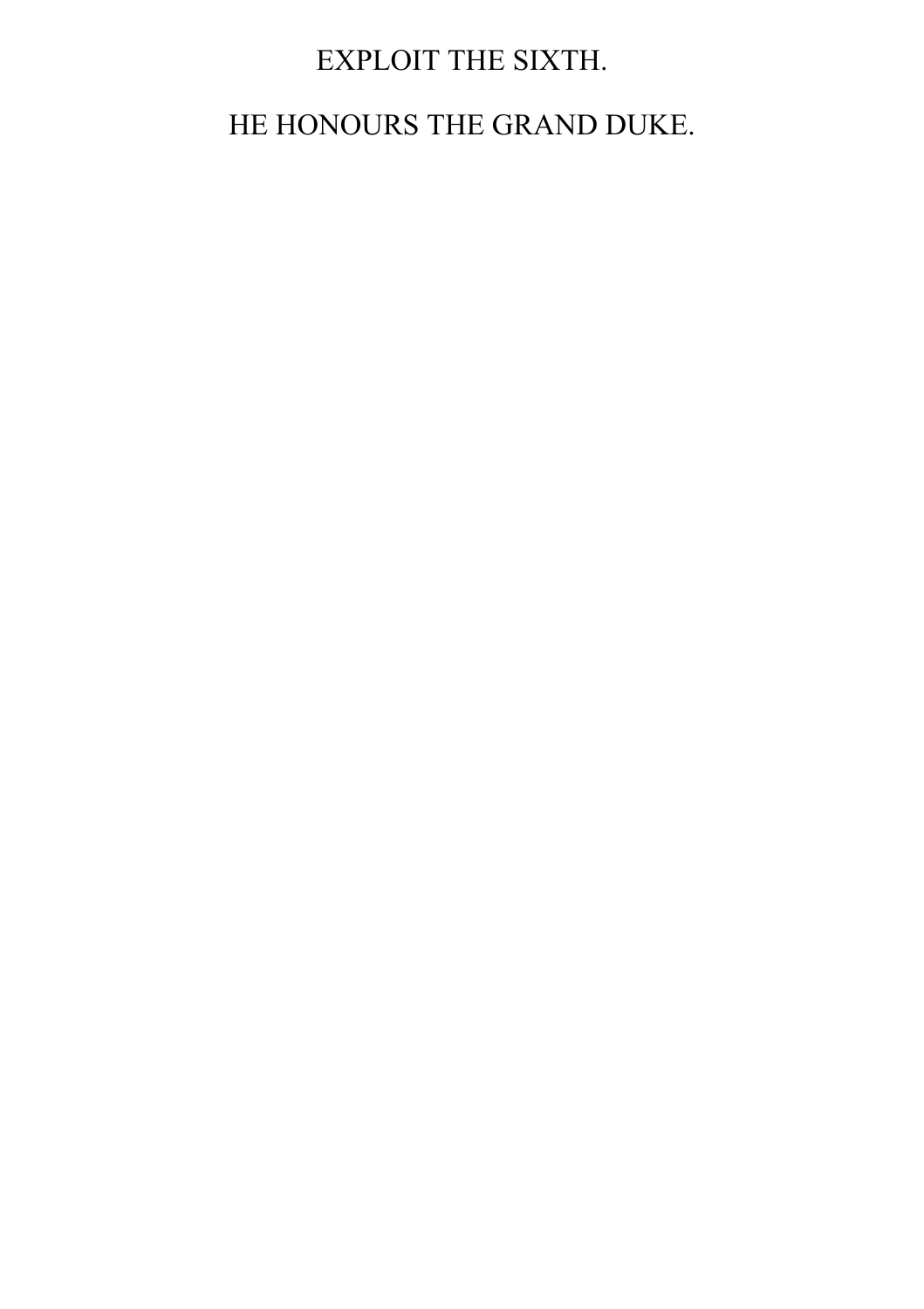# EXPLOIT THE SIXTH.

## HE HONOURS THE GRAND DUKE.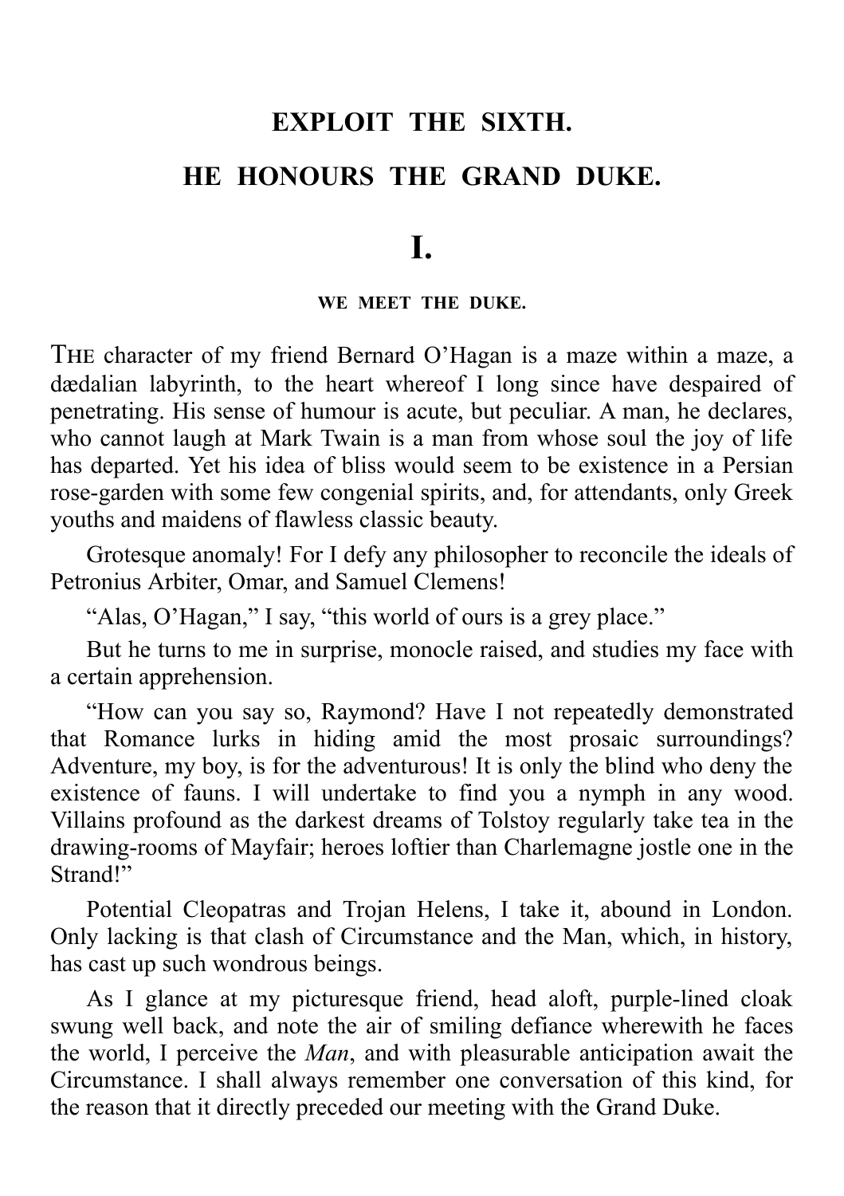# EXPLOIT THE SIXTH.

# HE HONOURS THE GRAND DUKE.

## I.

### WE MEET THE DUKE.

THE character of my friend Bernard O'Hagan is a maze within a maze, a dædalian labyrinth, to the heart whereof I long since have despaired of penetrating. His sense of humour is acute, but peculiar. A man, he declares, who cannot laugh at Mark Twain is a man from whose soul the joy of life has departed. Yet his idea of bliss would seem to be existence in a Persian rose-garden with some few congenial spirits, and, for attendants, only Greek youths and maidens of flawless classic beauty.

Grotesque anomaly! For I defy any philosopher to reconcile the ideals of Petronius Arbiter, Omar, and Samuel Clemens!

"Alas, O'Hagan," I say, "this world of ours is a grey place."

But he turns to me in surprise, monocle raised, and studies my face with a certain apprehension.

"How can you say so, Raymond? Have I not repeatedly demonstrated that Romance lurks in hiding amid the most prosaic surroundings? Adventure, my boy, is for the adventurous! It is only the blind who deny the existence of fauns. I will undertake to find you a nymph in any wood. Villains profound as the darkest dreams of Tolstoy regularly take tea in the drawing-rooms of Mayfair; heroes loftier than Charlemagne jostle one in the Strand!"

Potential Cleopatras and Trojan Helens, I take it, abound in London. Only lacking is that clash of Circumstance and the Man, which, in history, has cast up such wondrous beings.

As I glance at my picturesque friend, head aloft, purple-lined cloak swung well back, and note the air of smiling defiance wherewith he faces the world, I perceive the *Man*, and with pleasurable anticipation await the Circumstance. I shall always remember one conversation of this kind, for the reason that it directly preceded our meeting with the Grand Duke.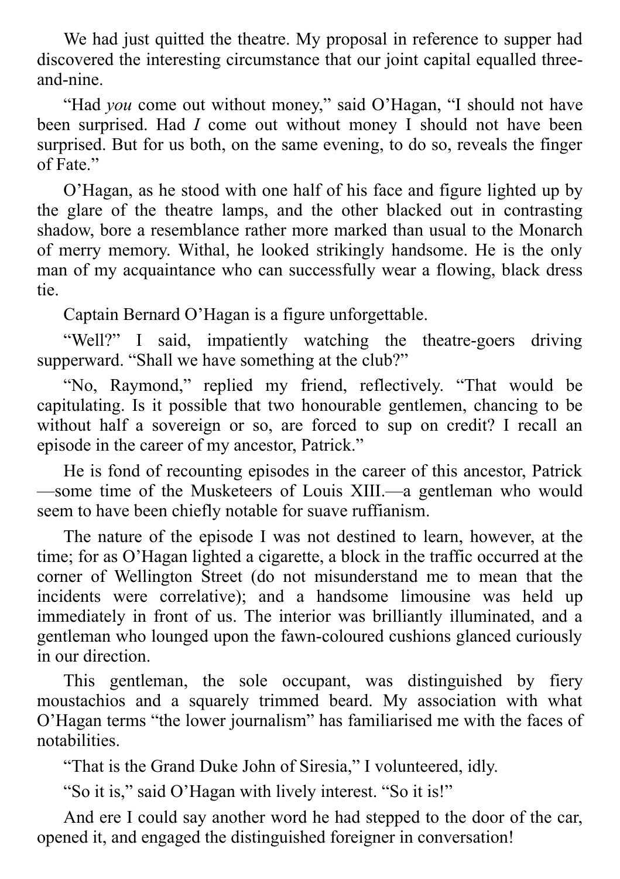We had just quitted the theatre. My proposal in reference to supper had discovered the interesting circumstance that our joint capital equalled three-and-nine.

"Had *you* come out without money," said O'Hagan, "I should not have been surprised. Had *I* come out without money I should not have been surprised. But for us both, on the same evening, to do so, reveals the finger of Fate."

O'Hagan, as he stood with one half of his face and figure lighted up by the glare of the theatre lamps, and the other blacked out in contrasting shadow, bore a resemblance rather more marked than usual to the Monarch of merry memory. Withal, he looked strikingly handsome. He is the only man of my acquaintance who can successfully wear a flowing, black dress tie.

Captain Bernard O'Hagan is a figure unforgettable.

"Well?" I said, impatiently watching the theatre-goers driving supperward. "Shall we have something at the club?"

"No, Raymond," replied my friend, reflectively. "That would be capitulating. Is it possible that two honourable gentlemen, chancing to be without half a sovereign or so, are forced to sup on credit? I recall an episode in the career of my ancestor, Patrick."

He is fond of recounting episodes in the career of this ancestor, Patrick—some time of the Musketeers of Louis XIII.—a gentleman who would seem to have been chiefly notable for suave ruffianism.

The nature of the episode I was not destined to learn, however, at the time; for as O'Hagan lighted a cigarette, a block in the traffic occurred at the corner of Wellington Street (do not misunderstand me to mean that the incidents were correlative); and a handsome limousine was held up immediately in front of us. The interior was brilliantly illuminated, and a gentleman who lounged upon the fawn-coloured cushions glanced curiously in our direction.

This gentleman, the sole occupant, was distinguished by fiery moustachios and a squarely trimmed beard. My association with what O'Hagan terms "the lower journalism" has familiarised me with the faces of notabilities.

"That is the Grand Duke John of Siresia," I volunteered, idly.

"So it is," said O'Hagan with lively interest. "So it is!"

And ere I could say another word he had stepped to the door of the car, opened it, and engaged the distinguished foreigner in conversation!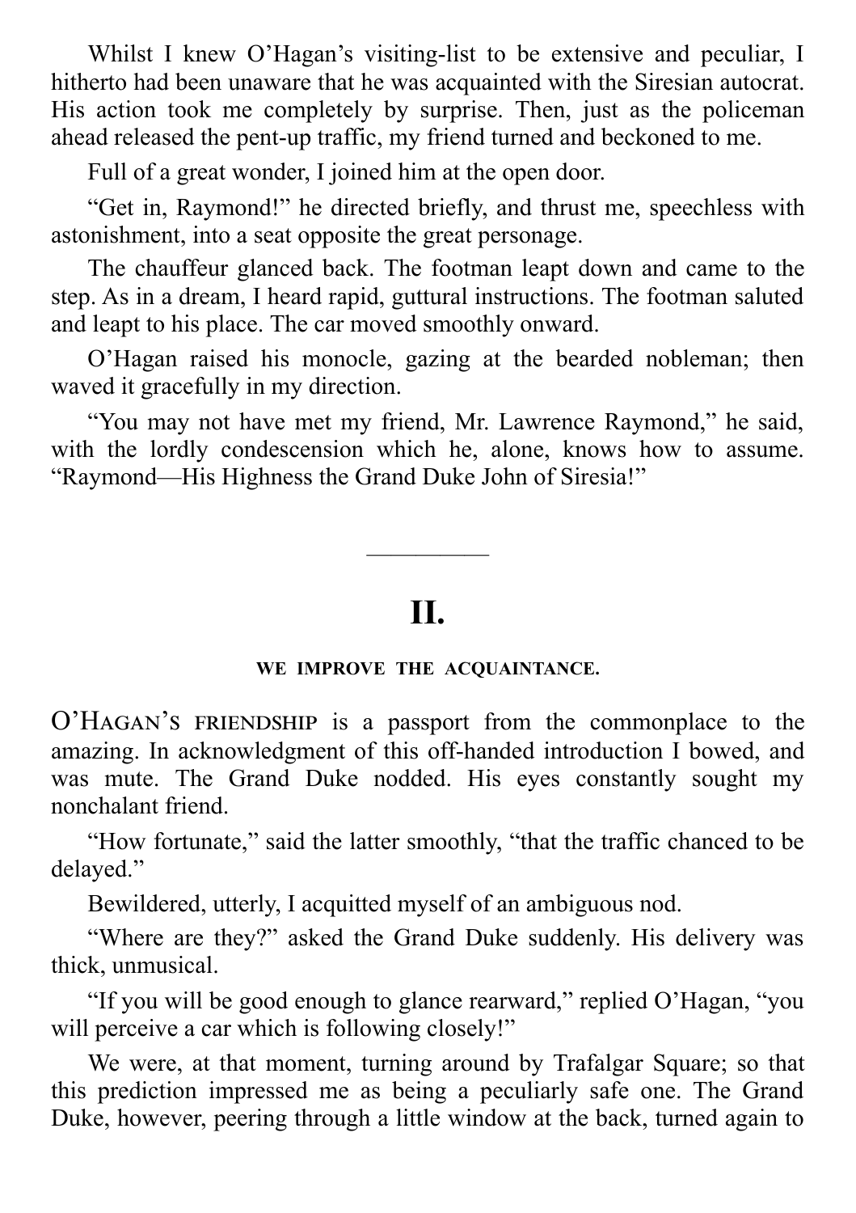Whilst I knew O'Hagan's visiting-list to be extensive and peculiar, I hitherto had been unaware that he was acquainted with the Siresian autocrat. His action took me completely by surprise. Then, just as the policeman ahead released the pent-up traffic, my friend turned and beckoned to me.

Full of a great wonder, I joined him at the open door.

"Get in, Raymond!" he directed briefly, and thrust me, speechless with astonishment, into a seat opposite the great personage.

The chauffeur glanced back. The footman leapt down and came to the step. As in a dream, I heard rapid, guttural instructions. The footman saluted and leapt to his place. The car moved smoothly onward.

O'Hagan raised his monocle, gazing at the bearded nobleman; then waved it gracefully in my direction.

"You may not have met my friend, Mr. Lawrence Raymond," he said, with the lordly condescension which he, alone, knows how to assume. "Raymond—His Highness the Grand Duke John of Siresia!"

---

## II.

### WE IMPROVE THE ACQUAINTANCE.

O'HAGAN'S FRIENDSHIP is a passport from the commonplace to the amazing. In acknowledgment of this off-handed introduction I bowed, and was mute. The Grand Duke nodded. His eyes constantly sought my nonchalant friend.

"How fortunate," said the latter smoothly, "that the traffic chanced to be delayed."

Bewildered, utterly, I acquitted myself of an ambiguous nod.

"Where are they?" asked the Grand Duke suddenly. His delivery was thick, unmusical.

"If you will be good enough to glance rearward," replied O'Hagan, "you will perceive a car which is following closely!"

We were, at that moment, turning around by Trafalgar Square; so that this prediction impressed me as being a peculiarly safe one. The Grand Duke, however, peering through a little window at the back, turned again to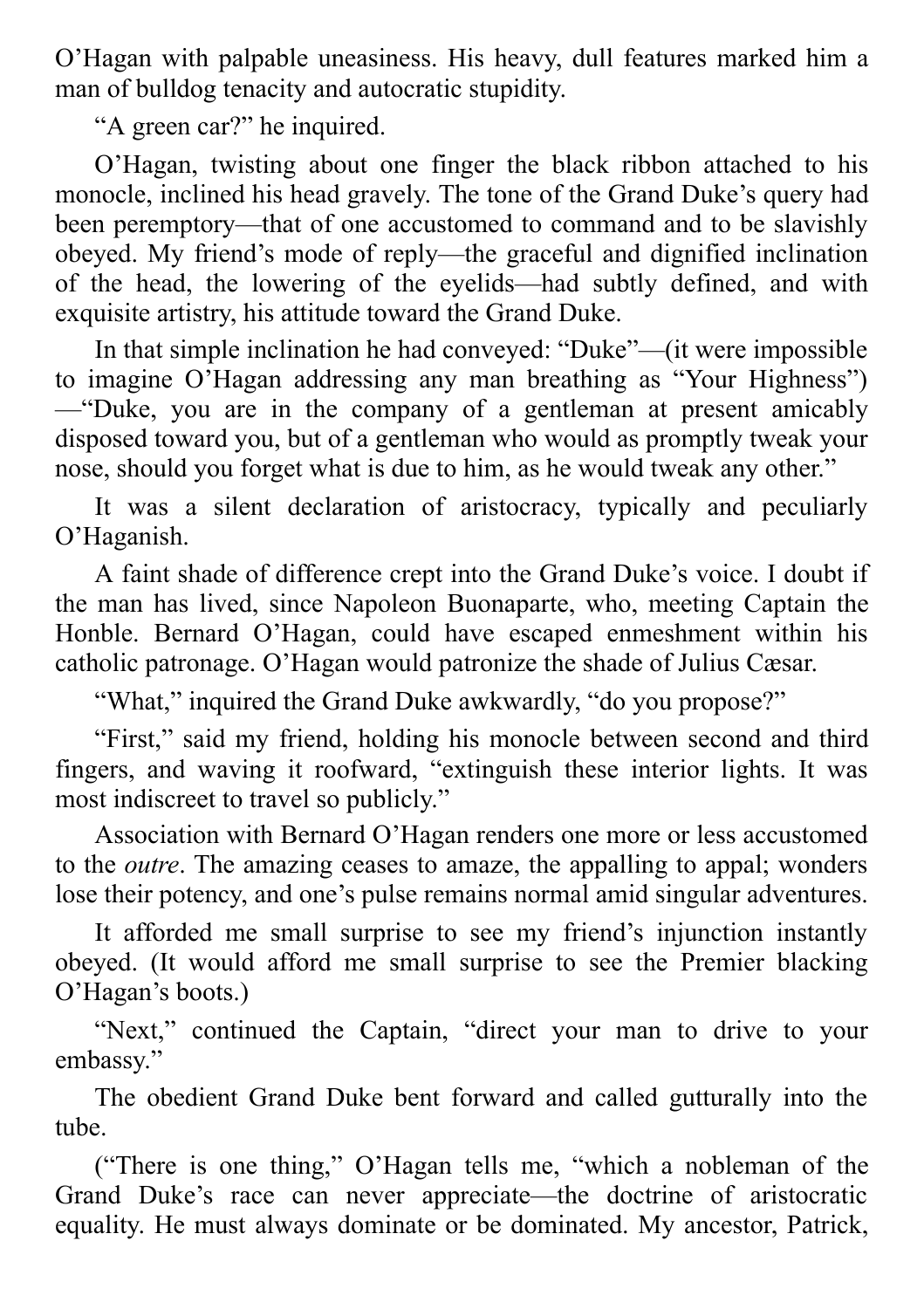O'Hagan with palpable uneasiness. His heavy, dull features marked him a man of bulldog tenacity and autocratic stupidity.

"A green car?" he inquired.

O'Hagan, twisting about one finger the black ribbon attached to his monocle, inclined his head gravely. The tone of the Grand Duke's query had been peremptory—that of one accustomed to command and to be slavishly obeyed. My friend's mode of reply—the graceful and dignified inclination of the head, the lowering of the eyelids—had subtly defined, and with exquisite artistry, his attitude toward the Grand Duke.

In that simple inclination he had conveyed: "Duke"—(it were impossible to imagine O'Hagan addressing any man breathing as "Your Highness")—"Duke, you are in the company of a gentleman at present amicably disposed toward you, but of a gentleman who would as promptly tweak your nose, should you forget what is due to him, as he would tweak any other."

It was a silent declaration of aristocracy, typically and peculiarly O'Haganish.

A faint shade of difference crept into the Grand Duke's voice. I doubt if the man has lived, since Napoleon Buonaparte, who, meeting Captain the Honble. Bernard O'Hagan, could have escaped enmeshment within his catholic patronage. O'Hagan would patronize the shade of Julius Cæsar.

"What," inquired the Grand Duke awkwardly, "do you propose?"

"First," said my friend, holding his monocle between second and third fingers, and waving it roofward, "extinguish these interior lights. It was most indiscreet to travel so publicly."

Association with Bernard O'Hagan renders one more or less accustomed to the *outre*. The amazing ceases to amaze, the appalling to appal; wonders lose their potency, and one's pulse remains normal amid singular adventures.

It afforded me small surprise to see my friend's injunction instantly obeyed. (It would afford me small surprise to see the Premier blacking O'Hagan's boots.)

"Next," continued the Captain, "direct your man to drive to your embassy."

The obedient Grand Duke bent forward and called gutturally into the tube.

("There is one thing," O'Hagan tells me, "which a nobleman of the Grand Duke's race can never appreciate—the doctrine of aristocratic equality. He must always dominate or be dominated. My ancestor, Patrick,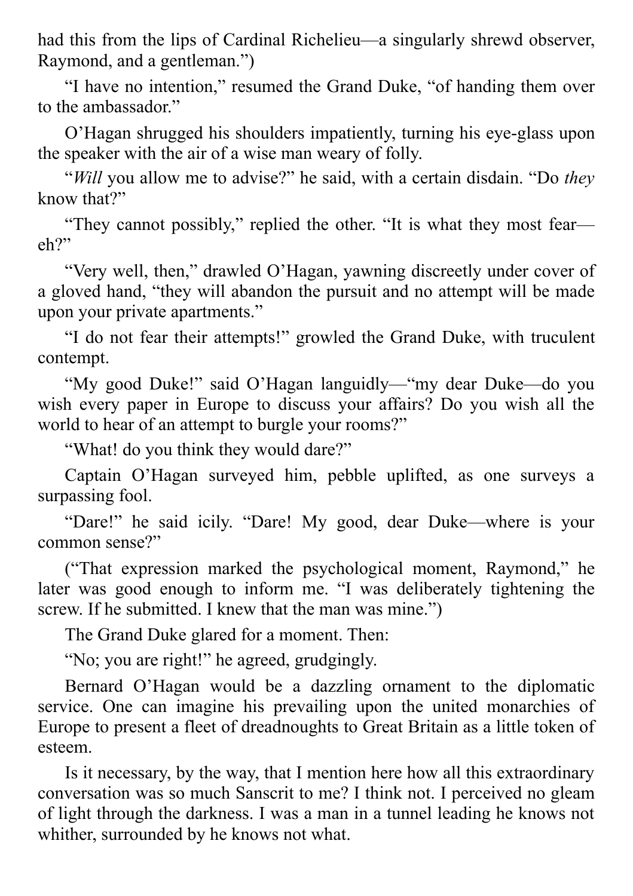had this from the lips of Cardinal Richelieu—a singularly shrewd observer, Raymond, and a gentleman.")

"I have no intention," resumed the Grand Duke, "of handing them over to the ambassador."

O'Hagan shrugged his shoulders impatiently, turning his eye-glass upon the speaker with the air of a wise man weary of folly.

"*Will* you allow me to advise?" he said, with a certain disdain. "Do *they* know that?"

"They cannot possibly," replied the other. "It is what they most fear—eh?"

"Very well, then," drawled O'Hagan, yawning discreetly under cover of a gloved hand, "they will abandon the pursuit and no attempt will be made upon your private apartments."

"I do not fear their attempts!" growled the Grand Duke, with truculent contempt.

"My good Duke!" said O'Hagan languidly—"my dear Duke—do you wish every paper in Europe to discuss your affairs? Do you wish all the world to hear of an attempt to burgle your rooms?"

"What! do you think they would dare?"

Captain O'Hagan surveyed him, pebble uplifted, as one surveys a surpassing fool.

"Dare!" he said icily. "Dare! My good, dear Duke—where is your common sense?"

("That expression marked the psychological moment, Raymond," he later was good enough to inform me. "I was deliberately tightening the screw. If he submitted. I knew that the man was mine.")

The Grand Duke glared for a moment. Then:

"No; you are right!" he agreed, grudgingly.

Bernard O'Hagan would be a dazzling ornament to the diplomatic service. One can imagine his prevailing upon the united monarchies of Europe to present a fleet of dreadnoughts to Great Britain as a little token of esteem.

Is it necessary, by the way, that I mention here how all this extraordinary conversation was so much Sanscrit to me? I think not. I perceived no gleam of light through the darkness. I was a man in a tunnel leading he knows not whither, surrounded by he knows not what.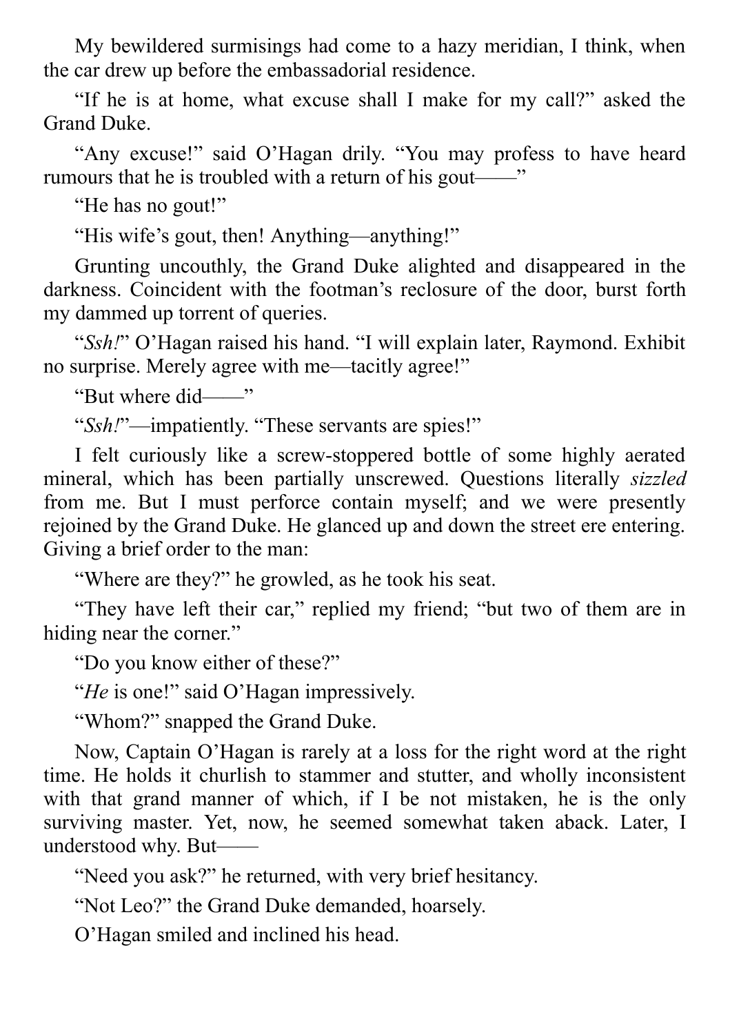My bewildered surmisings had come to a hazy meridian, I think, when the car drew up before the embassadorial residence.

"If he is at home, what excuse shall I make for my call?" asked the Grand Duke.

"Any excuse!" said O'Hagan drily. "You may profess to have heard rumours that he is troubled with a return of his gout——"

"He has no gout!"

"His wife's gout, then! Anything—anything!"

Grunting uncouthly, the Grand Duke alighted and disappeared in the darkness. Coincident with the footman's reclosure of the door, burst forth my dammed up torrent of queries.

"*Ssh!*" O'Hagan raised his hand. "I will explain later, Raymond. Exhibit no surprise. Merely agree with me—tacitly agree!"

"But where did——"

"*Ssh!*"—impatiently. "These servants are spies!"

I felt curiously like a screw-stoppered bottle of some highly aerated mineral, which has been partially unscrewed. Questions literally *sizzled* from me. But I must perforce contain myself; and we were presently rejoined by the Grand Duke. He glanced up and down the street ere entering. Giving a brief order to the man:

"Where are they?" he growled, as he took his seat.

"They have left their car," replied my friend; "but two of them are in hiding near the corner."

"Do you know either of these?"

"*He* is one!" said O'Hagan impressively.

"Whom?" snapped the Grand Duke.

Now, Captain O'Hagan is rarely at a loss for the right word at the right time. He holds it churlish to stammer and stutter, and wholly inconsistent with that grand manner of which, if I be not mistaken, he is the only surviving master. Yet, now, he seemed somewhat taken aback. Later, I understood why. But——

"Need you ask?" he returned, with very brief hesitancy.

"Not Leo?" the Grand Duke demanded, hoarsely.

O'Hagan smiled and inclined his head.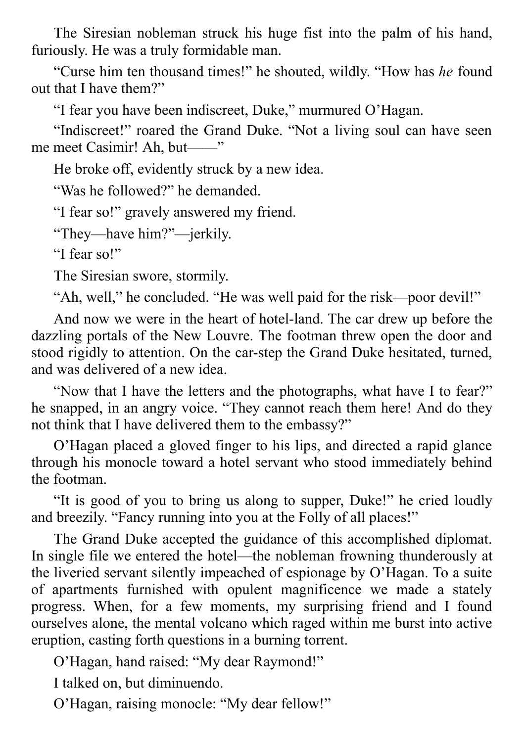The Siresian nobleman struck his huge fist into the palm of his hand, furiously. He was a truly formidable man.

"Curse him ten thousand times!" he shouted, wildly. "How has *he* found out that I have them?"

"I fear you have been indiscreet, Duke," murmured O'Hagan.

"Indiscreet!" roared the Grand Duke. "Not a living soul can have seen me meet Casimir! Ah, but——"

He broke off, evidently struck by a new idea.

"Was he followed?" he demanded.

"I fear so!" gravely answered my friend.

"They—have him?"—jerkily.

"I fear so!"

The Siresian swore, stormily.

"Ah, well," he concluded. "He was well paid for the risk—poor devil!"

And now we were in the heart of hotel-land. The car drew up before the dazzling portals of the New Louvre. The footman threw open the door and stood rigidly to attention. On the car-step the Grand Duke hesitated, turned, and was delivered of a new idea.

"Now that I have the letters and the photographs, what have I to fear?" he snapped, in an angry voice. "They cannot reach them here! And do they not think that I have delivered them to the embassy?"

O'Hagan placed a gloved finger to his lips, and directed a rapid glance through his monocle toward a hotel servant who stood immediately behind the footman.

"It is good of you to bring us along to supper, Duke!" he cried loudly and breezily. "Fancy running into you at the Folly of all places!"

The Grand Duke accepted the guidance of this accomplished diplomat. In single file we entered the hotel—the nobleman frowning thunderously at the liveried servant silently impeached of espionage by O'Hagan. To a suite of apartments furnished with opulent magnificence we made a stately progress. When, for a few moments, my surprising friend and I found ourselves alone, the mental volcano which raged within me burst into active eruption, casting forth questions in a burning torrent.

O'Hagan, hand raised: "My dear Raymond!"

I talked on, but diminuendo.

O'Hagan, raising monocle: "My dear fellow!"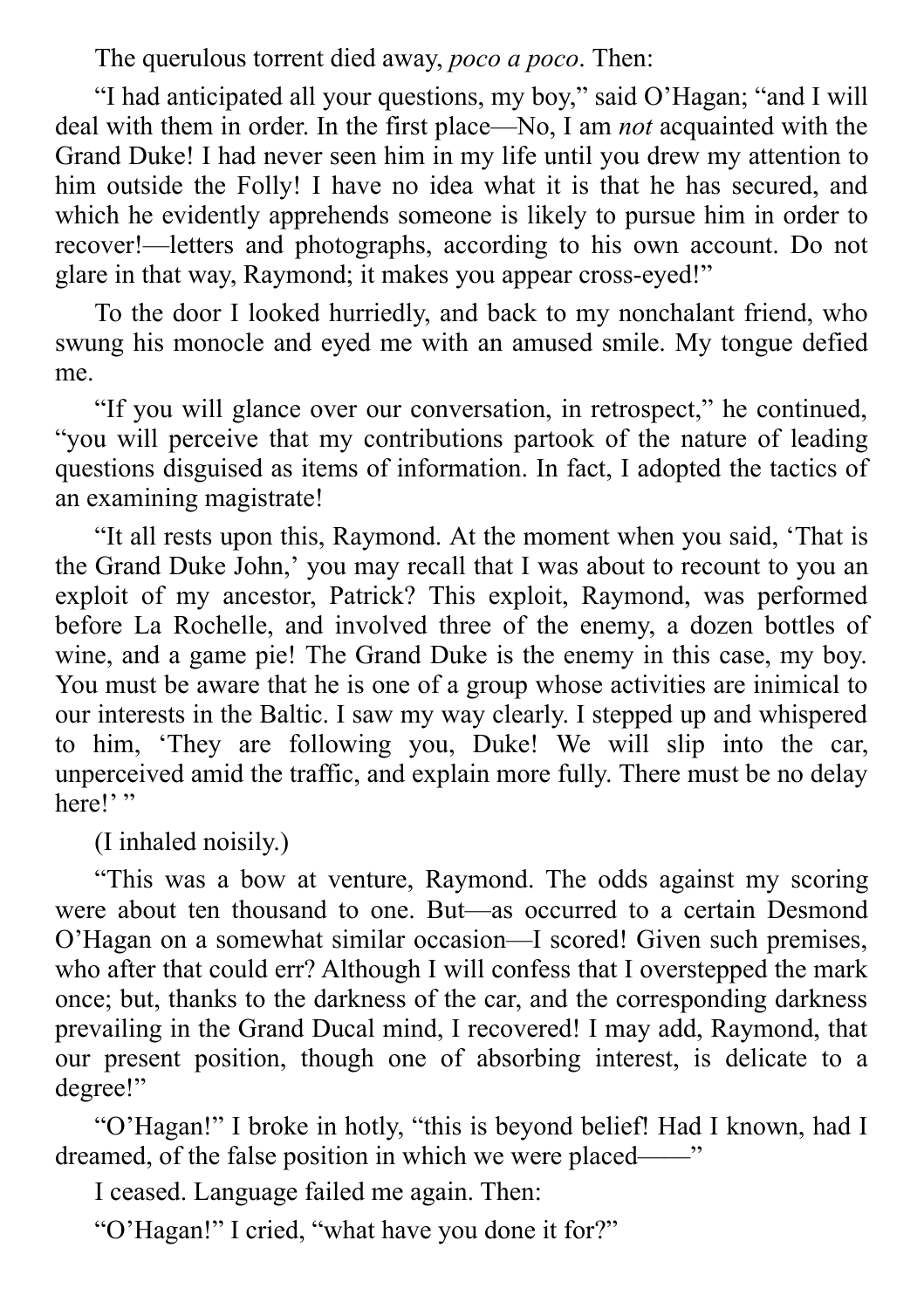The querulous torrent died away, *poco a poco*. Then:

"I had anticipated all your questions, my boy," said O'Hagan; "and I will deal with them in order. In the first place—No, I am *not* acquainted with the Grand Duke! I had never seen him in my life until you drew my attention to him outside the Folly! I have no idea what it is that he has secured, and which he evidently apprehends someone is likely to pursue him in order to recover!—letters and photographs, according to his own account. Do not glare in that way, Raymond; it makes you appear cross-eyed!"

To the door I looked hurriedly, and back to my nonchalant friend, who swung his monocle and eyed me with an amused smile. My tongue defied me.

"If you will glance over our conversation, in retrospect," he continued, "you will perceive that my contributions partook of the nature of leading questions disguised as items of information. In fact, I adopted the tactics of an examining magistrate!

"It all rests upon this, Raymond. At the moment when you said, 'That is the Grand Duke John,' you may recall that I was about to recount to you an exploit of my ancestor, Patrick? This exploit, Raymond, was performed before La Rochelle, and involved three of the enemy, a dozen bottles of wine, and a game pie! The Grand Duke is the enemy in this case, my boy. You must be aware that he is one of a group whose activities are inimical to our interests in the Baltic. I saw my way clearly. I stepped up and whispered to him, 'They are following you, Duke! We will slip into the car, unperceived amid the traffic, and explain more fully. There must be no delay here!' "

(I inhaled noisily.)

"This was a bow at venture, Raymond. The odds against my scoring were about ten thousand to one. But—as occurred to a certain Desmond O'Hagan on a somewhat similar occasion—I scored! Given such premises, who after that could err? Although I will confess that I overstepped the mark once; but, thanks to the darkness of the car, and the corresponding darkness prevailing in the Grand Ducal mind, I recovered! I may add, Raymond, that our present position, though one of absorbing interest, is delicate to a degree!"

"O'Hagan!" I broke in hotly, "this is beyond belief! Had I known, had I dreamed, of the false position in which we were placed——"

I ceased. Language failed me again. Then:

"O'Hagan!" I cried, "what have you done it for?"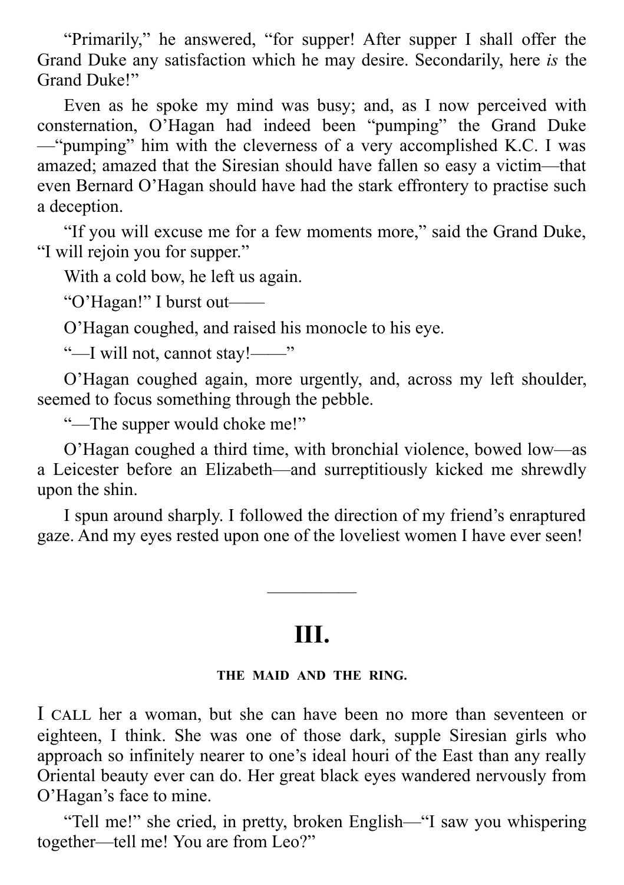"Primarily," he answered, "for supper! After supper I shall offer the Grand Duke any satisfaction which he may desire. Secondarily, here *is* the Grand Duke!"

Even as he spoke my mind was busy; and, as I now perceived with consternation, O'Hagan had indeed been "pumping" the Grand Duke—"pumping" him with the cleverness of a very accomplished K.C. I was amazed; amazed that the Siresian should have fallen so easy a victim—that even Bernard O'Hagan should have had the stark effrontery to practise such a deception.

"If you will excuse me for a few moments more," said the Grand Duke, "I will rejoin you for supper."

With a cold bow, he left us again.

"O'Hagan!" I burst out——

O'Hagan coughed, and raised his monocle to his eye.

"—I will not, cannot stay!——"

O'Hagan coughed again, more urgently, and, across my left shoulder, seemed to focus something through the pebble.

"—The supper would choke me!"

O'Hagan coughed a third time, with bronchial violence, bowed low—as a Leicester before an Elizabeth—and surreptitiously kicked me shrewdly upon the shin.

I spun around sharply. I followed the direction of my friend's enraptured gaze. And my eyes rested upon one of the loveliest women I have ever seen!

---

## III.

### THE MAID AND THE RING.

I CALL her a woman, but she can have been no more than seventeen or eighteen, I think. She was one of those dark, supple Siresian girls who approach so infinitely nearer to one's ideal houri of the East than any really Oriental beauty ever can do. Her great black eyes wandered nervously from O'Hagan's face to mine.

"Tell me!" she cried, in pretty, broken English—"I saw you whispering together—tell me! You are from Leo?"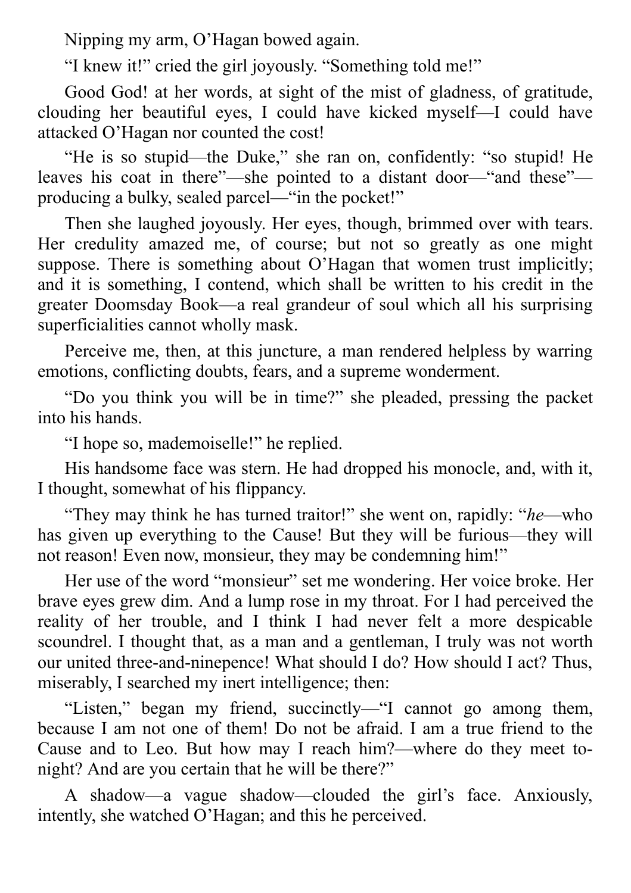Nipping my arm, O'Hagan bowed again.

"I knew it!" cried the girl joyously. "Something told me!"

Good God! at her words, at sight of the mist of gladness, of gratitude, clouding her beautiful eyes, I could have kicked myself—I could have attacked O'Hagan nor counted the cost!

"He is so stupid—the Duke," she ran on, confidently: "so stupid! He leaves his coat in there"—she pointed to a distant door—"and these"—producing a bulky, sealed parcel—"in the pocket!"

Then she laughed joyously. Her eyes, though, brimmed over with tears. Her credulity amazed me, of course; but not so greatly as one might suppose. There is something about O'Hagan that women trust implicitly; and it is something, I contend, which shall be written to his credit in the greater Doomsday Book—a real grandeur of soul which all his surprising superficialities cannot wholly mask.

Perceive me, then, at this juncture, a man rendered helpless by warring emotions, conflicting doubts, fears, and a supreme wonderment.

"Do you think you will be in time?" she pleaded, pressing the packet into his hands.

"I hope so, mademoiselle!" he replied.

His handsome face was stern. He had dropped his monocle, and, with it, I thought, somewhat of his flippancy.

"They may think he has turned traitor!" she went on, rapidly: "*he*—who has given up everything to the Cause! But they will be furious—they will not reason! Even now, monsieur, they may be condemning him!"

Her use of the word "monsieur" set me wondering. Her voice broke. Her brave eyes grew dim. And a lump rose in my throat. For I had perceived the reality of her trouble, and I think I had never felt a more despicable scoundrel. I thought that, as a man and a gentleman, I truly was not worth our united three-and-ninepence! What should I do? How should I act? Thus, miserably, I searched my inert intelligence; then:

"Listen," began my friend, succinctly—"I cannot go among them, because I am not one of them! Do not be afraid. I am a true friend to the Cause and to Leo. But how may I reach him?—where do they meet to-night? And are you certain that he will be there?"

A shadow—a vague shadow—clouded the girl's face. Anxiously, intently, she watched O'Hagan; and this he perceived.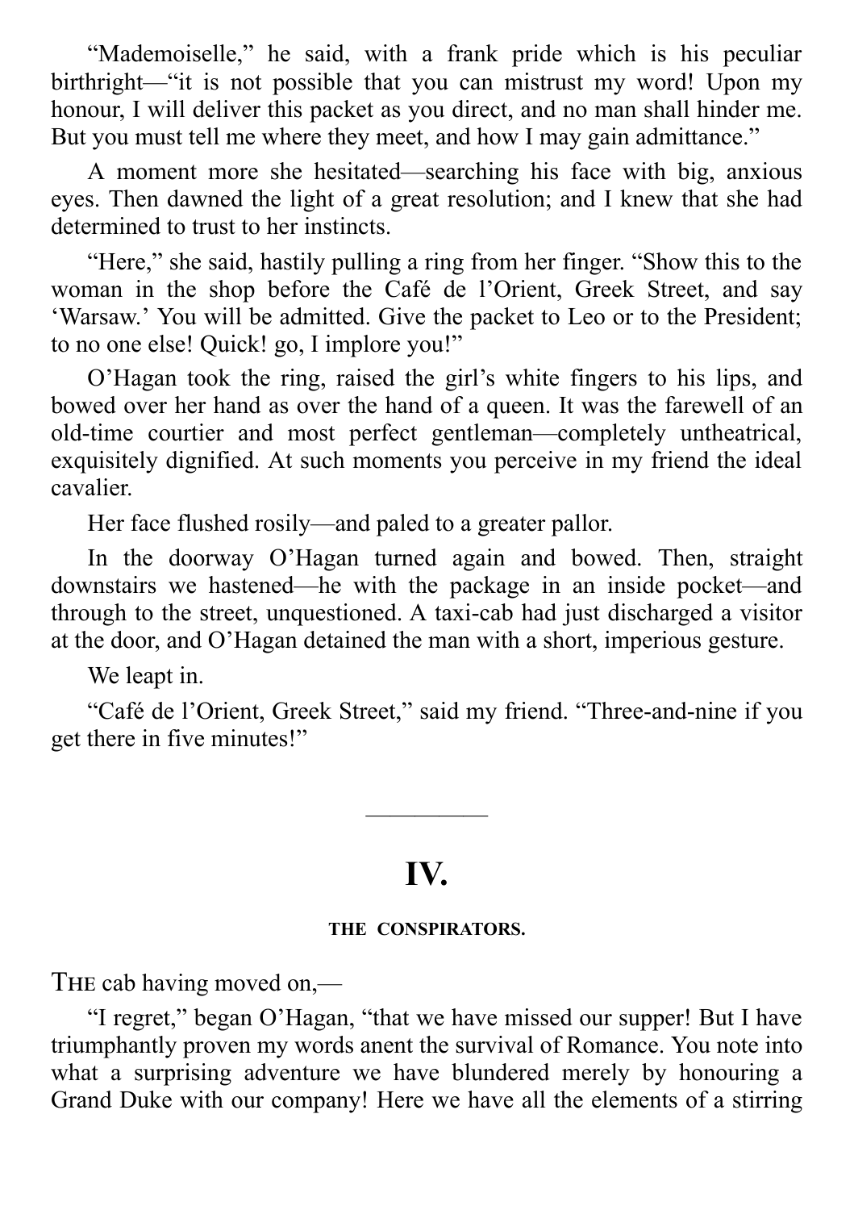"Mademoiselle," he said, with a frank pride which is his peculiar birthright—"it is not possible that you can mistrust my word! Upon my honour, I will deliver this packet as you direct, and no man shall hinder me. But you must tell me where they meet, and how I may gain admittance."

A moment more she hesitated—searching his face with big, anxious eyes. Then dawned the light of a great resolution; and I knew that she had determined to trust to her instincts.

"Here," she said, hastily pulling a ring from her finger. "Show this to the woman in the shop before the Café de l'Orient, Greek Street, and say 'Warsaw.' You will be admitted. Give the packet to Leo or to the President; to no one else! Quick! go, I implore you!"

O'Hagan took the ring, raised the girl's white fingers to his lips, and bowed over her hand as over the hand of a queen. It was the farewell of an old-time courtier and most perfect gentleman—completely untheatrical, exquisitely dignified. At such moments you perceive in my friend the ideal cavalier.

Her face flushed rosily—and paled to a greater pallor.

In the doorway O'Hagan turned again and bowed. Then, straight downstairs we hastened—he with the package in an inside pocket—and through to the street, unquestioned. A taxi-cab had just discharged a visitor at the door, and O'Hagan detained the man with a short, imperious gesture.

We leapt in.

"Café de l'Orient, Greek Street," said my friend. "Three-and-nine if you get there in five minutes!"

---

## IV.

### THE CONSPIRATORS.

THE cab having moved on,—

"I regret," began O'Hagan, "that we have missed our supper! But I have triumphantly proven my words anent the survival of Romance. You note into what a surprising adventure we have blundered merely by honouring a Grand Duke with our company! Here we have all the elements of a stirring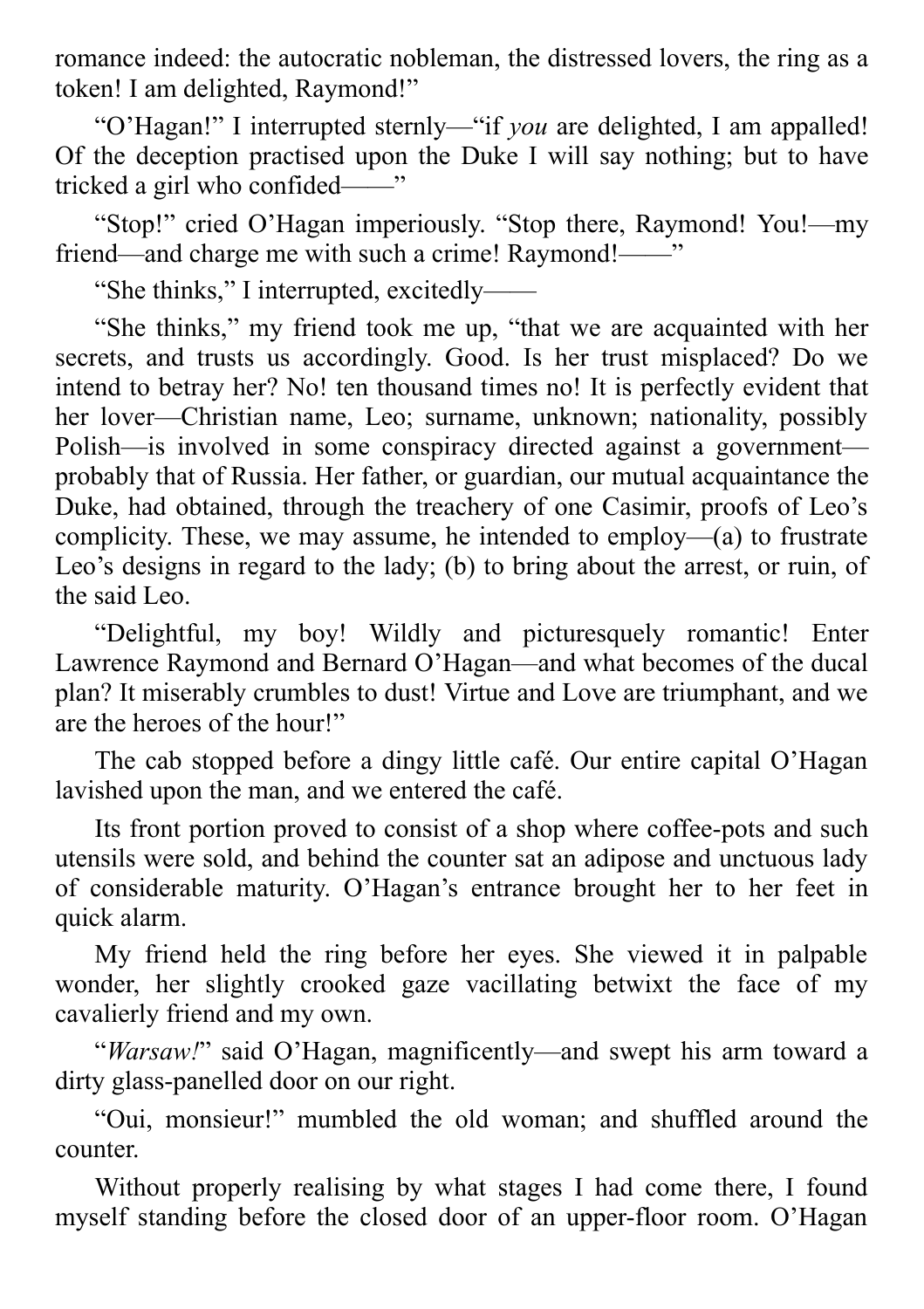romance indeed: the autocratic nobleman, the distressed lovers, the ring as a token! I am delighted, Raymond!"

"O'Hagan!" I interrupted sternly—"if *you* are delighted, I am appalled! Of the deception practised upon the Duke I will say nothing; but to have tricked a girl who confided——"

"Stop!" cried O'Hagan imperiously. "Stop there, Raymond! You!—my friend—and charge me with such a crime! Raymond!——"

"She thinks," I interrupted, excitedly——

"She thinks," my friend took me up, "that we are acquainted with her secrets, and trusts us accordingly. Good. Is her trust misplaced? Do we intend to betray her? No! ten thousand times no! It is perfectly evident that her lover—Christian name, Leo; surname, unknown; nationality, possibly Polish—is involved in some conspiracy directed against a government—probably that of Russia. Her father, or guardian, our mutual acquaintance the Duke, had obtained, through the treachery of one Casimir, proofs of Leo's complicity. These, we may assume, he intended to employ—(a) to frustrate Leo's designs in regard to the lady; (b) to bring about the arrest, or ruin, of the said Leo.

"Delightful, my boy! Wildly and picturesquely romantic! Enter Lawrence Raymond and Bernard O'Hagan—and what becomes of the ducal plan? It miserably crumbles to dust! Virtue and Love are triumphant, and we are the heroes of the hour!"

The cab stopped before a dingy little café. Our entire capital O'Hagan lavished upon the man, and we entered the café.

Its front portion proved to consist of a shop where coffee-pots and such utensils were sold, and behind the counter sat an adipose and unctuous lady of considerable maturity. O'Hagan's entrance brought her to her feet in quick alarm.

My friend held the ring before her eyes. She viewed it in palpable wonder, her slightly crooked gaze vacillating betwixt the face of my cavalierly friend and my own.

"*Warsaw!*" said O'Hagan, magnificently—and swept his arm toward a dirty glass-panelled door on our right.

"Oui, monsieur!" mumbled the old woman; and shuffled around the counter.

Without properly realising by what stages I had come there, I found myself standing before the closed door of an upper-floor room. O'Hagan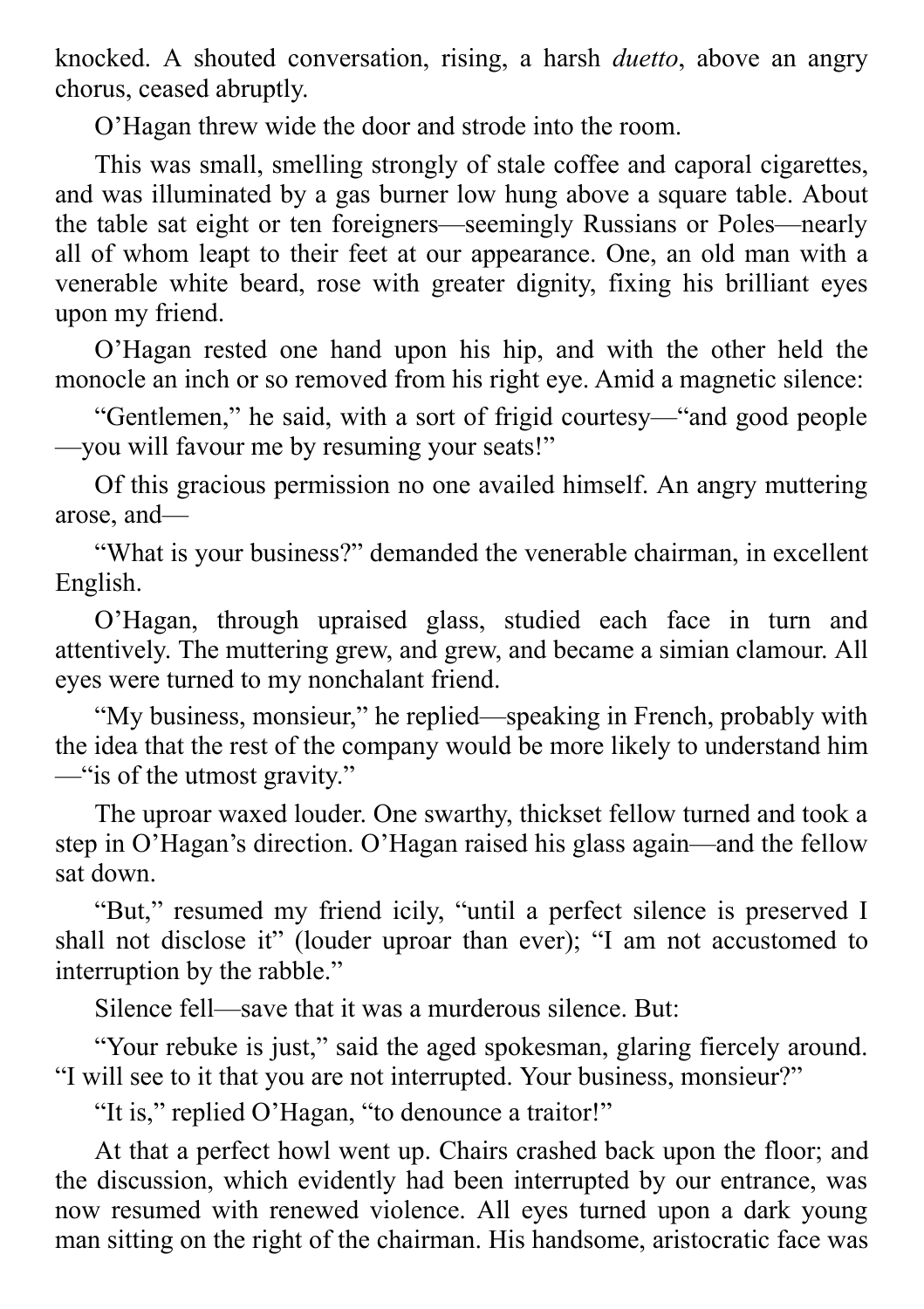knocked. A shouted conversation, rising, a harsh *duetto*, above an angry chorus, ceased abruptly.

O'Hagan threw wide the door and strode into the room.

This was small, smelling strongly of stale coffee and caporal cigarettes, and was illuminated by a gas burner low hung above a square table. About the table sat eight or ten foreigners—seemingly Russians or Poles—nearly all of whom leapt to their feet at our appearance. One, an old man with a venerable white beard, rose with greater dignity, fixing his brilliant eyes upon my friend.

O'Hagan rested one hand upon his hip, and with the other held the monocle an inch or so removed from his right eye. Amid a magnetic silence:

"Gentlemen," he said, with a sort of frigid courtesy—"and good people—you will favour me by resuming your seats!"

Of this gracious permission no one availed himself. An angry muttering arose, and—

"What is your business?" demanded the venerable chairman, in excellent English.

O'Hagan, through upraised glass, studied each face in turn and attentively. The muttering grew, and grew, and became a simian clamour. All eyes were turned to my nonchalant friend.

"My business, monsieur," he replied—speaking in French, probably with the idea that the rest of the company would be more likely to understand him—"is of the utmost gravity."

The uproar waxed louder. One swarthy, thickset fellow turned and took a step in O'Hagan's direction. O'Hagan raised his glass again—and the fellow sat down.

"But," resumed my friend icily, "until a perfect silence is preserved I shall not disclose it" (louder uproar than ever); "I am not accustomed to interruption by the rabble."

Silence fell—save that it was a murderous silence. But:

"Your rebuke is just," said the aged spokesman, glaring fiercely around. "I will see to it that you are not interrupted. Your business, monsieur?"

"It is," replied O'Hagan, "to denounce a traitor!"

At that a perfect howl went up. Chairs crashed back upon the floor; and the discussion, which evidently had been interrupted by our entrance, was now resumed with renewed violence. All eyes turned upon a dark young man sitting on the right of the chairman. His handsome, aristocratic face was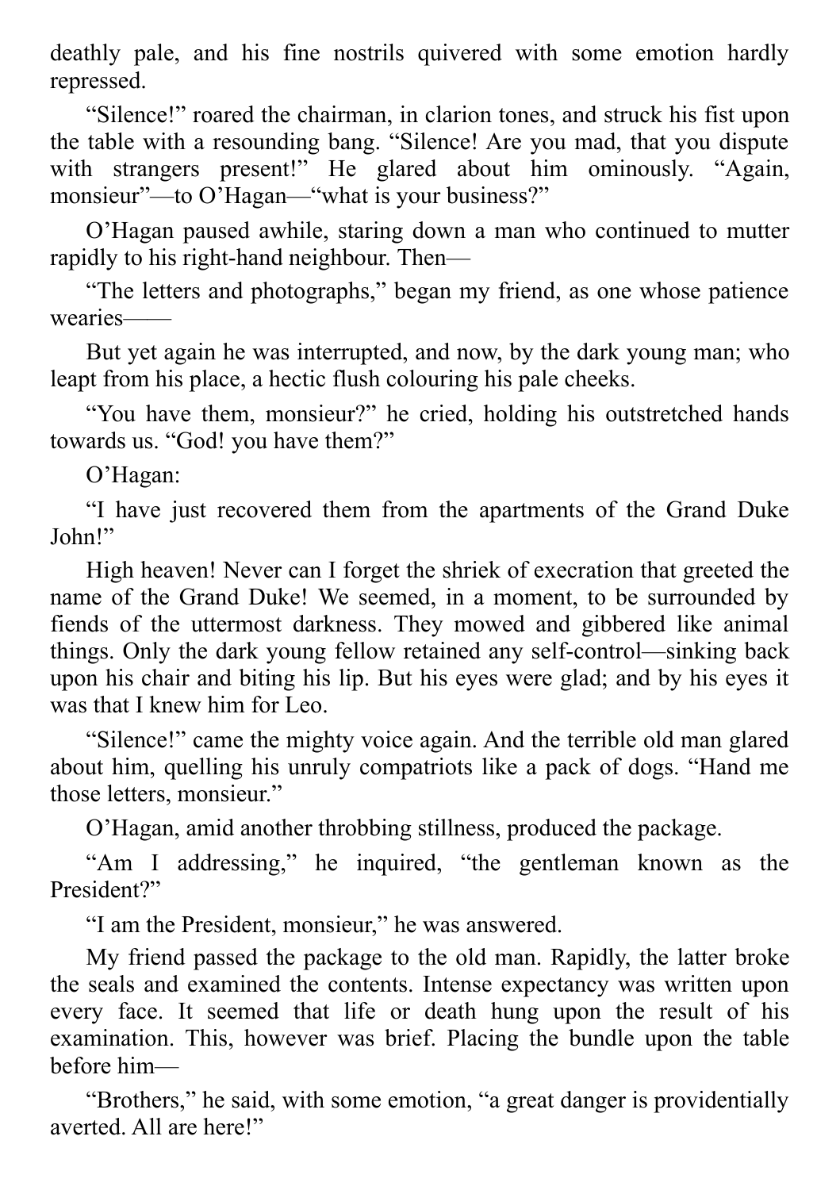deathly pale, and his fine nostrils quivered with some emotion hardly repressed.

"Silence!" roared the chairman, in clarion tones, and struck his fist upon the table with a resounding bang. "Silence! Are you mad, that you dispute with strangers present!" He glared about him ominously. "Again, monsieur"—to O'Hagan—"what is your business?"

O'Hagan paused awhile, staring down a man who continued to mutter rapidly to his right-hand neighbour. Then—

"The letters and photographs," began my friend, as one whose patience wearies——

But yet again he was interrupted, and now, by the dark young man; who leapt from his place, a hectic flush colouring his pale cheeks.

"You have them, monsieur?" he cried, holding his outstretched hands towards us. "God! you have them?"

O'Hagan:

"I have just recovered them from the apartments of the Grand Duke John!"

High heaven! Never can I forget the shriek of execration that greeted the name of the Grand Duke! We seemed, in a moment, to be surrounded by fiends of the uttermost darkness. They mowed and gibbered like animal things. Only the dark young fellow retained any self-control—sinking back upon his chair and biting his lip. But his eyes were glad; and by his eyes it was that I knew him for Leo.

"Silence!" came the mighty voice again. And the terrible old man glared about him, quelling his unruly compatriots like a pack of dogs. "Hand me those letters, monsieur."

O'Hagan, amid another throbbing stillness, produced the package.

"Am I addressing," he inquired, "the gentleman known as the President?"

"I am the President, monsieur," he was answered.

My friend passed the package to the old man. Rapidly, the latter broke the seals and examined the contents. Intense expectancy was written upon every face. It seemed that life or death hung upon the result of his examination. This, however was brief. Placing the bundle upon the table before him—

"Brothers," he said, with some emotion, "a great danger is providentially averted. All are here!"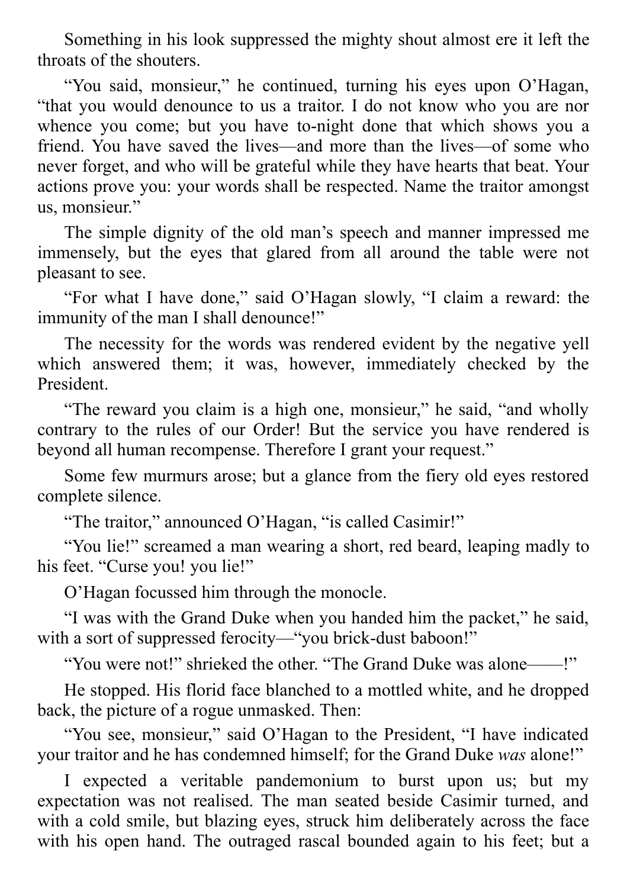Something in his look suppressed the mighty shout almost ere it left the throats of the shouters.

"You said, monsieur," he continued, turning his eyes upon O'Hagan, "that you would denounce to us a traitor. I do not know who you are nor whence you come; but you have to-night done that which shows you a friend. You have saved the lives—and more than the lives—of some who never forget, and who will be grateful while they have hearts that beat. Your actions prove you: your words shall be respected. Name the traitor amongst us, monsieur."

The simple dignity of the old man's speech and manner impressed me immensely, but the eyes that glared from all around the table were not pleasant to see.

"For what I have done," said O'Hagan slowly, "I claim a reward: the immunity of the man I shall denounce!"

The necessity for the words was rendered evident by the negative yell which answered them; it was, however, immediately checked by the President.

"The reward you claim is a high one, monsieur," he said, "and wholly contrary to the rules of our Order! But the service you have rendered is beyond all human recompense. Therefore I grant your request."

Some few murmurs arose; but a glance from the fiery old eyes restored complete silence.

"The traitor," announced O'Hagan, "is called Casimir!"

"You lie!" screamed a man wearing a short, red beard, leaping madly to his feet. "Curse you! you lie!"

O'Hagan focussed him through the monocle.

"I was with the Grand Duke when you handed him the packet," he said, with a sort of suppressed ferocity—"you brick-dust baboon!"

"You were not!" shrieked the other. "The Grand Duke was alone——!"

He stopped. His florid face blanched to a mottled white, and he dropped back, the picture of a rogue unmasked. Then:

"You see, monsieur," said O'Hagan to the President, "I have indicated your traitor and he has condemned himself; for the Grand Duke *was* alone!"

I expected a veritable pandemonium to burst upon us; but my expectation was not realised. The man seated beside Casimir turned, and with a cold smile, but blazing eyes, struck him deliberately across the face with his open hand. The outraged rascal bounded again to his feet; but a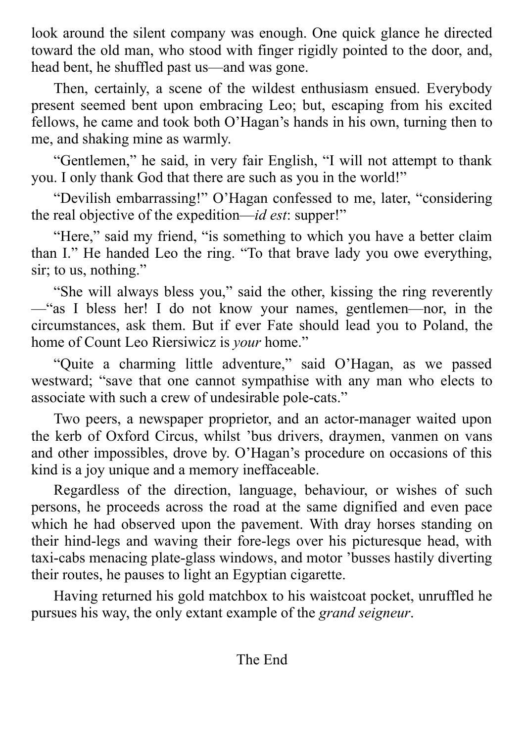look around the silent company was enough. One quick glance he directed toward the old man, who stood with finger rigidly pointed to the door, and, head bent, he shuffled past us—and was gone.

Then, certainly, a scene of the wildest enthusiasm ensued. Everybody present seemed bent upon embracing Leo; but, escaping from his excited fellows, he came and took both O'Hagan's hands in his own, turning then to me, and shaking mine as warmly.

"Gentlemen," he said, in very fair English, "I will not attempt to thank you. I only thank God that there are such as you in the world!"

"Devilish embarrassing!" O'Hagan confessed to me, later, "considering the real objective of the expedition—*id est*: supper!"

"Here," said my friend, "is something to which you have a better claim than I." He handed Leo the ring. "To that brave lady you owe everything, sir; to us, nothing."

"She will always bless you," said the other, kissing the ring reverently—"as I bless her! I do not know your names, gentlemen—nor, in the circumstances, ask them. But if ever Fate should lead you to Poland, the home of Count Leo Riersiwicz is *your* home."

"Quite a charming little adventure," said O'Hagan, as we passed westward; "save that one cannot sympathise with any man who elects to associate with such a crew of undesirable pole-cats."

Two peers, a newspaper proprietor, and an actor-manager waited upon the kerb of Oxford Circus, whilst 'bus drivers, draymen, vanmen on vans and other impossibles, drove by. O'Hagan's procedure on occasions of this kind is a joy unique and a memory ineffaceable.

Regardless of the direction, language, behaviour, or wishes of such persons, he proceeds across the road at the same dignified and even pace which he had observed upon the pavement. With dray horses standing on their hind-legs and waving their fore-legs over his picturesque head, with taxi-cabs menacing plate-glass windows, and motor 'busses hastily diverting their routes, he pauses to light an Egyptian cigarette.

Having returned his gold matchbox to his waistcoat pocket, unruffled he pursues his way, the only extant example of the *grand seigneur*.

The End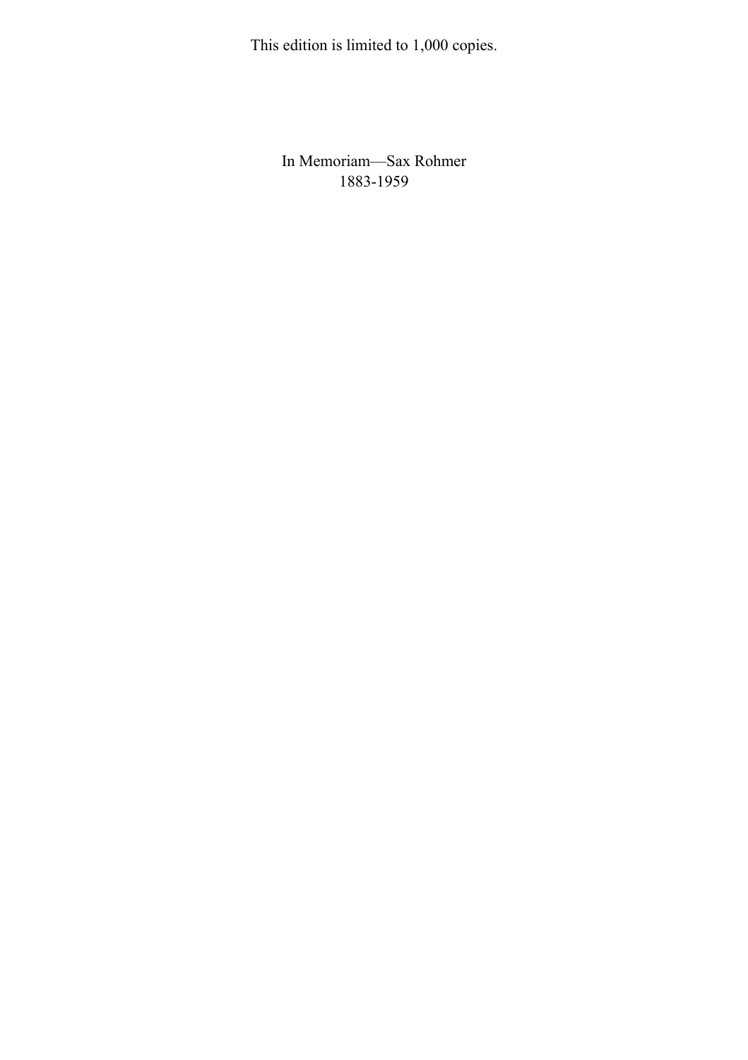This edition is limited to 1,000 copies.

In Memoriam—Sax Rohmer
1883-1959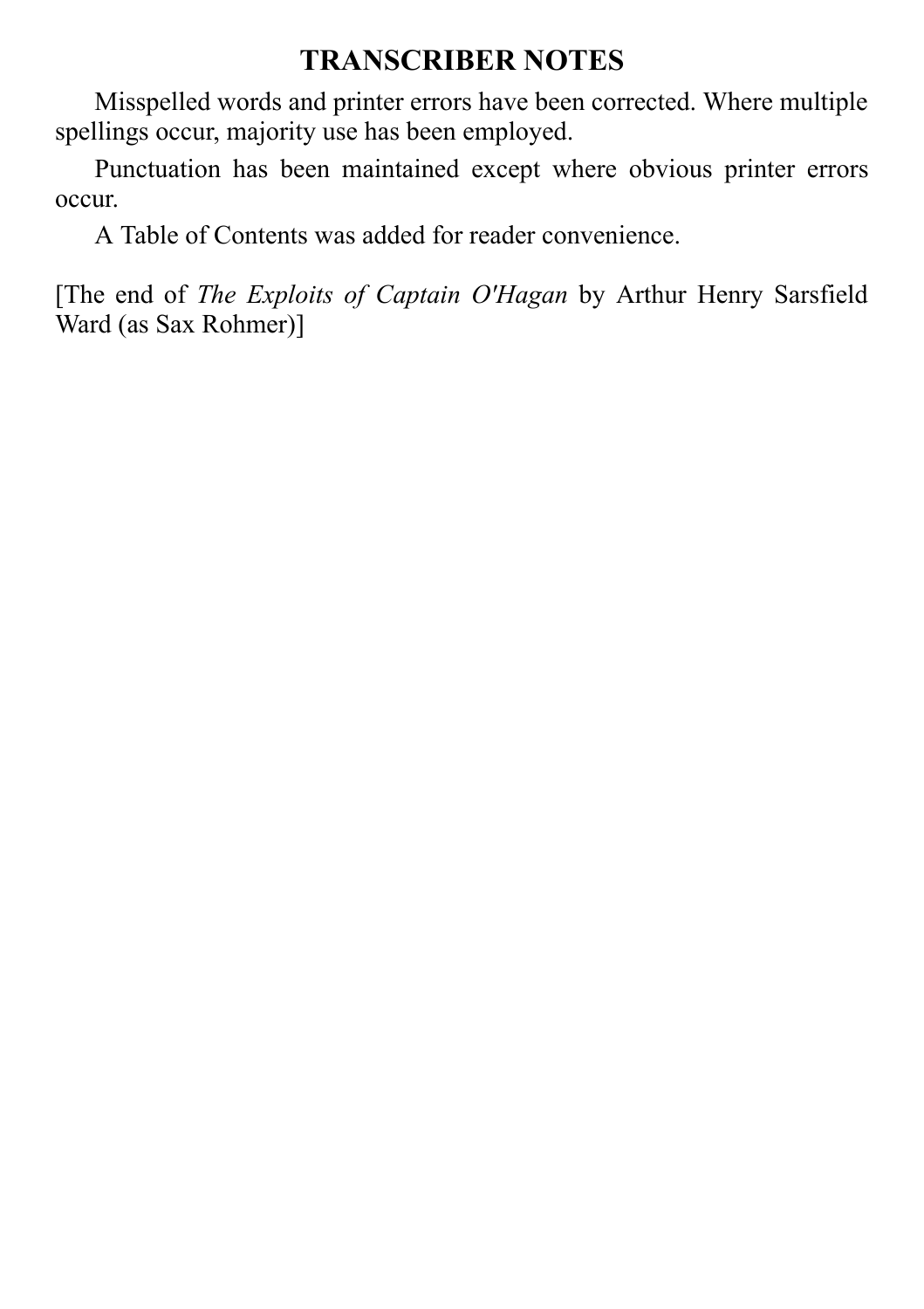## TRANSCRIBER NOTES

Misspelled words and printer errors have been corrected. Where multiple spellings occur, majority use has been employed.

Punctuation has been maintained except where obvious printer errors occur.

A Table of Contents was added for reader convenience.

[The end of *The Exploits of Captain O'Hagan* by Arthur Henry Sarsfield Ward (as Sax Rohmer)]